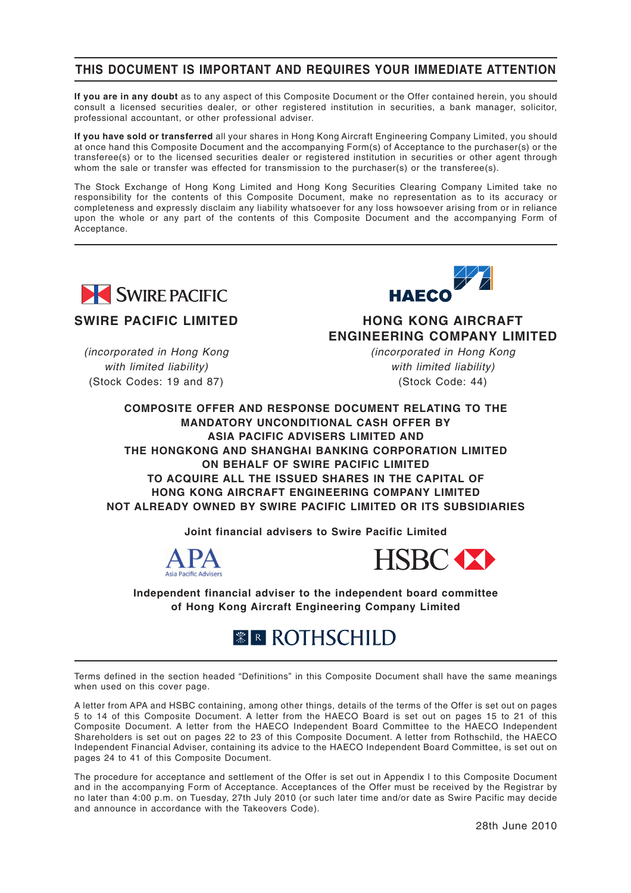# THIS DOCUMENT IS IMPORTANT AND REQUIRES YOUR IMMEDIATE ATTENTION

**If you are in any doubt** as to any aspect of this Composite Document or the Offer contained herein, you should consult a licensed securities dealer, or other registered institution in securities, a bank manager, solicitor, professional accountant, or other professional adviser.

**If you have sold or transferred** all your shares in Hong Kong Aircraft Engineering Company Limited, you should at once hand this Composite Document and the accompanying Form(s) of Acceptance to the purchaser(s) or the transferee(s) or to the licensed securities dealer or registered institution in securities or other agent through whom the sale or transfer was effected for transmission to the purchaser(s) or the transferee(s).

The Stock Exchange of Hong Kong Limited and Hong Kong Securities Clearing Company Limited take no responsibility for the contents of this Composite Document, make no representation as to its accuracy or completeness and expressly disclaim any liability whatsoever for any loss howsoever arising from or in reliance upon the whole or any part of the contents of this Composite Document and the accompanying Form of Acceptance.

SWIRE PACIFIC

**SWIRE PACIFIC LIMITED**

*(incorporated in Hong Kong with limited liability)*
(Stock Codes: 19 and 87)

HAECO

**HONG KONG AIRCRAFT ENGINEERING COMPANY LIMITED**

*(incorporated in Hong Kong with limited liability)*
(Stock Code: 44)

**COMPOSITE OFFER AND RESPONSE DOCUMENT RELATING TO THE MANDATORY UNCONDITIONAL CASH OFFER BY ASIA PACIFIC ADVISERS LIMITED AND THE HONGKONG AND SHANGHAI BANKING CORPORATION LIMITED ON BEHALF OF SWIRE PACIFIC LIMITED TO ACQUIRE ALL THE ISSUED SHARES IN THE CAPITAL OF HONG KONG AIRCRAFT ENGINEERING COMPANY LIMITED NOT ALREADY OWNED BY SWIRE PACIFIC LIMITED OR ITS SUBSIDIARIES**

**Joint financial advisers to Swire Pacific Limited**

APA Asia Pacific Advisers

HSBC

**Independent financial adviser to the independent board committee of Hong Kong Aircraft Engineering Company Limited**

ROTHSCHILD

Terms defined in the section headed "Definitions" in this Composite Document shall have the same meanings when used on this cover page.

A letter from APA and HSBC containing, among other things, details of the terms of the Offer is set out on pages 5 to 14 of this Composite Document. A letter from the HAECO Board is set out on pages 15 to 21 of this Composite Document. A letter from the HAECO Independent Board Committee to the HAECO Independent Shareholders is set out on pages 22 to 23 of this Composite Document. A letter from Rothschild, the HAECO Independent Financial Adviser, containing its advice to the HAECO Independent Board Committee, is set out on pages 24 to 41 of this Composite Document.

The procedure for acceptance and settlement of the Offer is set out in Appendix I to this Composite Document and in the accompanying Form of Acceptance. Acceptances of the Offer must be received by the Registrar by no later than 4:00 p.m. on Tuesday, 27th July 2010 (or such later time and/or date as Swire Pacific may decide and announce in accordance with the Takeovers Code).

28th June 2010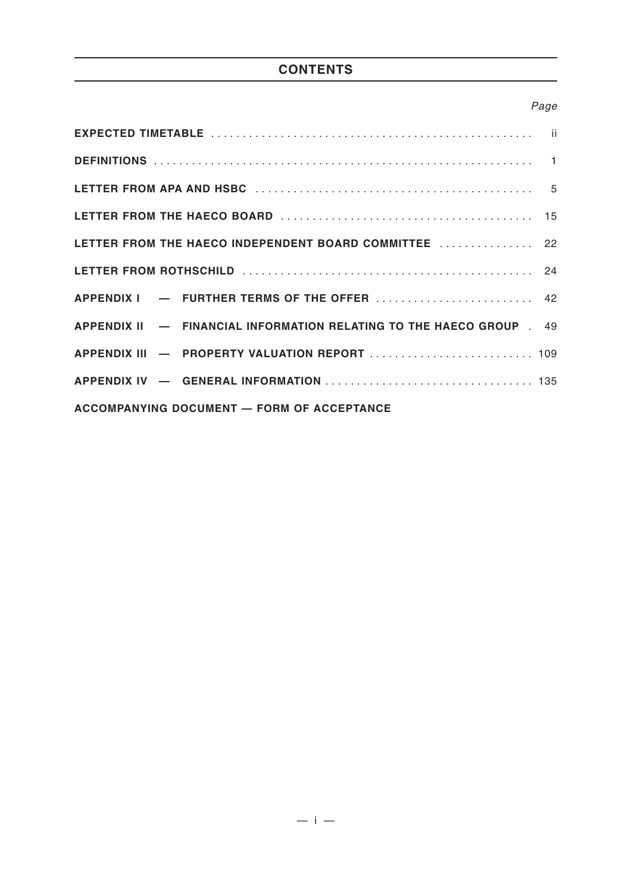# CONTENTS

| | Page |
|---|---|
| **EXPECTED TIMETABLE** | ii |
| **DEFINITIONS** | 1 |
| **LETTER FROM APA AND HSBC** | 5 |
| **LETTER FROM THE HAECO BOARD** | 15 |
| **LETTER FROM THE HAECO INDEPENDENT BOARD COMMITTEE** | 22 |
| **LETTER FROM ROTHSCHILD** | 24 |
| **APPENDIX I — FURTHER TERMS OF THE OFFER** | 42 |
| **APPENDIX II — FINANCIAL INFORMATION RELATING TO THE HAECO GROUP** | 49 |
| **APPENDIX III — PROPERTY VALUATION REPORT** | 109 |
| **APPENDIX IV — GENERAL INFORMATION** | 135 |
| **ACCOMPANYING DOCUMENT — FORM OF ACCEPTANCE** | |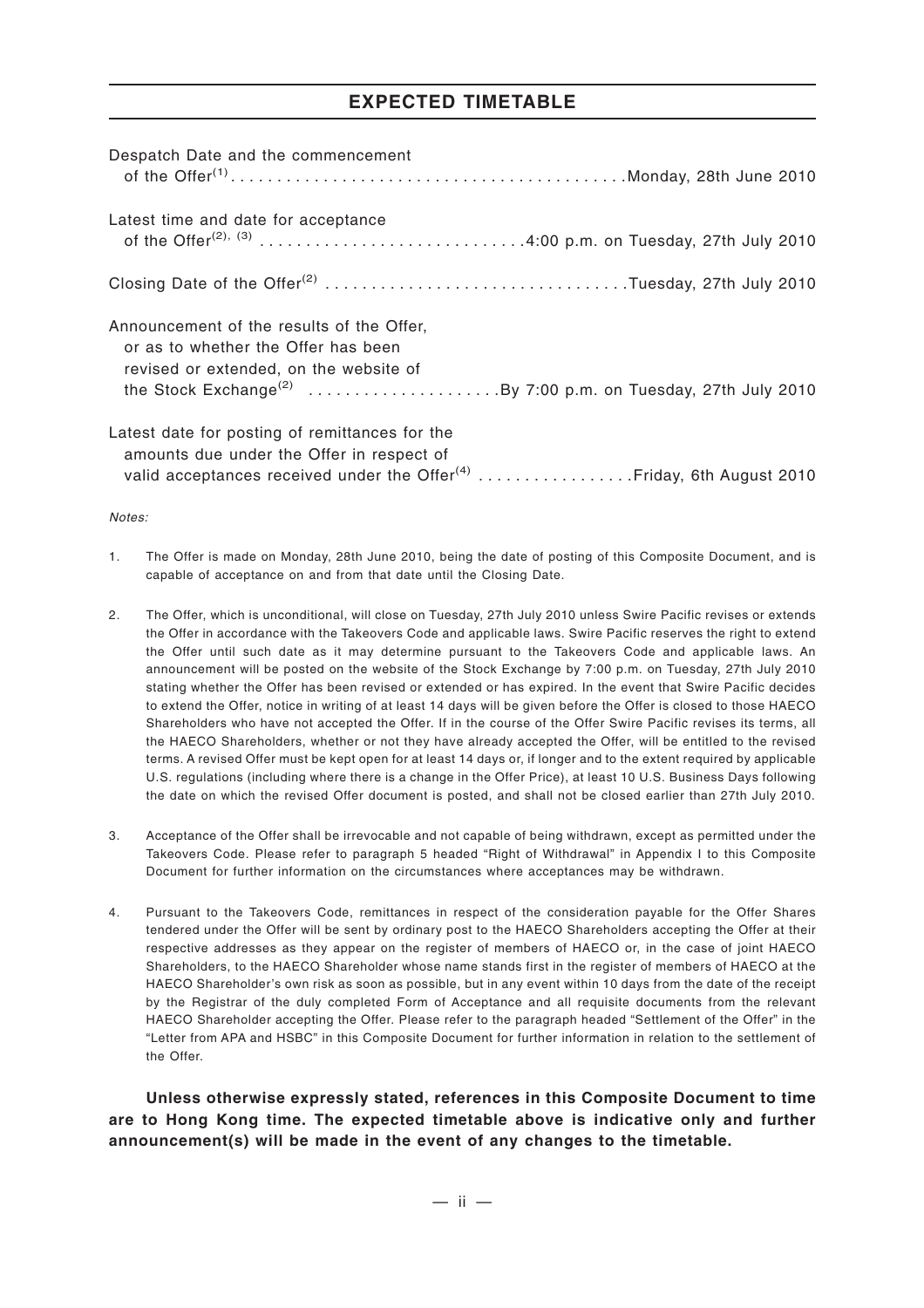# EXPECTED TIMETABLE

| | |
|---|---|
| Despatch Date and the commencement of the Offer[(1)] | Monday, 28th June 2010 |
| Latest time and date for acceptance of the Offer[(2), (3)] | 4:00 p.m. on Tuesday, 27th July 2010 |
| Closing Date of the Offer[(2)] | Tuesday, 27th July 2010 |
| Announcement of the results of the Offer, or as to whether the Offer has been revised or extended, on the website of the Stock Exchange[(2)] | By 7:00 p.m. on Tuesday, 27th July 2010 |
| Latest date for posting of remittances for the amounts due under the Offer in respect of valid acceptances received under the Offer[(4)] | Friday, 6th August 2010 |

*Notes:*

1. The Offer is made on Monday, 28th June 2010, being the date of posting of this Composite Document, and is capable of acceptance on and from that date until the Closing Date.

2. The Offer, which is unconditional, will close on Tuesday, 27th July 2010 unless Swire Pacific revises or extends the Offer in accordance with the Takeovers Code and applicable laws. Swire Pacific reserves the right to extend the Offer until such date as it may determine pursuant to the Takeovers Code and applicable laws. An announcement will be posted on the website of the Stock Exchange by 7:00 p.m. on Tuesday, 27th July 2010 stating whether the Offer has been revised or extended or has expired. In the event that Swire Pacific decides to extend the Offer, notice in writing of at least 14 days will be given before the Offer is closed to those HAECO Shareholders who have not accepted the Offer. If in the course of the Offer Swire Pacific revises its terms, all the HAECO Shareholders, whether or not they have already accepted the Offer, will be entitled to the revised terms. A revised Offer must be kept open for at least 14 days or, if longer and to the extent required by applicable U.S. regulations (including where there is a change in the Offer Price), at least 10 U.S. Business Days following the date on which the revised Offer document is posted, and shall not be closed earlier than 27th July 2010.

3. Acceptance of the Offer shall be irrevocable and not capable of being withdrawn, except as permitted under the Takeovers Code. Please refer to paragraph 5 headed "Right of Withdrawal" in Appendix I to this Composite Document for further information on the circumstances where acceptances may be withdrawn.

4. Pursuant to the Takeovers Code, remittances in respect of the consideration payable for the Offer Shares tendered under the Offer will be sent by ordinary post to the HAECO Shareholders accepting the Offer at their respective addresses as they appear on the register of members of HAECO or, in the case of joint HAECO Shareholders, to the HAECO Shareholder whose name stands first in the register of members of HAECO at the HAECO Shareholder's own risk as soon as possible, but in any event within 10 days from the date of the receipt by the Registrar of the duly completed Form of Acceptance and all requisite documents from the relevant HAECO Shareholder accepting the Offer. Please refer to the paragraph headed "Settlement of the Offer" in the "Letter from APA and HSBC" in this Composite Document for further information in relation to the settlement of the Offer.

**Unless otherwise expressly stated, references in this Composite Document to time are to Hong Kong time. The expected timetable above is indicative only and further announcement(s) will be made in the event of any changes to the timetable.**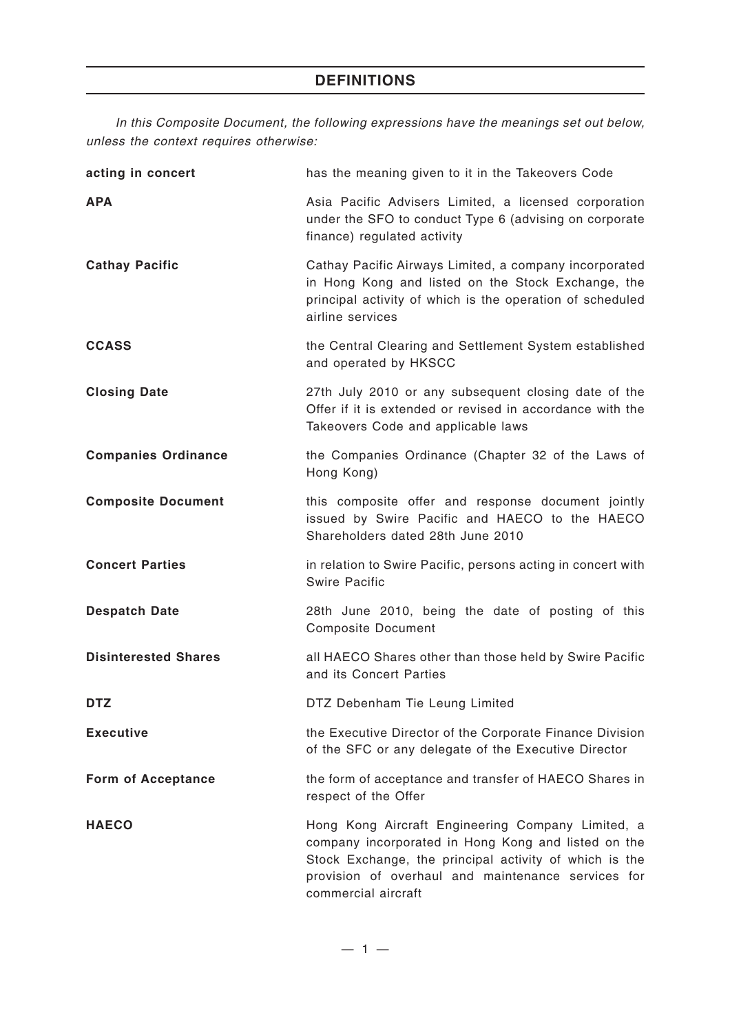## DEFINITIONS

*In this Composite Document, the following expressions have the meanings set out below, unless the context requires otherwise:*

| | |
|---|---|
| **acting in concert** | has the meaning given to it in the Takeovers Code |
| **APA** | Asia Pacific Advisers Limited, a licensed corporation under the SFO to conduct Type 6 (advising on corporate finance) regulated activity |
| **Cathay Pacific** | Cathay Pacific Airways Limited, a company incorporated in Hong Kong and listed on the Stock Exchange, the principal activity of which is the operation of scheduled airline services |
| **CCASS** | the Central Clearing and Settlement System established and operated by HKSCC |
| **Closing Date** | 27th July 2010 or any subsequent closing date of the Offer if it is extended or revised in accordance with the Takeovers Code and applicable laws |
| **Companies Ordinance** | the Companies Ordinance (Chapter 32 of the Laws of Hong Kong) |
| **Composite Document** | this composite offer and response document jointly issued by Swire Pacific and HAECO to the HAECO Shareholders dated 28th June 2010 |
| **Concert Parties** | in relation to Swire Pacific, persons acting in concert with Swire Pacific |
| **Despatch Date** | 28th June 2010, being the date of posting of this Composite Document |
| **Disinterested Shares** | all HAECO Shares other than those held by Swire Pacific and its Concert Parties |
| **DTZ** | DTZ Debenham Tie Leung Limited |
| **Executive** | the Executive Director of the Corporate Finance Division of the SFC or any delegate of the Executive Director |
| **Form of Acceptance** | the form of acceptance and transfer of HAECO Shares in respect of the Offer |
| **HAECO** | Hong Kong Aircraft Engineering Company Limited, a company incorporated in Hong Kong and listed on the Stock Exchange, the principal activity of which is the provision of overhaul and maintenance services for commercial aircraft |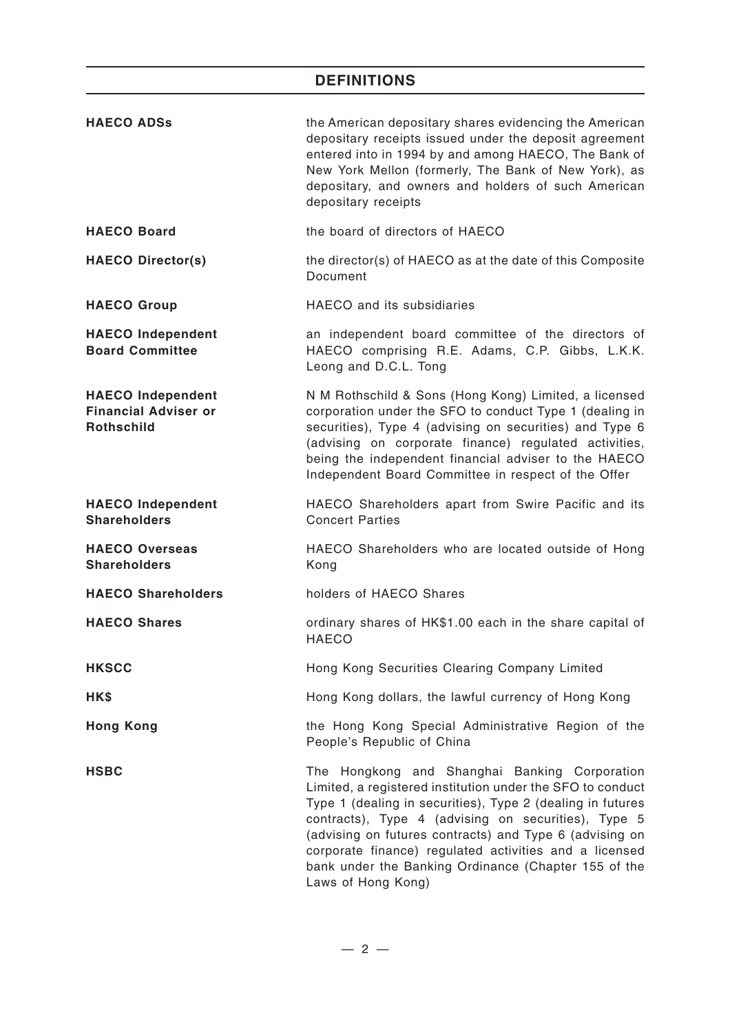## DEFINITIONS

| | |
|---|---|
| **HAECO ADSs** | the American depositary shares evidencing the American depositary receipts issued under the deposit agreement entered into in 1994 by and among HAECO, The Bank of New York Mellon (formerly, The Bank of New York), as depositary, and owners and holders of such American depositary receipts |
| **HAECO Board** | the board of directors of HAECO |
| **HAECO Director(s)** | the director(s) of HAECO as at the date of this Composite Document |
| **HAECO Group** | HAECO and its subsidiaries |
| **HAECO Independent Board Committee** | an independent board committee of the directors of HAECO comprising R.E. Adams, C.P. Gibbs, L.K.K. Leong and D.C.L. Tong |
| **HAECO Independent Financial Adviser or Rothschild** | N M Rothschild & Sons (Hong Kong) Limited, a licensed corporation under the SFO to conduct Type 1 (dealing in securities), Type 4 (advising on securities) and Type 6 (advising on corporate finance) regulated activities, being the independent financial adviser to the HAECO Independent Board Committee in respect of the Offer |
| **HAECO Independent Shareholders** | HAECO Shareholders apart from Swire Pacific and its Concert Parties |
| **HAECO Overseas Shareholders** | HAECO Shareholders who are located outside of Hong Kong |
| **HAECO Shareholders** | holders of HAECO Shares |
| **HAECO Shares** | ordinary shares of HK$1.00 each in the share capital of HAECO |
| **HKSCC** | Hong Kong Securities Clearing Company Limited |
| **HK$** | Hong Kong dollars, the lawful currency of Hong Kong |
| **Hong Kong** | the Hong Kong Special Administrative Region of the People's Republic of China |
| **HSBC** | The Hongkong and Shanghai Banking Corporation Limited, a registered institution under the SFO to conduct Type 1 (dealing in securities), Type 2 (dealing in futures contracts), Type 4 (advising on securities), Type 5 (advising on futures contracts) and Type 6 (advising on corporate finance) regulated activities and a licensed bank under the Banking Ordinance (Chapter 155 of the Laws of Hong Kong) |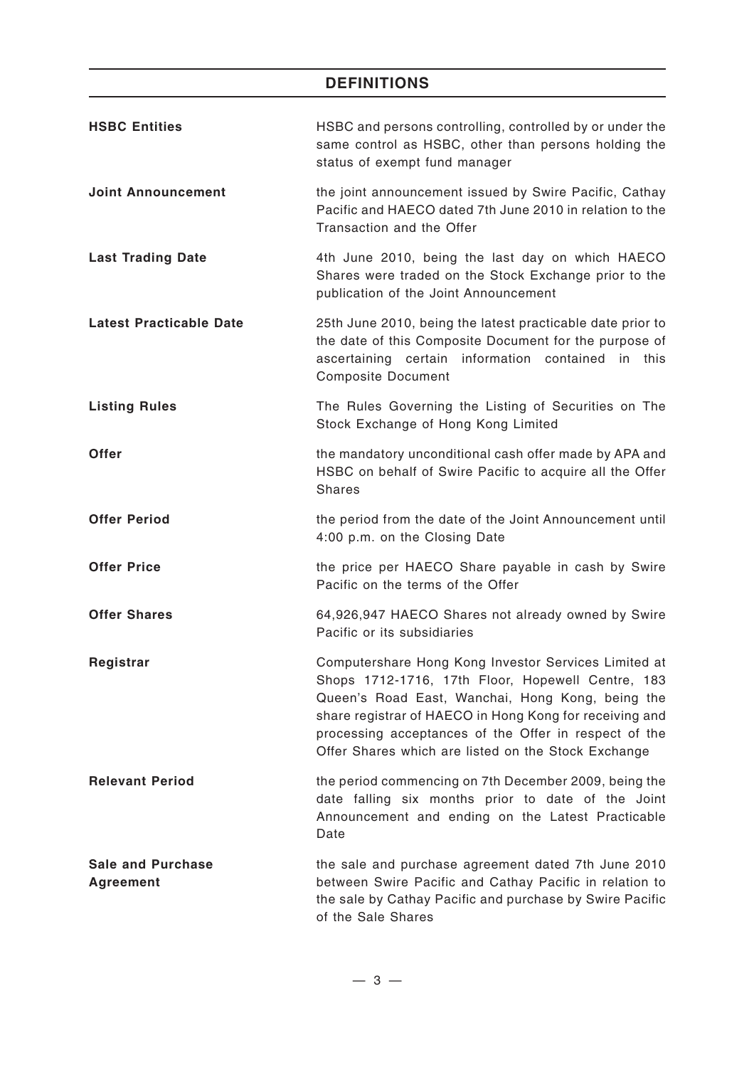## DEFINITIONS

| | |
|---|---|
| **HSBC Entities** | HSBC and persons controlling, controlled by or under the same control as HSBC, other than persons holding the status of exempt fund manager |
| **Joint Announcement** | the joint announcement issued by Swire Pacific, Cathay Pacific and HAECO dated 7th June 2010 in relation to the Transaction and the Offer |
| **Last Trading Date** | 4th June 2010, being the last day on which HAECO Shares were traded on the Stock Exchange prior to the publication of the Joint Announcement |
| **Latest Practicable Date** | 25th June 2010, being the latest practicable date prior to the date of this Composite Document for the purpose of ascertaining certain information contained in this Composite Document |
| **Listing Rules** | The Rules Governing the Listing of Securities on The Stock Exchange of Hong Kong Limited |
| **Offer** | the mandatory unconditional cash offer made by APA and HSBC on behalf of Swire Pacific to acquire all the Offer Shares |
| **Offer Period** | the period from the date of the Joint Announcement until 4:00 p.m. on the Closing Date |
| **Offer Price** | the price per HAECO Share payable in cash by Swire Pacific on the terms of the Offer |
| **Offer Shares** | 64,926,947 HAECO Shares not already owned by Swire Pacific or its subsidiaries |
| **Registrar** | Computershare Hong Kong Investor Services Limited at Shops 1712-1716, 17th Floor, Hopewell Centre, 183 Queen's Road East, Wanchai, Hong Kong, being the share registrar of HAECO in Hong Kong for receiving and processing acceptances of the Offer in respect of the Offer Shares which are listed on the Stock Exchange |
| **Relevant Period** | the period commencing on 7th December 2009, being the date falling six months prior to date of the Joint Announcement and ending on the Latest Practicable Date |
| **Sale and Purchase Agreement** | the sale and purchase agreement dated 7th June 2010 between Swire Pacific and Cathay Pacific in relation to the sale by Cathay Pacific and purchase by Swire Pacific of the Sale Shares |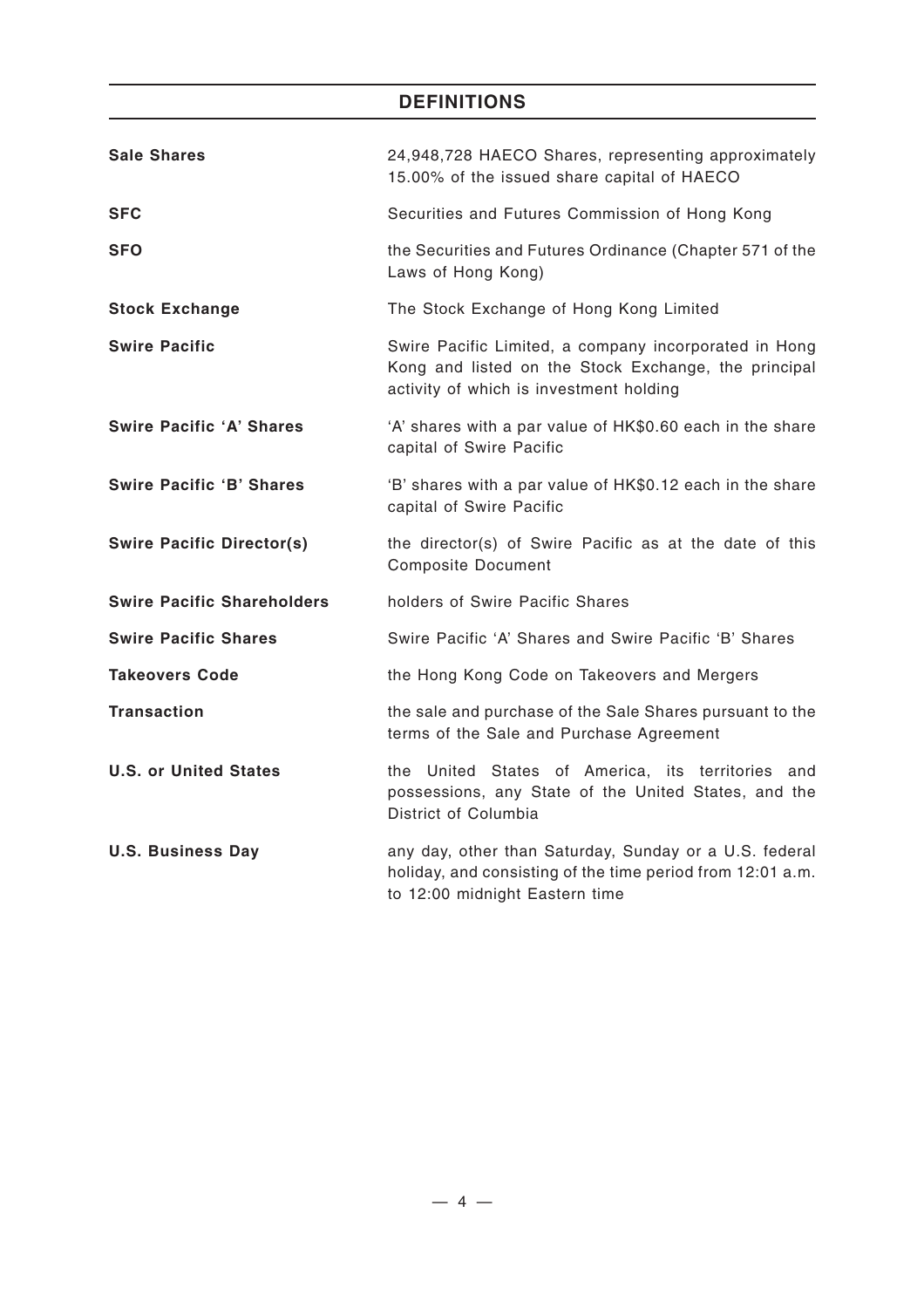## DEFINITIONS

| | |
|---|---|
| **Sale Shares** | 24,948,728 HAECO Shares, representing approximately 15.00% of the issued share capital of HAECO |
| **SFC** | Securities and Futures Commission of Hong Kong |
| **SFO** | the Securities and Futures Ordinance (Chapter 571 of the Laws of Hong Kong) |
| **Stock Exchange** | The Stock Exchange of Hong Kong Limited |
| **Swire Pacific** | Swire Pacific Limited, a company incorporated in Hong Kong and listed on the Stock Exchange, the principal activity of which is investment holding |
| **Swire Pacific 'A' Shares** | 'A' shares with a par value of HK$0.60 each in the share capital of Swire Pacific |
| **Swire Pacific 'B' Shares** | 'B' shares with a par value of HK$0.12 each in the share capital of Swire Pacific |
| **Swire Pacific Director(s)** | the director(s) of Swire Pacific as at the date of this Composite Document |
| **Swire Pacific Shareholders** | holders of Swire Pacific Shares |
| **Swire Pacific Shares** | Swire Pacific 'A' Shares and Swire Pacific 'B' Shares |
| **Takeovers Code** | the Hong Kong Code on Takeovers and Mergers |
| **Transaction** | the sale and purchase of the Sale Shares pursuant to the terms of the Sale and Purchase Agreement |
| **U.S. or United States** | the United States of America, its territories and possessions, any State of the United States, and the District of Columbia |
| **U.S. Business Day** | any day, other than Saturday, Sunday or a U.S. federal holiday, and consisting of the time period from 12:01 a.m. to 12:00 midnight Eastern time |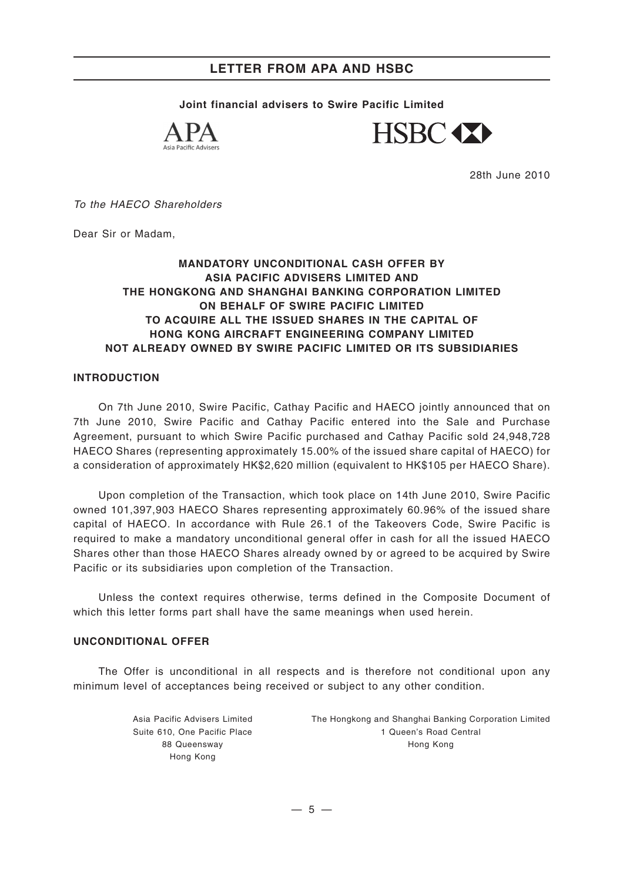# LETTER FROM APA AND HSBC

**Joint financial advisers to Swire Pacific Limited**

APA
Asia Pacific Advisers

HSBC

28th June 2010

*To the HAECO Shareholders*

Dear Sir or Madam,

**MANDATORY UNCONDITIONAL CASH OFFER BY ASIA PACIFIC ADVISERS LIMITED AND THE HONGKONG AND SHANGHAI BANKING CORPORATION LIMITED ON BEHALF OF SWIRE PACIFIC LIMITED TO ACQUIRE ALL THE ISSUED SHARES IN THE CAPITAL OF HONG KONG AIRCRAFT ENGINEERING COMPANY LIMITED NOT ALREADY OWNED BY SWIRE PACIFIC LIMITED OR ITS SUBSIDIARIES**

## INTRODUCTION

On 7th June 2010, Swire Pacific, Cathay Pacific and HAECO jointly announced that on 7th June 2010, Swire Pacific and Cathay Pacific entered into the Sale and Purchase Agreement, pursuant to which Swire Pacific purchased and Cathay Pacific sold 24,948,728 HAECO Shares (representing approximately 15.00% of the issued share capital of HAECO) for a consideration of approximately HK$2,620 million (equivalent to HK$105 per HAECO Share).

Upon completion of the Transaction, which took place on 14th June 2010, Swire Pacific owned 101,397,903 HAECO Shares representing approximately 60.96% of the issued share capital of HAECO. In accordance with Rule 26.1 of the Takeovers Code, Swire Pacific is required to make a mandatory unconditional general offer in cash for all the issued HAECO Shares other than those HAECO Shares already owned by or agreed to be acquired by Swire Pacific or its subsidiaries upon completion of the Transaction.

Unless the context requires otherwise, terms defined in the Composite Document of which this letter forms part shall have the same meanings when used herein.

## UNCONDITIONAL OFFER

The Offer is unconditional in all respects and is therefore not conditional upon any minimum level of acceptances being received or subject to any other condition.

Asia Pacific Advisers Limited
Suite 610, One Pacific Place
88 Queensway
Hong Kong

The Hongkong and Shanghai Banking Corporation Limited
1 Queen's Road Central
Hong Kong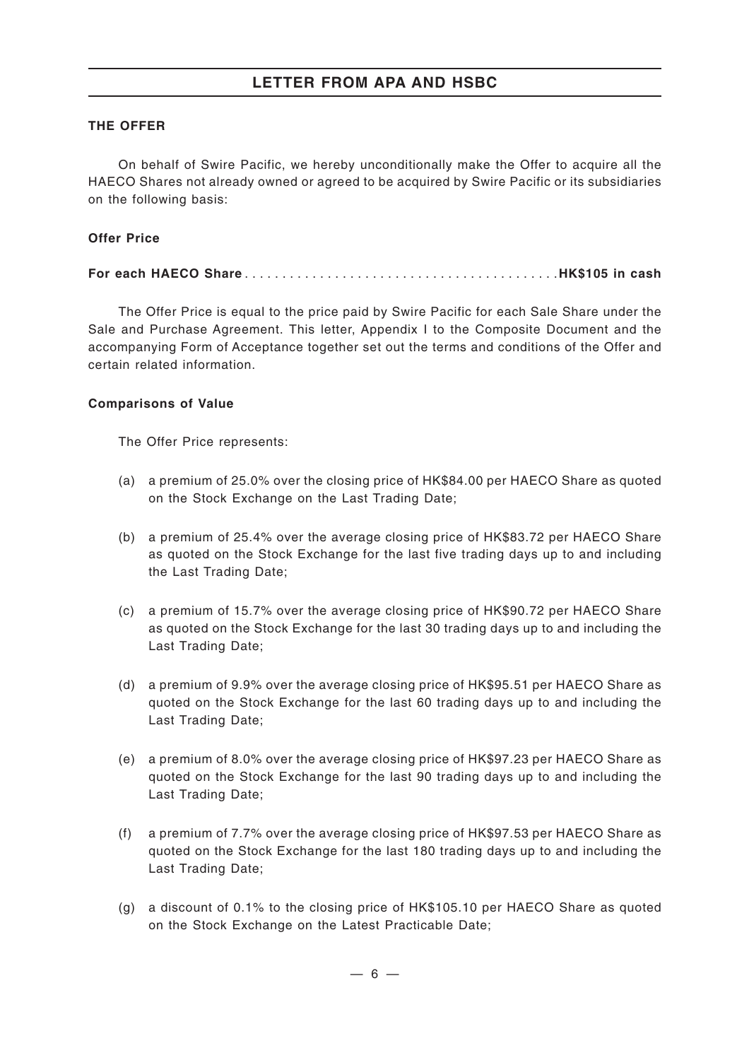## LETTER FROM APA AND HSBC

### THE OFFER

On behalf of Swire Pacific, we hereby unconditionally make the Offer to acquire all the HAECO Shares not already owned or agreed to be acquired by Swire Pacific or its subsidiaries on the following basis:

#### Offer Price

**For each HAECO Share . . . . . . . . . . . . . . . . . . . . . . . . . . . . . . . . . . . . . . . . . HK$105 in cash**

The Offer Price is equal to the price paid by Swire Pacific for each Sale Share under the Sale and Purchase Agreement. This letter, Appendix I to the Composite Document and the accompanying Form of Acceptance together set out the terms and conditions of the Offer and certain related information.

#### Comparisons of Value

The Offer Price represents:

(a) a premium of 25.0% over the closing price of HK$84.00 per HAECO Share as quoted on the Stock Exchange on the Last Trading Date;

(b) a premium of 25.4% over the average closing price of HK$83.72 per HAECO Share as quoted on the Stock Exchange for the last five trading days up to and including the Last Trading Date;

(c) a premium of 15.7% over the average closing price of HK$90.72 per HAECO Share as quoted on the Stock Exchange for the last 30 trading days up to and including the Last Trading Date;

(d) a premium of 9.9% over the average closing price of HK$95.51 per HAECO Share as quoted on the Stock Exchange for the last 60 trading days up to and including the Last Trading Date;

(e) a premium of 8.0% over the average closing price of HK$97.23 per HAECO Share as quoted on the Stock Exchange for the last 90 trading days up to and including the Last Trading Date;

(f) a premium of 7.7% over the average closing price of HK$97.53 per HAECO Share as quoted on the Stock Exchange for the last 180 trading days up to and including the Last Trading Date;

(g) a discount of 0.1% to the closing price of HK$105.10 per HAECO Share as quoted on the Stock Exchange on the Latest Practicable Date;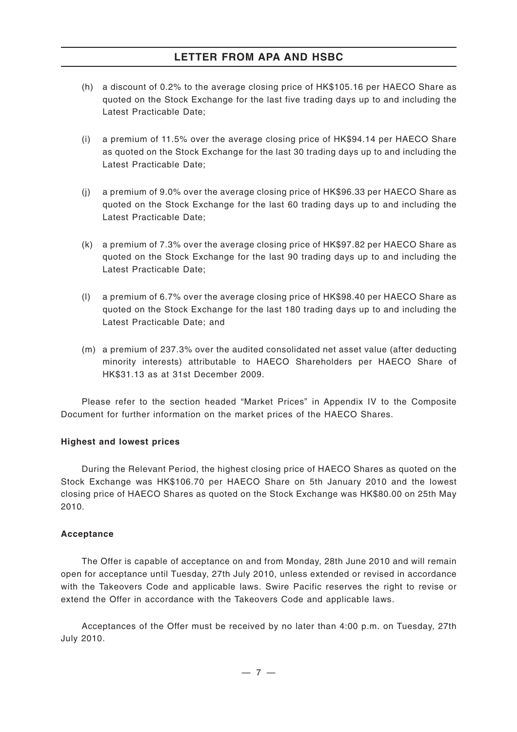(h) a discount of 0.2% to the average closing price of HK$105.16 per HAECO Share as quoted on the Stock Exchange for the last five trading days up to and including the Latest Practicable Date;

(i) a premium of 11.5% over the average closing price of HK$94.14 per HAECO Share as quoted on the Stock Exchange for the last 30 trading days up to and including the Latest Practicable Date;

(j) a premium of 9.0% over the average closing price of HK$96.33 per HAECO Share as quoted on the Stock Exchange for the last 60 trading days up to and including the Latest Practicable Date;

(k) a premium of 7.3% over the average closing price of HK$97.82 per HAECO Share as quoted on the Stock Exchange for the last 90 trading days up to and including the Latest Practicable Date;

(l) a premium of 6.7% over the average closing price of HK$98.40 per HAECO Share as quoted on the Stock Exchange for the last 180 trading days up to and including the Latest Practicable Date; and

(m) a premium of 237.3% over the audited consolidated net asset value (after deducting minority interests) attributable to HAECO Shareholders per HAECO Share of HK$31.13 as at 31st December 2009.

Please refer to the section headed "Market Prices" in Appendix IV to the Composite Document for further information on the market prices of the HAECO Shares.

**Highest and lowest prices**

During the Relevant Period, the highest closing price of HAECO Shares as quoted on the Stock Exchange was HK$106.70 per HAECO Share on 5th January 2010 and the lowest closing price of HAECO Shares as quoted on the Stock Exchange was HK$80.00 on 25th May 2010.

**Acceptance**

The Offer is capable of acceptance on and from Monday, 28th June 2010 and will remain open for acceptance until Tuesday, 27th July 2010, unless extended or revised in accordance with the Takeovers Code and applicable laws. Swire Pacific reserves the right to revise or extend the Offer in accordance with the Takeovers Code and applicable laws.

Acceptances of the Offer must be received by no later than 4:00 p.m. on Tuesday, 27th July 2010.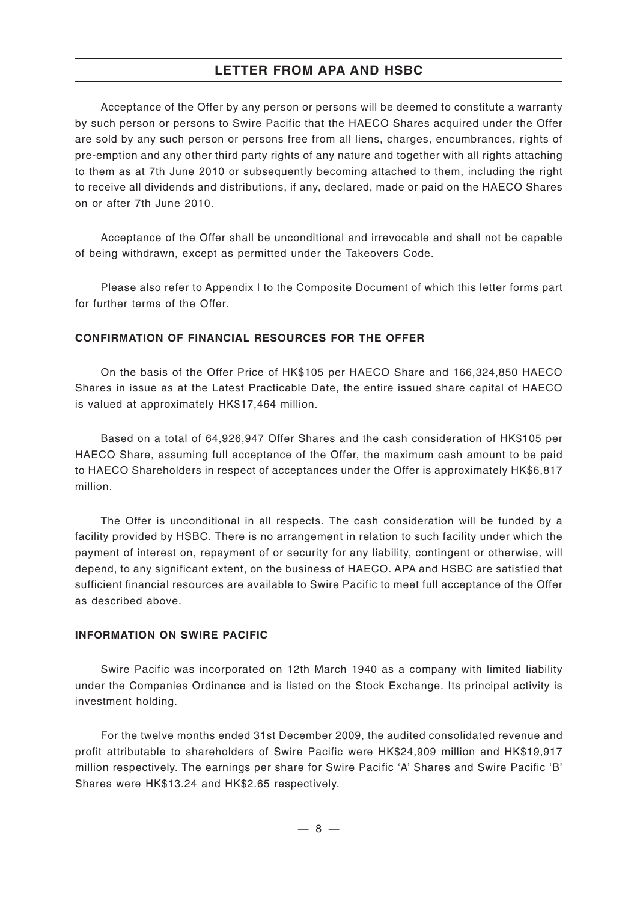Acceptance of the Offer by any person or persons will be deemed to constitute a warranty by such person or persons to Swire Pacific that the HAECO Shares acquired under the Offer are sold by any such person or persons free from all liens, charges, encumbrances, rights of pre-emption and any other third party rights of any nature and together with all rights attaching to them as at 7th June 2010 or subsequently becoming attached to them, including the right to receive all dividends and distributions, if any, declared, made or paid on the HAECO Shares on or after 7th June 2010.

Acceptance of the Offer shall be unconditional and irrevocable and shall not be capable of being withdrawn, except as permitted under the Takeovers Code.

Please also refer to Appendix I to the Composite Document of which this letter forms part for further terms of the Offer.

**CONFIRMATION OF FINANCIAL RESOURCES FOR THE OFFER**

On the basis of the Offer Price of HK$105 per HAECO Share and 166,324,850 HAECO Shares in issue as at the Latest Practicable Date, the entire issued share capital of HAECO is valued at approximately HK$17,464 million.

Based on a total of 64,926,947 Offer Shares and the cash consideration of HK$105 per HAECO Share, assuming full acceptance of the Offer, the maximum cash amount to be paid to HAECO Shareholders in respect of acceptances under the Offer is approximately HK$6,817 million.

The Offer is unconditional in all respects. The cash consideration will be funded by a facility provided by HSBC. There is no arrangement in relation to such facility under which the payment of interest on, repayment of or security for any liability, contingent or otherwise, will depend, to any significant extent, on the business of HAECO. APA and HSBC are satisfied that sufficient financial resources are available to Swire Pacific to meet full acceptance of the Offer as described above.

**INFORMATION ON SWIRE PACIFIC**

Swire Pacific was incorporated on 12th March 1940 as a company with limited liability under the Companies Ordinance and is listed on the Stock Exchange. Its principal activity is investment holding.

For the twelve months ended 31st December 2009, the audited consolidated revenue and profit attributable to shareholders of Swire Pacific were HK$24,909 million and HK$19,917 million respectively. The earnings per share for Swire Pacific 'A' Shares and Swire Pacific 'B' Shares were HK$13.24 and HK$2.65 respectively.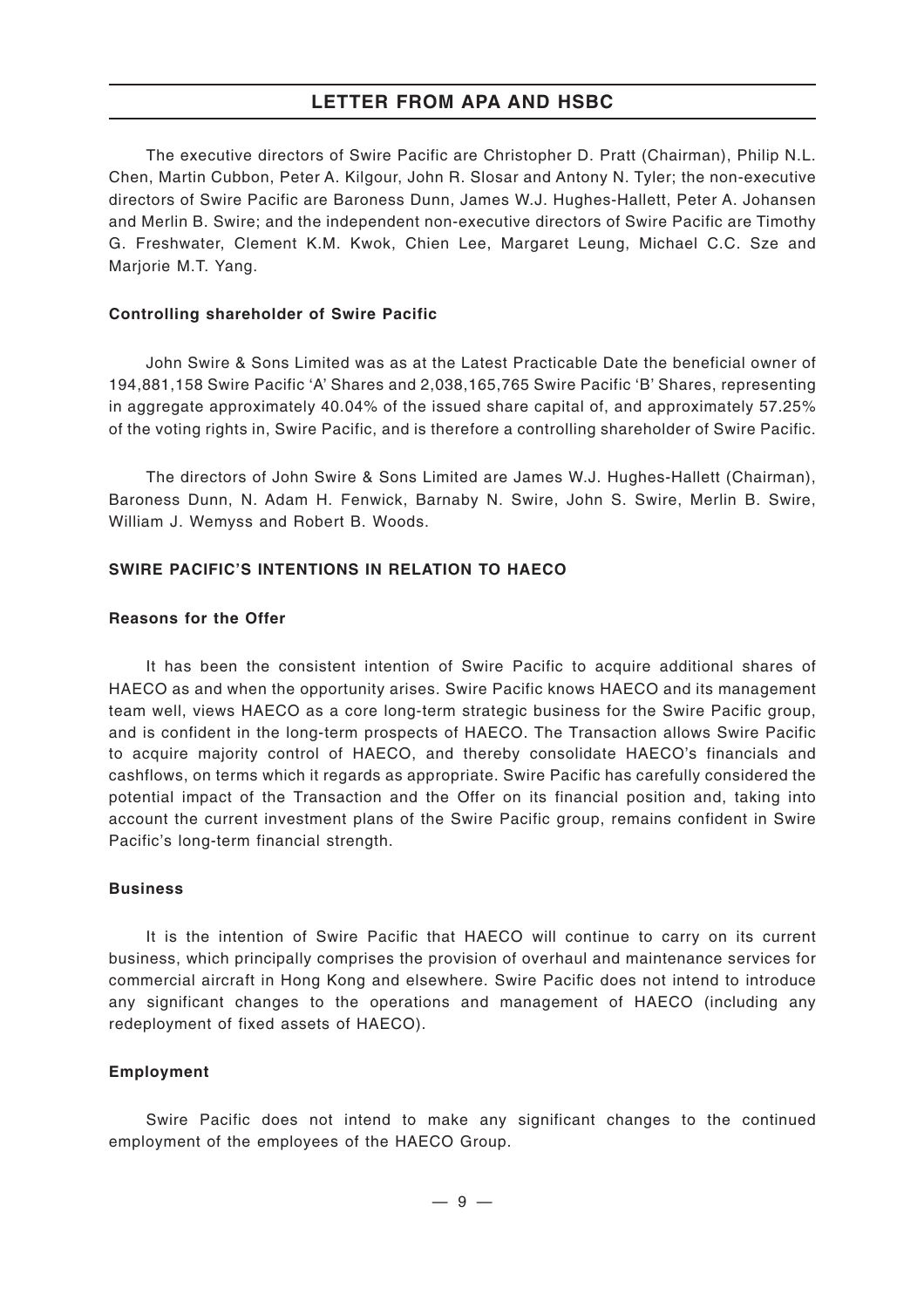The executive directors of Swire Pacific are Christopher D. Pratt (Chairman), Philip N.L. Chen, Martin Cubbon, Peter A. Kilgour, John R. Slosar and Antony N. Tyler; the non-executive directors of Swire Pacific are Baroness Dunn, James W.J. Hughes-Hallett, Peter A. Johansen and Merlin B. Swire; and the independent non-executive directors of Swire Pacific are Timothy G. Freshwater, Clement K.M. Kwok, Chien Lee, Margaret Leung, Michael C.C. Sze and Marjorie M.T. Yang.

**Controlling shareholder of Swire Pacific**

John Swire & Sons Limited was as at the Latest Practicable Date the beneficial owner of 194,881,158 Swire Pacific 'A' Shares and 2,038,165,765 Swire Pacific 'B' Shares, representing in aggregate approximately 40.04% of the issued share capital of, and approximately 57.25% of the voting rights in, Swire Pacific, and is therefore a controlling shareholder of Swire Pacific.

The directors of John Swire & Sons Limited are James W.J. Hughes-Hallett (Chairman), Baroness Dunn, N. Adam H. Fenwick, Barnaby N. Swire, John S. Swire, Merlin B. Swire, William J. Wemyss and Robert B. Woods.

## SWIRE PACIFIC'S INTENTIONS IN RELATION TO HAECO

**Reasons for the Offer**

It has been the consistent intention of Swire Pacific to acquire additional shares of HAECO as and when the opportunity arises. Swire Pacific knows HAECO and its management team well, views HAECO as a core long-term strategic business for the Swire Pacific group, and is confident in the long-term prospects of HAECO. The Transaction allows Swire Pacific to acquire majority control of HAECO, and thereby consolidate HAECO's financials and cashflows, on terms which it regards as appropriate. Swire Pacific has carefully considered the potential impact of the Transaction and the Offer on its financial position and, taking into account the current investment plans of the Swire Pacific group, remains confident in Swire Pacific's long-term financial strength.

**Business**

It is the intention of Swire Pacific that HAECO will continue to carry on its current business, which principally comprises the provision of overhaul and maintenance services for commercial aircraft in Hong Kong and elsewhere. Swire Pacific does not intend to introduce any significant changes to the operations and management of HAECO (including any redeployment of fixed assets of HAECO).

**Employment**

Swire Pacific does not intend to make any significant changes to the continued employment of the employees of the HAECO Group.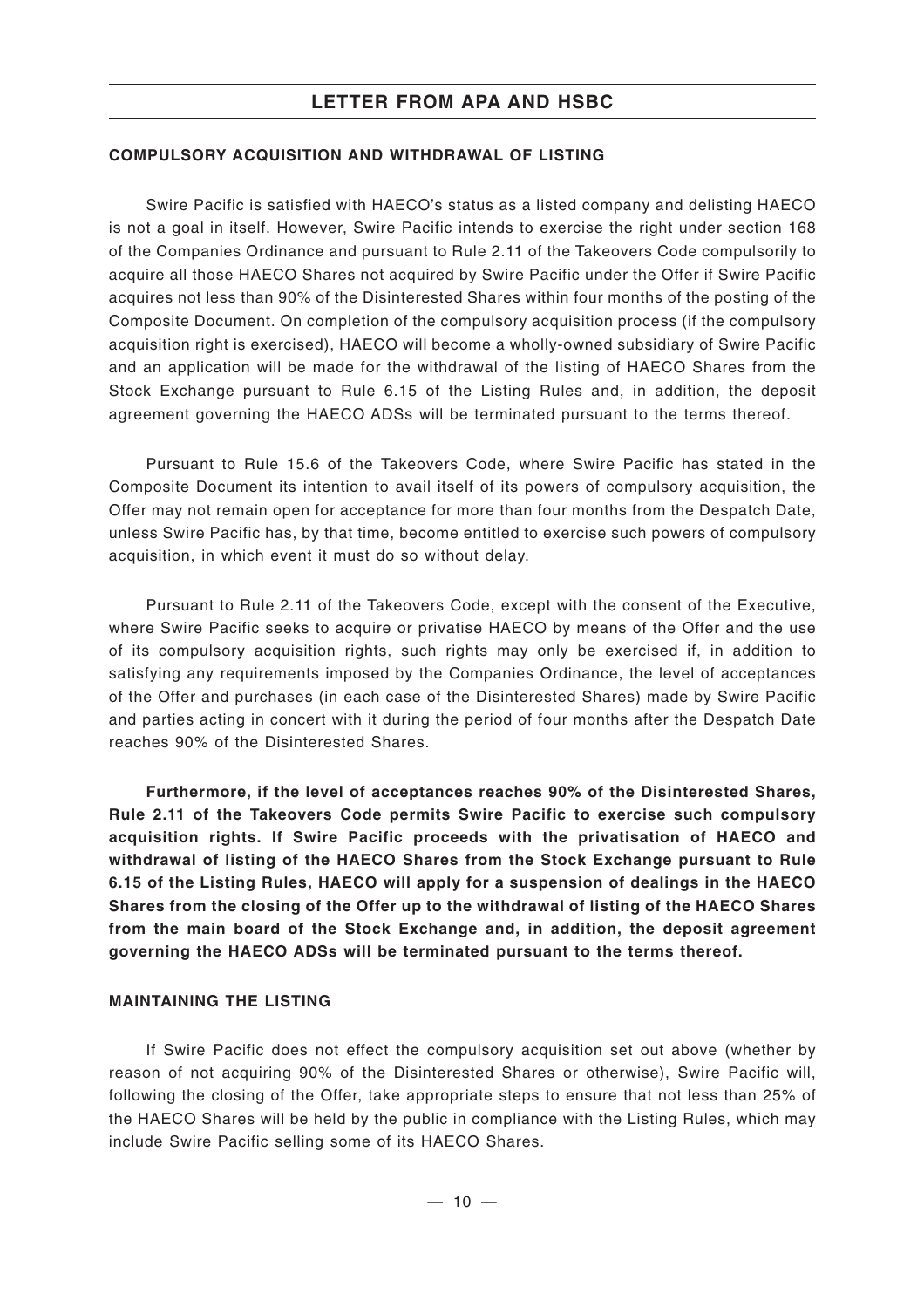## COMPULSORY ACQUISITION AND WITHDRAWAL OF LISTING

Swire Pacific is satisfied with HAECO's status as a listed company and delisting HAECO is not a goal in itself. However, Swire Pacific intends to exercise the right under section 168 of the Companies Ordinance and pursuant to Rule 2.11 of the Takeovers Code compulsorily to acquire all those HAECO Shares not acquired by Swire Pacific under the Offer if Swire Pacific acquires not less than 90% of the Disinterested Shares within four months of the posting of the Composite Document. On completion of the compulsory acquisition process (if the compulsory acquisition right is exercised), HAECO will become a wholly-owned subsidiary of Swire Pacific and an application will be made for the withdrawal of the listing of HAECO Shares from the Stock Exchange pursuant to Rule 6.15 of the Listing Rules and, in addition, the deposit agreement governing the HAECO ADSs will be terminated pursuant to the terms thereof.

Pursuant to Rule 15.6 of the Takeovers Code, where Swire Pacific has stated in the Composite Document its intention to avail itself of its powers of compulsory acquisition, the Offer may not remain open for acceptance for more than four months from the Despatch Date, unless Swire Pacific has, by that time, become entitled to exercise such powers of compulsory acquisition, in which event it must do so without delay.

Pursuant to Rule 2.11 of the Takeovers Code, except with the consent of the Executive, where Swire Pacific seeks to acquire or privatise HAECO by means of the Offer and the use of its compulsory acquisition rights, such rights may only be exercised if, in addition to satisfying any requirements imposed by the Companies Ordinance, the level of acceptances of the Offer and purchases (in each case of the Disinterested Shares) made by Swire Pacific and parties acting in concert with it during the period of four months after the Despatch Date reaches 90% of the Disinterested Shares.

**Furthermore, if the level of acceptances reaches 90% of the Disinterested Shares, Rule 2.11 of the Takeovers Code permits Swire Pacific to exercise such compulsory acquisition rights. If Swire Pacific proceeds with the privatisation of HAECO and withdrawal of listing of the HAECO Shares from the Stock Exchange pursuant to Rule 6.15 of the Listing Rules, HAECO will apply for a suspension of dealings in the HAECO Shares from the closing of the Offer up to the withdrawal of listing of the HAECO Shares from the main board of the Stock Exchange and, in addition, the deposit agreement governing the HAECO ADSs will be terminated pursuant to the terms thereof.**

## MAINTAINING THE LISTING

If Swire Pacific does not effect the compulsory acquisition set out above (whether by reason of not acquiring 90% of the Disinterested Shares or otherwise), Swire Pacific will, following the closing of the Offer, take appropriate steps to ensure that not less than 25% of the HAECO Shares will be held by the public in compliance with the Listing Rules, which may include Swire Pacific selling some of its HAECO Shares.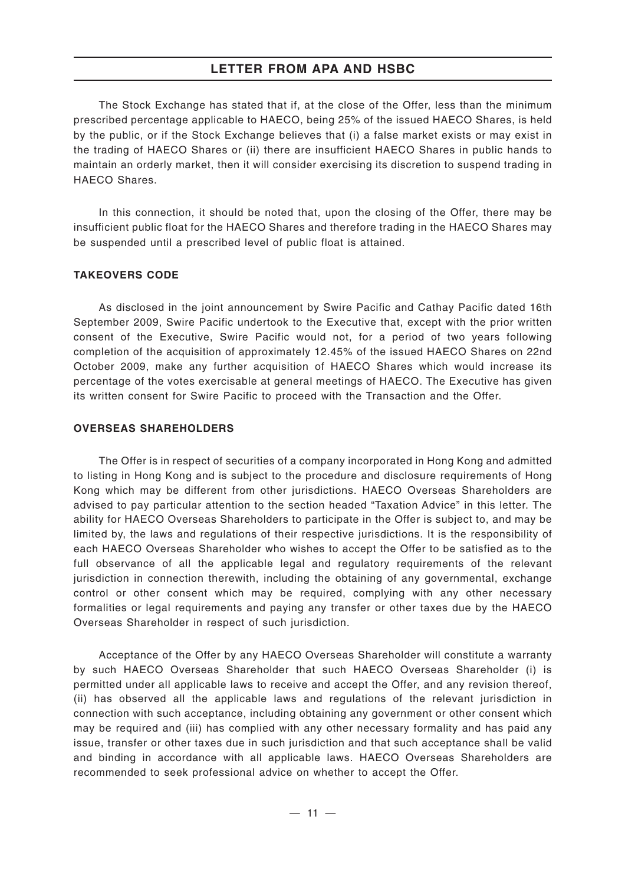The Stock Exchange has stated that if, at the close of the Offer, less than the minimum prescribed percentage applicable to HAECO, being 25% of the issued HAECO Shares, is held by the public, or if the Stock Exchange believes that (i) a false market exists or may exist in the trading of HAECO Shares or (ii) there are insufficient HAECO Shares in public hands to maintain an orderly market, then it will consider exercising its discretion to suspend trading in HAECO Shares.

In this connection, it should be noted that, upon the closing of the Offer, there may be insufficient public float for the HAECO Shares and therefore trading in the HAECO Shares may be suspended until a prescribed level of public float is attained.

**TAKEOVERS CODE**

As disclosed in the joint announcement by Swire Pacific and Cathay Pacific dated 16th September 2009, Swire Pacific undertook to the Executive that, except with the prior written consent of the Executive, Swire Pacific would not, for a period of two years following completion of the acquisition of approximately 12.45% of the issued HAECO Shares on 22nd October 2009, make any further acquisition of HAECO Shares which would increase its percentage of the votes exercisable at general meetings of HAECO. The Executive has given its written consent for Swire Pacific to proceed with the Transaction and the Offer.

**OVERSEAS SHAREHOLDERS**

The Offer is in respect of securities of a company incorporated in Hong Kong and admitted to listing in Hong Kong and is subject to the procedure and disclosure requirements of Hong Kong which may be different from other jurisdictions. HAECO Overseas Shareholders are advised to pay particular attention to the section headed "Taxation Advice" in this letter. The ability for HAECO Overseas Shareholders to participate in the Offer is subject to, and may be limited by, the laws and regulations of their respective jurisdictions. It is the responsibility of each HAECO Overseas Shareholder who wishes to accept the Offer to be satisfied as to the full observance of all the applicable legal and regulatory requirements of the relevant jurisdiction in connection therewith, including the obtaining of any governmental, exchange control or other consent which may be required, complying with any other necessary formalities or legal requirements and paying any transfer or other taxes due by the HAECO Overseas Shareholder in respect of such jurisdiction.

Acceptance of the Offer by any HAECO Overseas Shareholder will constitute a warranty by such HAECO Overseas Shareholder that such HAECO Overseas Shareholder (i) is permitted under all applicable laws to receive and accept the Offer, and any revision thereof, (ii) has observed all the applicable laws and regulations of the relevant jurisdiction in connection with such acceptance, including obtaining any government or other consent which may be required and (iii) has complied with any other necessary formality and has paid any issue, transfer or other taxes due in such jurisdiction and that such acceptance shall be valid and binding in accordance with all applicable laws. HAECO Overseas Shareholders are recommended to seek professional advice on whether to accept the Offer.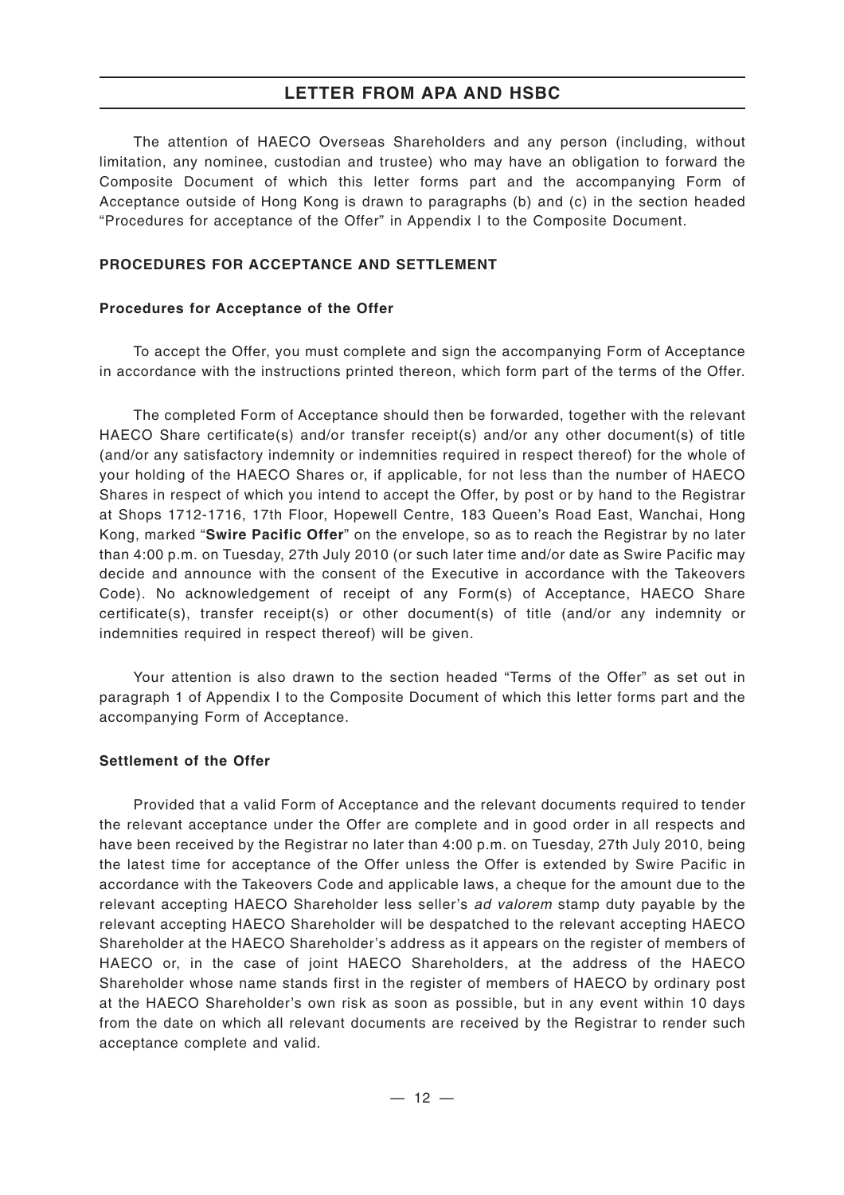The attention of HAECO Overseas Shareholders and any person (including, without limitation, any nominee, custodian and trustee) who may have an obligation to forward the Composite Document of which this letter forms part and the accompanying Form of Acceptance outside of Hong Kong is drawn to paragraphs (b) and (c) in the section headed "Procedures for acceptance of the Offer" in Appendix I to the Composite Document.

## PROCEDURES FOR ACCEPTANCE AND SETTLEMENT

### Procedures for Acceptance of the Offer

To accept the Offer, you must complete and sign the accompanying Form of Acceptance in accordance with the instructions printed thereon, which form part of the terms of the Offer.

The completed Form of Acceptance should then be forwarded, together with the relevant HAECO Share certificate(s) and/or transfer receipt(s) and/or any other document(s) of title (and/or any satisfactory indemnity or indemnities required in respect thereof) for the whole of your holding of the HAECO Shares or, if applicable, for not less than the number of HAECO Shares in respect of which you intend to accept the Offer, by post or by hand to the Registrar at Shops 1712-1716, 17th Floor, Hopewell Centre, 183 Queen's Road East, Wanchai, Hong Kong, marked "**Swire Pacific Offer**" on the envelope, so as to reach the Registrar by no later than 4:00 p.m. on Tuesday, 27th July 2010 (or such later time and/or date as Swire Pacific may decide and announce with the consent of the Executive in accordance with the Takeovers Code). No acknowledgement of receipt of any Form(s) of Acceptance, HAECO Share certificate(s), transfer receipt(s) or other document(s) of title (and/or any indemnity or indemnities required in respect thereof) will be given.

Your attention is also drawn to the section headed "Terms of the Offer" as set out in paragraph 1 of Appendix I to the Composite Document of which this letter forms part and the accompanying Form of Acceptance.

### Settlement of the Offer

Provided that a valid Form of Acceptance and the relevant documents required to tender the relevant acceptance under the Offer are complete and in good order in all respects and have been received by the Registrar no later than 4:00 p.m. on Tuesday, 27th July 2010, being the latest time for acceptance of the Offer unless the Offer is extended by Swire Pacific in accordance with the Takeovers Code and applicable laws, a cheque for the amount due to the relevant accepting HAECO Shareholder less seller's *ad valorem* stamp duty payable by the relevant accepting HAECO Shareholder will be despatched to the relevant accepting HAECO Shareholder at the HAECO Shareholder's address as it appears on the register of members of HAECO or, in the case of joint HAECO Shareholders, at the address of the HAECO Shareholder whose name stands first in the register of members of HAECO by ordinary post at the HAECO Shareholder's own risk as soon as possible, but in any event within 10 days from the date on which all relevant documents are received by the Registrar to render such acceptance complete and valid.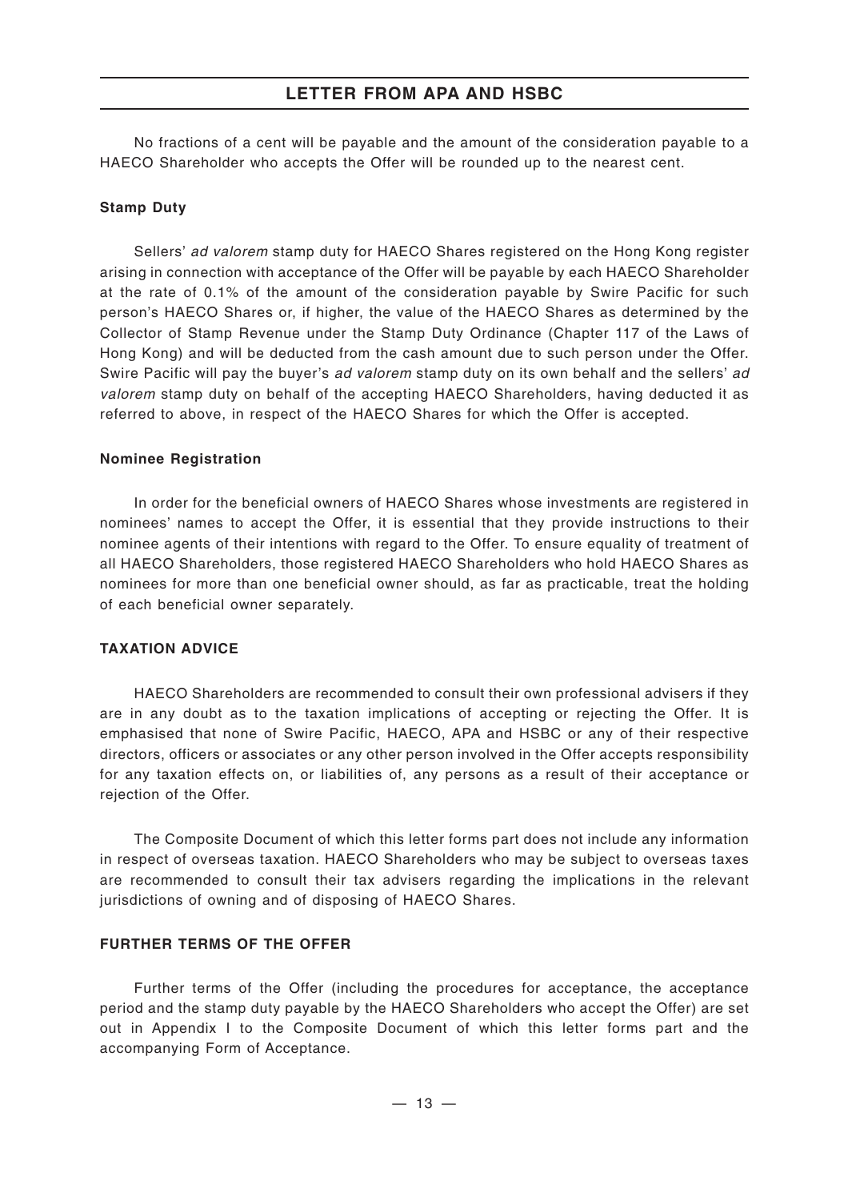No fractions of a cent will be payable and the amount of the consideration payable to a HAECO Shareholder who accepts the Offer will be rounded up to the nearest cent.

### Stamp Duty

Sellers' *ad valorem* stamp duty for HAECO Shares registered on the Hong Kong register arising in connection with acceptance of the Offer will be payable by each HAECO Shareholder at the rate of 0.1% of the amount of the consideration payable by Swire Pacific for such person's HAECO Shares or, if higher, the value of the HAECO Shares as determined by the Collector of Stamp Revenue under the Stamp Duty Ordinance (Chapter 117 of the Laws of Hong Kong) and will be deducted from the cash amount due to such person under the Offer. Swire Pacific will pay the buyer's *ad valorem* stamp duty on its own behalf and the sellers' *ad valorem* stamp duty on behalf of the accepting HAECO Shareholders, having deducted it as referred to above, in respect of the HAECO Shares for which the Offer is accepted.

### Nominee Registration

In order for the beneficial owners of HAECO Shares whose investments are registered in nominees' names to accept the Offer, it is essential that they provide instructions to their nominee agents of their intentions with regard to the Offer. To ensure equality of treatment of all HAECO Shareholders, those registered HAECO Shareholders who hold HAECO Shares as nominees for more than one beneficial owner should, as far as practicable, treat the holding of each beneficial owner separately.

## TAXATION ADVICE

HAECO Shareholders are recommended to consult their own professional advisers if they are in any doubt as to the taxation implications of accepting or rejecting the Offer. It is emphasised that none of Swire Pacific, HAECO, APA and HSBC or any of their respective directors, officers or associates or any other person involved in the Offer accepts responsibility for any taxation effects on, or liabilities of, any persons as a result of their acceptance or rejection of the Offer.

The Composite Document of which this letter forms part does not include any information in respect of overseas taxation. HAECO Shareholders who may be subject to overseas taxes are recommended to consult their tax advisers regarding the implications in the relevant jurisdictions of owning and of disposing of HAECO Shares.

## FURTHER TERMS OF THE OFFER

Further terms of the Offer (including the procedures for acceptance, the acceptance period and the stamp duty payable by the HAECO Shareholders who accept the Offer) are set out in Appendix I to the Composite Document of which this letter forms part and the accompanying Form of Acceptance.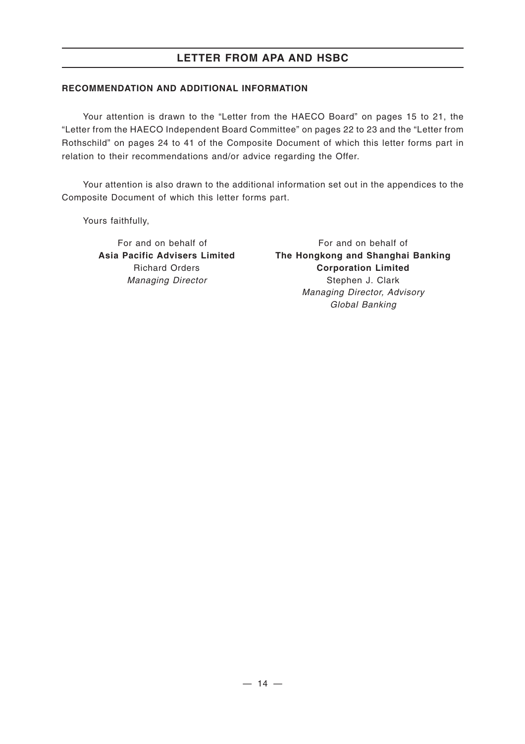## RECOMMENDATION AND ADDITIONAL INFORMATION

Your attention is drawn to the "Letter from the HAECO Board" on pages 15 to 21, the "Letter from the HAECO Independent Board Committee" on pages 22 to 23 and the "Letter from Rothschild" on pages 24 to 41 of the Composite Document of which this letter forms part in relation to their recommendations and/or advice regarding the Offer.

Your attention is also drawn to the additional information set out in the appendices to the Composite Document of which this letter forms part.

Yours faithfully,

For and on behalf of
**Asia Pacific Advisers Limited**
Richard Orders
*Managing Director*

For and on behalf of
**The Hongkong and Shanghai Banking Corporation Limited**
Stephen J. Clark
*Managing Director, Advisory*
*Global Banking*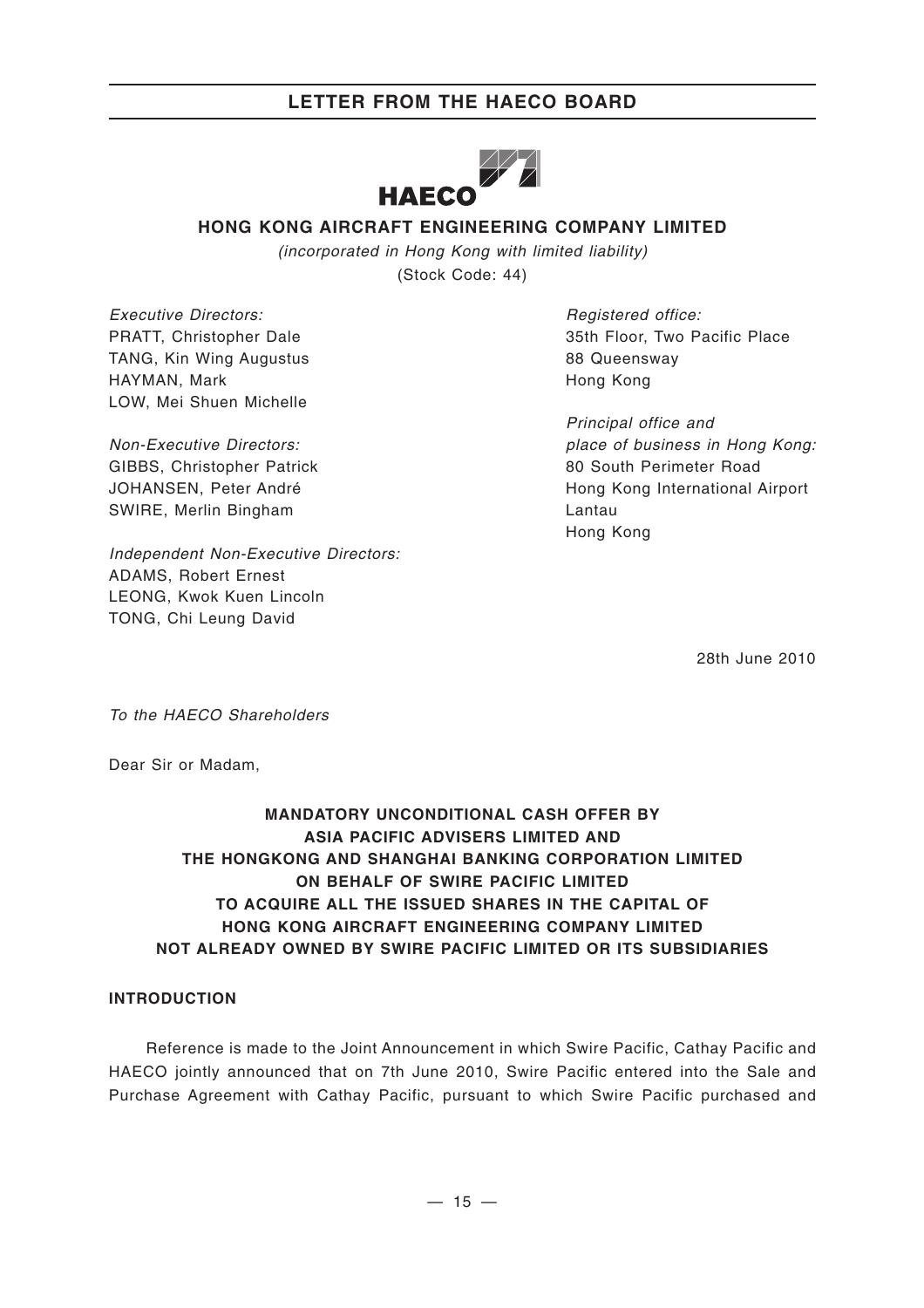# LETTER FROM THE HAECO BOARD

**HONG KONG AIRCRAFT ENGINEERING COMPANY LIMITED**

*(incorporated in Hong Kong with limited liability)*

(Stock Code: 44)

*Executive Directors:*
PRATT, Christopher Dale
TANG, Kin Wing Augustus
HAYMAN, Mark
LOW, Mei Shuen Michelle

*Non-Executive Directors:*
GIBBS, Christopher Patrick
JOHANSEN, Peter André
SWIRE, Merlin Bingham

*Independent Non-Executive Directors:*
ADAMS, Robert Ernest
LEONG, Kwok Kuen Lincoln
TONG, Chi Leung David

*Registered office:*
35th Floor, Two Pacific Place
88 Queensway
Hong Kong

*Principal office and place of business in Hong Kong:*
80 South Perimeter Road
Hong Kong International Airport
Lantau
Hong Kong

28th June 2010

*To the HAECO Shareholders*

Dear Sir or Madam,

**MANDATORY UNCONDITIONAL CASH OFFER BY ASIA PACIFIC ADVISERS LIMITED AND THE HONGKONG AND SHANGHAI BANKING CORPORATION LIMITED ON BEHALF OF SWIRE PACIFIC LIMITED TO ACQUIRE ALL THE ISSUED SHARES IN THE CAPITAL OF HONG KONG AIRCRAFT ENGINEERING COMPANY LIMITED NOT ALREADY OWNED BY SWIRE PACIFIC LIMITED OR ITS SUBSIDIARIES**

## INTRODUCTION

Reference is made to the Joint Announcement in which Swire Pacific, Cathay Pacific and HAECO jointly announced that on 7th June 2010, Swire Pacific entered into the Sale and Purchase Agreement with Cathay Pacific, pursuant to which Swire Pacific purchased and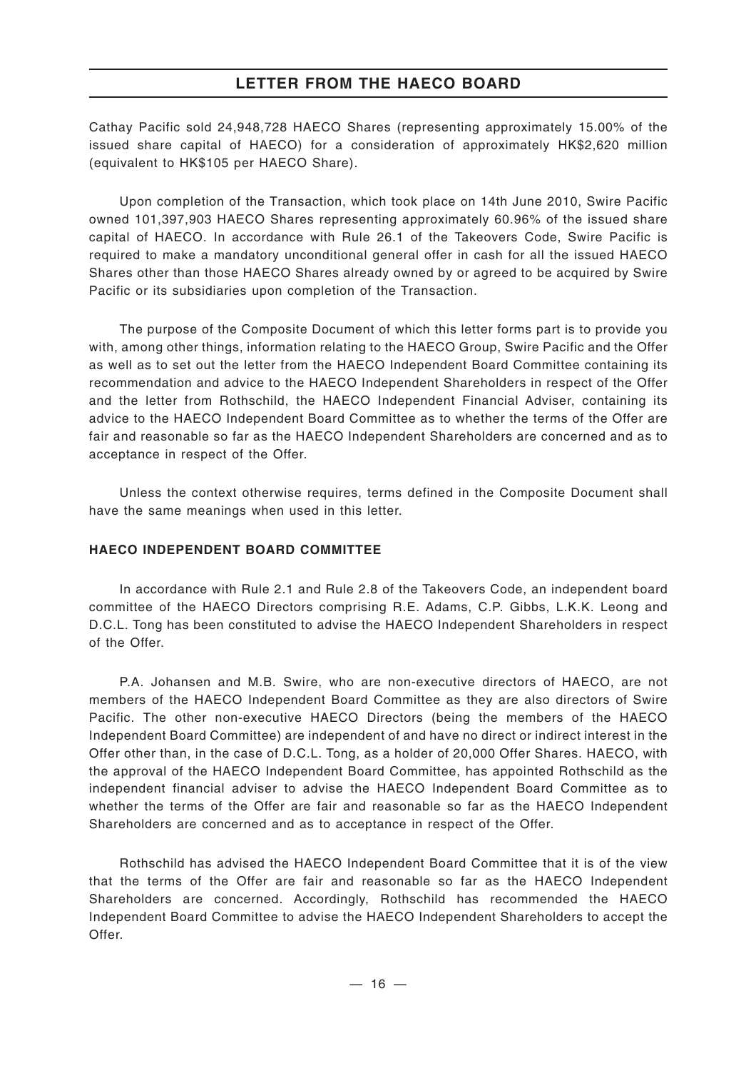Cathay Pacific sold 24,948,728 HAECO Shares (representing approximately 15.00% of the issued share capital of HAECO) for a consideration of approximately HK$2,620 million (equivalent to HK$105 per HAECO Share).

Upon completion of the Transaction, which took place on 14th June 2010, Swire Pacific owned 101,397,903 HAECO Shares representing approximately 60.96% of the issued share capital of HAECO. In accordance with Rule 26.1 of the Takeovers Code, Swire Pacific is required to make a mandatory unconditional general offer in cash for all the issued HAECO Shares other than those HAECO Shares already owned by or agreed to be acquired by Swire Pacific or its subsidiaries upon completion of the Transaction.

The purpose of the Composite Document of which this letter forms part is to provide you with, among other things, information relating to the HAECO Group, Swire Pacific and the Offer as well as to set out the letter from the HAECO Independent Board Committee containing its recommendation and advice to the HAECO Independent Shareholders in respect of the Offer and the letter from Rothschild, the HAECO Independent Financial Adviser, containing its advice to the HAECO Independent Board Committee as to whether the terms of the Offer are fair and reasonable so far as the HAECO Independent Shareholders are concerned and as to acceptance in respect of the Offer.

Unless the context otherwise requires, terms defined in the Composite Document shall have the same meanings when used in this letter.

### HAECO INDEPENDENT BOARD COMMITTEE

In accordance with Rule 2.1 and Rule 2.8 of the Takeovers Code, an independent board committee of the HAECO Directors comprising R.E. Adams, C.P. Gibbs, L.K.K. Leong and D.C.L. Tong has been constituted to advise the HAECO Independent Shareholders in respect of the Offer.

P.A. Johansen and M.B. Swire, who are non-executive directors of HAECO, are not members of the HAECO Independent Board Committee as they are also directors of Swire Pacific. The other non-executive HAECO Directors (being the members of the HAECO Independent Board Committee) are independent of and have no direct or indirect interest in the Offer other than, in the case of D.C.L. Tong, as a holder of 20,000 Offer Shares. HAECO, with the approval of the HAECO Independent Board Committee, has appointed Rothschild as the independent financial adviser to advise the HAECO Independent Board Committee as to whether the terms of the Offer are fair and reasonable so far as the HAECO Independent Shareholders are concerned and as to acceptance in respect of the Offer.

Rothschild has advised the HAECO Independent Board Committee that it is of the view that the terms of the Offer are fair and reasonable so far as the HAECO Independent Shareholders are concerned. Accordingly, Rothschild has recommended the HAECO Independent Board Committee to advise the HAECO Independent Shareholders to accept the Offer.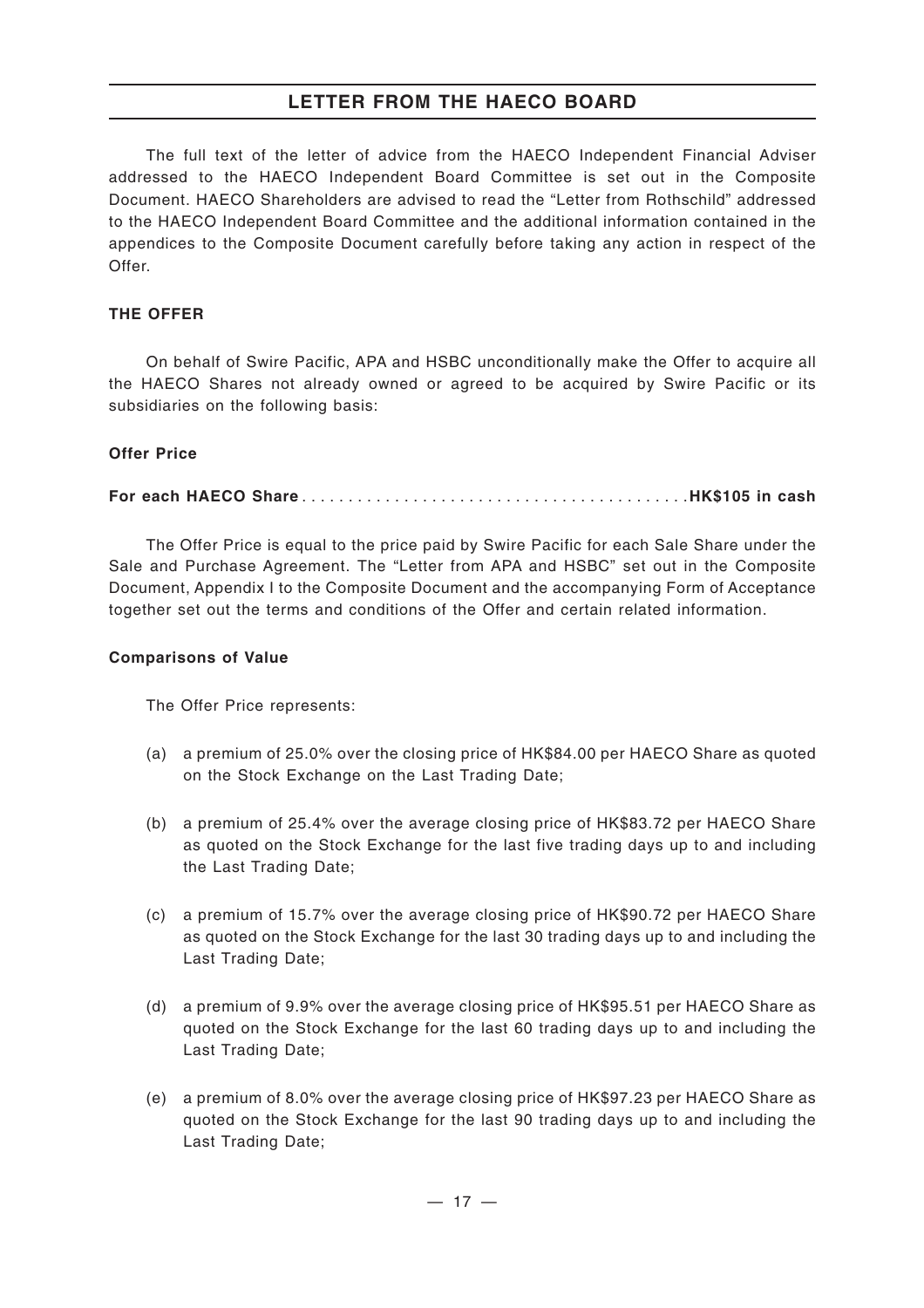The full text of the letter of advice from the HAECO Independent Financial Adviser addressed to the HAECO Independent Board Committee is set out in the Composite Document. HAECO Shareholders are advised to read the "Letter from Rothschild" addressed to the HAECO Independent Board Committee and the additional information contained in the appendices to the Composite Document carefully before taking any action in respect of the Offer.

## THE OFFER

On behalf of Swire Pacific, APA and HSBC unconditionally make the Offer to acquire all the HAECO Shares not already owned or agreed to be acquired by Swire Pacific or its subsidiaries on the following basis:

### Offer Price

**For each HAECO Share . . . . . . . . . . . . . . . . . . . . . . . . . . . . . . . . . . . . . . . . . . HK$105 in cash**

The Offer Price is equal to the price paid by Swire Pacific for each Sale Share under the Sale and Purchase Agreement. The "Letter from APA and HSBC" set out in the Composite Document, Appendix I to the Composite Document and the accompanying Form of Acceptance together set out the terms and conditions of the Offer and certain related information.

### Comparisons of Value

The Offer Price represents:

(a) a premium of 25.0% over the closing price of HK$84.00 per HAECO Share as quoted on the Stock Exchange on the Last Trading Date;

(b) a premium of 25.4% over the average closing price of HK$83.72 per HAECO Share as quoted on the Stock Exchange for the last five trading days up to and including the Last Trading Date;

(c) a premium of 15.7% over the average closing price of HK$90.72 per HAECO Share as quoted on the Stock Exchange for the last 30 trading days up to and including the Last Trading Date;

(d) a premium of 9.9% over the average closing price of HK$95.51 per HAECO Share as quoted on the Stock Exchange for the last 60 trading days up to and including the Last Trading Date;

(e) a premium of 8.0% over the average closing price of HK$97.23 per HAECO Share as quoted on the Stock Exchange for the last 90 trading days up to and including the Last Trading Date;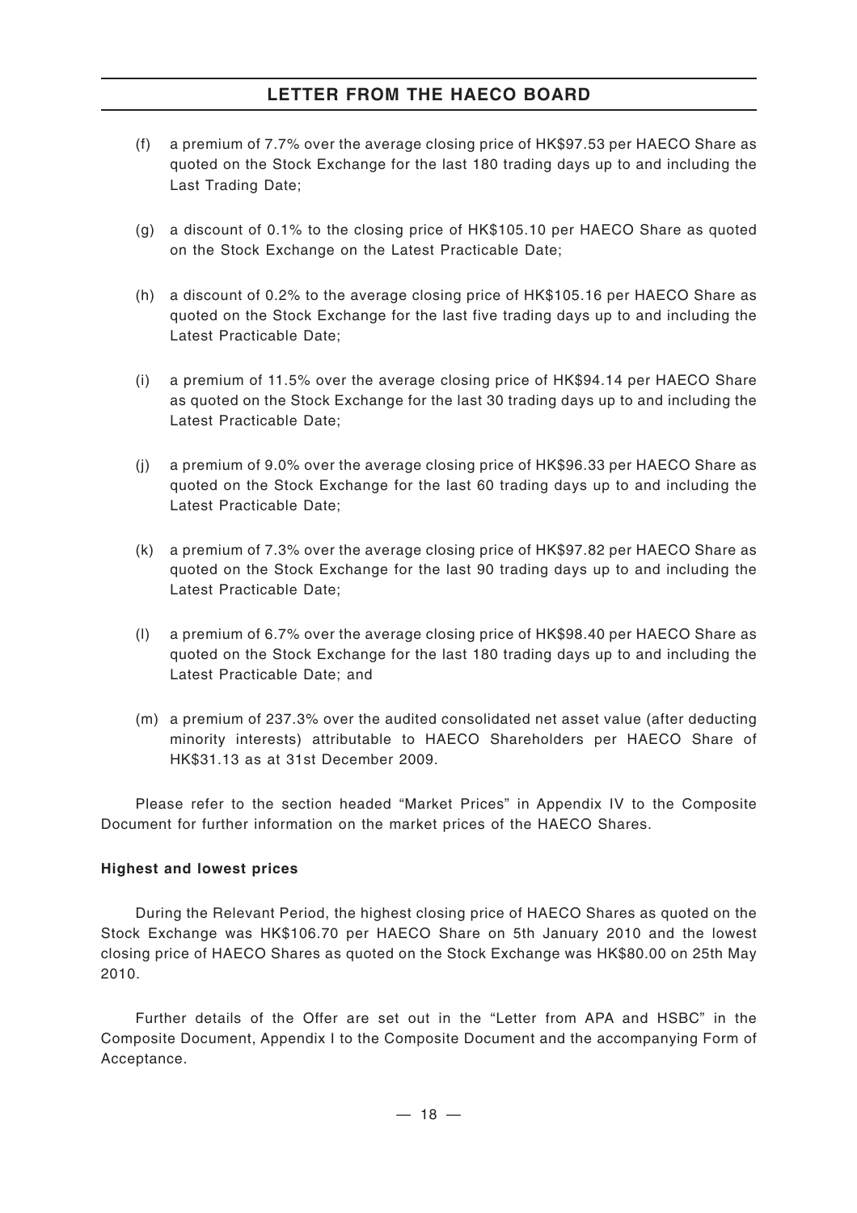(f) a premium of 7.7% over the average closing price of HK$97.53 per HAECO Share as quoted on the Stock Exchange for the last 180 trading days up to and including the Last Trading Date;

(g) a discount of 0.1% to the closing price of HK$105.10 per HAECO Share as quoted on the Stock Exchange on the Latest Practicable Date;

(h) a discount of 0.2% to the average closing price of HK$105.16 per HAECO Share as quoted on the Stock Exchange for the last five trading days up to and including the Latest Practicable Date;

(i) a premium of 11.5% over the average closing price of HK$94.14 per HAECO Share as quoted on the Stock Exchange for the last 30 trading days up to and including the Latest Practicable Date;

(j) a premium of 9.0% over the average closing price of HK$96.33 per HAECO Share as quoted on the Stock Exchange for the last 60 trading days up to and including the Latest Practicable Date;

(k) a premium of 7.3% over the average closing price of HK$97.82 per HAECO Share as quoted on the Stock Exchange for the last 90 trading days up to and including the Latest Practicable Date;

(l) a premium of 6.7% over the average closing price of HK$98.40 per HAECO Share as quoted on the Stock Exchange for the last 180 trading days up to and including the Latest Practicable Date; and

(m) a premium of 237.3% over the audited consolidated net asset value (after deducting minority interests) attributable to HAECO Shareholders per HAECO Share of HK$31.13 as at 31st December 2009.

Please refer to the section headed "Market Prices" in Appendix IV to the Composite Document for further information on the market prices of the HAECO Shares.

**Highest and lowest prices**

During the Relevant Period, the highest closing price of HAECO Shares as quoted on the Stock Exchange was HK$106.70 per HAECO Share on 5th January 2010 and the lowest closing price of HAECO Shares as quoted on the Stock Exchange was HK$80.00 on 25th May 2010.

Further details of the Offer are set out in the "Letter from APA and HSBC" in the Composite Document, Appendix I to the Composite Document and the accompanying Form of Acceptance.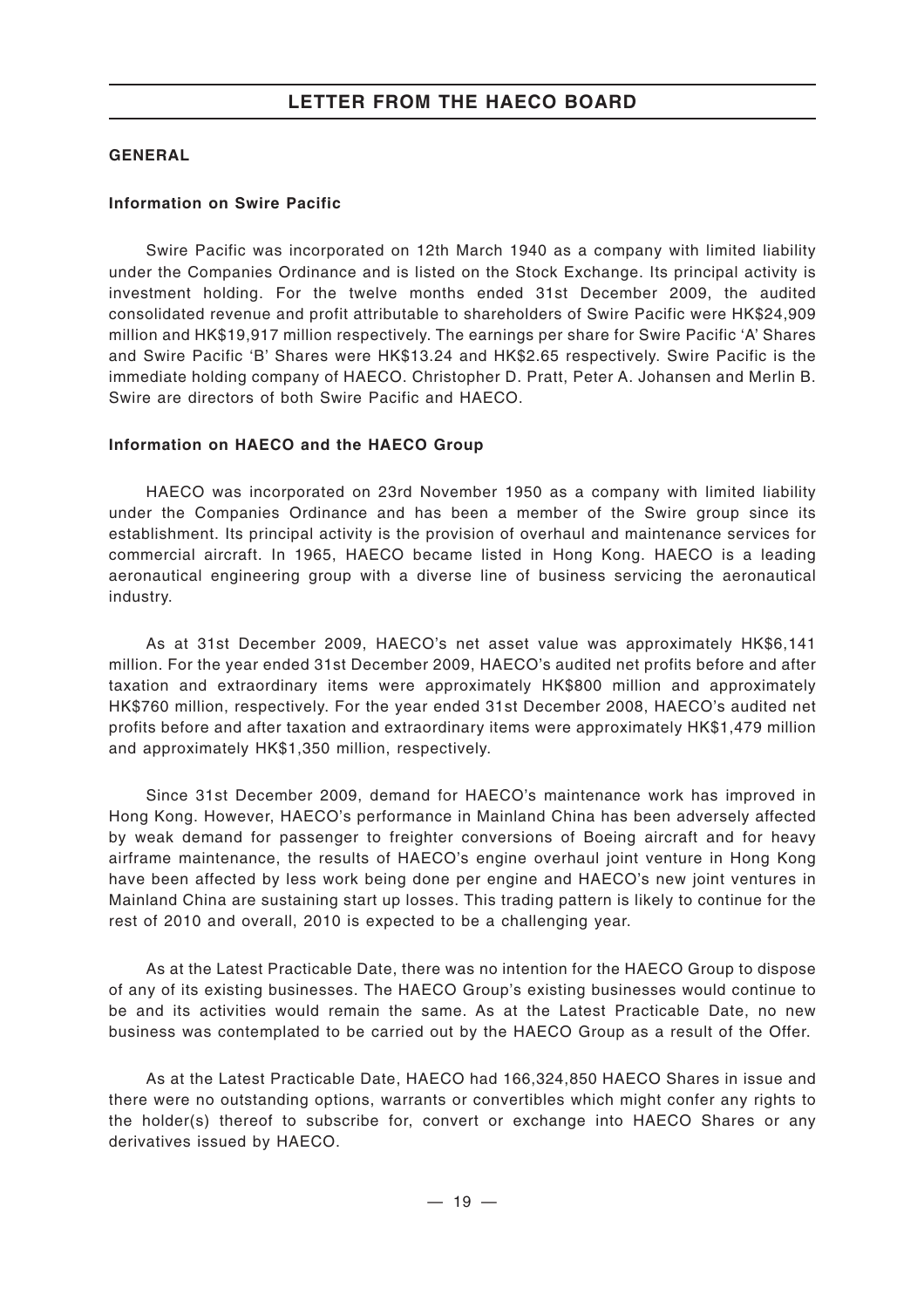## GENERAL

### Information on Swire Pacific

Swire Pacific was incorporated on 12th March 1940 as a company with limited liability under the Companies Ordinance and is listed on the Stock Exchange. Its principal activity is investment holding. For the twelve months ended 31st December 2009, the audited consolidated revenue and profit attributable to shareholders of Swire Pacific were HK$24,909 million and HK$19,917 million respectively. The earnings per share for Swire Pacific 'A' Shares and Swire Pacific 'B' Shares were HK$13.24 and HK$2.65 respectively. Swire Pacific is the immediate holding company of HAECO. Christopher D. Pratt, Peter A. Johansen and Merlin B. Swire are directors of both Swire Pacific and HAECO.

### Information on HAECO and the HAECO Group

HAECO was incorporated on 23rd November 1950 as a company with limited liability under the Companies Ordinance and has been a member of the Swire group since its establishment. Its principal activity is the provision of overhaul and maintenance services for commercial aircraft. In 1965, HAECO became listed in Hong Kong. HAECO is a leading aeronautical engineering group with a diverse line of business servicing the aeronautical industry.

As at 31st December 2009, HAECO's net asset value was approximately HK$6,141 million. For the year ended 31st December 2009, HAECO's audited net profits before and after taxation and extraordinary items were approximately HK$800 million and approximately HK$760 million, respectively. For the year ended 31st December 2008, HAECO's audited net profits before and after taxation and extraordinary items were approximately HK$1,479 million and approximately HK$1,350 million, respectively.

Since 31st December 2009, demand for HAECO's maintenance work has improved in Hong Kong. However, HAECO's performance in Mainland China has been adversely affected by weak demand for passenger to freighter conversions of Boeing aircraft and for heavy airframe maintenance, the results of HAECO's engine overhaul joint venture in Hong Kong have been affected by less work being done per engine and HAECO's new joint ventures in Mainland China are sustaining start up losses. This trading pattern is likely to continue for the rest of 2010 and overall, 2010 is expected to be a challenging year.

As at the Latest Practicable Date, there was no intention for the HAECO Group to dispose of any of its existing businesses. The HAECO Group's existing businesses would continue to be and its activities would remain the same. As at the Latest Practicable Date, no new business was contemplated to be carried out by the HAECO Group as a result of the Offer.

As at the Latest Practicable Date, HAECO had 166,324,850 HAECO Shares in issue and there were no outstanding options, warrants or convertibles which might confer any rights to the holder(s) thereof to subscribe for, convert or exchange into HAECO Shares or any derivatives issued by HAECO.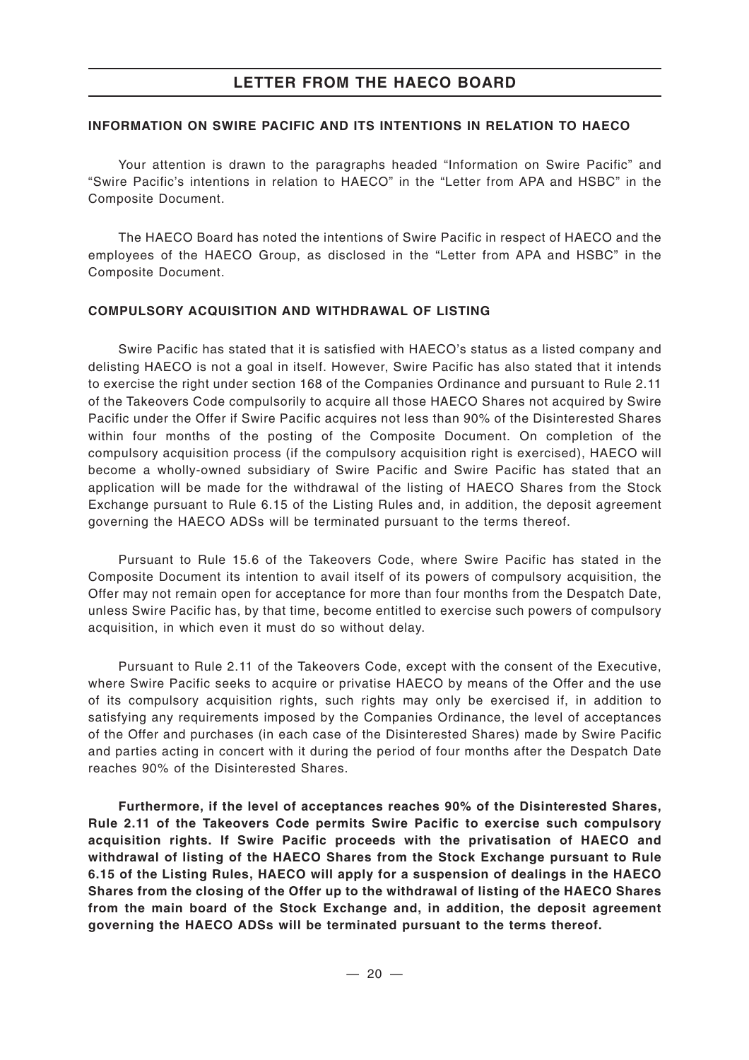## LETTER FROM THE HAECO BOARD

### INFORMATION ON SWIRE PACIFIC AND ITS INTENTIONS IN RELATION TO HAECO

Your attention is drawn to the paragraphs headed "Information on Swire Pacific" and "Swire Pacific's intentions in relation to HAECO" in the "Letter from APA and HSBC" in the Composite Document.

The HAECO Board has noted the intentions of Swire Pacific in respect of HAECO and the employees of the HAECO Group, as disclosed in the "Letter from APA and HSBC" in the Composite Document.

### COMPULSORY ACQUISITION AND WITHDRAWAL OF LISTING

Swire Pacific has stated that it is satisfied with HAECO's status as a listed company and delisting HAECO is not a goal in itself. However, Swire Pacific has also stated that it intends to exercise the right under section 168 of the Companies Ordinance and pursuant to Rule 2.11 of the Takeovers Code compulsorily to acquire all those HAECO Shares not acquired by Swire Pacific under the Offer if Swire Pacific acquires not less than 90% of the Disinterested Shares within four months of the posting of the Composite Document. On completion of the compulsory acquisition process (if the compulsory acquisition right is exercised), HAECO will become a wholly-owned subsidiary of Swire Pacific and Swire Pacific has stated that an application will be made for the withdrawal of the listing of HAECO Shares from the Stock Exchange pursuant to Rule 6.15 of the Listing Rules and, in addition, the deposit agreement governing the HAECO ADSs will be terminated pursuant to the terms thereof.

Pursuant to Rule 15.6 of the Takeovers Code, where Swire Pacific has stated in the Composite Document its intention to avail itself of its powers of compulsory acquisition, the Offer may not remain open for acceptance for more than four months from the Despatch Date, unless Swire Pacific has, by that time, become entitled to exercise such powers of compulsory acquisition, in which even it must do so without delay.

Pursuant to Rule 2.11 of the Takeovers Code, except with the consent of the Executive, where Swire Pacific seeks to acquire or privatise HAECO by means of the Offer and the use of its compulsory acquisition rights, such rights may only be exercised if, in addition to satisfying any requirements imposed by the Companies Ordinance, the level of acceptances of the Offer and purchases (in each case of the Disinterested Shares) made by Swire Pacific and parties acting in concert with it during the period of four months after the Despatch Date reaches 90% of the Disinterested Shares.

**Furthermore, if the level of acceptances reaches 90% of the Disinterested Shares, Rule 2.11 of the Takeovers Code permits Swire Pacific to exercise such compulsory acquisition rights. If Swire Pacific proceeds with the privatisation of HAECO and withdrawal of listing of the HAECO Shares from the Stock Exchange pursuant to Rule 6.15 of the Listing Rules, HAECO will apply for a suspension of dealings in the HAECO Shares from the closing of the Offer up to the withdrawal of listing of the HAECO Shares from the main board of the Stock Exchange and, in addition, the deposit agreement governing the HAECO ADSs will be terminated pursuant to the terms thereof.**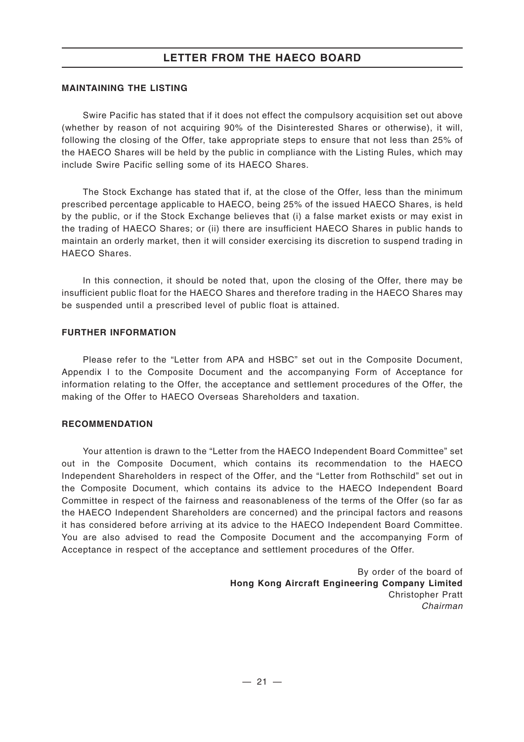## LETTER FROM THE HAECO BOARD

### MAINTAINING THE LISTING

Swire Pacific has stated that if it does not effect the compulsory acquisition set out above (whether by reason of not acquiring 90% of the Disinterested Shares or otherwise), it will, following the closing of the Offer, take appropriate steps to ensure that not less than 25% of the HAECO Shares will be held by the public in compliance with the Listing Rules, which may include Swire Pacific selling some of its HAECO Shares.

The Stock Exchange has stated that if, at the close of the Offer, less than the minimum prescribed percentage applicable to HAECO, being 25% of the issued HAECO Shares, is held by the public, or if the Stock Exchange believes that (i) a false market exists or may exist in the trading of HAECO Shares; or (ii) there are insufficient HAECO Shares in public hands to maintain an orderly market, then it will consider exercising its discretion to suspend trading in HAECO Shares.

In this connection, it should be noted that, upon the closing of the Offer, there may be insufficient public float for the HAECO Shares and therefore trading in the HAECO Shares may be suspended until a prescribed level of public float is attained.

### FURTHER INFORMATION

Please refer to the "Letter from APA and HSBC" set out in the Composite Document, Appendix I to the Composite Document and the accompanying Form of Acceptance for information relating to the Offer, the acceptance and settlement procedures of the Offer, the making of the Offer to HAECO Overseas Shareholders and taxation.

### RECOMMENDATION

Your attention is drawn to the "Letter from the HAECO Independent Board Committee" set out in the Composite Document, which contains its recommendation to the HAECO Independent Shareholders in respect of the Offer, and the "Letter from Rothschild" set out in the Composite Document, which contains its advice to the HAECO Independent Board Committee in respect of the fairness and reasonableness of the terms of the Offer (so far as the HAECO Independent Shareholders are concerned) and the principal factors and reasons it has considered before arriving at its advice to the HAECO Independent Board Committee. You are also advised to read the Composite Document and the accompanying Form of Acceptance in respect of the acceptance and settlement procedures of the Offer.

By order of the board of
**Hong Kong Aircraft Engineering Company Limited**
Christopher Pratt
*Chairman*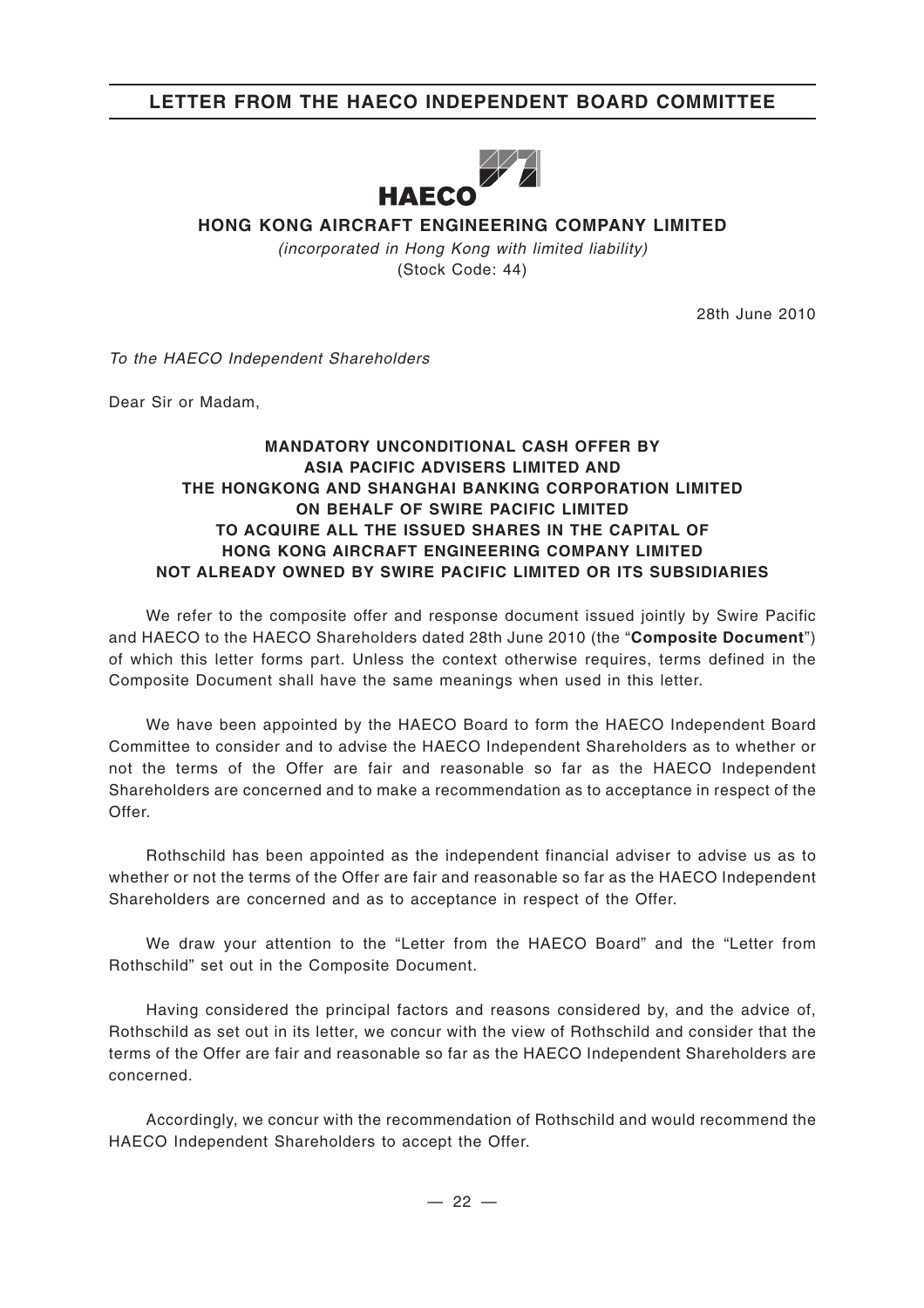# LETTER FROM THE HAECO INDEPENDENT BOARD COMMITTEE

**HAECO**

**HONG KONG AIRCRAFT ENGINEERING COMPANY LIMITED**

*(incorporated in Hong Kong with limited liability)*
(Stock Code: 44)

28th June 2010

*To the HAECO Independent Shareholders*

Dear Sir or Madam,

**MANDATORY UNCONDITIONAL CASH OFFER BY ASIA PACIFIC ADVISERS LIMITED AND THE HONGKONG AND SHANGHAI BANKING CORPORATION LIMITED ON BEHALF OF SWIRE PACIFIC LIMITED TO ACQUIRE ALL THE ISSUED SHARES IN THE CAPITAL OF HONG KONG AIRCRAFT ENGINEERING COMPANY LIMITED NOT ALREADY OWNED BY SWIRE PACIFIC LIMITED OR ITS SUBSIDIARIES**

We refer to the composite offer and response document issued jointly by Swire Pacific and HAECO to the HAECO Shareholders dated 28th June 2010 (the "**Composite Document**") of which this letter forms part. Unless the context otherwise requires, terms defined in the Composite Document shall have the same meanings when used in this letter.

We have been appointed by the HAECO Board to form the HAECO Independent Board Committee to consider and to advise the HAECO Independent Shareholders as to whether or not the terms of the Offer are fair and reasonable so far as the HAECO Independent Shareholders are concerned and to make a recommendation as to acceptance in respect of the Offer.

Rothschild has been appointed as the independent financial adviser to advise us as to whether or not the terms of the Offer are fair and reasonable so far as the HAECO Independent Shareholders are concerned and as to acceptance in respect of the Offer.

We draw your attention to the "Letter from the HAECO Board" and the "Letter from Rothschild" set out in the Composite Document.

Having considered the principal factors and reasons considered by, and the advice of, Rothschild as set out in its letter, we concur with the view of Rothschild and consider that the terms of the Offer are fair and reasonable so far as the HAECO Independent Shareholders are concerned.

Accordingly, we concur with the recommendation of Rothschild and would recommend the HAECO Independent Shareholders to accept the Offer.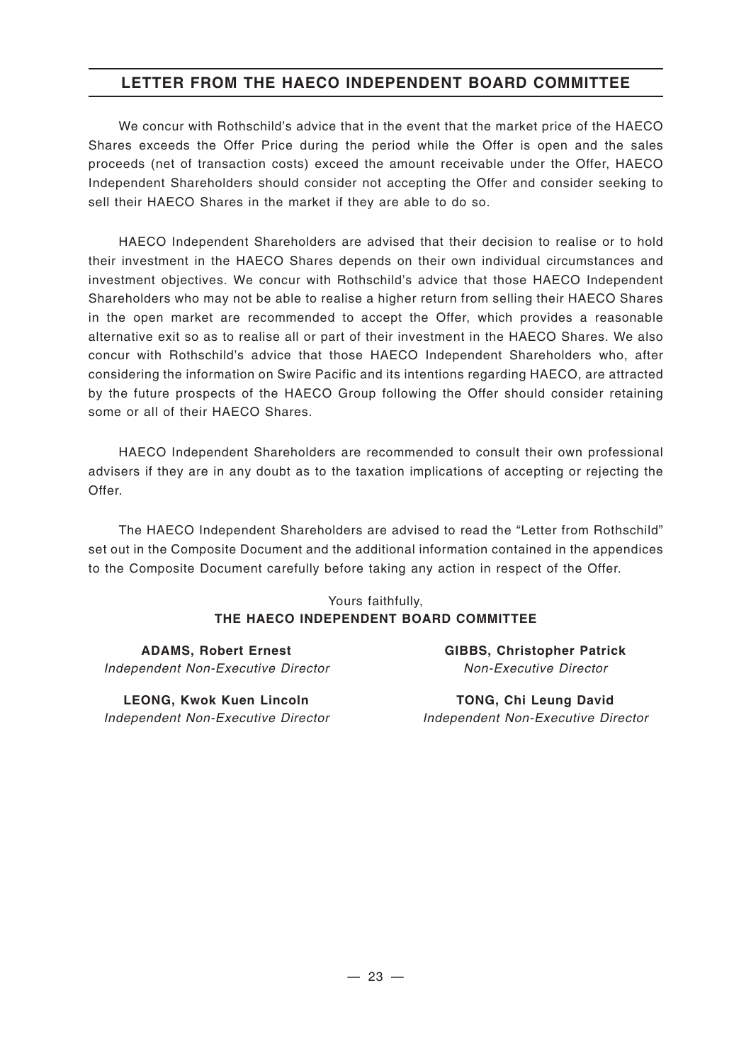## LETTER FROM THE HAECO INDEPENDENT BOARD COMMITTEE

We concur with Rothschild's advice that in the event that the market price of the HAECO Shares exceeds the Offer Price during the period while the Offer is open and the sales proceeds (net of transaction costs) exceed the amount receivable under the Offer, HAECO Independent Shareholders should consider not accepting the Offer and consider seeking to sell their HAECO Shares in the market if they are able to do so.

HAECO Independent Shareholders are advised that their decision to realise or to hold their investment in the HAECO Shares depends on their own individual circumstances and investment objectives. We concur with Rothschild's advice that those HAECO Independent Shareholders who may not be able to realise a higher return from selling their HAECO Shares in the open market are recommended to accept the Offer, which provides a reasonable alternative exit so as to realise all or part of their investment in the HAECO Shares. We also concur with Rothschild's advice that those HAECO Independent Shareholders who, after considering the information on Swire Pacific and its intentions regarding HAECO, are attracted by the future prospects of the HAECO Group following the Offer should consider retaining some or all of their HAECO Shares.

HAECO Independent Shareholders are recommended to consult their own professional advisers if they are in any doubt as to the taxation implications of accepting or rejecting the Offer.

The HAECO Independent Shareholders are advised to read the "Letter from Rothschild" set out in the Composite Document and the additional information contained in the appendices to the Composite Document carefully before taking any action in respect of the Offer.

Yours faithfully,
**THE HAECO INDEPENDENT BOARD COMMITTEE**

**ADAMS, Robert Ernest**
*Independent Non-Executive Director*

**GIBBS, Christopher Patrick**
*Non-Executive Director*

**LEONG, Kwok Kuen Lincoln**
*Independent Non-Executive Director*

**TONG, Chi Leung David**
*Independent Non-Executive Director*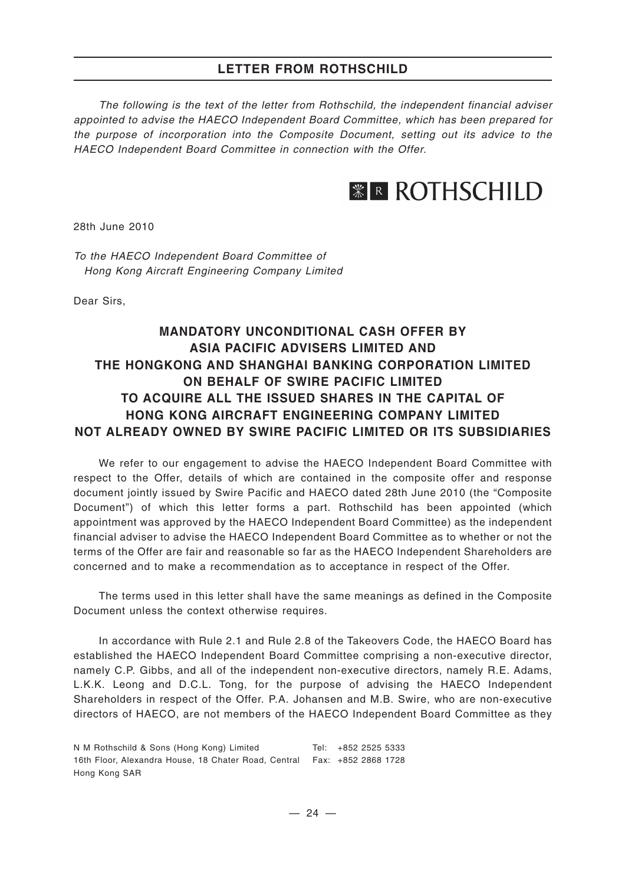## LETTER FROM ROTHSCHILD

*The following is the text of the letter from Rothschild, the independent financial adviser appointed to advise the HAECO Independent Board Committee, which has been prepared for the purpose of incorporation into the Composite Document, setting out its advice to the HAECO Independent Board Committee in connection with the Offer.*

ROTHSCHILD

28th June 2010

*To the HAECO Independent Board Committee of Hong Kong Aircraft Engineering Company Limited*

Dear Sirs,

### MANDATORY UNCONDITIONAL CASH OFFER BY ASIA PACIFIC ADVISERS LIMITED AND THE HONGKONG AND SHANGHAI BANKING CORPORATION LIMITED ON BEHALF OF SWIRE PACIFIC LIMITED TO ACQUIRE ALL THE ISSUED SHARES IN THE CAPITAL OF HONG KONG AIRCRAFT ENGINEERING COMPANY LIMITED NOT ALREADY OWNED BY SWIRE PACIFIC LIMITED OR ITS SUBSIDIARIES

We refer to our engagement to advise the HAECO Independent Board Committee with respect to the Offer, details of which are contained in the composite offer and response document jointly issued by Swire Pacific and HAECO dated 28th June 2010 (the "Composite Document") of which this letter forms a part. Rothschild has been appointed (which appointment was approved by the HAECO Independent Board Committee) as the independent financial adviser to advise the HAECO Independent Board Committee as to whether or not the terms of the Offer are fair and reasonable so far as the HAECO Independent Shareholders are concerned and to make a recommendation as to acceptance in respect of the Offer.

The terms used in this letter shall have the same meanings as defined in the Composite Document unless the context otherwise requires.

In accordance with Rule 2.1 and Rule 2.8 of the Takeovers Code, the HAECO Board has established the HAECO Independent Board Committee comprising a non-executive director, namely C.P. Gibbs, and all of the independent non-executive directors, namely R.E. Adams, L.K.K. Leong and D.C.L. Tong, for the purpose of advising the HAECO Independent Shareholders in respect of the Offer. P.A. Johansen and M.B. Swire, who are non-executive directors of HAECO, are not members of the HAECO Independent Board Committee as they

N M Rothschild & Sons (Hong Kong) Limited
16th Floor, Alexandra House, 18 Chater Road, Central
Hong Kong SAR

Tel: +852 2525 5333
Fax: +852 2868 1728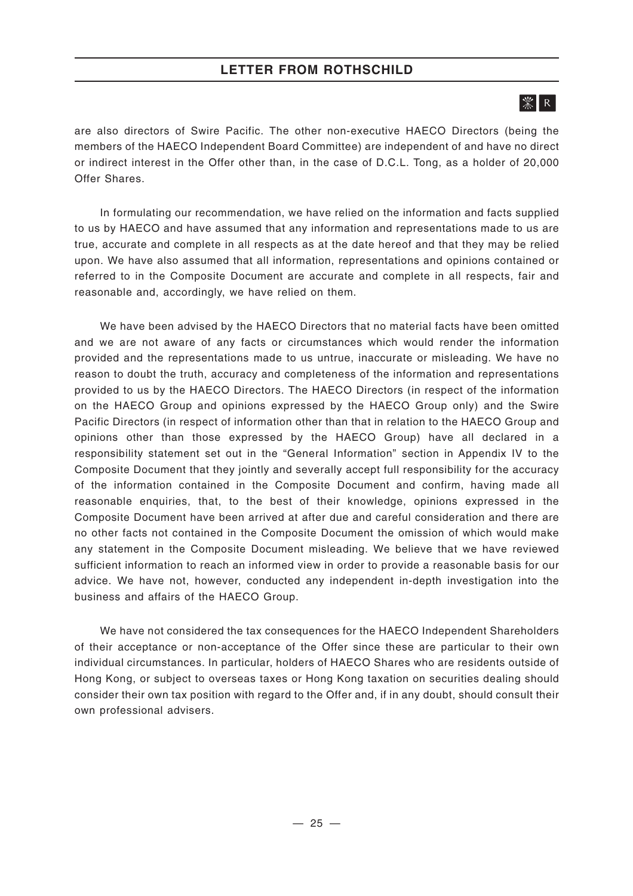are also directors of Swire Pacific. The other non-executive HAECO Directors (being the members of the HAECO Independent Board Committee) are independent of and have no direct or indirect interest in the Offer other than, in the case of D.C.L. Tong, as a holder of 20,000 Offer Shares.

In formulating our recommendation, we have relied on the information and facts supplied to us by HAECO and have assumed that any information and representations made to us are true, accurate and complete in all respects as at the date hereof and that they may be relied upon. We have also assumed that all information, representations and opinions contained or referred to in the Composite Document are accurate and complete in all respects, fair and reasonable and, accordingly, we have relied on them.

We have been advised by the HAECO Directors that no material facts have been omitted and we are not aware of any facts or circumstances which would render the information provided and the representations made to us untrue, inaccurate or misleading. We have no reason to doubt the truth, accuracy and completeness of the information and representations provided to us by the HAECO Directors. The HAECO Directors (in respect of the information on the HAECO Group and opinions expressed by the HAECO Group only) and the Swire Pacific Directors (in respect of information other than that in relation to the HAECO Group and opinions other than those expressed by the HAECO Group) have all declared in a responsibility statement set out in the "General Information" section in Appendix IV to the Composite Document that they jointly and severally accept full responsibility for the accuracy of the information contained in the Composite Document and confirm, having made all reasonable enquiries, that, to the best of their knowledge, opinions expressed in the Composite Document have been arrived at after due and careful consideration and there are no other facts not contained in the Composite Document the omission of which would make any statement in the Composite Document misleading. We believe that we have reviewed sufficient information to reach an informed view in order to provide a reasonable basis for our advice. We have not, however, conducted any independent in-depth investigation into the business and affairs of the HAECO Group.

We have not considered the tax consequences for the HAECO Independent Shareholders of their acceptance or non-acceptance of the Offer since these are particular to their own individual circumstances. In particular, holders of HAECO Shares who are residents outside of Hong Kong, or subject to overseas taxes or Hong Kong taxation on securities dealing should consider their own tax position with regard to the Offer and, if in any doubt, should consult their own professional advisers.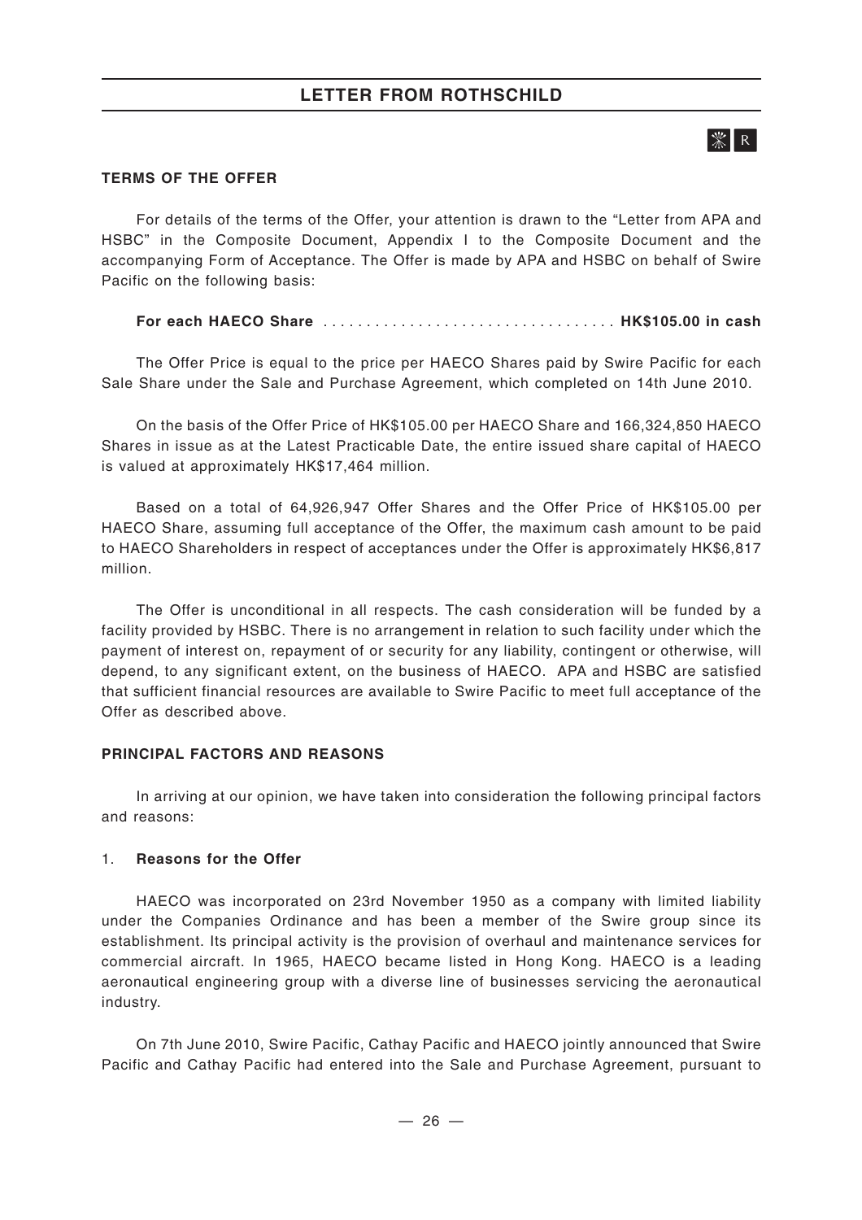## LETTER FROM ROTHSCHILD

**TERMS OF THE OFFER**

For details of the terms of the Offer, your attention is drawn to the "Letter from APA and HSBC" in the Composite Document, Appendix I to the Composite Document and the accompanying Form of Acceptance. The Offer is made by APA and HSBC on behalf of Swire Pacific on the following basis:

**For each HAECO Share .................................. HK$105.00 in cash**

The Offer Price is equal to the price per HAECO Shares paid by Swire Pacific for each Sale Share under the Sale and Purchase Agreement, which completed on 14th June 2010.

On the basis of the Offer Price of HK$105.00 per HAECO Share and 166,324,850 HAECO Shares in issue as at the Latest Practicable Date, the entire issued share capital of HAECO is valued at approximately HK$17,464 million.

Based on a total of 64,926,947 Offer Shares and the Offer Price of HK$105.00 per HAECO Share, assuming full acceptance of the Offer, the maximum cash amount to be paid to HAECO Shareholders in respect of acceptances under the Offer is approximately HK$6,817 million.

The Offer is unconditional in all respects. The cash consideration will be funded by a facility provided by HSBC. There is no arrangement in relation to such facility under which the payment of interest on, repayment of or security for any liability, contingent or otherwise, will depend, to any significant extent, on the business of HAECO. APA and HSBC are satisfied that sufficient financial resources are available to Swire Pacific to meet full acceptance of the Offer as described above.

**PRINCIPAL FACTORS AND REASONS**

In arriving at our opinion, we have taken into consideration the following principal factors and reasons:

1. **Reasons for the Offer**

HAECO was incorporated on 23rd November 1950 as a company with limited liability under the Companies Ordinance and has been a member of the Swire group since its establishment. Its principal activity is the provision of overhaul and maintenance services for commercial aircraft. In 1965, HAECO became listed in Hong Kong. HAECO is a leading aeronautical engineering group with a diverse line of businesses servicing the aeronautical industry.

On 7th June 2010, Swire Pacific, Cathay Pacific and HAECO jointly announced that Swire Pacific and Cathay Pacific had entered into the Sale and Purchase Agreement, pursuant to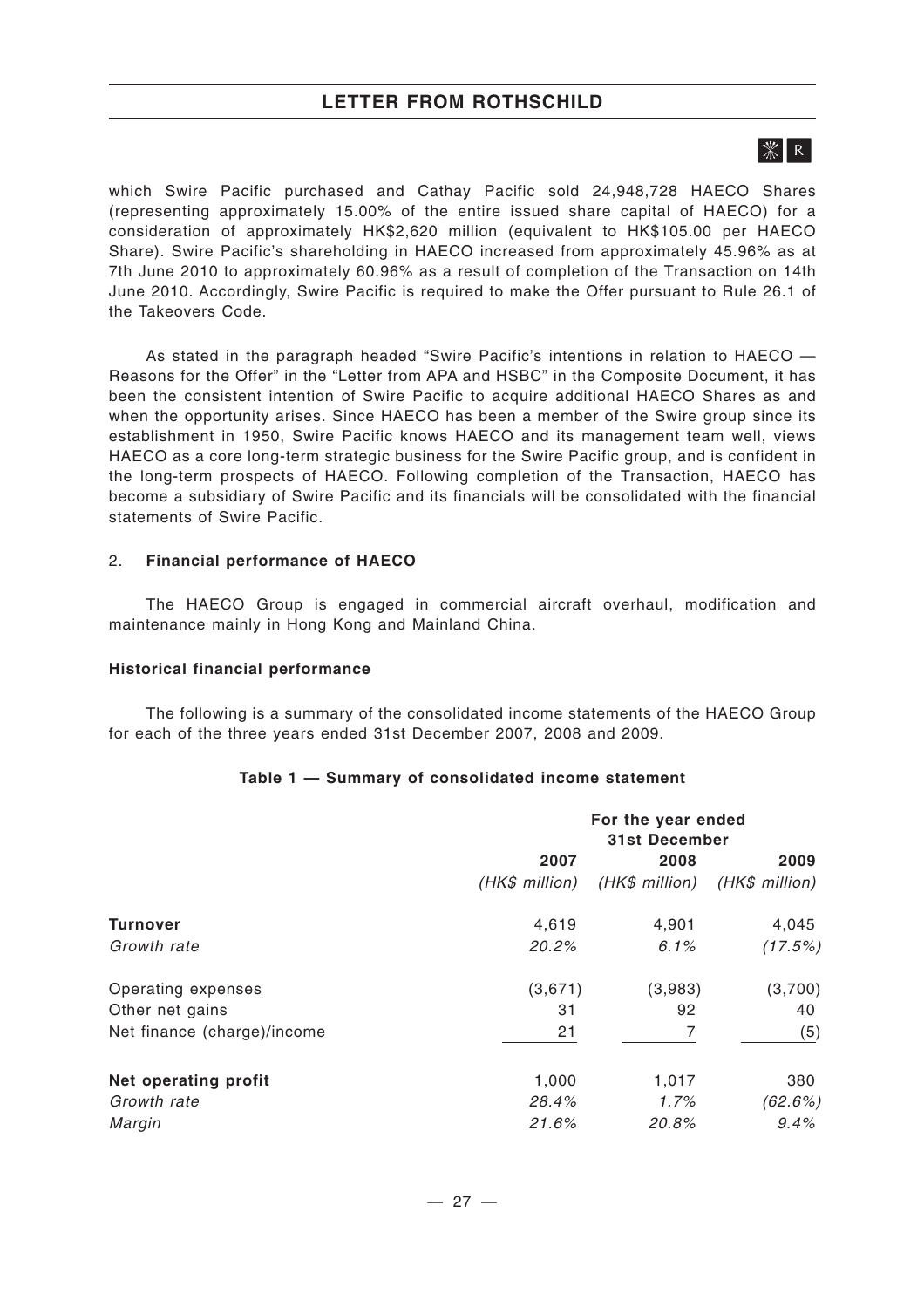which Swire Pacific purchased and Cathay Pacific sold 24,948,728 HAECO Shares (representing approximately 15.00% of the entire issued share capital of HAECO) for a consideration of approximately HK$2,620 million (equivalent to HK$105.00 per HAECO Share). Swire Pacific's shareholding in HAECO increased from approximately 45.96% as at 7th June 2010 to approximately 60.96% as a result of completion of the Transaction on 14th June 2010. Accordingly, Swire Pacific is required to make the Offer pursuant to Rule 26.1 of the Takeovers Code.

As stated in the paragraph headed "Swire Pacific's intentions in relation to HAECO — Reasons for the Offer" in the "Letter from APA and HSBC" in the Composite Document, it has been the consistent intention of Swire Pacific to acquire additional HAECO Shares as and when the opportunity arises. Since HAECO has been a member of the Swire group since its establishment in 1950, Swire Pacific knows HAECO and its management team well, views HAECO as a core long-term strategic business for the Swire Pacific group, and is confident in the long-term prospects of HAECO. Following completion of the Transaction, HAECO has become a subsidiary of Swire Pacific and its financials will be consolidated with the financial statements of Swire Pacific.

2. **Financial performance of HAECO**

The HAECO Group is engaged in commercial aircraft overhaul, modification and maintenance mainly in Hong Kong and Mainland China.

**Historical financial performance**

The following is a summary of the consolidated income statements of the HAECO Group for each of the three years ended 31st December 2007, 2008 and 2009.

**Table 1 — Summary of consolidated income statement**

| | For the year ended 31st December | | |
|---|---|---|---|
| | 2007 | 2008 | 2009 |
| | *(HK$ million)* | *(HK$ million)* | *(HK$ million)* |
| **Turnover** | 4,619 | 4,901 | 4,045 |
| *Growth rate* | *20.2%* | *6.1%* | *(17.5%)* |
| Operating expenses | (3,671) | (3,983) | (3,700) |
| Other net gains | 31 | 92 | 40 |
| Net finance (charge)/income | 21 | 7 | (5) |
| **Net operating profit** | 1,000 | 1,017 | 380 |
| *Growth rate* | *28.4%* | *1.7%* | *(62.6%)* |
| *Margin* | *21.6%* | *20.8%* | *9.4%* |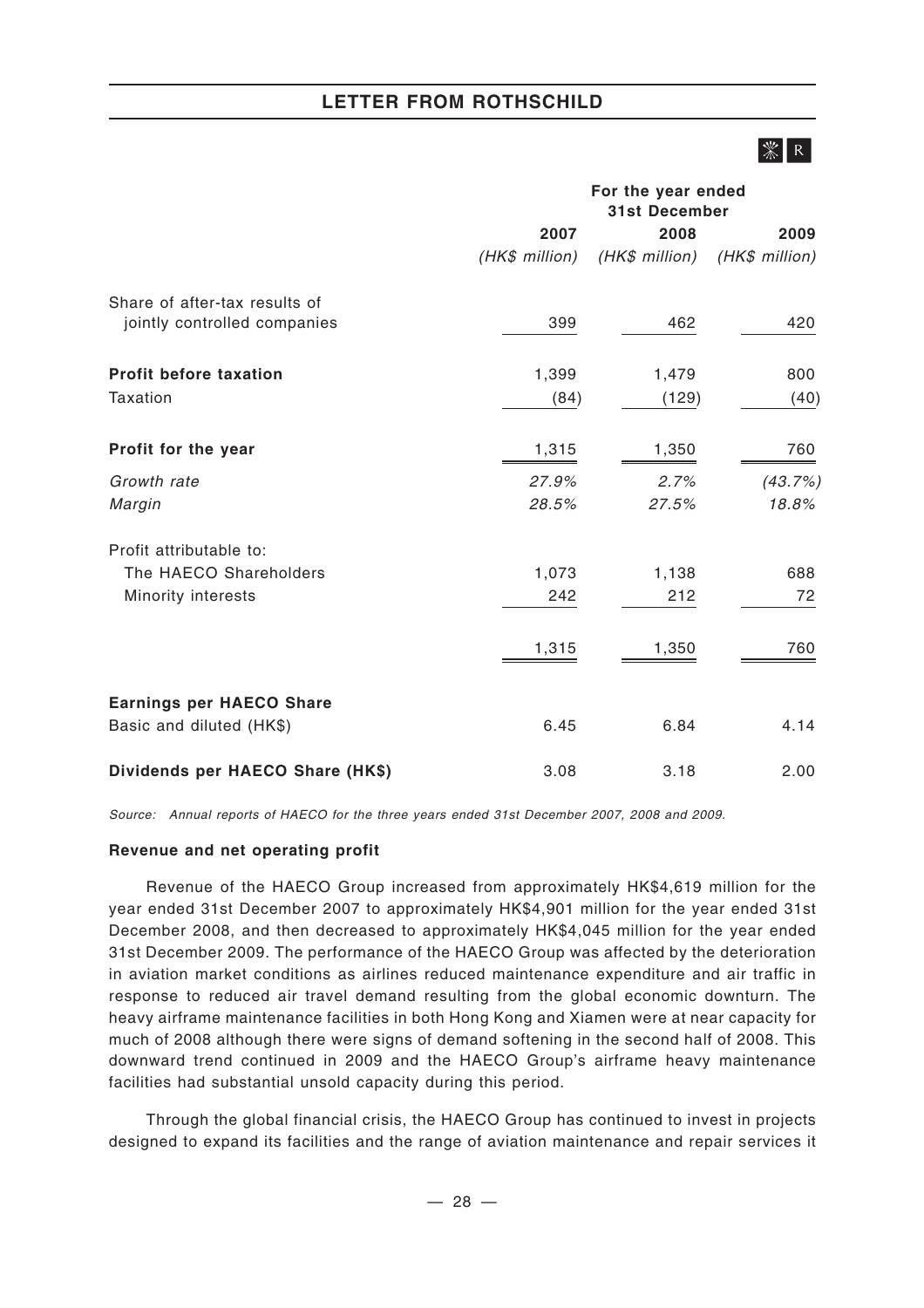| | For the year ended 31st December | | |
|---|---|---|---|
| | 2007 | 2008 | 2009 |
| | *(HK$ million)* | *(HK$ million)* | *(HK$ million)* |
| Share of after-tax results of jointly controlled companies | 399 | 462 | 420 |
| **Profit before taxation** | 1,399 | 1,479 | 800 |
| Taxation | (84) | (129) | (40) |
| **Profit for the year** | 1,315 | 1,350 | 760 |
| *Growth rate* | *27.9%* | *2.7%* | *(43.7%)* |
| *Margin* | *28.5%* | *27.5%* | *18.8%* |
| Profit attributable to: | | | |
| The HAECO Shareholders | 1,073 | 1,138 | 688 |
| Minority interests | 242 | 212 | 72 |
| | 1,315 | 1,350 | 760 |
| **Earnings per HAECO Share** | | | |
| Basic and diluted (HK$) | 6.45 | 6.84 | 4.14 |
| **Dividends per HAECO Share (HK$)** | 3.08 | 3.18 | 2.00 |

*Source: Annual reports of HAECO for the three years ended 31st December 2007, 2008 and 2009.*

**Revenue and net operating profit**

Revenue of the HAECO Group increased from approximately HK$4,619 million for the year ended 31st December 2007 to approximately HK$4,901 million for the year ended 31st December 2008, and then decreased to approximately HK$4,045 million for the year ended 31st December 2009. The performance of the HAECO Group was affected by the deterioration in aviation market conditions as airlines reduced maintenance expenditure and air traffic in response to reduced air travel demand resulting from the global economic downturn. The heavy airframe maintenance facilities in both Hong Kong and Xiamen were at near capacity for much of 2008 although there were signs of demand softening in the second half of 2008. This downward trend continued in 2009 and the HAECO Group's airframe heavy maintenance facilities had substantial unsold capacity during this period.

Through the global financial crisis, the HAECO Group has continued to invest in projects designed to expand its facilities and the range of aviation maintenance and repair services it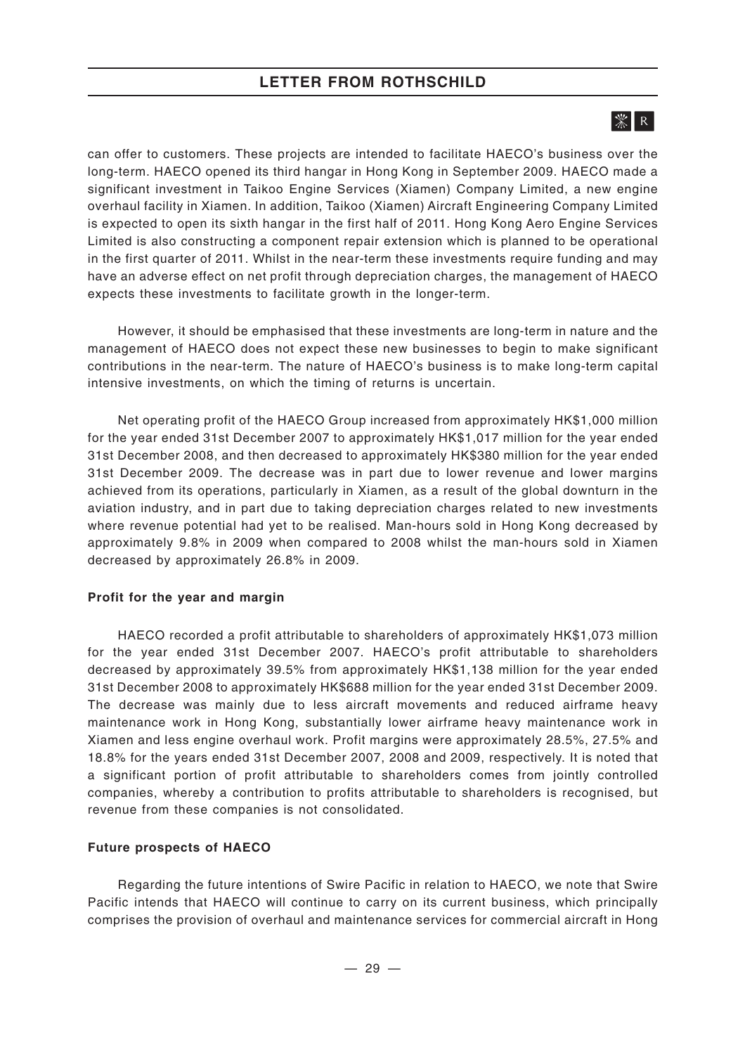can offer to customers. These projects are intended to facilitate HAECO's business over the long-term. HAECO opened its third hangar in Hong Kong in September 2009. HAECO made a significant investment in Taikoo Engine Services (Xiamen) Company Limited, a new engine overhaul facility in Xiamen. In addition, Taikoo (Xiamen) Aircraft Engineering Company Limited is expected to open its sixth hangar in the first half of 2011. Hong Kong Aero Engine Services Limited is also constructing a component repair extension which is planned to be operational in the first quarter of 2011. Whilst in the near-term these investments require funding and may have an adverse effect on net profit through depreciation charges, the management of HAECO expects these investments to facilitate growth in the longer-term.

However, it should be emphasised that these investments are long-term in nature and the management of HAECO does not expect these new businesses to begin to make significant contributions in the near-term. The nature of HAECO's business is to make long-term capital intensive investments, on which the timing of returns is uncertain.

Net operating profit of the HAECO Group increased from approximately HK$1,000 million for the year ended 31st December 2007 to approximately HK$1,017 million for the year ended 31st December 2008, and then decreased to approximately HK$380 million for the year ended 31st December 2009. The decrease was in part due to lower revenue and lower margins achieved from its operations, particularly in Xiamen, as a result of the global downturn in the aviation industry, and in part due to taking depreciation charges related to new investments where revenue potential had yet to be realised. Man-hours sold in Hong Kong decreased by approximately 9.8% in 2009 when compared to 2008 whilst the man-hours sold in Xiamen decreased by approximately 26.8% in 2009.

**Profit for the year and margin**

HAECO recorded a profit attributable to shareholders of approximately HK$1,073 million for the year ended 31st December 2007. HAECO's profit attributable to shareholders decreased by approximately 39.5% from approximately HK$1,138 million for the year ended 31st December 2008 to approximately HK$688 million for the year ended 31st December 2009. The decrease was mainly due to less aircraft movements and reduced airframe heavy maintenance work in Hong Kong, substantially lower airframe heavy maintenance work in Xiamen and less engine overhaul work. Profit margins were approximately 28.5%, 27.5% and 18.8% for the years ended 31st December 2007, 2008 and 2009, respectively. It is noted that a significant portion of profit attributable to shareholders comes from jointly controlled companies, whereby a contribution to profits attributable to shareholders is recognised, but revenue from these companies is not consolidated.

**Future prospects of HAECO**

Regarding the future intentions of Swire Pacific in relation to HAECO, we note that Swire Pacific intends that HAECO will continue to carry on its current business, which principally comprises the provision of overhaul and maintenance services for commercial aircraft in Hong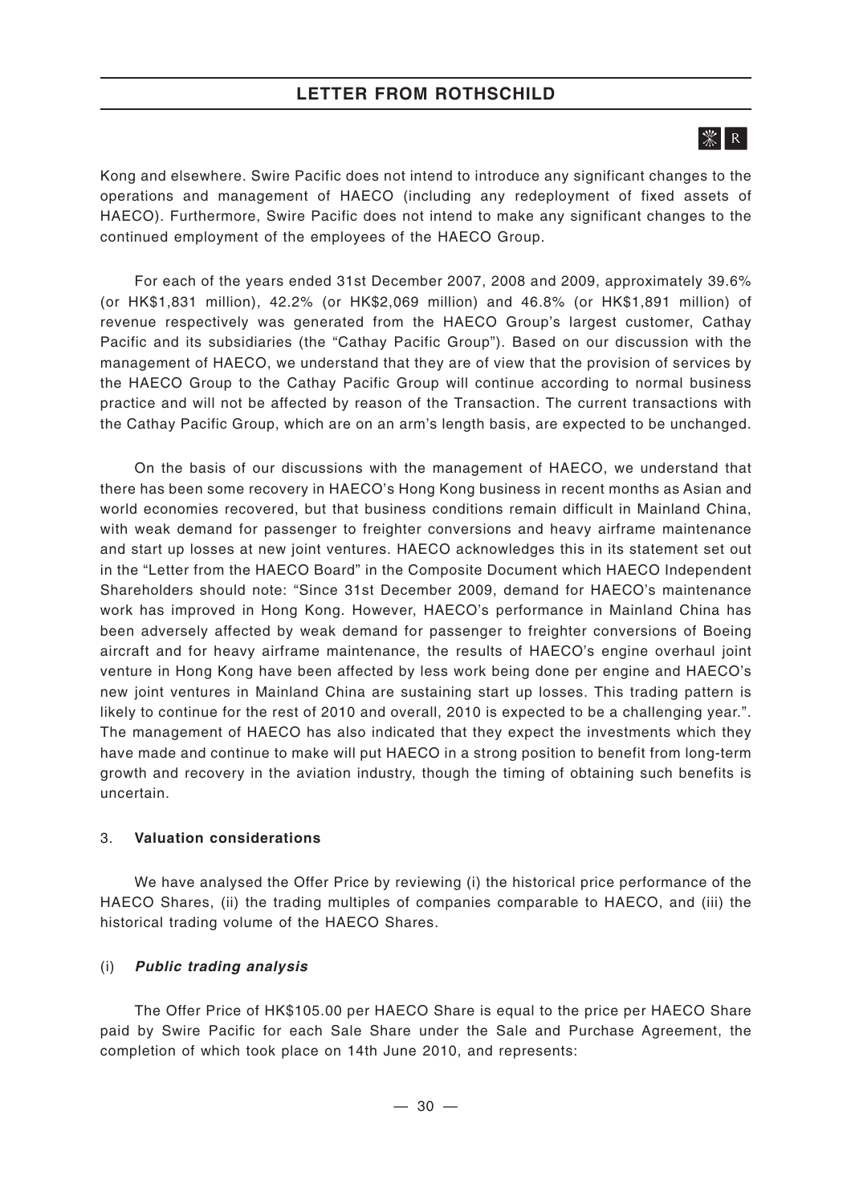Kong and elsewhere. Swire Pacific does not intend to introduce any significant changes to the operations and management of HAECO (including any redeployment of fixed assets of HAECO). Furthermore, Swire Pacific does not intend to make any significant changes to the continued employment of the employees of the HAECO Group.

For each of the years ended 31st December 2007, 2008 and 2009, approximately 39.6% (or HK$1,831 million), 42.2% (or HK$2,069 million) and 46.8% (or HK$1,891 million) of revenue respectively was generated from the HAECO Group's largest customer, Cathay Pacific and its subsidiaries (the "Cathay Pacific Group"). Based on our discussion with the management of HAECO, we understand that they are of view that the provision of services by the HAECO Group to the Cathay Pacific Group will continue according to normal business practice and will not be affected by reason of the Transaction. The current transactions with the Cathay Pacific Group, which are on an arm's length basis, are expected to be unchanged.

On the basis of our discussions with the management of HAECO, we understand that there has been some recovery in HAECO's Hong Kong business in recent months as Asian and world economies recovered, but that business conditions remain difficult in Mainland China, with weak demand for passenger to freighter conversions and heavy airframe maintenance and start up losses at new joint ventures. HAECO acknowledges this in its statement set out in the "Letter from the HAECO Board" in the Composite Document which HAECO Independent Shareholders should note: "Since 31st December 2009, demand for HAECO's maintenance work has improved in Hong Kong. However, HAECO's performance in Mainland China has been adversely affected by weak demand for passenger to freighter conversions of Boeing aircraft and for heavy airframe maintenance, the results of HAECO's engine overhaul joint venture in Hong Kong have been affected by less work being done per engine and HAECO's new joint ventures in Mainland China are sustaining start up losses. This trading pattern is likely to continue for the rest of 2010 and overall, 2010 is expected to be a challenging year.". The management of HAECO has also indicated that they expect the investments which they have made and continue to make will put HAECO in a strong position to benefit from long-term growth and recovery in the aviation industry, though the timing of obtaining such benefits is uncertain.

### 3. **Valuation considerations**

We have analysed the Offer Price by reviewing (i) the historical price performance of the HAECO Shares, (ii) the trading multiples of companies comparable to HAECO, and (iii) the historical trading volume of the HAECO Shares.

#### (i) ***Public trading analysis***

The Offer Price of HK$105.00 per HAECO Share is equal to the price per HAECO Share paid by Swire Pacific for each Sale Share under the Sale and Purchase Agreement, the completion of which took place on 14th June 2010, and represents: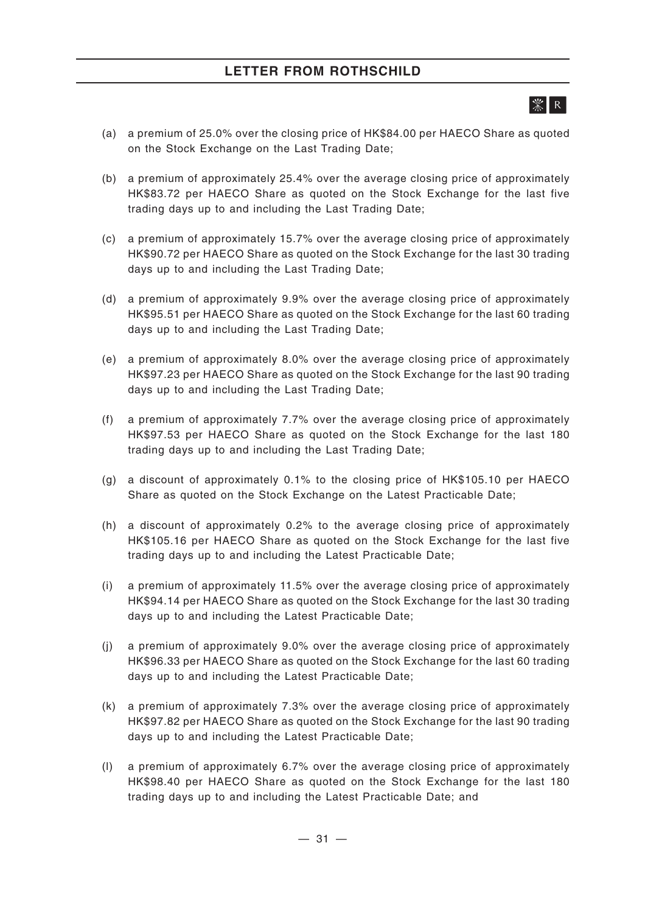(a) a premium of 25.0% over the closing price of HK$84.00 per HAECO Share as quoted on the Stock Exchange on the Last Trading Date;

(b) a premium of approximately 25.4% over the average closing price of approximately HK$83.72 per HAECO Share as quoted on the Stock Exchange for the last five trading days up to and including the Last Trading Date;

(c) a premium of approximately 15.7% over the average closing price of approximately HK$90.72 per HAECO Share as quoted on the Stock Exchange for the last 30 trading days up to and including the Last Trading Date;

(d) a premium of approximately 9.9% over the average closing price of approximately HK$95.51 per HAECO Share as quoted on the Stock Exchange for the last 60 trading days up to and including the Last Trading Date;

(e) a premium of approximately 8.0% over the average closing price of approximately HK$97.23 per HAECO Share as quoted on the Stock Exchange for the last 90 trading days up to and including the Last Trading Date;

(f) a premium of approximately 7.7% over the average closing price of approximately HK$97.53 per HAECO Share as quoted on the Stock Exchange for the last 180 trading days up to and including the Last Trading Date;

(g) a discount of approximately 0.1% to the closing price of HK$105.10 per HAECO Share as quoted on the Stock Exchange on the Latest Practicable Date;

(h) a discount of approximately 0.2% to the average closing price of approximately HK$105.16 per HAECO Share as quoted on the Stock Exchange for the last five trading days up to and including the Latest Practicable Date;

(i) a premium of approximately 11.5% over the average closing price of approximately HK$94.14 per HAECO Share as quoted on the Stock Exchange for the last 30 trading days up to and including the Latest Practicable Date;

(j) a premium of approximately 9.0% over the average closing price of approximately HK$96.33 per HAECO Share as quoted on the Stock Exchange for the last 60 trading days up to and including the Latest Practicable Date;

(k) a premium of approximately 7.3% over the average closing price of approximately HK$97.82 per HAECO Share as quoted on the Stock Exchange for the last 90 trading days up to and including the Latest Practicable Date;

(l) a premium of approximately 6.7% over the average closing price of approximately HK$98.40 per HAECO Share as quoted on the Stock Exchange for the last 180 trading days up to and including the Latest Practicable Date; and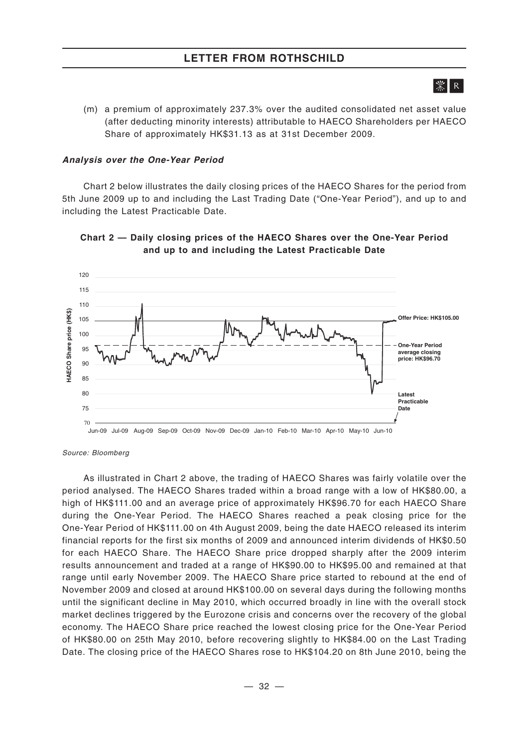(m) a premium of approximately 237.3% over the audited consolidated net asset value (after deducting minority interests) attributable to HAECO Shareholders per HAECO Share of approximately HK$31.13 as at 31st December 2009.

***Analysis over the One-Year Period***

Chart 2 below illustrates the daily closing prices of the HAECO Shares for the period from 5th June 2009 up to and including the Last Trading Date ("One-Year Period"), and up to and including the Latest Practicable Date.

**Chart 2 — Daily closing prices of the HAECO Shares over the One-Year Period and up to and including the Latest Practicable Date**

*Source: Bloomberg*

As illustrated in Chart 2 above, the trading of HAECO Shares was fairly volatile over the period analysed. The HAECO Shares traded within a broad range with a low of HK$80.00, a high of HK$111.00 and an average price of approximately HK$96.70 for each HAECO Share during the One-Year Period. The HAECO Shares reached a peak closing price for the One-Year Period of HK$111.00 on 4th August 2009, being the date HAECO released its interim financial reports for the first six months of 2009 and announced interim dividends of HK$0.50 for each HAECO Share. The HAECO Share price dropped sharply after the 2009 interim results announcement and traded at a range of HK$90.00 to HK$95.00 and remained at that range until early November 2009. The HAECO Share price started to rebound at the end of November 2009 and closed at around HK$100.00 on several days during the following months until the significant decline in May 2010, which occurred broadly in line with the overall stock market declines triggered by the Eurozone crisis and concerns over the recovery of the global economy. The HAECO Share price reached the lowest closing price for the One-Year Period of HK$80.00 on 25th May 2010, before recovering slightly to HK$84.00 on the Last Trading Date. The closing price of the HAECO Shares rose to HK$104.20 on 8th June 2010, being the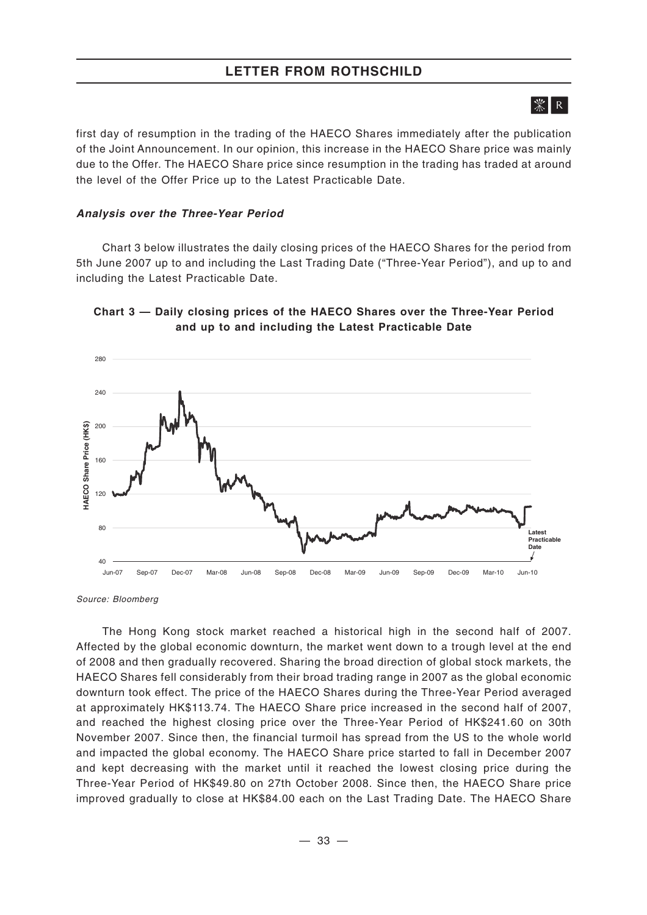first day of resumption in the trading of the HAECO Shares immediately after the publication of the Joint Announcement. In our opinion, this increase in the HAECO Share price was mainly due to the Offer. The HAECO Share price since resumption in the trading has traded at around the level of the Offer Price up to the Latest Practicable Date.

***Analysis over the Three-Year Period***

Chart 3 below illustrates the daily closing prices of the HAECO Shares for the period from 5th June 2007 up to and including the Last Trading Date ("Three-Year Period"), and up to and including the Latest Practicable Date.

**Chart 3 — Daily closing prices of the HAECO Shares over the Three-Year Period and up to and including the Latest Practicable Date**

*Source: Bloomberg*

The Hong Kong stock market reached a historical high in the second half of 2007. Affected by the global economic downturn, the market went down to a trough level at the end of 2008 and then gradually recovered. Sharing the broad direction of global stock markets, the HAECO Shares fell considerably from their broad trading range in 2007 as the global economic downturn took effect. The price of the HAECO Shares during the Three-Year Period averaged at approximately HK$113.74. The HAECO Share price increased in the second half of 2007, and reached the highest closing price over the Three-Year Period of HK$241.60 on 30th November 2007. Since then, the financial turmoil has spread from the US to the whole world and impacted the global economy. The HAECO Share price started to fall in December 2007 and kept decreasing with the market until it reached the lowest closing price during the Three-Year Period of HK$49.80 on 27th October 2008. Since then, the HAECO Share price improved gradually to close at HK$84.00 each on the Last Trading Date. The HAECO Share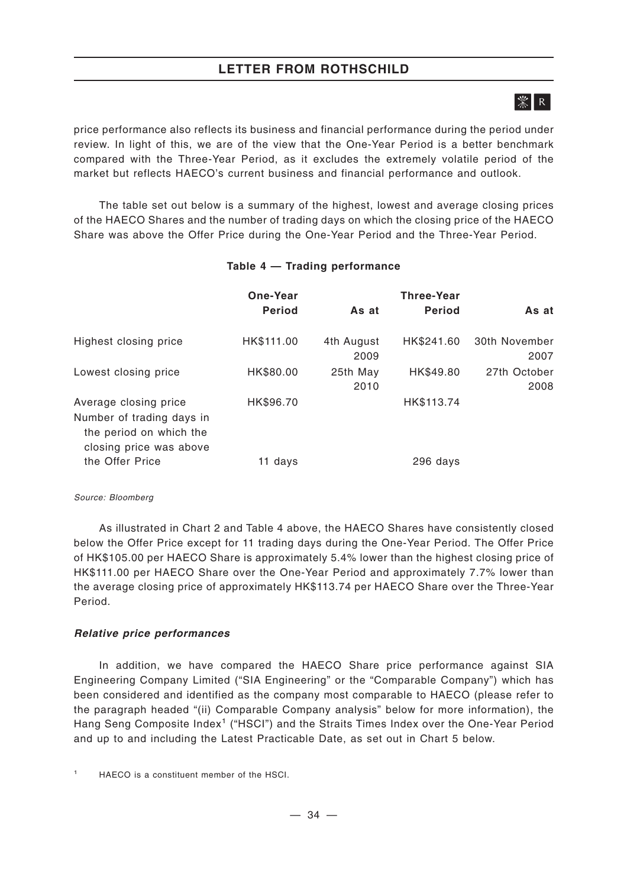price performance also reflects its business and financial performance during the period under review. In light of this, we are of the view that the One-Year Period is a better benchmark compared with the Three-Year Period, as it excludes the extremely volatile period of the market but reflects HAECO's current business and financial performance and outlook.

The table set out below is a summary of the highest, lowest and average closing prices of the HAECO Shares and the number of trading days on which the closing price of the HAECO Share was above the Offer Price during the One-Year Period and the Three-Year Period.

**Table 4 — Trading performance**

| | One-Year Period | As at | Three-Year Period | As at |
|---|---|---|---|---|
| Highest closing price | HK$111.00 | 4th August 2009 | HK$241.60 | 30th November 2007 |
| Lowest closing price | HK$80.00 | 25th May 2010 | HK$49.80 | 27th October 2008 |
| Average closing price | HK$96.70 | | HK$113.74 | |
| Number of trading days in the period on which the closing price was above the Offer Price | 11 days | | 296 days | |

*Source: Bloomberg*

As illustrated in Chart 2 and Table 4 above, the HAECO Shares have consistently closed below the Offer Price except for 11 trading days during the One-Year Period. The Offer Price of HK$105.00 per HAECO Share is approximately 5.4% lower than the highest closing price of HK$111.00 per HAECO Share over the One-Year Period and approximately 7.7% lower than the average closing price of approximately HK$113.74 per HAECO Share over the Three-Year Period.

***Relative price performances***

In addition, we have compared the HAECO Share price performance against SIA Engineering Company Limited ("SIA Engineering" or the "Comparable Company") which has been considered and identified as the company most comparable to HAECO (please refer to the paragraph headed "(ii) Comparable Company analysis" below for more information), the Hang Seng Composite Index[1] ("HSCI") and the Straits Times Index over the One-Year Period and up to and including the Latest Practicable Date, as set out in Chart 5 below.

[1] HAECO is a constituent member of the HSCI.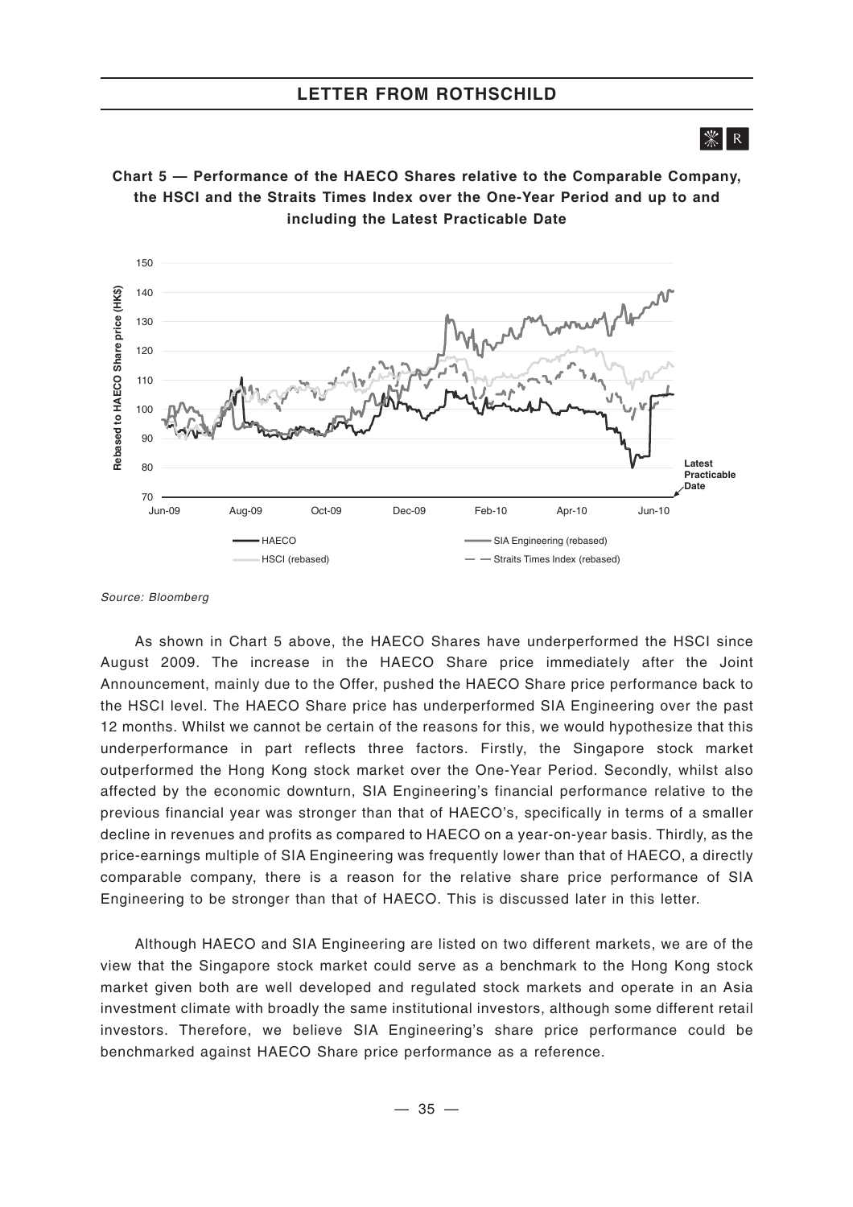**Chart 5 — Performance of the HAECO Shares relative to the Comparable Company, the HSCI and the Straits Times Index over the One-Year Period and up to and including the Latest Practicable Date**

*Source: Bloomberg*

As shown in Chart 5 above, the HAECO Shares have underperformed the HSCI since August 2009. The increase in the HAECO Share price immediately after the Joint Announcement, mainly due to the Offer, pushed the HAECO Share price performance back to the HSCI level. The HAECO Share price has underperformed SIA Engineering over the past 12 months. Whilst we cannot be certain of the reasons for this, we would hypothesize that this underperformance in part reflects three factors. Firstly, the Singapore stock market outperformed the Hong Kong stock market over the One-Year Period. Secondly, whilst also affected by the economic downturn, SIA Engineering's financial performance relative to the previous financial year was stronger than that of HAECO's, specifically in terms of a smaller decline in revenues and profits as compared to HAECO on a year-on-year basis. Thirdly, as the price-earnings multiple of SIA Engineering was frequently lower than that of HAECO, a directly comparable company, there is a reason for the relative share price performance of SIA Engineering to be stronger than that of HAECO. This is discussed later in this letter.

Although HAECO and SIA Engineering are listed on two different markets, we are of the view that the Singapore stock market could serve as a benchmark to the Hong Kong stock market given both are well developed and regulated stock markets and operate in an Asia investment climate with broadly the same institutional investors, although some different retail investors. Therefore, we believe SIA Engineering's share price performance could be benchmarked against HAECO Share price performance as a reference.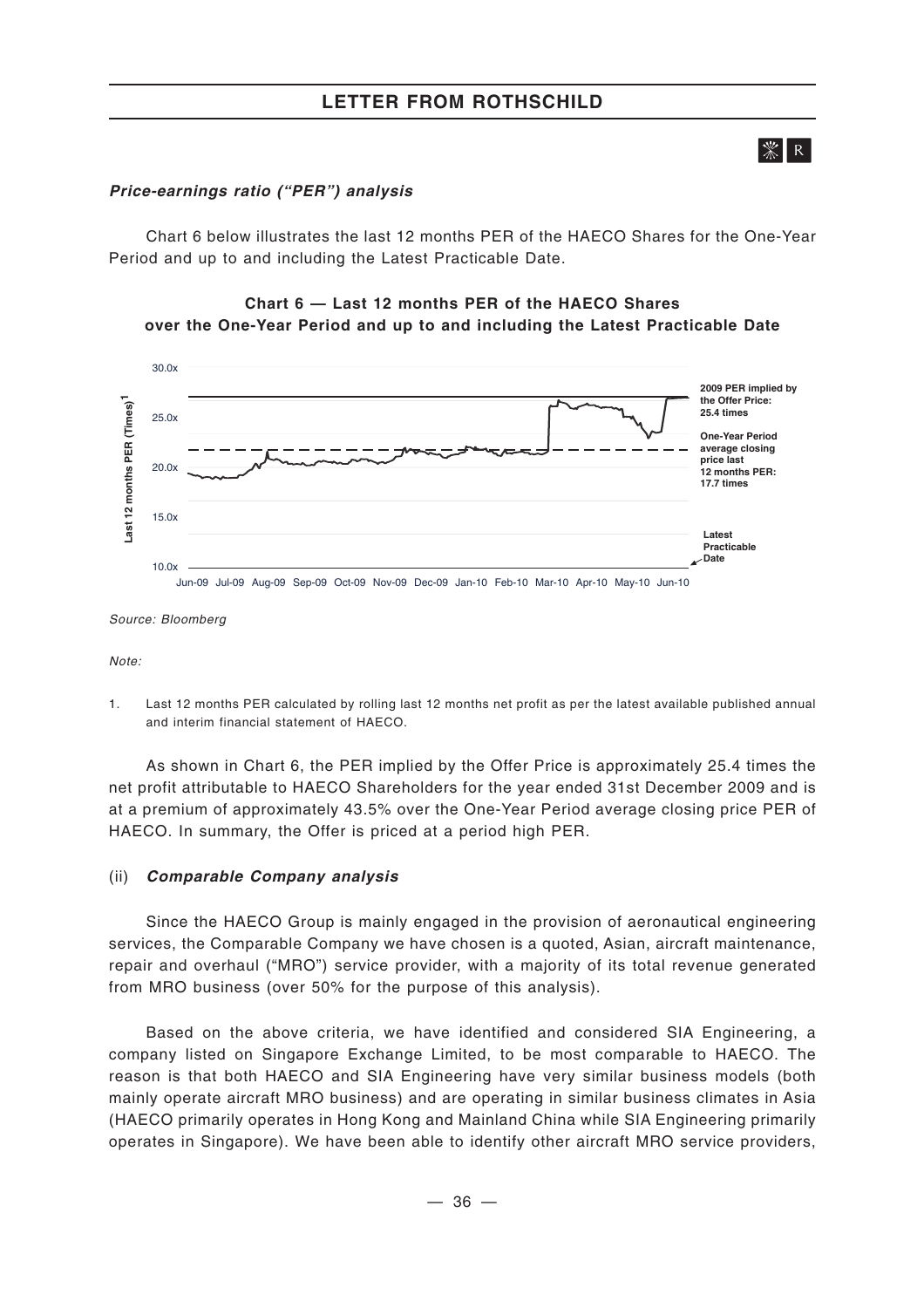***Price-earnings ratio ("PER") analysis***

Chart 6 below illustrates the last 12 months PER of the HAECO Shares for the One-Year Period and up to and including the Latest Practicable Date.

**Chart 6 — Last 12 months PER of the HAECO Shares over the One-Year Period and up to and including the Latest Practicable Date**

*Source: Bloomberg*

*Note:*

1. Last 12 months PER calculated by rolling last 12 months net profit as per the latest available published annual and interim financial statement of HAECO.

As shown in Chart 6, the PER implied by the Offer Price is approximately 25.4 times the net profit attributable to HAECO Shareholders for the year ended 31st December 2009 and is at a premium of approximately 43.5% over the One-Year Period average closing price PER of HAECO. In summary, the Offer is priced at a period high PER.

(ii) ***Comparable Company analysis***

Since the HAECO Group is mainly engaged in the provision of aeronautical engineering services, the Comparable Company we have chosen is a quoted, Asian, aircraft maintenance, repair and overhaul ("MRO") service provider, with a majority of its total revenue generated from MRO business (over 50% for the purpose of this analysis).

Based on the above criteria, we have identified and considered SIA Engineering, a company listed on Singapore Exchange Limited, to be most comparable to HAECO. The reason is that both HAECO and SIA Engineering have very similar business models (both mainly operate aircraft MRO business) and are operating in similar business climates in Asia (HAECO primarily operates in Hong Kong and Mainland China while SIA Engineering primarily operates in Singapore). We have been able to identify other aircraft MRO service providers,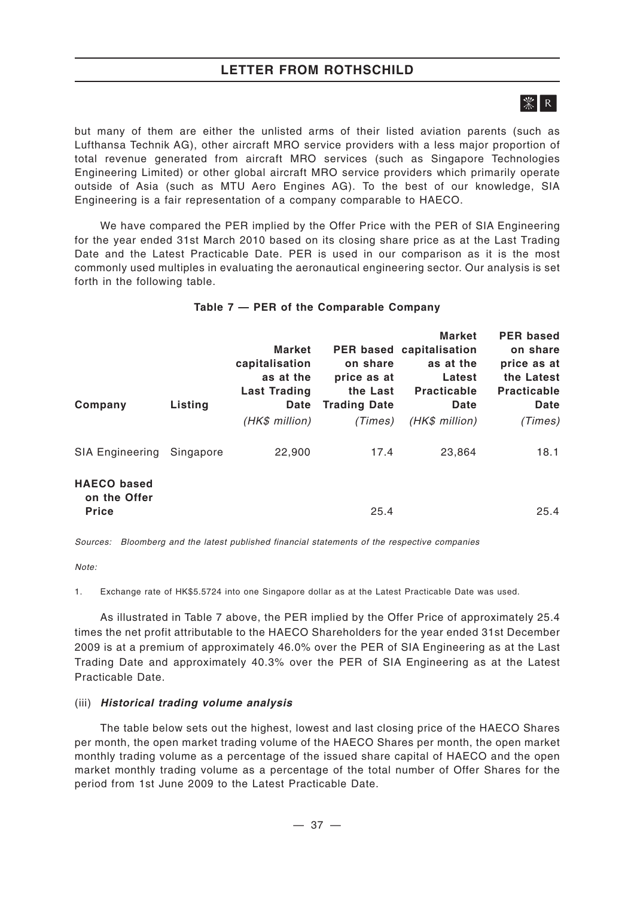but many of them are either the unlisted arms of their listed aviation parents (such as Lufthansa Technik AG), other aircraft MRO service providers with a less major proportion of total revenue generated from aircraft MRO services (such as Singapore Technologies Engineering Limited) or other global aircraft MRO service providers which primarily operate outside of Asia (such as MTU Aero Engines AG). To the best of our knowledge, SIA Engineering is a fair representation of a company comparable to HAECO.

We have compared the PER implied by the Offer Price with the PER of SIA Engineering for the year ended 31st March 2010 based on its closing share price as at the Last Trading Date and the Latest Practicable Date. PER is used in our comparison as it is the most commonly used multiples in evaluating the aeronautical engineering sector. Our analysis is set forth in the following table.

**Table 7 — PER of the Comparable Company**

| Company | Listing | Market capitalisation as at the Last Trading Date | PER based on share price as at the Last Trading Date | Market capitalisation as at the Latest Practicable Date | PER based on share price as at the Latest Practicable Date |
|---|---|---|---|---|---|
| | | *(HK$ million)* | *(Times)* | *(HK$ million)* | *(Times)* |
| SIA Engineering | Singapore | 22,900 | 17.4 | 23,864 | 18.1 |
| **HAECO based on the Offer Price** | | | 25.4 | | 25.4 |

*Sources: Bloomberg and the latest published financial statements of the respective companies*

*Note:*

1. Exchange rate of HK$5.5724 into one Singapore dollar as at the Latest Practicable Date was used.

As illustrated in Table 7 above, the PER implied by the Offer Price of approximately 25.4 times the net profit attributable to the HAECO Shareholders for the year ended 31st December 2009 is at a premium of approximately 46.0% over the PER of SIA Engineering as at the Last Trading Date and approximately 40.3% over the PER of SIA Engineering as at the Latest Practicable Date.

(iii) ***Historical trading volume analysis***

The table below sets out the highest, lowest and last closing price of the HAECO Shares per month, the open market trading volume of the HAECO Shares per month, the open market monthly trading volume as a percentage of the issued share capital of HAECO and the open market monthly trading volume as a percentage of the total number of Offer Shares for the period from 1st June 2009 to the Latest Practicable Date.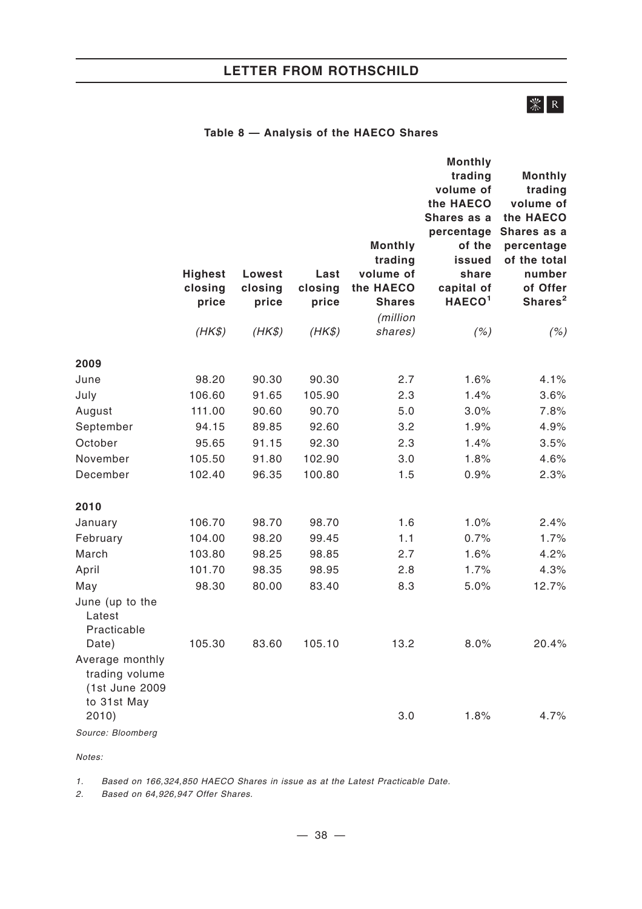**Table 8 — Analysis of the HAECO Shares**

| | Highest closing price | Lowest closing price | Last closing price | Monthly trading volume of the HAECO Shares | Monthly trading volume of the HAECO Shares as a percentage of the issued share capital of HAECO[1] | Monthly trading volume of the HAECO Shares as a percentage of the total number of Offer Shares[2] |
|---|---|---|---|---|---|---|
| | *(HK$)* | *(HK$)* | *(HK$)* | *(million shares)* | *(%)* | *(%)* |
| **2009** | | | | | | |
| June | 98.20 | 90.30 | 90.30 | 2.7 | 1.6% | 4.1% |
| July | 106.60 | 91.65 | 105.90 | 2.3 | 1.4% | 3.6% |
| August | 111.00 | 90.60 | 90.70 | 5.0 | 3.0% | 7.8% |
| September | 94.15 | 89.85 | 92.60 | 3.2 | 1.9% | 4.9% |
| October | 95.65 | 91.15 | 92.30 | 2.3 | 1.4% | 3.5% |
| November | 105.50 | 91.80 | 102.90 | 3.0 | 1.8% | 4.6% |
| December | 102.40 | 96.35 | 100.80 | 1.5 | 0.9% | 2.3% |
| **2010** | | | | | | |
| January | 106.70 | 98.70 | 98.70 | 1.6 | 1.0% | 2.4% |
| February | 104.00 | 98.20 | 99.45 | 1.1 | 0.7% | 1.7% |
| March | 103.80 | 98.25 | 98.85 | 2.7 | 1.6% | 4.2% |
| April | 101.70 | 98.35 | 98.95 | 2.8 | 1.7% | 4.3% |
| May | 98.30 | 80.00 | 83.40 | 8.3 | 5.0% | 12.7% |
| June (up to the Latest Practicable Date) | 105.30 | 83.60 | 105.10 | 13.2 | 8.0% | 20.4% |
| Average monthly trading volume (1st June 2009 to 31st May 2010) | | | | 3.0 | 1.8% | 4.7% |

*Source: Bloomberg*

*Notes:*

1. *Based on 166,324,850 HAECO Shares in issue as at the Latest Practicable Date.*
2. *Based on 64,926,947 Offer Shares.*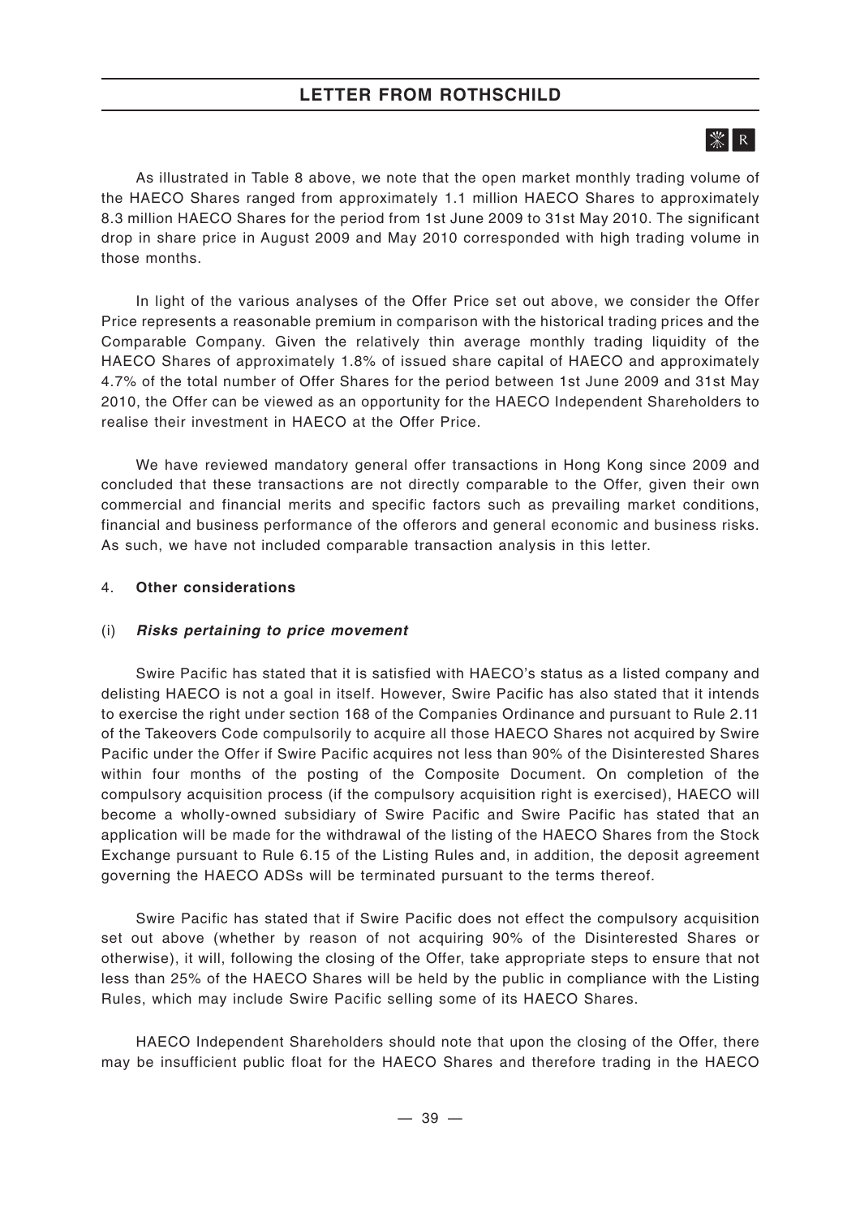As illustrated in Table 8 above, we note that the open market monthly trading volume of the HAECO Shares ranged from approximately 1.1 million HAECO Shares to approximately 8.3 million HAECO Shares for the period from 1st June 2009 to 31st May 2010. The significant drop in share price in August 2009 and May 2010 corresponded with high trading volume in those months.

In light of the various analyses of the Offer Price set out above, we consider the Offer Price represents a reasonable premium in comparison with the historical trading prices and the Comparable Company. Given the relatively thin average monthly trading liquidity of the HAECO Shares of approximately 1.8% of issued share capital of HAECO and approximately 4.7% of the total number of Offer Shares for the period between 1st June 2009 and 31st May 2010, the Offer can be viewed as an opportunity for the HAECO Independent Shareholders to realise their investment in HAECO at the Offer Price.

We have reviewed mandatory general offer transactions in Hong Kong since 2009 and concluded that these transactions are not directly comparable to the Offer, given their own commercial and financial merits and specific factors such as prevailing market conditions, financial and business performance of the offerors and general economic and business risks. As such, we have not included comparable transaction analysis in this letter.

4. **Other considerations**

(i) ***Risks pertaining to price movement***

Swire Pacific has stated that it is satisfied with HAECO's status as a listed company and delisting HAECO is not a goal in itself. However, Swire Pacific has also stated that it intends to exercise the right under section 168 of the Companies Ordinance and pursuant to Rule 2.11 of the Takeovers Code compulsorily to acquire all those HAECO Shares not acquired by Swire Pacific under the Offer if Swire Pacific acquires not less than 90% of the Disinterested Shares within four months of the posting of the Composite Document. On completion of the compulsory acquisition process (if the compulsory acquisition right is exercised), HAECO will become a wholly-owned subsidiary of Swire Pacific and Swire Pacific has stated that an application will be made for the withdrawal of the listing of the HAECO Shares from the Stock Exchange pursuant to Rule 6.15 of the Listing Rules and, in addition, the deposit agreement governing the HAECO ADSs will be terminated pursuant to the terms thereof.

Swire Pacific has stated that if Swire Pacific does not effect the compulsory acquisition set out above (whether by reason of not acquiring 90% of the Disinterested Shares or otherwise), it will, following the closing of the Offer, take appropriate steps to ensure that not less than 25% of the HAECO Shares will be held by the public in compliance with the Listing Rules, which may include Swire Pacific selling some of its HAECO Shares.

HAECO Independent Shareholders should note that upon the closing of the Offer, there may be insufficient public float for the HAECO Shares and therefore trading in the HAECO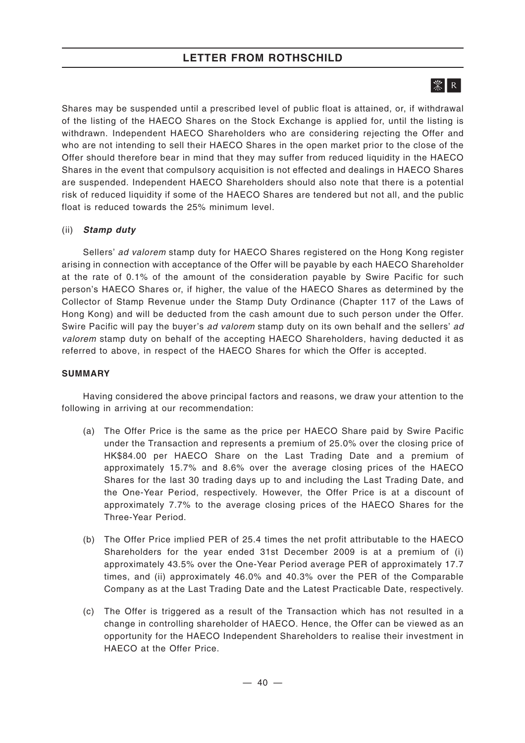Shares may be suspended until a prescribed level of public float is attained, or, if withdrawal of the listing of the HAECO Shares on the Stock Exchange is applied for, until the listing is withdrawn. Independent HAECO Shareholders who are considering rejecting the Offer and who are not intending to sell their HAECO Shares in the open market prior to the close of the Offer should therefore bear in mind that they may suffer from reduced liquidity in the HAECO Shares in the event that compulsory acquisition is not effected and dealings in HAECO Shares are suspended. Independent HAECO Shareholders should also note that there is a potential risk of reduced liquidity if some of the HAECO Shares are tendered but not all, and the public float is reduced towards the 25% minimum level.

(ii) ***Stamp duty***

Sellers' *ad valorem* stamp duty for HAECO Shares registered on the Hong Kong register arising in connection with acceptance of the Offer will be payable by each HAECO Shareholder at the rate of 0.1% of the amount of the consideration payable by Swire Pacific for such person's HAECO Shares or, if higher, the value of the HAECO Shares as determined by the Collector of Stamp Revenue under the Stamp Duty Ordinance (Chapter 117 of the Laws of Hong Kong) and will be deducted from the cash amount due to such person under the Offer. Swire Pacific will pay the buyer's *ad valorem* stamp duty on its own behalf and the sellers' *ad valorem* stamp duty on behalf of the accepting HAECO Shareholders, having deducted it as referred to above, in respect of the HAECO Shares for which the Offer is accepted.

**SUMMARY**

Having considered the above principal factors and reasons, we draw your attention to the following in arriving at our recommendation:

(a) The Offer Price is the same as the price per HAECO Share paid by Swire Pacific under the Transaction and represents a premium of 25.0% over the closing price of HK$84.00 per HAECO Share on the Last Trading Date and a premium of approximately 15.7% and 8.6% over the average closing prices of the HAECO Shares for the last 30 trading days up to and including the Last Trading Date, and the One-Year Period, respectively. However, the Offer Price is at a discount of approximately 7.7% to the average closing prices of the HAECO Shares for the Three-Year Period.

(b) The Offer Price implied PER of 25.4 times the net profit attributable to the HAECO Shareholders for the year ended 31st December 2009 is at a premium of (i) approximately 43.5% over the One-Year Period average PER of approximately 17.7 times, and (ii) approximately 46.0% and 40.3% over the PER of the Comparable Company as at the Last Trading Date and the Latest Practicable Date, respectively.

(c) The Offer is triggered as a result of the Transaction which has not resulted in a change in controlling shareholder of HAECO. Hence, the Offer can be viewed as an opportunity for the HAECO Independent Shareholders to realise their investment in HAECO at the Offer Price.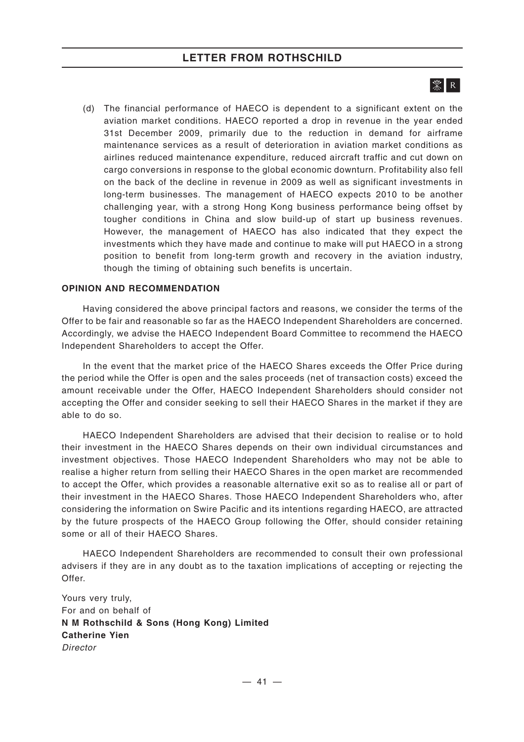(d) The financial performance of HAECO is dependent to a significant extent on the aviation market conditions. HAECO reported a drop in revenue in the year ended 31st December 2009, primarily due to the reduction in demand for airframe maintenance services as a result of deterioration in aviation market conditions as airlines reduced maintenance expenditure, reduced aircraft traffic and cut down on cargo conversions in response to the global economic downturn. Profitability also fell on the back of the decline in revenue in 2009 as well as significant investments in long-term businesses. The management of HAECO expects 2010 to be another challenging year, with a strong Hong Kong business performance being offset by tougher conditions in China and slow build-up of start up business revenues. However, the management of HAECO has also indicated that they expect the investments which they have made and continue to make will put HAECO in a strong position to benefit from long-term growth and recovery in the aviation industry, though the timing of obtaining such benefits is uncertain.

**OPINION AND RECOMMENDATION**

Having considered the above principal factors and reasons, we consider the terms of the Offer to be fair and reasonable so far as the HAECO Independent Shareholders are concerned. Accordingly, we advise the HAECO Independent Board Committee to recommend the HAECO Independent Shareholders to accept the Offer.

In the event that the market price of the HAECO Shares exceeds the Offer Price during the period while the Offer is open and the sales proceeds (net of transaction costs) exceed the amount receivable under the Offer, HAECO Independent Shareholders should consider not accepting the Offer and consider seeking to sell their HAECO Shares in the market if they are able to do so.

HAECO Independent Shareholders are advised that their decision to realise or to hold their investment in the HAECO Shares depends on their own individual circumstances and investment objectives. Those HAECO Independent Shareholders who may not be able to realise a higher return from selling their HAECO Shares in the open market are recommended to accept the Offer, which provides a reasonable alternative exit so as to realise all or part of their investment in the HAECO Shares. Those HAECO Independent Shareholders who, after considering the information on Swire Pacific and its intentions regarding HAECO, are attracted by the future prospects of the HAECO Group following the Offer, should consider retaining some or all of their HAECO Shares.

HAECO Independent Shareholders are recommended to consult their own professional advisers if they are in any doubt as to the taxation implications of accepting or rejecting the Offer.

Yours very truly,
For and on behalf of
**N M Rothschild & Sons (Hong Kong) Limited**
**Catherine Yien**
*Director*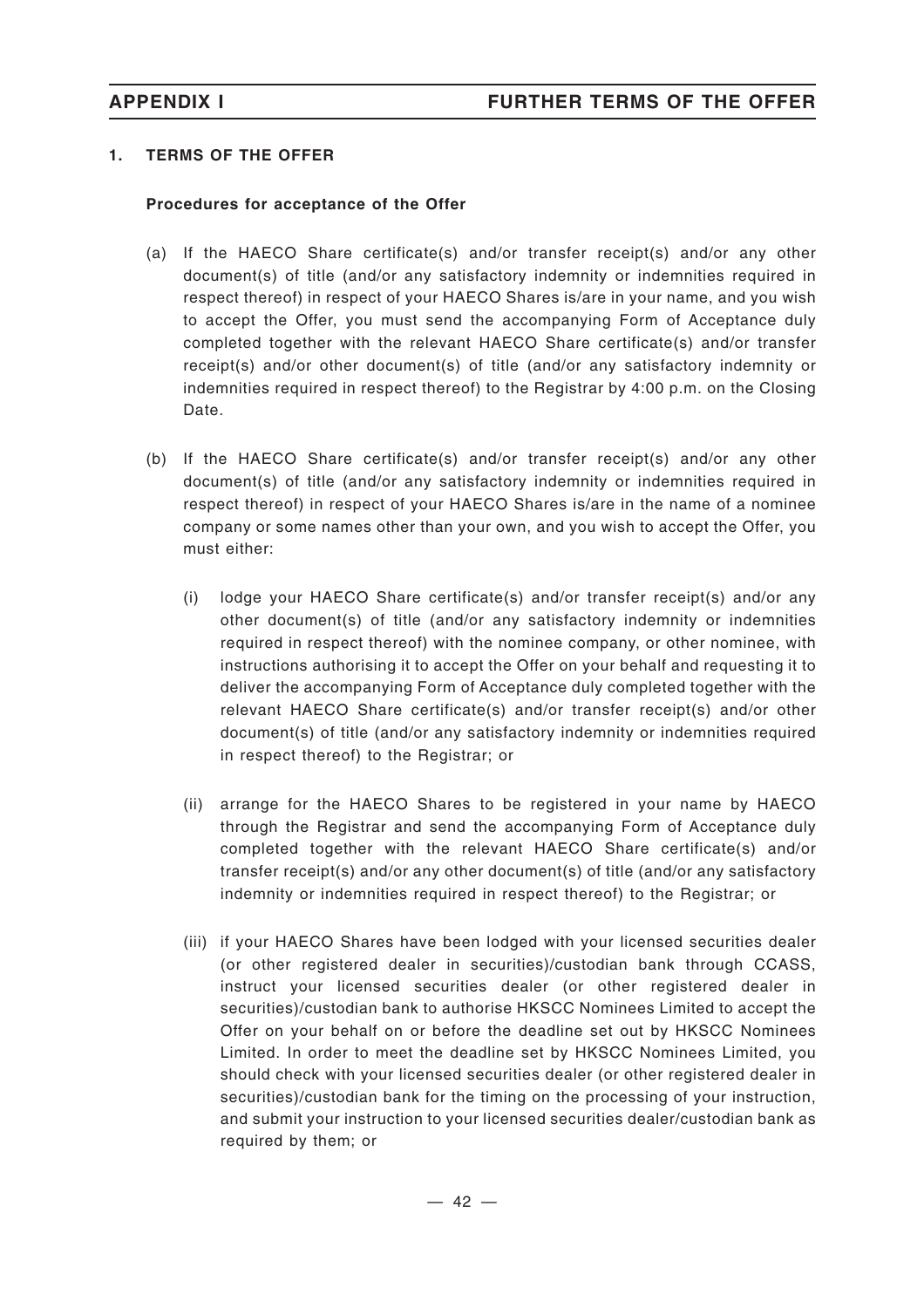## APPENDIX I FURTHER TERMS OF THE OFFER

### 1. TERMS OF THE OFFER

**Procedures for acceptance of the Offer**

(a) If the HAECO Share certificate(s) and/or transfer receipt(s) and/or any other document(s) of title (and/or any satisfactory indemnity or indemnities required in respect thereof) in respect of your HAECO Shares is/are in your name, and you wish to accept the Offer, you must send the accompanying Form of Acceptance duly completed together with the relevant HAECO Share certificate(s) and/or transfer receipt(s) and/or other document(s) of title (and/or any satisfactory indemnity or indemnities required in respect thereof) to the Registrar by 4:00 p.m. on the Closing Date.

(b) If the HAECO Share certificate(s) and/or transfer receipt(s) and/or any other document(s) of title (and/or any satisfactory indemnity or indemnities required in respect thereof) in respect of your HAECO Shares is/are in the name of a nominee company or some names other than your own, and you wish to accept the Offer, you must either:

   (i) lodge your HAECO Share certificate(s) and/or transfer receipt(s) and/or any other document(s) of title (and/or any satisfactory indemnity or indemnities required in respect thereof) with the nominee company, or other nominee, with instructions authorising it to accept the Offer on your behalf and requesting it to deliver the accompanying Form of Acceptance duly completed together with the relevant HAECO Share certificate(s) and/or transfer receipt(s) and/or other document(s) of title (and/or any satisfactory indemnity or indemnities required in respect thereof) to the Registrar; or

   (ii) arrange for the HAECO Shares to be registered in your name by HAECO through the Registrar and send the accompanying Form of Acceptance duly completed together with the relevant HAECO Share certificate(s) and/or transfer receipt(s) and/or any other document(s) of title (and/or any satisfactory indemnity or indemnities required in respect thereof) to the Registrar; or

   (iii) if your HAECO Shares have been lodged with your licensed securities dealer (or other registered dealer in securities)/custodian bank through CCASS, instruct your licensed securities dealer (or other registered dealer in securities)/custodian bank to authorise HKSCC Nominees Limited to accept the Offer on your behalf on or before the deadline set out by HKSCC Nominees Limited. In order to meet the deadline set by HKSCC Nominees Limited, you should check with your licensed securities dealer (or other registered dealer in securities)/custodian bank for the timing on the processing of your instruction, and submit your instruction to your licensed securities dealer/custodian bank as required by them; or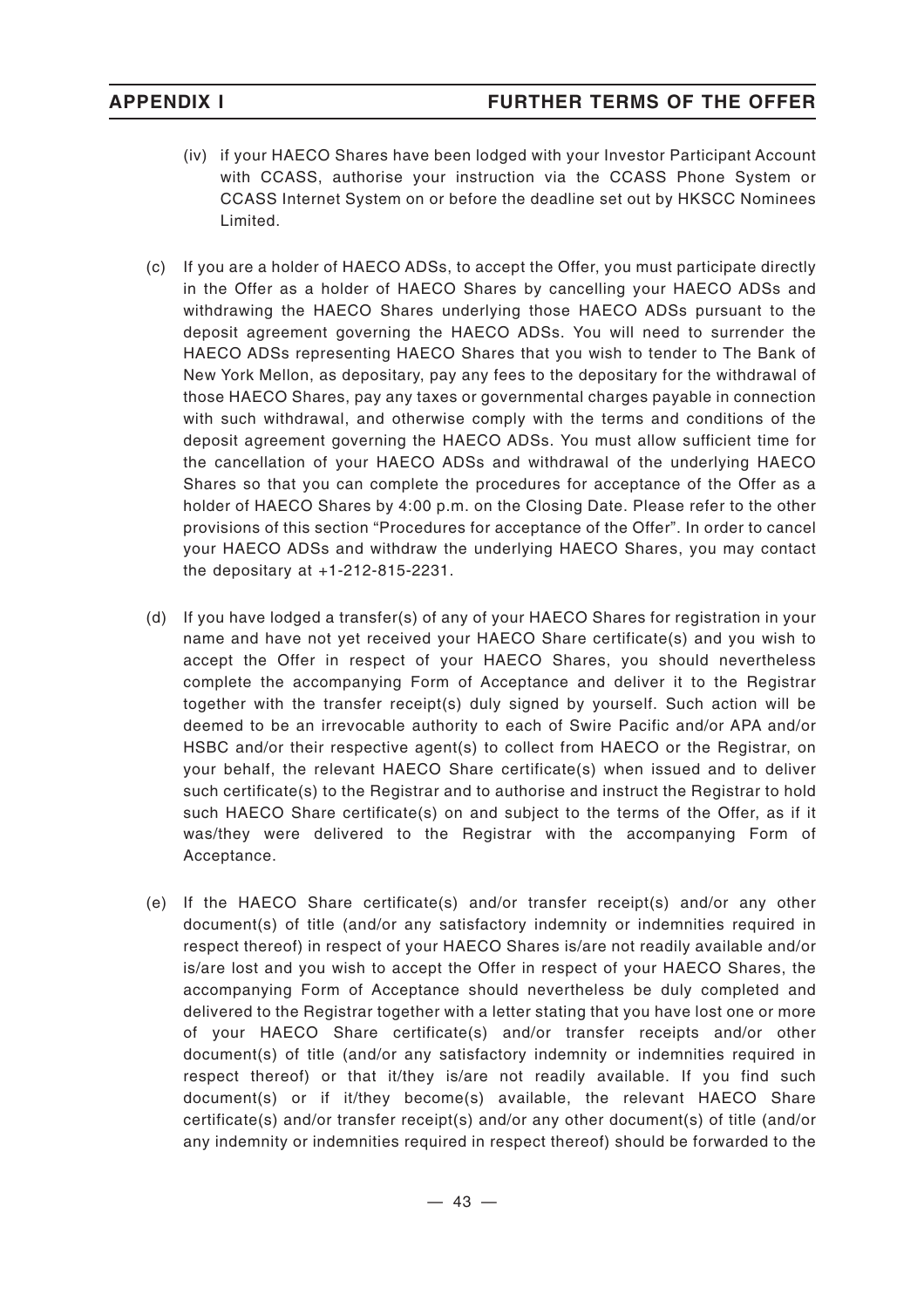(iv) if your HAECO Shares have been lodged with your Investor Participant Account with CCASS, authorise your instruction via the CCASS Phone System or CCASS Internet System on or before the deadline set out by HKSCC Nominees Limited.

(c) If you are a holder of HAECO ADSs, to accept the Offer, you must participate directly in the Offer as a holder of HAECO Shares by cancelling your HAECO ADSs and withdrawing the HAECO Shares underlying those HAECO ADSs pursuant to the deposit agreement governing the HAECO ADSs. You will need to surrender the HAECO ADSs representing HAECO Shares that you wish to tender to The Bank of New York Mellon, as depositary, pay any fees to the depositary for the withdrawal of those HAECO Shares, pay any taxes or governmental charges payable in connection with such withdrawal, and otherwise comply with the terms and conditions of the deposit agreement governing the HAECO ADSs. You must allow sufficient time for the cancellation of your HAECO ADSs and withdrawal of the underlying HAECO Shares so that you can complete the procedures for acceptance of the Offer as a holder of HAECO Shares by 4:00 p.m. on the Closing Date. Please refer to the other provisions of this section "Procedures for acceptance of the Offer". In order to cancel your HAECO ADSs and withdraw the underlying HAECO Shares, you may contact the depositary at +1-212-815-2231.

(d) If you have lodged a transfer(s) of any of your HAECO Shares for registration in your name and have not yet received your HAECO Share certificate(s) and you wish to accept the Offer in respect of your HAECO Shares, you should nevertheless complete the accompanying Form of Acceptance and deliver it to the Registrar together with the transfer receipt(s) duly signed by yourself. Such action will be deemed to be an irrevocable authority to each of Swire Pacific and/or APA and/or HSBC and/or their respective agent(s) to collect from HAECO or the Registrar, on your behalf, the relevant HAECO Share certificate(s) when issued and to deliver such certificate(s) to the Registrar and to authorise and instruct the Registrar to hold such HAECO Share certificate(s) on and subject to the terms of the Offer, as if it was/they were delivered to the Registrar with the accompanying Form of Acceptance.

(e) If the HAECO Share certificate(s) and/or transfer receipt(s) and/or any other document(s) of title (and/or any satisfactory indemnity or indemnities required in respect thereof) in respect of your HAECO Shares is/are not readily available and/or is/are lost and you wish to accept the Offer in respect of your HAECO Shares, the accompanying Form of Acceptance should nevertheless be duly completed and delivered to the Registrar together with a letter stating that you have lost one or more of your HAECO Share certificate(s) and/or transfer receipts and/or other document(s) of title (and/or any satisfactory indemnity or indemnities required in respect thereof) or that it/they is/are not readily available. If you find such document(s) or if it/they become(s) available, the relevant HAECO Share certificate(s) and/or transfer receipt(s) and/or any other document(s) of title (and/or any indemnity or indemnities required in respect thereof) should be forwarded to the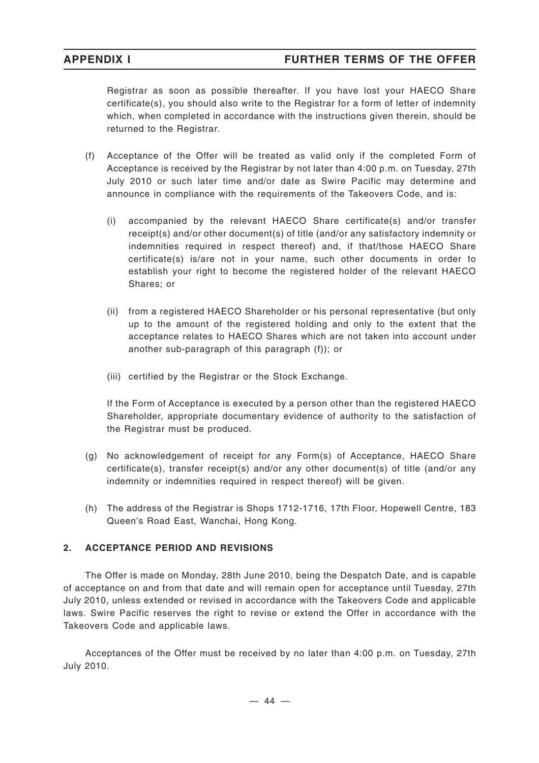Registrar as soon as possible thereafter. If you have lost your HAECO Share certificate(s), you should also write to the Registrar for a form of letter of indemnity which, when completed in accordance with the instructions given therein, should be returned to the Registrar.

(f) Acceptance of the Offer will be treated as valid only if the completed Form of Acceptance is received by the Registrar by not later than 4:00 p.m. on Tuesday, 27th July 2010 or such later time and/or date as Swire Pacific may determine and announce in compliance with the requirements of the Takeovers Code, and is:

   (i) accompanied by the relevant HAECO Share certificate(s) and/or transfer receipt(s) and/or other document(s) of title (and/or any satisfactory indemnity or indemnities required in respect thereof) and, if that/those HAECO Share certificate(s) is/are not in your name, such other documents in order to establish your right to become the registered holder of the relevant HAECO Shares; or

   (ii) from a registered HAECO Shareholder or his personal representative (but only up to the amount of the registered holding and only to the extent that the acceptance relates to HAECO Shares which are not taken into account under another sub-paragraph of this paragraph (f)); or

   (iii) certified by the Registrar or the Stock Exchange.

   If the Form of Acceptance is executed by a person other than the registered HAECO Shareholder, appropriate documentary evidence of authority to the satisfaction of the Registrar must be produced.

(g) No acknowledgement of receipt for any Form(s) of Acceptance, HAECO Share certificate(s), transfer receipt(s) and/or any other document(s) of title (and/or any indemnity or indemnities required in respect thereof) will be given.

(h) The address of the Registrar is Shops 1712-1716, 17th Floor, Hopewell Centre, 183 Queen's Road East, Wanchai, Hong Kong.

## 2. ACCEPTANCE PERIOD AND REVISIONS

The Offer is made on Monday, 28th June 2010, being the Despatch Date, and is capable of acceptance on and from that date and will remain open for acceptance until Tuesday, 27th July 2010, unless extended or revised in accordance with the Takeovers Code and applicable laws. Swire Pacific reserves the right to revise or extend the Offer in accordance with the Takeovers Code and applicable laws.

Acceptances of the Offer must be received by no later than 4:00 p.m. on Tuesday, 27th July 2010.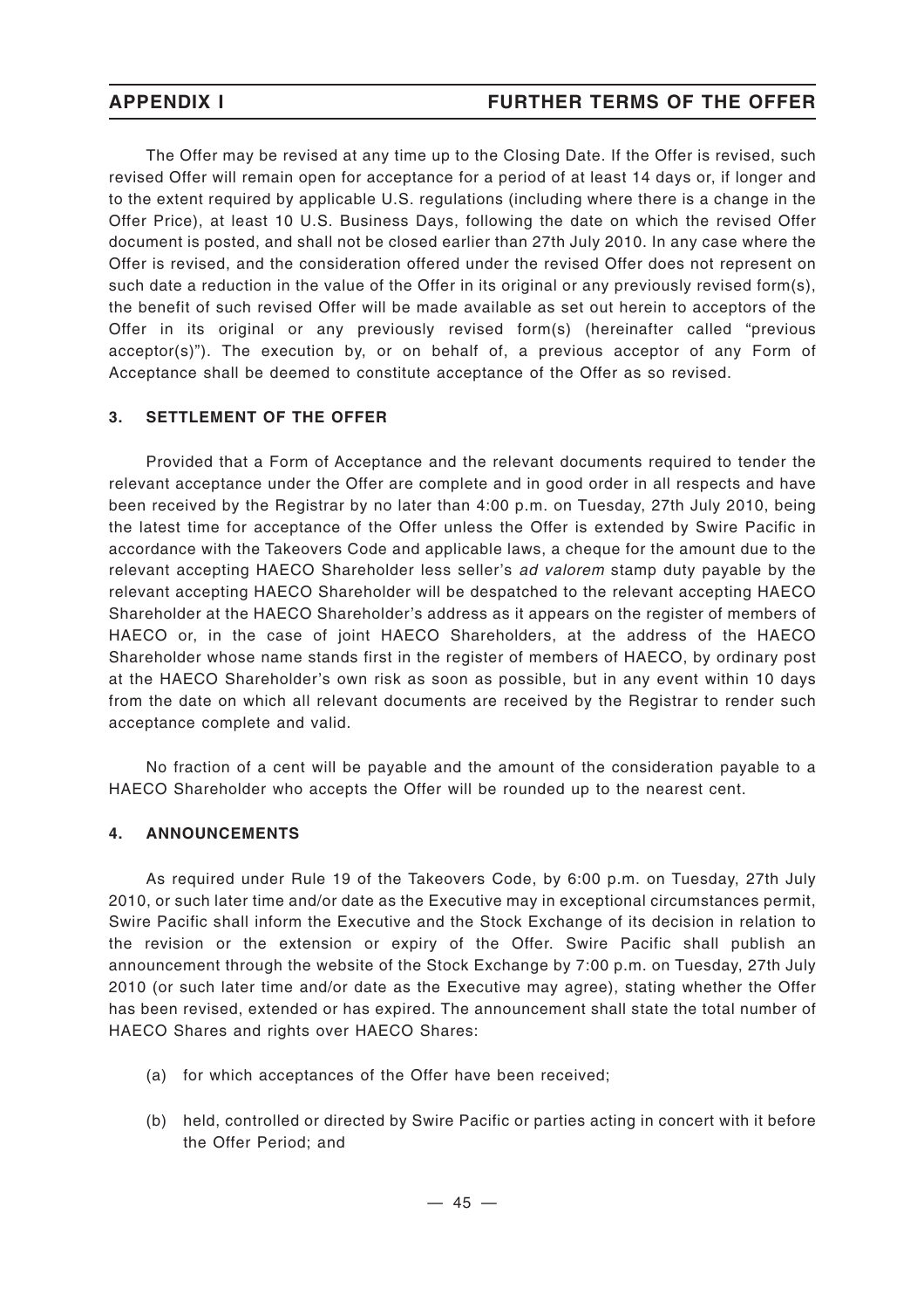The Offer may be revised at any time up to the Closing Date. If the Offer is revised, such revised Offer will remain open for acceptance for a period of at least 14 days or, if longer and to the extent required by applicable U.S. regulations (including where there is a change in the Offer Price), at least 10 U.S. Business Days, following the date on which the revised Offer document is posted, and shall not be closed earlier than 27th July 2010. In any case where the Offer is revised, and the consideration offered under the revised Offer does not represent on such date a reduction in the value of the Offer in its original or any previously revised form(s), the benefit of such revised Offer will be made available as set out herein to acceptors of the Offer in its original or any previously revised form(s) (hereinafter called "previous acceptor(s)"). The execution by, or on behalf of, a previous acceptor of any Form of Acceptance shall be deemed to constitute acceptance of the Offer as so revised.

### 3. SETTLEMENT OF THE OFFER

Provided that a Form of Acceptance and the relevant documents required to tender the relevant acceptance under the Offer are complete and in good order in all respects and have been received by the Registrar by no later than 4:00 p.m. on Tuesday, 27th July 2010, being the latest time for acceptance of the Offer unless the Offer is extended by Swire Pacific in accordance with the Takeovers Code and applicable laws, a cheque for the amount due to the relevant accepting HAECO Shareholder less seller's *ad valorem* stamp duty payable by the relevant accepting HAECO Shareholder will be despatched to the relevant accepting HAECO Shareholder at the HAECO Shareholder's address as it appears on the register of members of HAECO or, in the case of joint HAECO Shareholders, at the address of the HAECO Shareholder whose name stands first in the register of members of HAECO, by ordinary post at the HAECO Shareholder's own risk as soon as possible, but in any event within 10 days from the date on which all relevant documents are received by the Registrar to render such acceptance complete and valid.

No fraction of a cent will be payable and the amount of the consideration payable to a HAECO Shareholder who accepts the Offer will be rounded up to the nearest cent.

### 4. ANNOUNCEMENTS

As required under Rule 19 of the Takeovers Code, by 6:00 p.m. on Tuesday, 27th July 2010, or such later time and/or date as the Executive may in exceptional circumstances permit, Swire Pacific shall inform the Executive and the Stock Exchange of its decision in relation to the revision or the extension or expiry of the Offer. Swire Pacific shall publish an announcement through the website of the Stock Exchange by 7:00 p.m. on Tuesday, 27th July 2010 (or such later time and/or date as the Executive may agree), stating whether the Offer has been revised, extended or has expired. The announcement shall state the total number of HAECO Shares and rights over HAECO Shares:

(a) for which acceptances of the Offer have been received;

(b) held, controlled or directed by Swire Pacific or parties acting in concert with it before the Offer Period; and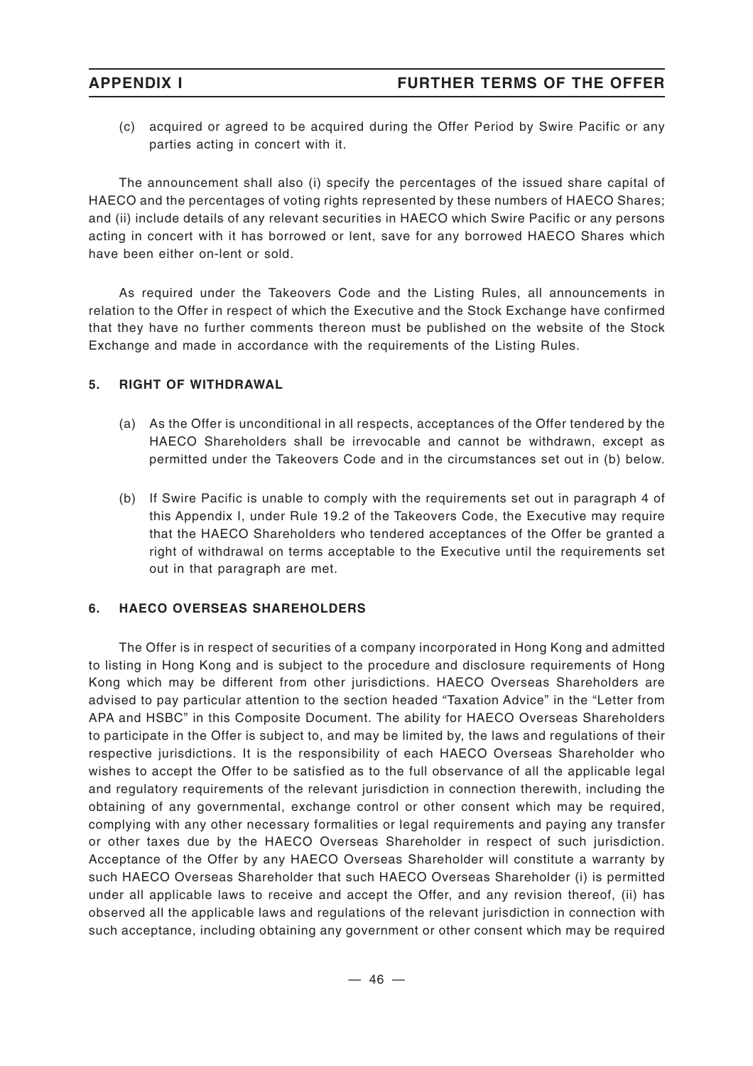(c) acquired or agreed to be acquired during the Offer Period by Swire Pacific or any parties acting in concert with it.

The announcement shall also (i) specify the percentages of the issued share capital of HAECO and the percentages of voting rights represented by these numbers of HAECO Shares; and (ii) include details of any relevant securities in HAECO which Swire Pacific or any persons acting in concert with it has borrowed or lent, save for any borrowed HAECO Shares which have been either on-lent or sold.

As required under the Takeovers Code and the Listing Rules, all announcements in relation to the Offer in respect of which the Executive and the Stock Exchange have confirmed that they have no further comments thereon must be published on the website of the Stock Exchange and made in accordance with the requirements of the Listing Rules.

## 5. RIGHT OF WITHDRAWAL

(a) As the Offer is unconditional in all respects, acceptances of the Offer tendered by the HAECO Shareholders shall be irrevocable and cannot be withdrawn, except as permitted under the Takeovers Code and in the circumstances set out in (b) below.

(b) If Swire Pacific is unable to comply with the requirements set out in paragraph 4 of this Appendix I, under Rule 19.2 of the Takeovers Code, the Executive may require that the HAECO Shareholders who tendered acceptances of the Offer be granted a right of withdrawal on terms acceptable to the Executive until the requirements set out in that paragraph are met.

## 6. HAECO OVERSEAS SHAREHOLDERS

The Offer is in respect of securities of a company incorporated in Hong Kong and admitted to listing in Hong Kong and is subject to the procedure and disclosure requirements of Hong Kong which may be different from other jurisdictions. HAECO Overseas Shareholders are advised to pay particular attention to the section headed "Taxation Advice" in the "Letter from APA and HSBC" in this Composite Document. The ability for HAECO Overseas Shareholders to participate in the Offer is subject to, and may be limited by, the laws and regulations of their respective jurisdictions. It is the responsibility of each HAECO Overseas Shareholder who wishes to accept the Offer to be satisfied as to the full observance of all the applicable legal and regulatory requirements of the relevant jurisdiction in connection therewith, including the obtaining of any governmental, exchange control or other consent which may be required, complying with any other necessary formalities or legal requirements and paying any transfer or other taxes due by the HAECO Overseas Shareholder in respect of such jurisdiction. Acceptance of the Offer by any HAECO Overseas Shareholder will constitute a warranty by such HAECO Overseas Shareholder that such HAECO Overseas Shareholder (i) is permitted under all applicable laws to receive and accept the Offer, and any revision thereof, (ii) has observed all the applicable laws and regulations of the relevant jurisdiction in connection with such acceptance, including obtaining any government or other consent which may be required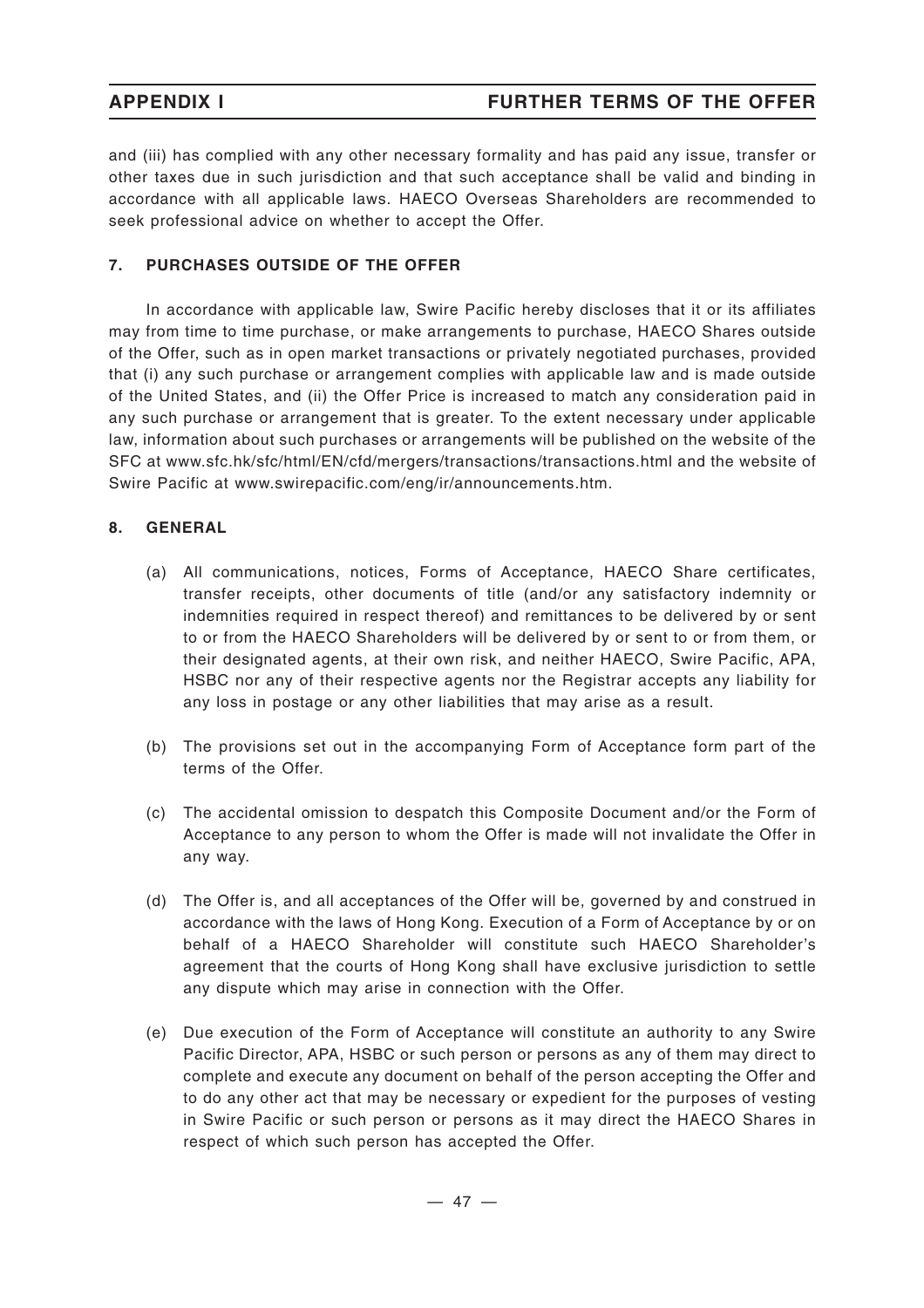and (iii) has complied with any other necessary formality and has paid any issue, transfer or other taxes due in such jurisdiction and that such acceptance shall be valid and binding in accordance with all applicable laws. HAECO Overseas Shareholders are recommended to seek professional advice on whether to accept the Offer.

## 7. PURCHASES OUTSIDE OF THE OFFER

In accordance with applicable law, Swire Pacific hereby discloses that it or its affiliates may from time to time purchase, or make arrangements to purchase, HAECO Shares outside of the Offer, such as in open market transactions or privately negotiated purchases, provided that (i) any such purchase or arrangement complies with applicable law and is made outside of the United States, and (ii) the Offer Price is increased to match any consideration paid in any such purchase or arrangement that is greater. To the extent necessary under applicable law, information about such purchases or arrangements will be published on the website of the SFC at www.sfc.hk/sfc/html/EN/cfd/mergers/transactions/transactions.html and the website of Swire Pacific at www.swirepacific.com/eng/ir/announcements.htm.

## 8. GENERAL

(a) All communications, notices, Forms of Acceptance, HAECO Share certificates, transfer receipts, other documents of title (and/or any satisfactory indemnity or indemnities required in respect thereof) and remittances to be delivered by or sent to or from the HAECO Shareholders will be delivered by or sent to or from them, or their designated agents, at their own risk, and neither HAECO, Swire Pacific, APA, HSBC nor any of their respective agents nor the Registrar accepts any liability for any loss in postage or any other liabilities that may arise as a result.

(b) The provisions set out in the accompanying Form of Acceptance form part of the terms of the Offer.

(c) The accidental omission to despatch this Composite Document and/or the Form of Acceptance to any person to whom the Offer is made will not invalidate the Offer in any way.

(d) The Offer is, and all acceptances of the Offer will be, governed by and construed in accordance with the laws of Hong Kong. Execution of a Form of Acceptance by or on behalf of a HAECO Shareholder will constitute such HAECO Shareholder's agreement that the courts of Hong Kong shall have exclusive jurisdiction to settle any dispute which may arise in connection with the Offer.

(e) Due execution of the Form of Acceptance will constitute an authority to any Swire Pacific Director, APA, HSBC or such person or persons as any of them may direct to complete and execute any document on behalf of the person accepting the Offer and to do any other act that may be necessary or expedient for the purposes of vesting in Swire Pacific or such person or persons as it may direct the HAECO Shares in respect of which such person has accepted the Offer.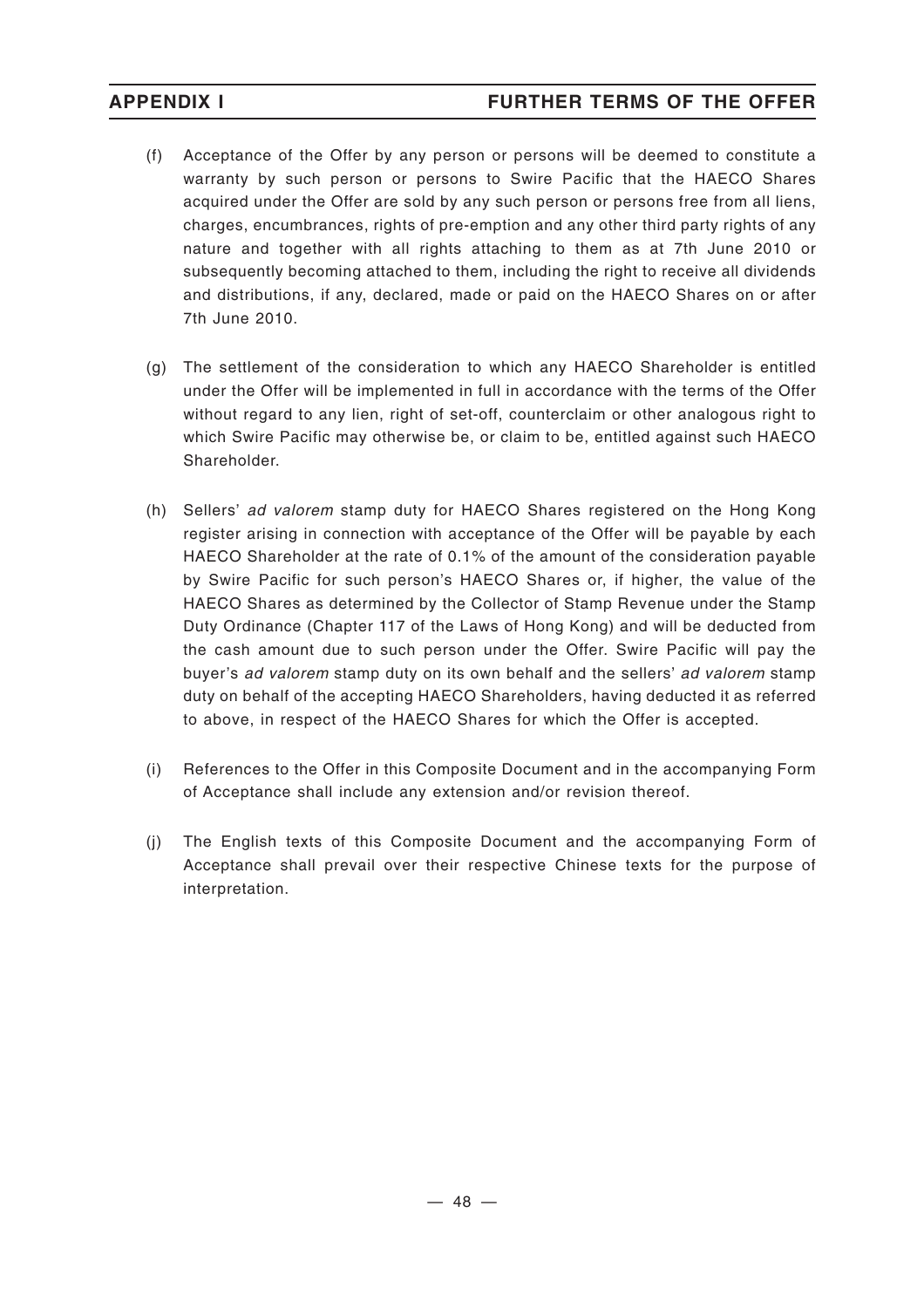(f) Acceptance of the Offer by any person or persons will be deemed to constitute a warranty by such person or persons to Swire Pacific that the HAECO Shares acquired under the Offer are sold by any such person or persons free from all liens, charges, encumbrances, rights of pre-emption and any other third party rights of any nature and together with all rights attaching to them as at 7th June 2010 or subsequently becoming attached to them, including the right to receive all dividends and distributions, if any, declared, made or paid on the HAECO Shares on or after 7th June 2010.

(g) The settlement of the consideration to which any HAECO Shareholder is entitled under the Offer will be implemented in full in accordance with the terms of the Offer without regard to any lien, right of set-off, counterclaim or other analogous right to which Swire Pacific may otherwise be, or claim to be, entitled against such HAECO Shareholder.

(h) Sellers' *ad valorem* stamp duty for HAECO Shares registered on the Hong Kong register arising in connection with acceptance of the Offer will be payable by each HAECO Shareholder at the rate of 0.1% of the amount of the consideration payable by Swire Pacific for such person's HAECO Shares or, if higher, the value of the HAECO Shares as determined by the Collector of Stamp Revenue under the Stamp Duty Ordinance (Chapter 117 of the Laws of Hong Kong) and will be deducted from the cash amount due to such person under the Offer. Swire Pacific will pay the buyer's *ad valorem* stamp duty on its own behalf and the sellers' *ad valorem* stamp duty on behalf of the accepting HAECO Shareholders, having deducted it as referred to above, in respect of the HAECO Shares for which the Offer is accepted.

(i) References to the Offer in this Composite Document and in the accompanying Form of Acceptance shall include any extension and/or revision thereof.

(j) The English texts of this Composite Document and the accompanying Form of Acceptance shall prevail over their respective Chinese texts for the purpose of interpretation.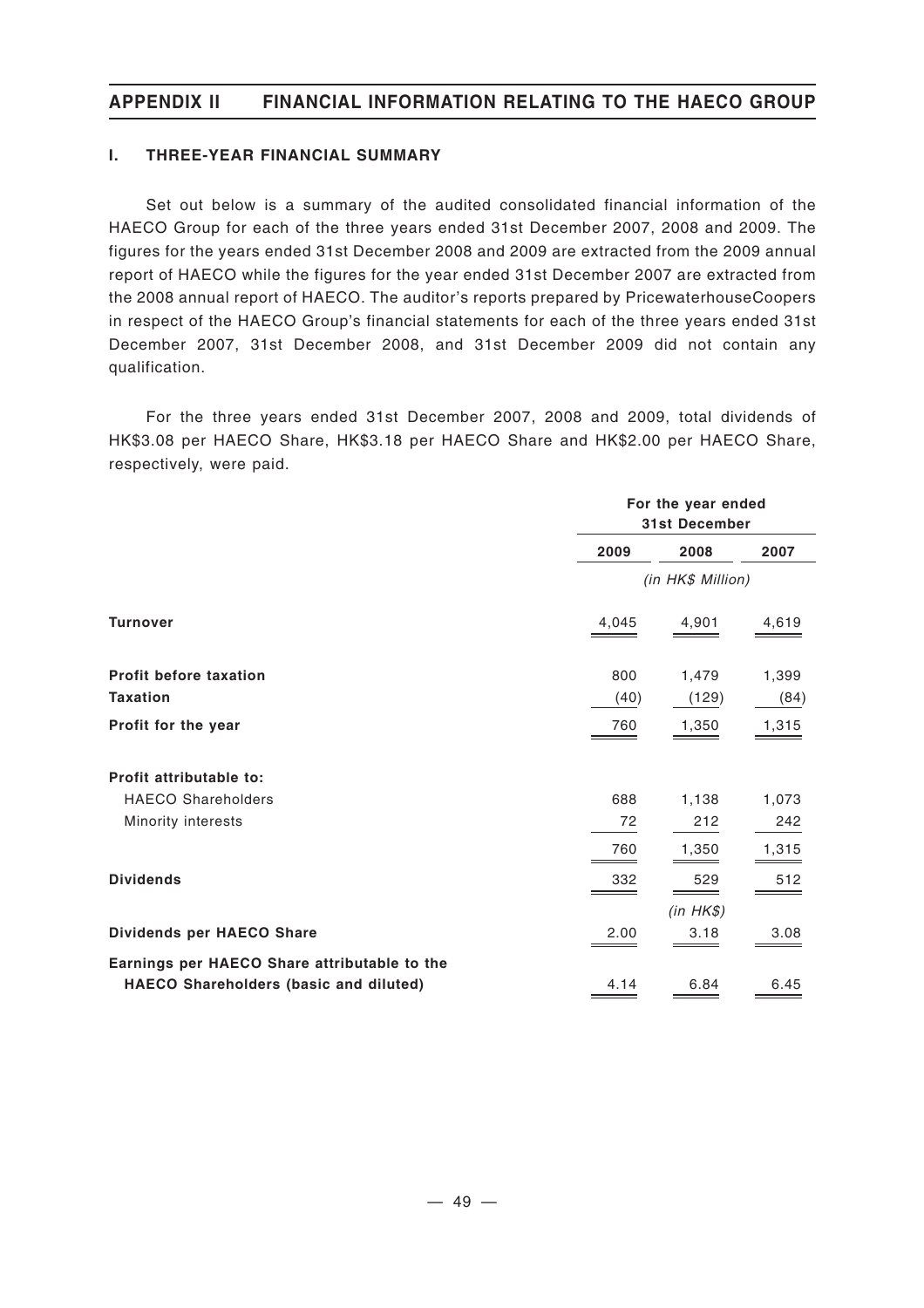## APPENDIX II FINANCIAL INFORMATION RELATING TO THE HAECO GROUP

### I. THREE-YEAR FINANCIAL SUMMARY

Set out below is a summary of the audited consolidated financial information of the HAECO Group for each of the three years ended 31st December 2007, 2008 and 2009. The figures for the years ended 31st December 2008 and 2009 are extracted from the 2009 annual report of HAECO while the figures for the year ended 31st December 2007 are extracted from the 2008 annual report of HAECO. The auditor's reports prepared by PricewaterhouseCoopers in respect of the HAECO Group's financial statements for each of the three years ended 31st December 2007, 31st December 2008, and 31st December 2009 did not contain any qualification.

For the three years ended 31st December 2007, 2008 and 2009, total dividends of HK$3.08 per HAECO Share, HK$3.18 per HAECO Share and HK$2.00 per HAECO Share, respectively, were paid.

| | For the year ended 31st December | | |
|---|---|---|---|
| | 2009 | 2008 | 2007 |
| | *(in HK$ Million)* | | |
| **Turnover** | 4,045 | 4,901 | 4,619 |
| **Profit before taxation** | 800 | 1,479 | 1,399 |
| **Taxation** | (40) | (129) | (84) |
| **Profit for the year** | 760 | 1,350 | 1,315 |
| **Profit attributable to:** | | | |
| HAECO Shareholders | 688 | 1,138 | 1,073 |
| Minority interests | 72 | 212 | 242 |
| | 760 | 1,350 | 1,315 |
| **Dividends** | 332 | 529 | 512 |
| | *(in HK$)* | | |
| **Dividends per HAECO Share** | 2.00 | 3.18 | 3.08 |
| **Earnings per HAECO Share attributable to the HAECO Shareholders (basic and diluted)** | 4.14 | 6.84 | 6.45 |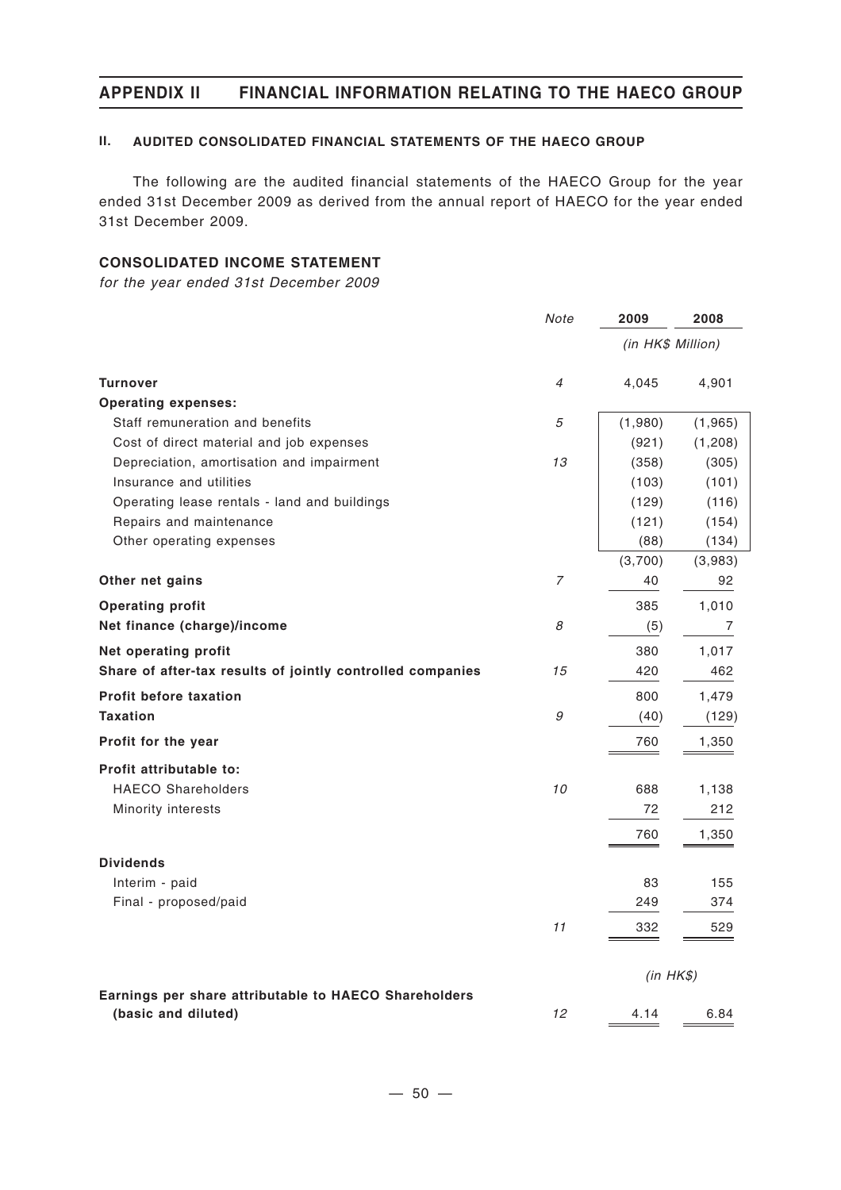## II. AUDITED CONSOLIDATED FINANCIAL STATEMENTS OF THE HAECO GROUP

The following are the audited financial statements of the HAECO Group for the year ended 31st December 2009 as derived from the annual report of HAECO for the year ended 31st December 2009.

### CONSOLIDATED INCOME STATEMENT

*for the year ended 31st December 2009*

| | *Note* | 2009 | 2008 |
|---|---|---|---|
| | | *(in HK$ Million)* | |
| **Turnover** | *4* | 4,045 | 4,901 |
| **Operating expenses:** | | | |
| Staff remuneration and benefits | *5* | (1,980) | (1,965) |
| Cost of direct material and job expenses | | (921) | (1,208) |
| Depreciation, amortisation and impairment | *13* | (358) | (305) |
| Insurance and utilities | | (103) | (101) |
| Operating lease rentals - land and buildings | | (129) | (116) |
| Repairs and maintenance | | (121) | (154) |
| Other operating expenses | | (88) | (134) |
| | | (3,700) | (3,983) |
| **Other net gains** | *7* | 40 | 92 |
| **Operating profit** | | 385 | 1,010 |
| **Net finance (charge)/income** | *8* | (5) | 7 |
| **Net operating profit** | | 380 | 1,017 |
| **Share of after-tax results of jointly controlled companies** | *15* | 420 | 462 |
| **Profit before taxation** | | 800 | 1,479 |
| **Taxation** | *9* | (40) | (129) |
| **Profit for the year** | | 760 | 1,350 |
| **Profit attributable to:** | | | |
| HAECO Shareholders | *10* | 688 | 1,138 |
| Minority interests | | 72 | 212 |
| | | 760 | 1,350 |
| **Dividends** | | | |
| Interim - paid | | 83 | 155 |
| Final - proposed/paid | | 249 | 374 |
| | *11* | 332 | 529 |
| | | *(in HK$)* | |
| **Earnings per share attributable to HAECO Shareholders (basic and diluted)** | *12* | 4.14 | 6.84 |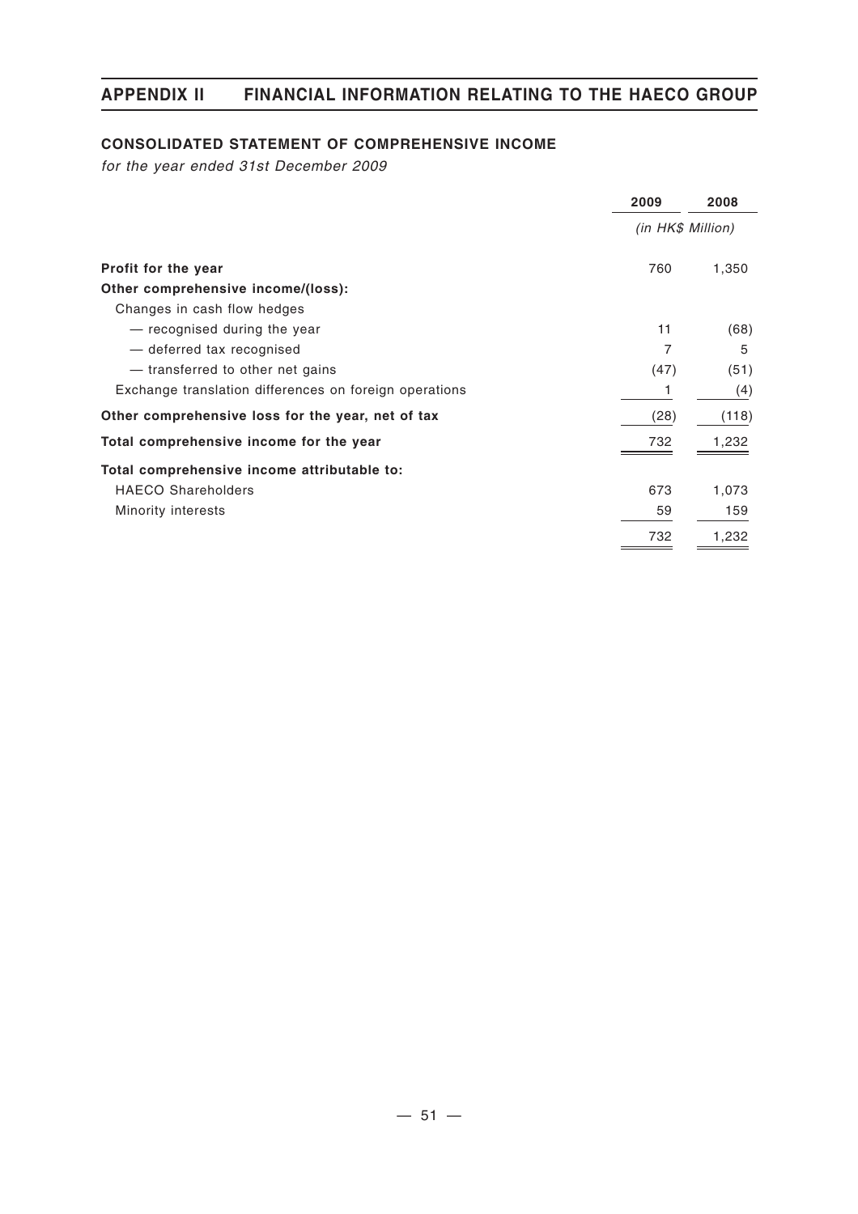## CONSOLIDATED STATEMENT OF COMPREHENSIVE INCOME

*for the year ended 31st December 2009*

| | 2009 | 2008 |
|---|---|---|
| | *(in HK$ Million)* | |
| **Profit for the year** | 760 | 1,350 |
| **Other comprehensive income/(loss):** | | |
| Changes in cash flow hedges | | |
| — recognised during the year | 11 | (68) |
| — deferred tax recognised | 7 | 5 |
| — transferred to other net gains | (47) | (51) |
| Exchange translation differences on foreign operations | 1 | (4) |
| **Other comprehensive loss for the year, net of tax** | (28) | (118) |
| **Total comprehensive income for the year** | 732 | 1,232 |
| **Total comprehensive income attributable to:** | | |
| HAECO Shareholders | 673 | 1,073 |
| Minority interests | 59 | 159 |
| | 732 | 1,232 |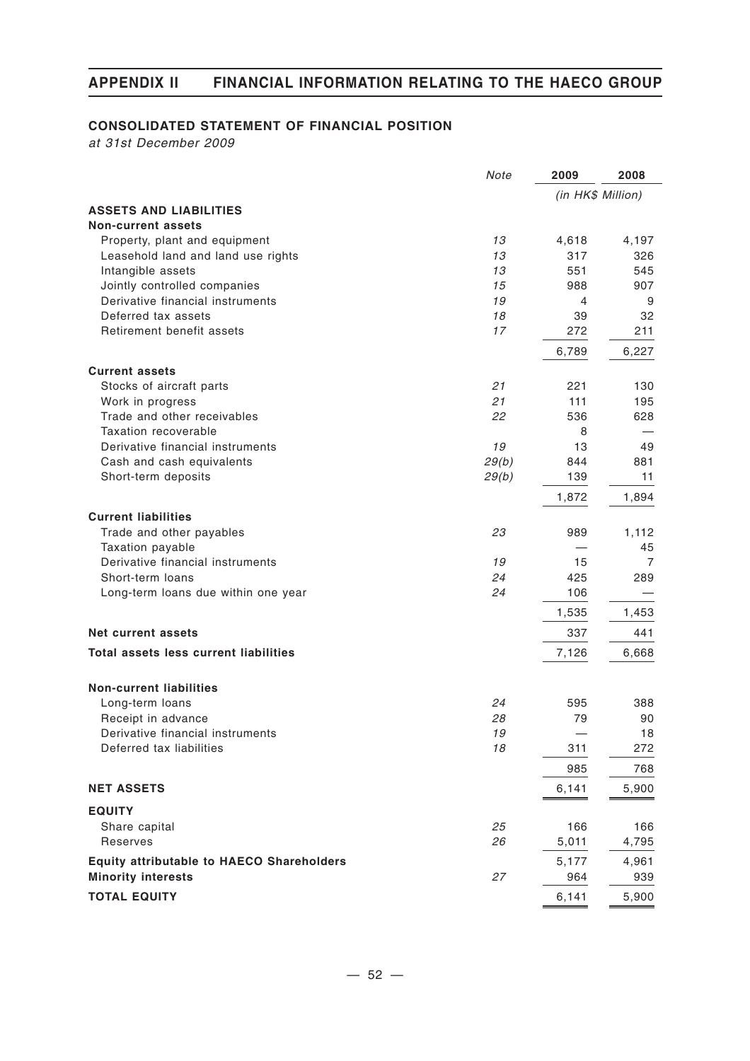## CONSOLIDATED STATEMENT OF FINANCIAL POSITION

*at 31st December 2009*

| | Note | 2009 | 2008 |
|---|---|---|---|
| | | *(in HK$ Million)* | |
| **ASSETS AND LIABILITIES** | | | |
| **Non-current assets** | | | |
| Property, plant and equipment | 13 | 4,618 | 4,197 |
| Leasehold land and land use rights | 13 | 317 | 326 |
| Intangible assets | 13 | 551 | 545 |
| Jointly controlled companies | 15 | 988 | 907 |
| Derivative financial instruments | 19 | 4 | 9 |
| Deferred tax assets | 18 | 39 | 32 |
| Retirement benefit assets | 17 | 272 | 211 |
| | | 6,789 | 6,227 |
| **Current assets** | | | |
| Stocks of aircraft parts | 21 | 221 | 130 |
| Work in progress | 21 | 111 | 195 |
| Trade and other receivables | 22 | 536 | 628 |
| Taxation recoverable | | 8 | — |
| Derivative financial instruments | 19 | 13 | 49 |
| Cash and cash equivalents | 29(b) | 844 | 881 |
| Short-term deposits | 29(b) | 139 | 11 |
| | | 1,872 | 1,894 |
| **Current liabilities** | | | |
| Trade and other payables | 23 | 989 | 1,112 |
| Taxation payable | | — | 45 |
| Derivative financial instruments | 19 | 15 | 7 |
| Short-term loans | 24 | 425 | 289 |
| Long-term loans due within one year | 24 | 106 | — |
| | | 1,535 | 1,453 |
| **Net current assets** | | 337 | 441 |
| **Total assets less current liabilities** | | 7,126 | 6,668 |
| **Non-current liabilities** | | | |
| Long-term loans | 24 | 595 | 388 |
| Receipt in advance | 28 | 79 | 90 |
| Derivative financial instruments | 19 | — | 18 |
| Deferred tax liabilities | 18 | 311 | 272 |
| | | 985 | 768 |
| **NET ASSETS** | | 6,141 | 5,900 |
| **EQUITY** | | | |
| Share capital | 25 | 166 | 166 |
| Reserves | 26 | 5,011 | 4,795 |
| **Equity attributable to HAECO Shareholders** | | 5,177 | 4,961 |
| **Minority interests** | 27 | 964 | 939 |
| **TOTAL EQUITY** | | 6,141 | 5,900 |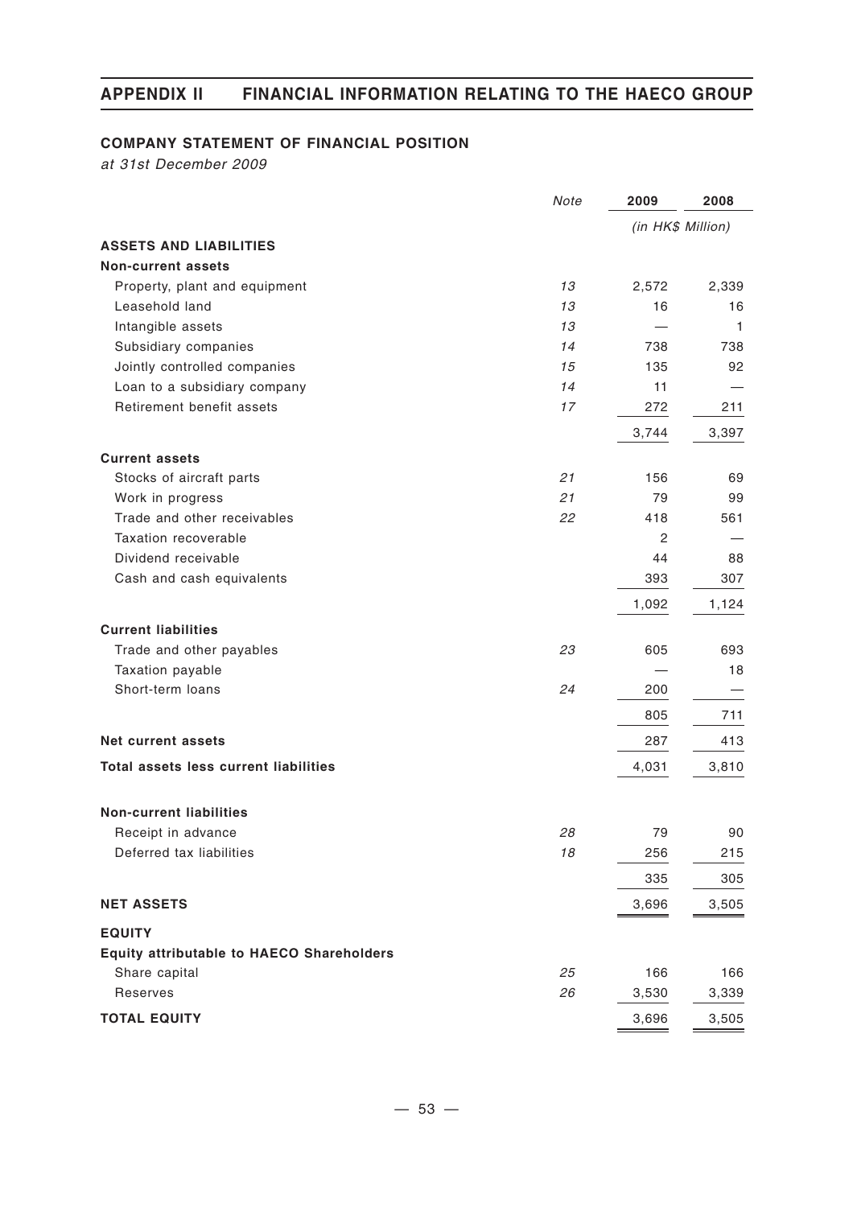## COMPANY STATEMENT OF FINANCIAL POSITION

*at 31st December 2009*

| | Note | 2009 | 2008 |
|---|---|---|---|
| | | *(in HK$ Million)* | |
| **ASSETS AND LIABILITIES** | | | |
| **Non-current assets** | | | |
| Property, plant and equipment | 13 | 2,572 | 2,339 |
| Leasehold land | 13 | 16 | 16 |
| Intangible assets | 13 | — | 1 |
| Subsidiary companies | 14 | 738 | 738 |
| Jointly controlled companies | 15 | 135 | 92 |
| Loan to a subsidiary company | 14 | 11 | — |
| Retirement benefit assets | 17 | 272 | 211 |
| | | 3,744 | 3,397 |
| **Current assets** | | | |
| Stocks of aircraft parts | 21 | 156 | 69 |
| Work in progress | 21 | 79 | 99 |
| Trade and other receivables | 22 | 418 | 561 |
| Taxation recoverable | | 2 | — |
| Dividend receivable | | 44 | 88 |
| Cash and cash equivalents | | 393 | 307 |
| | | 1,092 | 1,124 |
| **Current liabilities** | | | |
| Trade and other payables | 23 | 605 | 693 |
| Taxation payable | | — | 18 |
| Short-term loans | 24 | 200 | — |
| | | 805 | 711 |
| **Net current assets** | | 287 | 413 |
| **Total assets less current liabilities** | | 4,031 | 3,810 |
| **Non-current liabilities** | | | |
| Receipt in advance | 28 | 79 | 90 |
| Deferred tax liabilities | 18 | 256 | 215 |
| | | 335 | 305 |
| **NET ASSETS** | | 3,696 | 3,505 |
| **EQUITY** | | | |
| **Equity attributable to HAECO Shareholders** | | | |
| Share capital | 25 | 166 | 166 |
| Reserves | 26 | 3,530 | 3,339 |
| **TOTAL EQUITY** | | 3,696 | 3,505 |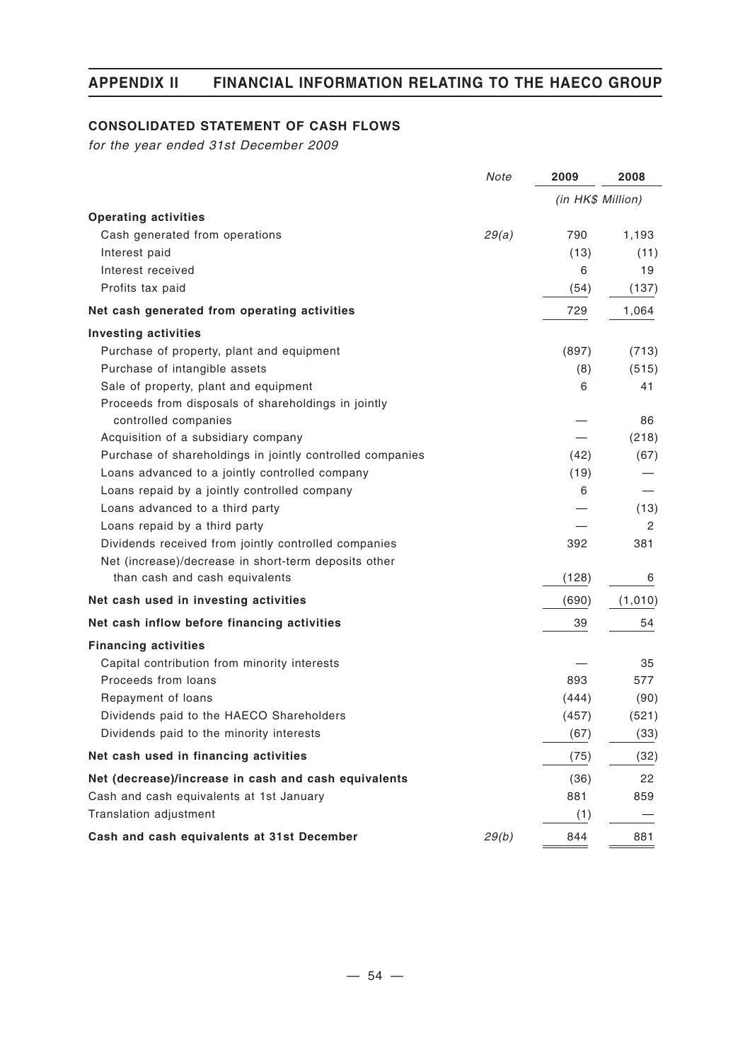## CONSOLIDATED STATEMENT OF CASH FLOWS

*for the year ended 31st December 2009*

| | *Note* | 2009 | 2008 |
|---|---|---|---|
| | | *(in HK$ Million)* | |
| **Operating activities** | | | |
| Cash generated from operations | *29(a)* | 790 | 1,193 |
| Interest paid | | (13) | (11) |
| Interest received | | 6 | 19 |
| Profits tax paid | | (54) | (137) |
| **Net cash generated from operating activities** | | 729 | 1,064 |
| **Investing activities** | | | |
| Purchase of property, plant and equipment | | (897) | (713) |
| Purchase of intangible assets | | (8) | (515) |
| Sale of property, plant and equipment | | 6 | 41 |
| Proceeds from disposals of shareholdings in jointly controlled companies | | — | 86 |
| Acquisition of a subsidiary company | | — | (218) |
| Purchase of shareholdings in jointly controlled companies | | (42) | (67) |
| Loans advanced to a jointly controlled company | | (19) | — |
| Loans repaid by a jointly controlled company | | 6 | — |
| Loans advanced to a third party | | — | (13) |
| Loans repaid by a third party | | — | 2 |
| Dividends received from jointly controlled companies | | 392 | 381 |
| Net (increase)/decrease in short-term deposits other than cash and cash equivalents | | (128) | 6 |
| **Net cash used in investing activities** | | (690) | (1,010) |
| **Net cash inflow before financing activities** | | 39 | 54 |
| **Financing activities** | | | |
| Capital contribution from minority interests | | — | 35 |
| Proceeds from loans | | 893 | 577 |
| Repayment of loans | | (444) | (90) |
| Dividends paid to the HAECO Shareholders | | (457) | (521) |
| Dividends paid to the minority interests | | (67) | (33) |
| **Net cash used in financing activities** | | (75) | (32) |
| **Net (decrease)/increase in cash and cash equivalents** | | (36) | 22 |
| Cash and cash equivalents at 1st January | | 881 | 859 |
| Translation adjustment | | (1) | — |
| **Cash and cash equivalents at 31st December** | *29(b)* | 844 | 881 |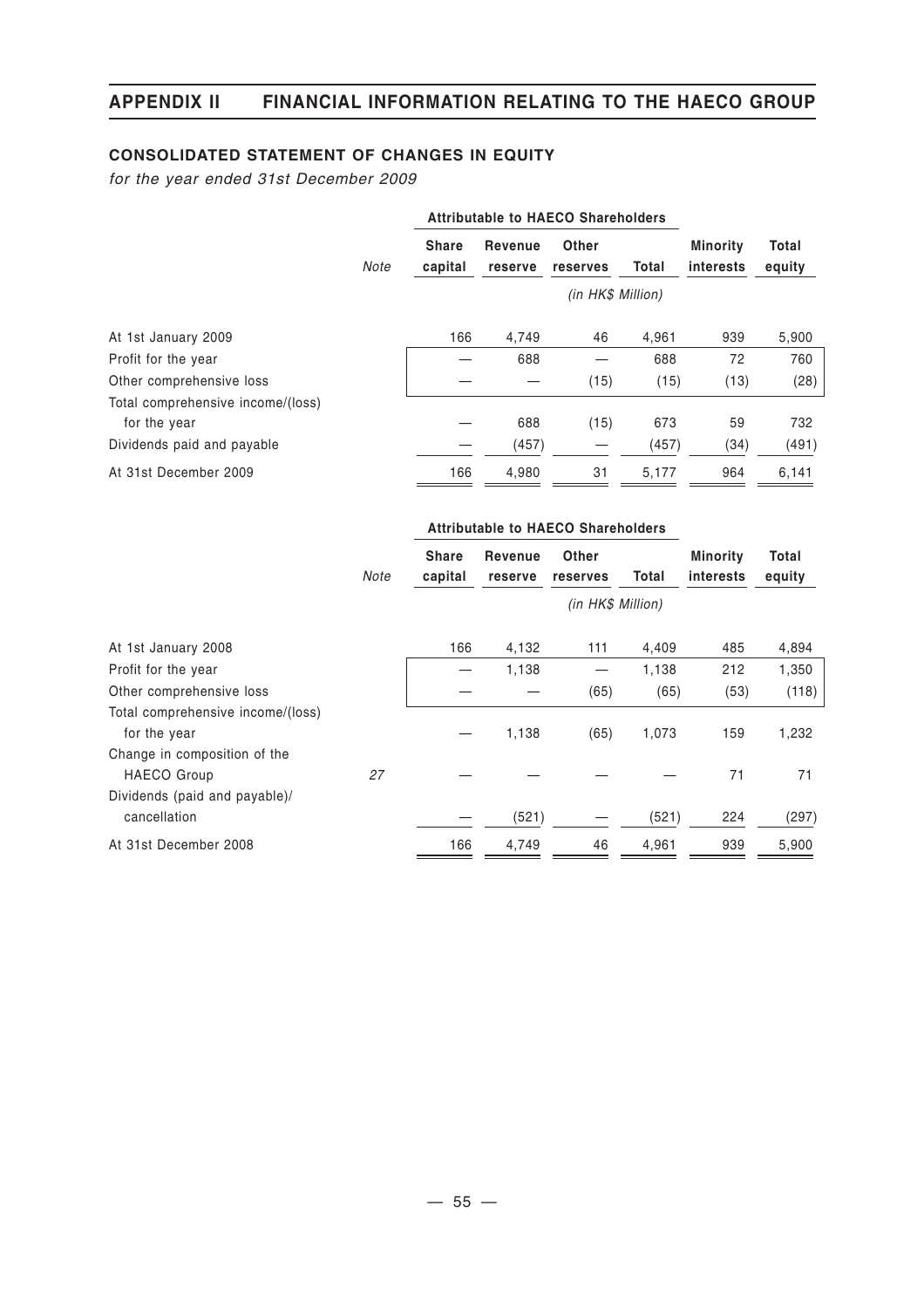## CONSOLIDATED STATEMENT OF CHANGES IN EQUITY

*for the year ended 31st December 2009*

| | Note | Attributable to HAECO Shareholders | | | | | |
|---|---|---|---|---|---|---|---|
| | | Share capital | Revenue reserve | Other reserves | Total | Minority interests | Total equity |
| | | | | (in HK$ Million) | | | |
| At 1st January 2009 | | 166 | 4,749 | 46 | 4,961 | 939 | 5,900 |
| Profit for the year | | — | 688 | — | 688 | 72 | 760 |
| Other comprehensive loss | | — | — | (15) | (15) | (13) | (28) |
| Total comprehensive income/(loss) for the year | | — | 688 | (15) | 673 | 59 | 732 |
| Dividends paid and payable | | — | (457) | — | (457) | (34) | (491) |
| At 31st December 2009 | | 166 | 4,980 | 31 | 5,177 | 964 | 6,141 |

| | Note | Attributable to HAECO Shareholders | | | | | |
|---|---|---|---|---|---|---|---|
| | | Share capital | Revenue reserve | Other reserves | Total | Minority interests | Total equity |
| | | | | (in HK$ Million) | | | |
| At 1st January 2008 | | 166 | 4,132 | 111 | 4,409 | 485 | 4,894 |
| Profit for the year | | — | 1,138 | — | 1,138 | 212 | 1,350 |
| Other comprehensive loss | | — | — | (65) | (65) | (53) | (118) |
| Total comprehensive income/(loss) for the year | | — | 1,138 | (65) | 1,073 | 159 | 1,232 |
| Change in composition of the HAECO Group | *27* | — | — | — | — | 71 | 71 |
| Dividends (paid and payable)/ cancellation | | — | (521) | — | (521) | 224 | (297) |
| At 31st December 2008 | | 166 | 4,749 | 46 | 4,961 | 939 | 5,900 |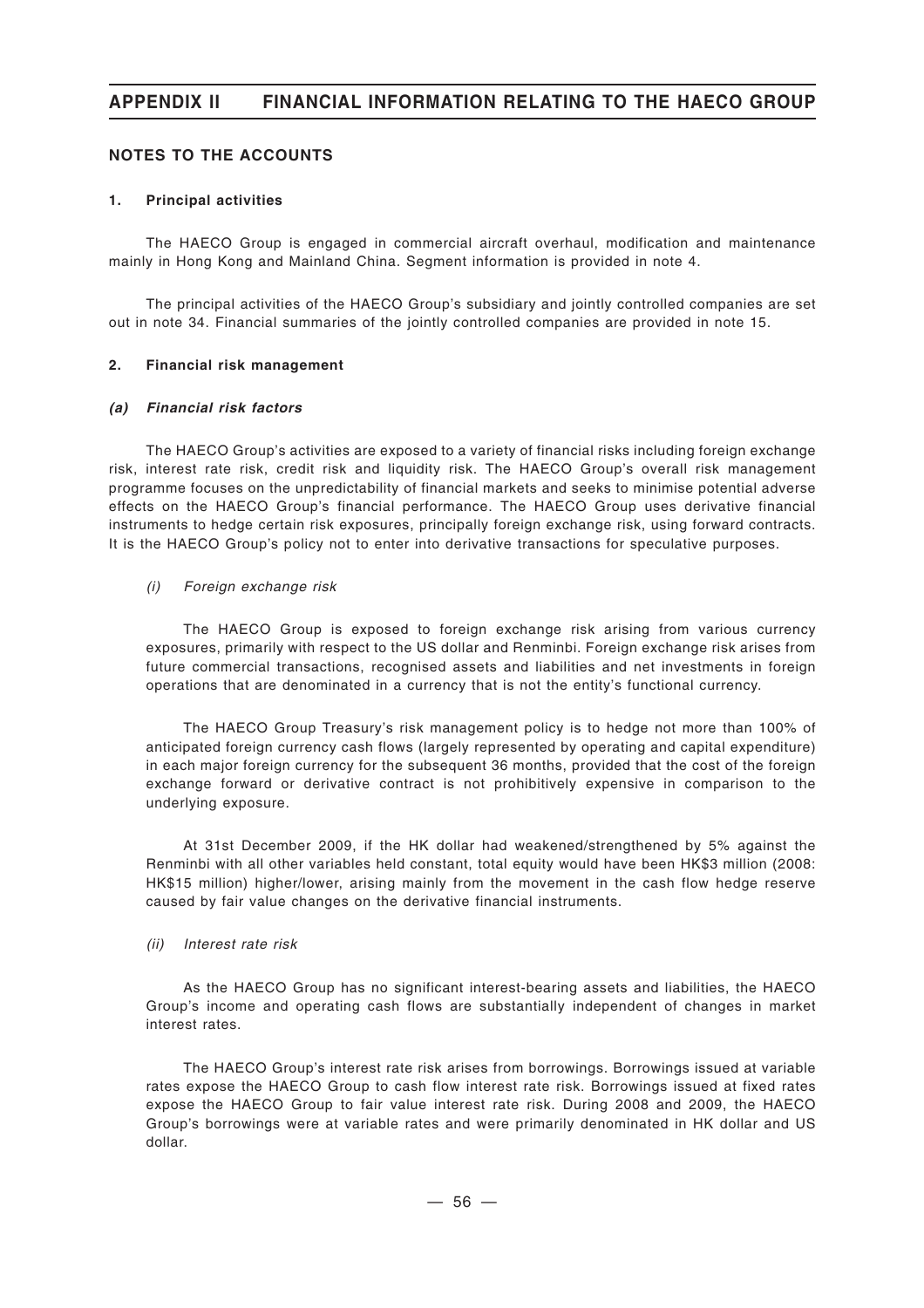# APPENDIX II FINANCIAL INFORMATION RELATING TO THE HAECO GROUP

## NOTES TO THE ACCOUNTS

### 1. Principal activities

The HAECO Group is engaged in commercial aircraft overhaul, modification and maintenance mainly in Hong Kong and Mainland China. Segment information is provided in note 4.

The principal activities of the HAECO Group's subsidiary and jointly controlled companies are set out in note 34. Financial summaries of the jointly controlled companies are provided in note 15.

### 2. Financial risk management

#### *(a) Financial risk factors*

The HAECO Group's activities are exposed to a variety of financial risks including foreign exchange risk, interest rate risk, credit risk and liquidity risk. The HAECO Group's overall risk management programme focuses on the unpredictability of financial markets and seeks to minimise potential adverse effects on the HAECO Group's financial performance. The HAECO Group uses derivative financial instruments to hedge certain risk exposures, principally foreign exchange risk, using forward contracts. It is the HAECO Group's policy not to enter into derivative transactions for speculative purposes.

*(i) Foreign exchange risk*

The HAECO Group is exposed to foreign exchange risk arising from various currency exposures, primarily with respect to the US dollar and Renminbi. Foreign exchange risk arises from future commercial transactions, recognised assets and liabilities and net investments in foreign operations that are denominated in a currency that is not the entity's functional currency.

The HAECO Group Treasury's risk management policy is to hedge not more than 100% of anticipated foreign currency cash flows (largely represented by operating and capital expenditure) in each major foreign currency for the subsequent 36 months, provided that the cost of the foreign exchange forward or derivative contract is not prohibitively expensive in comparison to the underlying exposure.

At 31st December 2009, if the HK dollar had weakened/strengthened by 5% against the Renminbi with all other variables held constant, total equity would have been HK$3 million (2008: HK$15 million) higher/lower, arising mainly from the movement in the cash flow hedge reserve caused by fair value changes on the derivative financial instruments.

*(ii) Interest rate risk*

As the HAECO Group has no significant interest-bearing assets and liabilities, the HAECO Group's income and operating cash flows are substantially independent of changes in market interest rates.

The HAECO Group's interest rate risk arises from borrowings. Borrowings issued at variable rates expose the HAECO Group to cash flow interest rate risk. Borrowings issued at fixed rates expose the HAECO Group to fair value interest rate risk. During 2008 and 2009, the HAECO Group's borrowings were at variable rates and were primarily denominated in HK dollar and US dollar.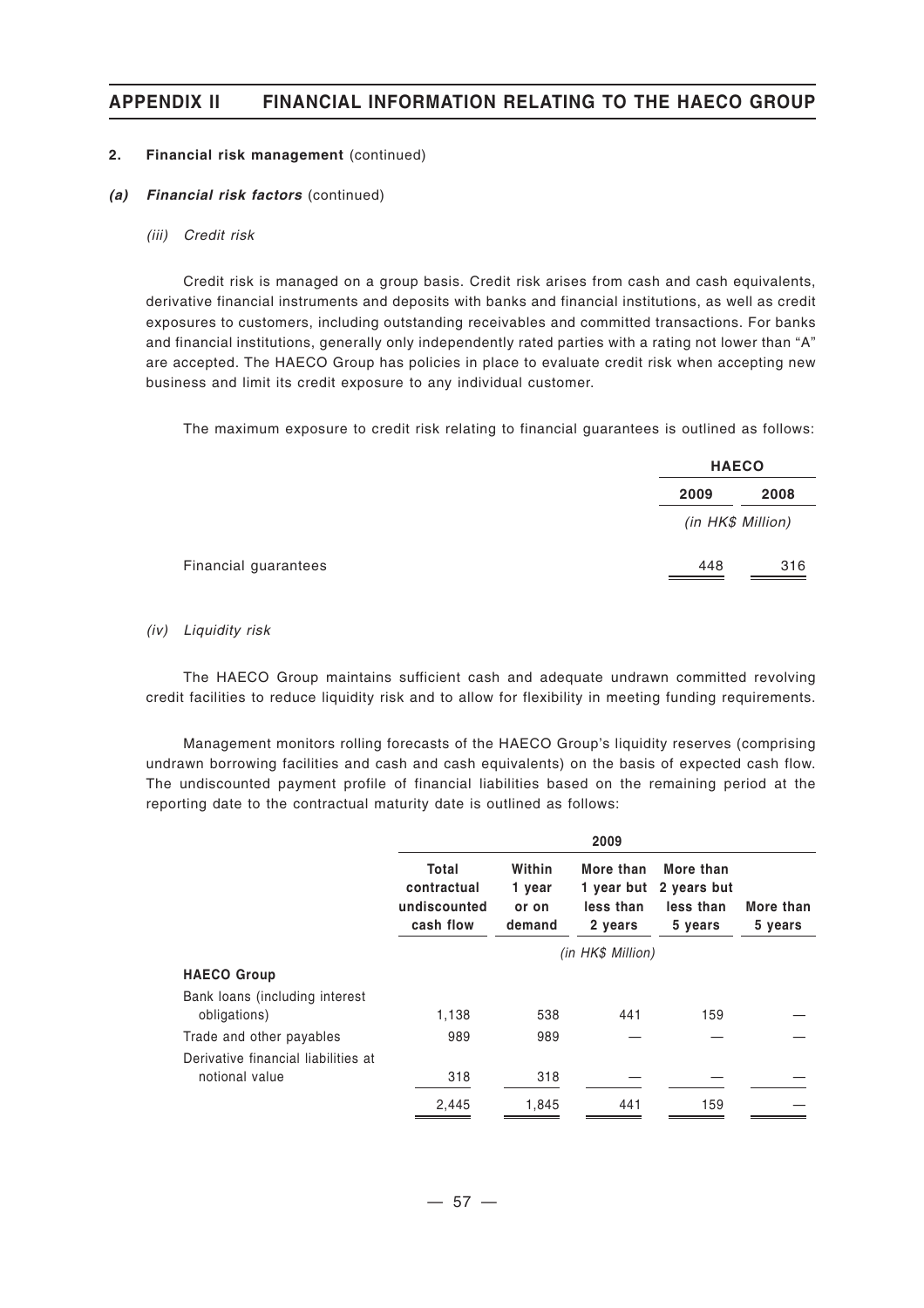**2. Financial risk management** (continued)

***(a) Financial risk factors*** (continued)

*(iii) Credit risk*

Credit risk is managed on a group basis. Credit risk arises from cash and cash equivalents, derivative financial instruments and deposits with banks and financial institutions, as well as credit exposures to customers, including outstanding receivables and committed transactions. For banks and financial institutions, generally only independently rated parties with a rating not lower than "A" are accepted. The HAECO Group has policies in place to evaluate credit risk when accepting new business and limit its credit exposure to any individual customer.

The maximum exposure to credit risk relating to financial guarantees is outlined as follows:

| | **HAECO** | |
|---|---|---|
| | **2009** | **2008** |
| | *(in HK$ Million)* | |
| Financial guarantees | 448 | 316 |

*(iv) Liquidity risk*

The HAECO Group maintains sufficient cash and adequate undrawn committed revolving credit facilities to reduce liquidity risk and to allow for flexibility in meeting funding requirements.

Management monitors rolling forecasts of the HAECO Group's liquidity reserves (comprising undrawn borrowing facilities and cash and cash equivalents) on the basis of expected cash flow. The undiscounted payment profile of financial liabilities based on the remaining period at the reporting date to the contractual maturity date is outlined as follows:

| | **2009** | | | | |
|---|---|---|---|---|---|
| | **Total contractual undiscounted cash flow** | **Within 1 year or on demand** | **More than 1 year but less than 2 years** | **More than 2 years but less than 5 years** | **More than 5 years** |
| | *(in HK$ Million)* | | | | |
| **HAECO Group** | | | | | |
| Bank loans (including interest obligations) | 1,138 | 538 | 441 | 159 | — |
| Trade and other payables | 989 | 989 | — | — | — |
| Derivative financial liabilities at notional value | 318 | 318 | — | — | — |
| | 2,445 | 1,845 | 441 | 159 | — |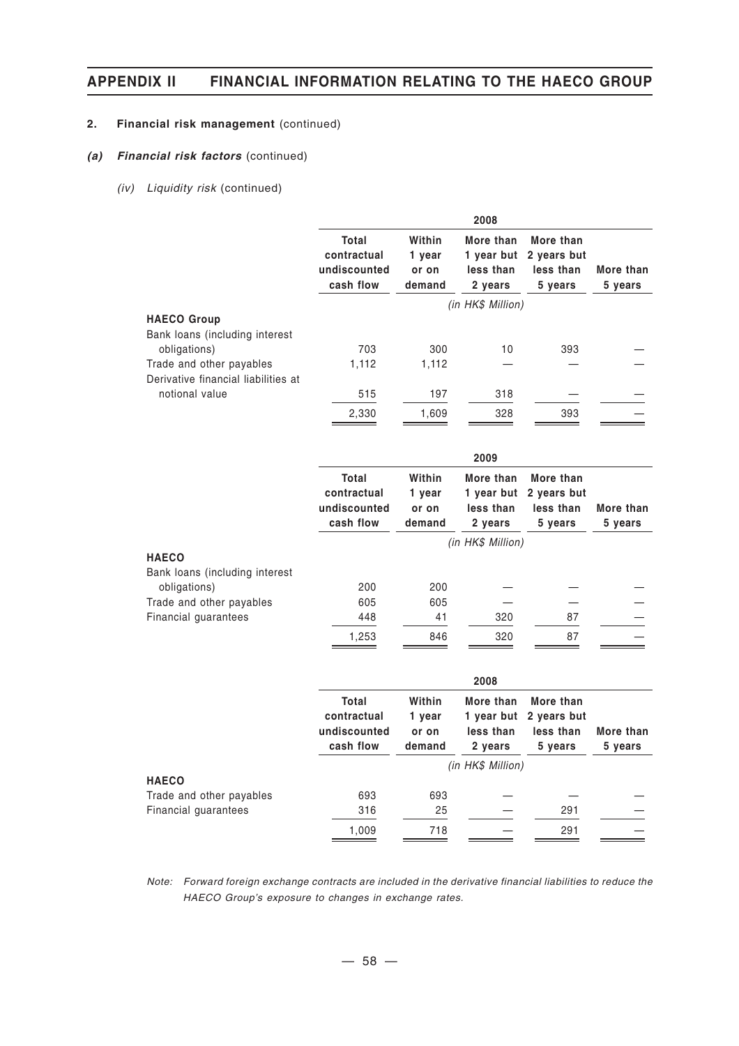## 2. Financial risk management (continued)

### *(a) Financial risk factors* (continued)

*(iv) Liquidity risk* (continued)

| | 2008 | | | | |
|---|---|---|---|---|---|
| | Total contractual undiscounted cash flow | Within 1 year or on demand | More than 1 year but less than 2 years | More than 2 years but less than 5 years | More than 5 years |
| | *(in HK$ Million)* | | | | |
| **HAECO Group** | | | | | |
| Bank loans (including interest obligations) | 703 | 300 | 10 | 393 | — |
| Trade and other payables | 1,112 | 1,112 | — | — | — |
| Derivative financial liabilities at notional value | 515 | 197 | 318 | — | — |
| | 2,330 | 1,609 | 328 | 393 | — |

| | 2009 | | | | |
|---|---|---|---|---|---|
| | Total contractual undiscounted cash flow | Within 1 year or on demand | More than 1 year but less than 2 years | More than 2 years but less than 5 years | More than 5 years |
| | *(in HK$ Million)* | | | | |
| **HAECO** | | | | | |
| Bank loans (including interest obligations) | 200 | 200 | — | — | — |
| Trade and other payables | 605 | 605 | — | — | — |
| Financial guarantees | 448 | 41 | 320 | 87 | — |
| | 1,253 | 846 | 320 | 87 | — |

| | 2008 | | | | |
|---|---|---|---|---|---|
| | Total contractual undiscounted cash flow | Within 1 year or on demand | More than 1 year but less than 2 years | More than 2 years but less than 5 years | More than 5 years |
| | *(in HK$ Million)* | | | | |
| **HAECO** | | | | | |
| Trade and other payables | 693 | 693 | — | — | — |
| Financial guarantees | 316 | 25 | — | 291 | — |
| | 1,009 | 718 | — | 291 | — |

*Note: Forward foreign exchange contracts are included in the derivative financial liabilities to reduce the HAECO Group's exposure to changes in exchange rates.*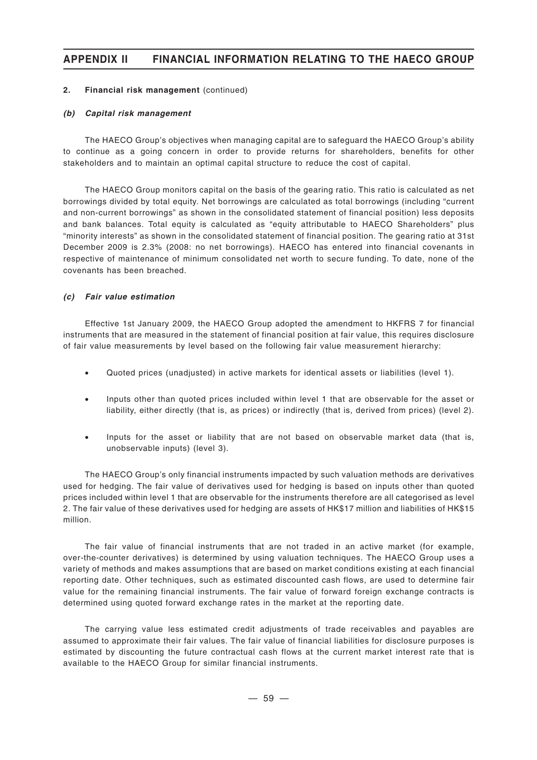**2. Financial risk management** (continued)

***(b) Capital risk management***

The HAECO Group's objectives when managing capital are to safeguard the HAECO Group's ability to continue as a going concern in order to provide returns for shareholders, benefits for other stakeholders and to maintain an optimal capital structure to reduce the cost of capital.

The HAECO Group monitors capital on the basis of the gearing ratio. This ratio is calculated as net borrowings divided by total equity. Net borrowings are calculated as total borrowings (including "current and non-current borrowings" as shown in the consolidated statement of financial position) less deposits and bank balances. Total equity is calculated as "equity attributable to HAECO Shareholders" plus "minority interests" as shown in the consolidated statement of financial position. The gearing ratio at 31st December 2009 is 2.3% (2008: no net borrowings). HAECO has entered into financial covenants in respective of maintenance of minimum consolidated net worth to secure funding. To date, none of the covenants has been breached.

***(c) Fair value estimation***

Effective 1st January 2009, the HAECO Group adopted the amendment to HKFRS 7 for financial instruments that are measured in the statement of financial position at fair value, this requires disclosure of fair value measurements by level based on the following fair value measurement hierarchy:

- Quoted prices (unadjusted) in active markets for identical assets or liabilities (level 1).
- Inputs other than quoted prices included within level 1 that are observable for the asset or liability, either directly (that is, as prices) or indirectly (that is, derived from prices) (level 2).
- Inputs for the asset or liability that are not based on observable market data (that is, unobservable inputs) (level 3).

The HAECO Group's only financial instruments impacted by such valuation methods are derivatives used for hedging. The fair value of derivatives used for hedging is based on inputs other than quoted prices included within level 1 that are observable for the instruments therefore are all categorised as level 2. The fair value of these derivatives used for hedging are assets of HK$17 million and liabilities of HK$15 million.

The fair value of financial instruments that are not traded in an active market (for example, over-the-counter derivatives) is determined by using valuation techniques. The HAECO Group uses a variety of methods and makes assumptions that are based on market conditions existing at each financial reporting date. Other techniques, such as estimated discounted cash flows, are used to determine fair value for the remaining financial instruments. The fair value of forward foreign exchange contracts is determined using quoted forward exchange rates in the market at the reporting date.

The carrying value less estimated credit adjustments of trade receivables and payables are assumed to approximate their fair values. The fair value of financial liabilities for disclosure purposes is estimated by discounting the future contractual cash flows at the current market interest rate that is available to the HAECO Group for similar financial instruments.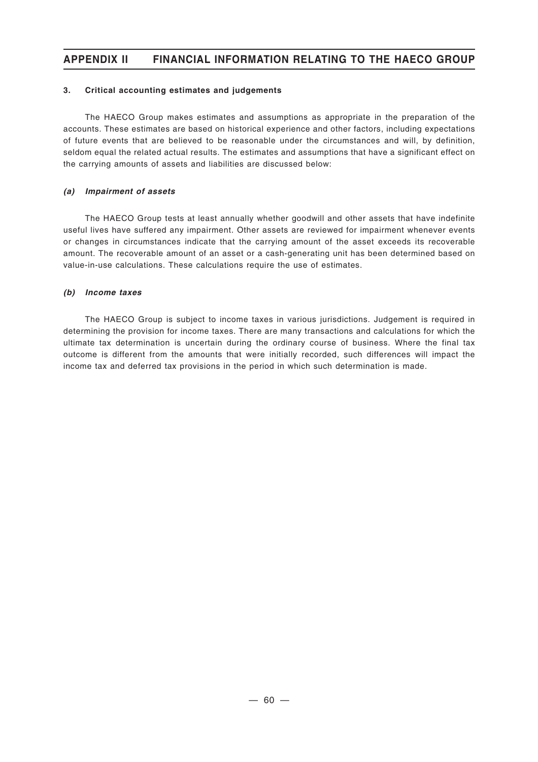### 3. Critical accounting estimates and judgements

The HAECO Group makes estimates and assumptions as appropriate in the preparation of the accounts. These estimates are based on historical experience and other factors, including expectations of future events that are believed to be reasonable under the circumstances and will, by definition, seldom equal the related actual results. The estimates and assumptions that have a significant effect on the carrying amounts of assets and liabilities are discussed below:

#### *(a) Impairment of assets*

The HAECO Group tests at least annually whether goodwill and other assets that have indefinite useful lives have suffered any impairment. Other assets are reviewed for impairment whenever events or changes in circumstances indicate that the carrying amount of the asset exceeds its recoverable amount. The recoverable amount of an asset or a cash-generating unit has been determined based on value-in-use calculations. These calculations require the use of estimates.

#### *(b) Income taxes*

The HAECO Group is subject to income taxes in various jurisdictions. Judgement is required in determining the provision for income taxes. There are many transactions and calculations for which the ultimate tax determination is uncertain during the ordinary course of business. Where the final tax outcome is different from the amounts that were initially recorded, such differences will impact the income tax and deferred tax provisions in the period in which such determination is made.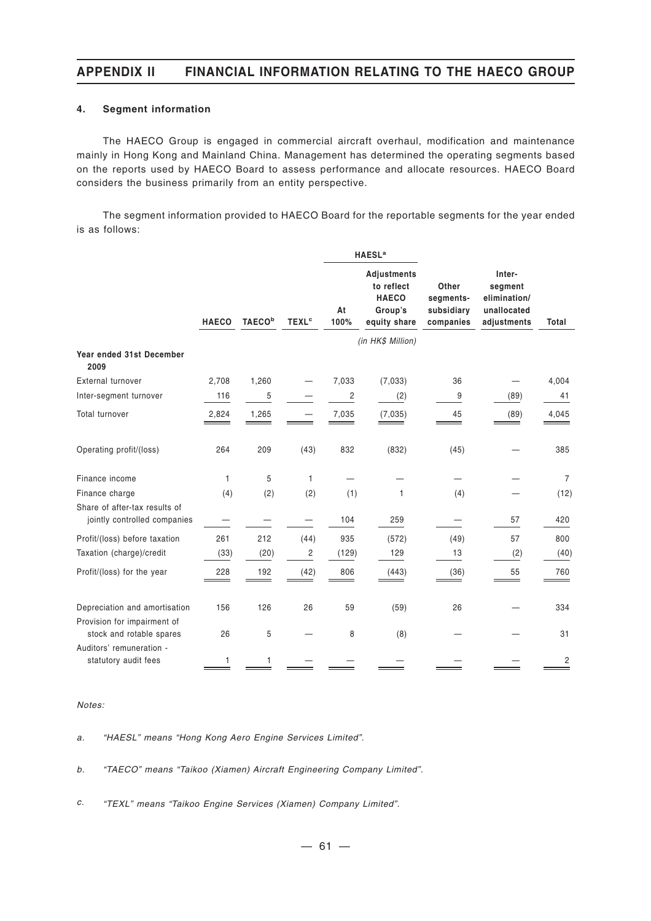#### 4. Segment information

The HAECO Group is engaged in commercial aircraft overhaul, modification and maintenance mainly in Hong Kong and Mainland China. Management has determined the operating segments based on the reports used by HAECO Board to assess performance and allocate resources. HAECO Board considers the business primarily from an entity perspective.

The segment information provided to HAECO Board for the reportable segments for the year ended is as follows:

| | HAECO | TAECO[b] | TEXL[c] | HAESL[a] At 100% | HAESL[a] Adjustments to reflect HAECO Group's equity share | Other segments-subsidiary companies | Inter-segment elimination/ unallocated adjustments | Total |
|---|---|---|---|---|---|---|---|---|
| | | | | | *(in HK$ Million)* | | | |
| **Year ended 31st December 2009** | | | | | | | | |
| External turnover | 2,708 | 1,260 | — | 7,033 | (7,033) | 36 | — | 4,004 |
| Inter-segment turnover | 116 | 5 | — | 2 | (2) | 9 | (89) | 41 |
| Total turnover | 2,824 | 1,265 | — | 7,035 | (7,035) | 45 | (89) | 4,045 |
| Operating profit/(loss) | 264 | 209 | (43) | 832 | (832) | (45) | — | 385 |
| Finance income | 1 | 5 | 1 | — | — | — | — | 7 |
| Finance charge | (4) | (2) | (2) | (1) | 1 | (4) | — | (12) |
| Share of after-tax results of jointly controlled companies | — | — | — | 104 | 259 | — | 57 | 420 |
| Profit/(loss) before taxation | 261 | 212 | (44) | 935 | (572) | (49) | 57 | 800 |
| Taxation (charge)/credit | (33) | (20) | 2 | (129) | 129 | 13 | (2) | (40) |
| Profit/(loss) for the year | 228 | 192 | (42) | 806 | (443) | (36) | 55 | 760 |
| Depreciation and amortisation | 156 | 126 | 26 | 59 | (59) | 26 | — | 334 |
| Provision for impairment of stock and rotable spares | 26 | 5 | — | 8 | (8) | — | — | 31 |
| Auditors' remuneration - statutory audit fees | 1 | 1 | — | — | — | — | — | 2 |

*Notes:*

*a. "HAESL" means "Hong Kong Aero Engine Services Limited".*

*b. "TAECO" means "Taikoo (Xiamen) Aircraft Engineering Company Limited".*

*c. "TEXL" means "Taikoo Engine Services (Xiamen) Company Limited".*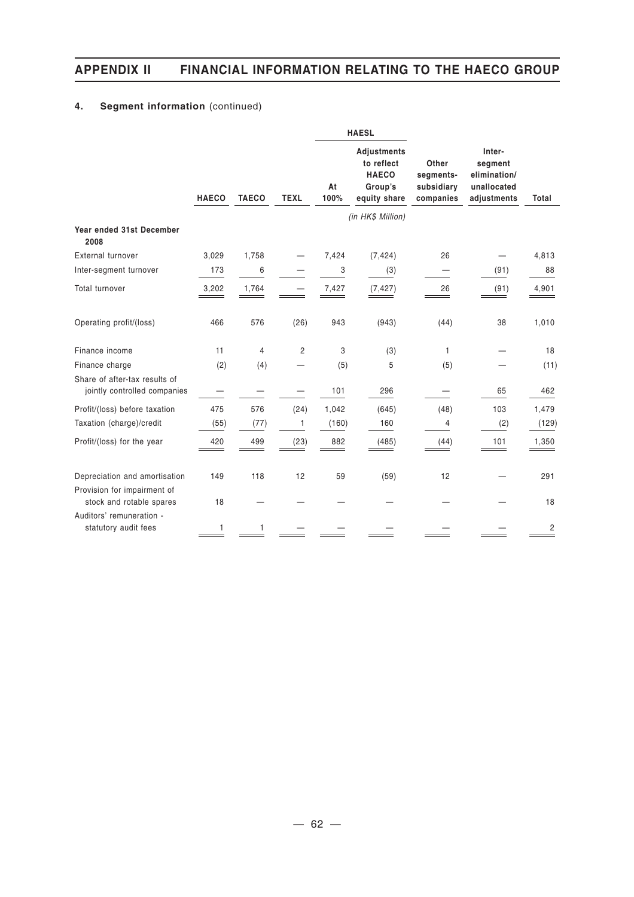## 4. Segment information (continued)

| | HAECO | TAECO | TEXL | HAESL At 100% | HAESL Adjustments to reflect HAECO Group's equity share | Other segments-subsidiary companies | Inter-segment elimination/unallocated adjustments | Total |
|---|---|---|---|---|---|---|---|---|
| | | | | | *(in HK$ Million)* | | | |
| **Year ended 31st December 2008** | | | | | | | | |
| External turnover | 3,029 | 1,758 | — | 7,424 | (7,424) | 26 | — | 4,813 |
| Inter-segment turnover | 173 | 6 | — | 3 | (3) | — | (91) | 88 |
| Total turnover | 3,202 | 1,764 | — | 7,427 | (7,427) | 26 | (91) | 4,901 |
| Operating profit/(loss) | 466 | 576 | (26) | 943 | (943) | (44) | 38 | 1,010 |
| Finance income | 11 | 4 | 2 | 3 | (3) | 1 | — | 18 |
| Finance charge | (2) | (4) | — | (5) | 5 | (5) | — | (11) |
| Share of after-tax results of jointly controlled companies | — | — | — | 101 | 296 | — | 65 | 462 |
| Profit/(loss) before taxation | 475 | 576 | (24) | 1,042 | (645) | (48) | 103 | 1,479 |
| Taxation (charge)/credit | (55) | (77) | 1 | (160) | 160 | 4 | (2) | (129) |
| Profit/(loss) for the year | 420 | 499 | (23) | 882 | (485) | (44) | 101 | 1,350 |
| Depreciation and amortisation | 149 | 118 | 12 | 59 | (59) | 12 | — | 291 |
| Provision for impairment of stock and rotable spares | 18 | — | — | — | — | — | — | 18 |
| Auditors' remuneration - statutory audit fees | 1 | 1 | — | — | — | — | — | 2 |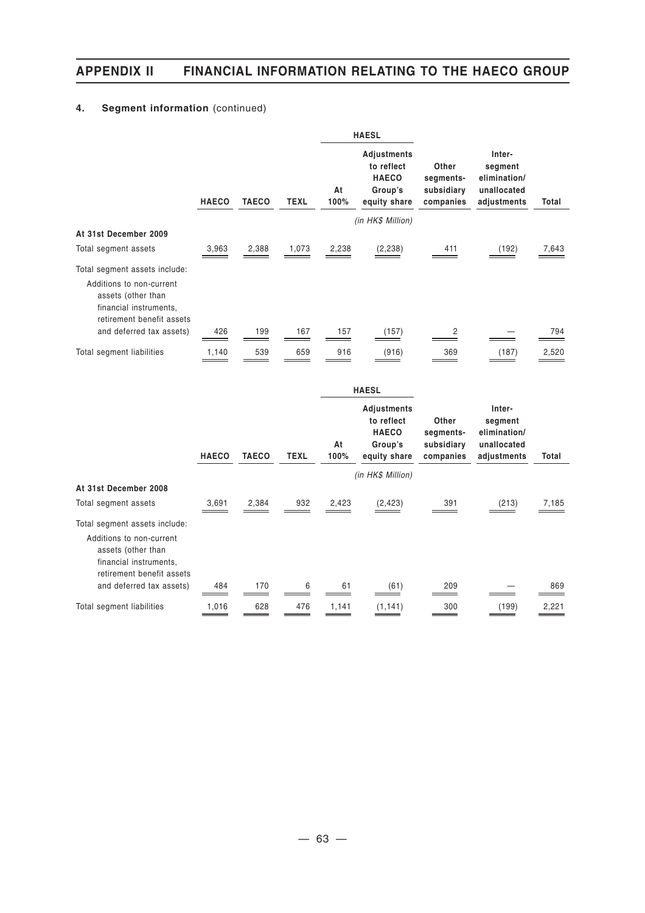### 4. Segment information (continued)

| | HAECO | TAECO | TEXL | HAESL | | Other segments-subsidiary companies | Inter-segment elimination/ unallocated adjustments | Total |
|---|---|---|---|---|---|---|---|---|
| | | | | At 100% | Adjustments to reflect HAECO Group's equity share | | | |
| | | | | *(in HK$ Million)* | | | | |
| **At 31st December 2009** | | | | | | | | |
| Total segment assets | 3,963 | 2,388 | 1,073 | 2,238 | (2,238) | 411 | (192) | 7,643 |
| Total segment assets include: | | | | | | | | |
| Additions to non-current assets (other than financial instruments, retirement benefit assets and deferred tax assets) | 426 | 199 | 167 | 157 | (157) | 2 | — | 794 |
| Total segment liabilities | 1,140 | 539 | 659 | 916 | (916) | 369 | (187) | 2,520 |

| | HAECO | TAECO | TEXL | HAESL | | Other segments-subsidiary companies | Inter-segment elimination/ unallocated adjustments | Total |
|---|---|---|---|---|---|---|---|---|
| | | | | At 100% | Adjustments to reflect HAECO Group's equity share | | | |
| | | | | *(in HK$ Million)* | | | | |
| **At 31st December 2008** | | | | | | | | |
| Total segment assets | 3,691 | 2,384 | 932 | 2,423 | (2,423) | 391 | (213) | 7,185 |
| Total segment assets include: | | | | | | | | |
| Additions to non-current assets (other than financial instruments, retirement benefit assets and deferred tax assets) | 484 | 170 | 6 | 61 | (61) | 209 | — | 869 |
| Total segment liabilities | 1,016 | 628 | 476 | 1,141 | (1,141) | 300 | (199) | 2,221 |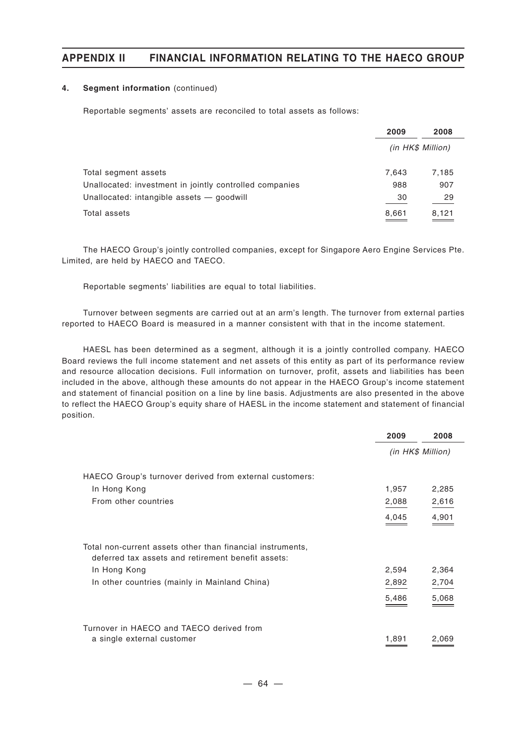#### 4. Segment information (continued)

Reportable segments' assets are reconciled to total assets as follows:

| | 2009 | 2008 |
|---|---|---|
| | *(in HK$ Million)* | |
| Total segment assets | 7,643 | 7,185 |
| Unallocated: investment in jointly controlled companies | 988 | 907 |
| Unallocated: intangible assets — goodwill | 30 | 29 |
| Total assets | 8,661 | 8,121 |

The HAECO Group's jointly controlled companies, except for Singapore Aero Engine Services Pte. Limited, are held by HAECO and TAECO.

Reportable segments' liabilities are equal to total liabilities.

Turnover between segments are carried out at an arm's length. The turnover from external parties reported to HAECO Board is measured in a manner consistent with that in the income statement.

HAESL has been determined as a segment, although it is a jointly controlled company. HAECO Board reviews the full income statement and net assets of this entity as part of its performance review and resource allocation decisions. Full information on turnover, profit, assets and liabilities has been included in the above, although these amounts do not appear in the HAECO Group's income statement and statement of financial position on a line by line basis. Adjustments are also presented in the above to reflect the HAECO Group's equity share of HAESL in the income statement and statement of financial position.

| | 2009 | 2008 |
|---|---|---|
| | *(in HK$ Million)* | |
| HAECO Group's turnover derived from external customers: | | |
| In Hong Kong | 1,957 | 2,285 |
| From other countries | 2,088 | 2,616 |
| | 4,045 | 4,901 |
| Total non-current assets other than financial instruments, deferred tax assets and retirement benefit assets: | | |
| In Hong Kong | 2,594 | 2,364 |
| In other countries (mainly in Mainland China) | 2,892 | 2,704 |
| | 5,486 | 5,068 |
| Turnover in HAECO and TAECO derived from a single external customer | 1,891 | 2,069 |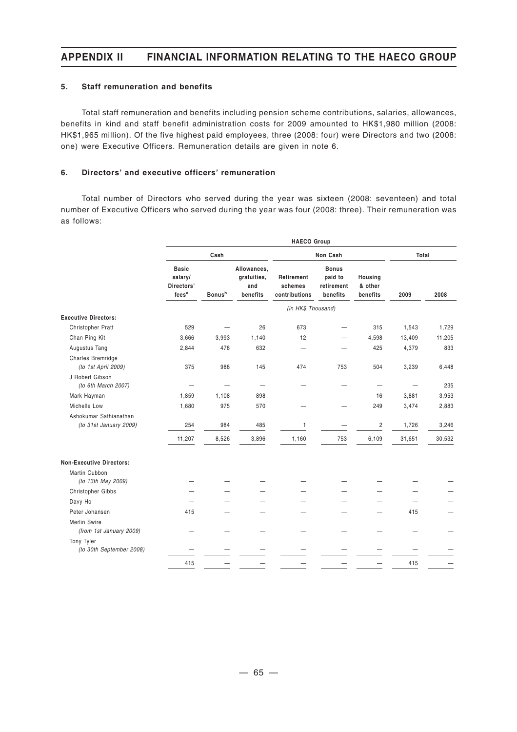### 5. Staff remuneration and benefits

Total staff remuneration and benefits including pension scheme contributions, salaries, allowances, benefits in kind and staff benefit administration costs for 2009 amounted to HK$1,980 million (2008: HK$1,965 million). Of the five highest paid employees, three (2008: four) were Directors and two (2008: one) were Executive Officers. Remuneration details are given in note 6.

### 6. Directors' and executive officers' remuneration

Total number of Directors who served during the year was sixteen (2008: seventeen) and total number of Executive Officers who served during the year was four (2008: three). Their remuneration was as follows:

| | HAECO Group | | | | | | | |
|---|---|---|---|---|---|---|---|---|
| | Cash | | | Non Cash | | | Total | |
| | Basic salary/ Directors' fees[a] | Bonus[b] | Allowances, gratuities, and benefits | Retirement schemes contributions | Bonus paid to retirement benefits | Housing & other benefits | 2009 | 2008 |
| | (in HK$ Thousand) | | | | | | | |
| **Executive Directors:** | | | | | | | | |
| Christopher Pratt | 529 | — | 26 | 673 | — | 315 | 1,543 | 1,729 |
| Chan Ping Kit | 3,666 | 3,993 | 1,140 | 12 | — | 4,598 | 13,409 | 11,205 |
| Augustus Tang | 2,844 | 478 | 632 | — | — | 425 | 4,379 | 833 |
| Charles Bremridge *(to 1st April 2009)* | 375 | 988 | 145 | 474 | 753 | 504 | 3,239 | 6,448 |
| J Robert Gibson *(to 6th March 2007)* | — | — | — | — | — | — | — | 235 |
| Mark Hayman | 1,859 | 1,108 | 898 | — | — | 16 | 3,881 | 3,953 |
| Michelle Low | 1,680 | 975 | 570 | — | — | 249 | 3,474 | 2,883 |
| Ashokumar Sathianathan *(to 31st January 2009)* | 254 | 984 | 485 | 1 | — | 2 | 1,726 | 3,246 |
| | 11,207 | 8,526 | 3,896 | 1,160 | 753 | 6,109 | 31,651 | 30,532 |
| **Non-Executive Directors:** | | | | | | | | |
| Martin Cubbon *(to 13th May 2009)* | — | — | — | — | — | — | — | — |
| Christopher Gibbs | — | — | — | — | — | — | — | — |
| Davy Ho | — | — | — | — | — | — | — | — |
| Peter Johansen | 415 | — | — | — | — | — | 415 | — |
| Merlin Swire *(from 1st January 2009)* | — | — | — | — | — | — | — | — |
| Tony Tyler *(to 30th September 2008)* | — | — | — | — | — | — | — | — |
| | 415 | — | — | — | — | — | 415 | — |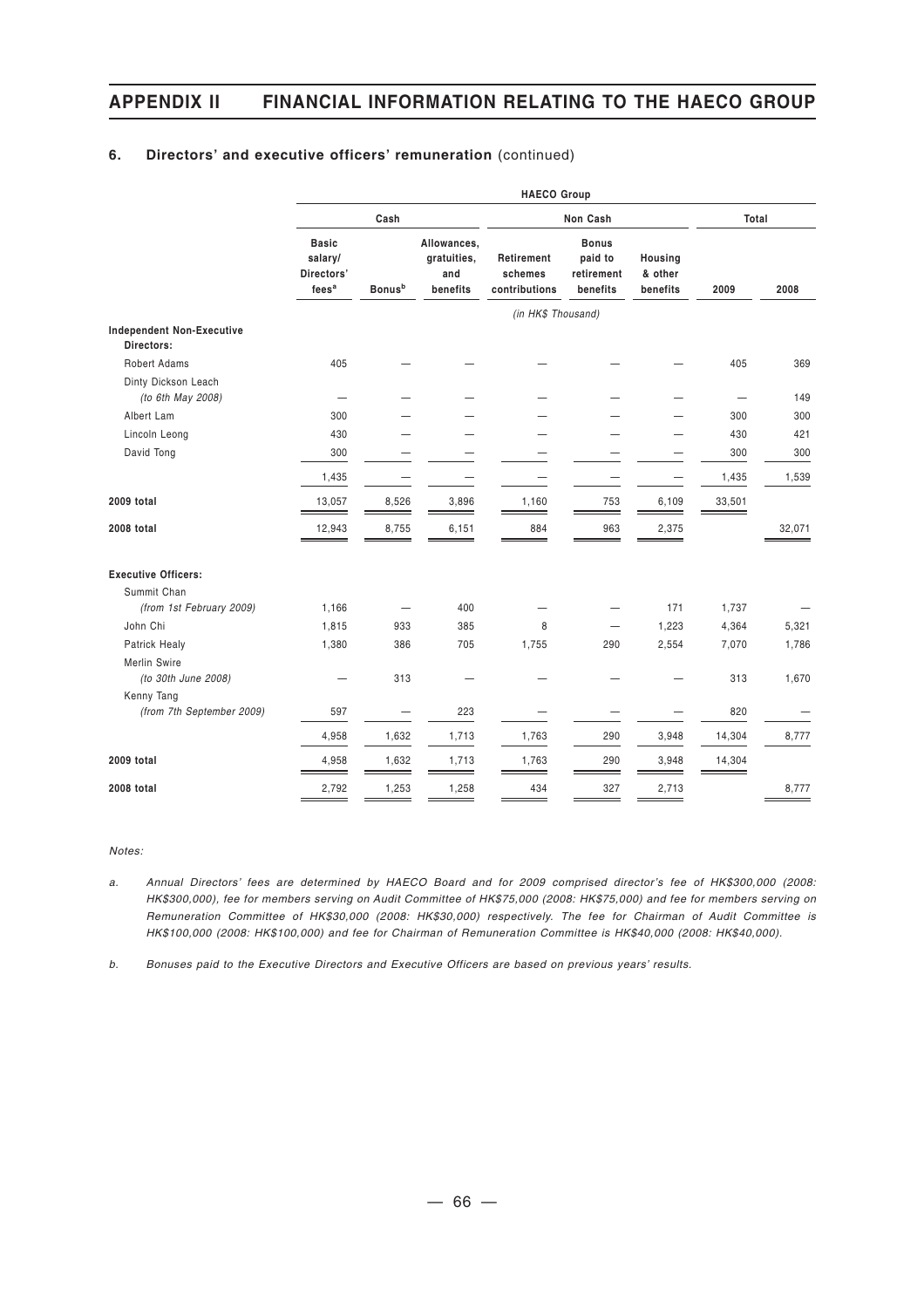### 6. Directors' and executive officers' remuneration (continued)

| | HAECO Group | | | | | | | |
|---|---|---|---|---|---|---|---|---|
| | Cash | | | Non Cash | | | Total | |
| | Basic salary/ Directors' fees[a] | Bonus[b] | Allowances, gratuities, and benefits | Retirement schemes contributions | Bonus paid to retirement benefits | Housing & other benefits | 2009 | 2008 |
| | | | | (in HK$ Thousand) | | | | |
| **Independent Non-Executive Directors:** | | | | | | | | |
| Robert Adams | 405 | — | — | — | — | — | 405 | 369 |
| Dinty Dickson Leach *(to 6th May 2008)* | — | — | — | — | — | — | — | 149 |
| Albert Lam | 300 | — | — | — | — | — | 300 | 300 |
| Lincoln Leong | 430 | — | — | — | — | — | 430 | 421 |
| David Tong | 300 | — | — | — | — | — | 300 | 300 |
| | 1,435 | — | — | — | — | — | 1,435 | 1,539 |
| **2009 total** | 13,057 | 8,526 | 3,896 | 1,160 | 753 | 6,109 | 33,501 | |
| **2008 total** | 12,943 | 8,755 | 6,151 | 884 | 963 | 2,375 | | 32,071 |
| **Executive Officers:** | | | | | | | | |
| Summit Chan *(from 1st February 2009)* | 1,166 | — | 400 | — | — | 171 | 1,737 | — |
| John Chi | 1,815 | 933 | 385 | 8 | — | 1,223 | 4,364 | 5,321 |
| Patrick Healy | 1,380 | 386 | 705 | 1,755 | 290 | 2,554 | 7,070 | 1,786 |
| Merlin Swire *(to 30th June 2008)* | — | 313 | — | — | — | — | 313 | 1,670 |
| Kenny Tang *(from 7th September 2009)* | 597 | — | 223 | — | — | — | 820 | — |
| | 4,958 | 1,632 | 1,713 | 1,763 | 290 | 3,948 | 14,304 | 8,777 |
| **2009 total** | 4,958 | 1,632 | 1,713 | 1,763 | 290 | 3,948 | 14,304 | |
| **2008 total** | 2,792 | 1,253 | 1,258 | 434 | 327 | 2,713 | | 8,777 |

*Notes:*

a. *Annual Directors' fees are determined by HAECO Board and for 2009 comprised director's fee of HK$300,000 (2008: HK$300,000), fee for members serving on Audit Committee of HK$75,000 (2008: HK$75,000) and fee for members serving on Remuneration Committee of HK$30,000 (2008: HK$30,000) respectively. The fee for Chairman of Audit Committee is HK$100,000 (2008: HK$100,000) and fee for Chairman of Remuneration Committee is HK$40,000 (2008: HK$40,000).*

b. *Bonuses paid to the Executive Directors and Executive Officers are based on previous years' results.*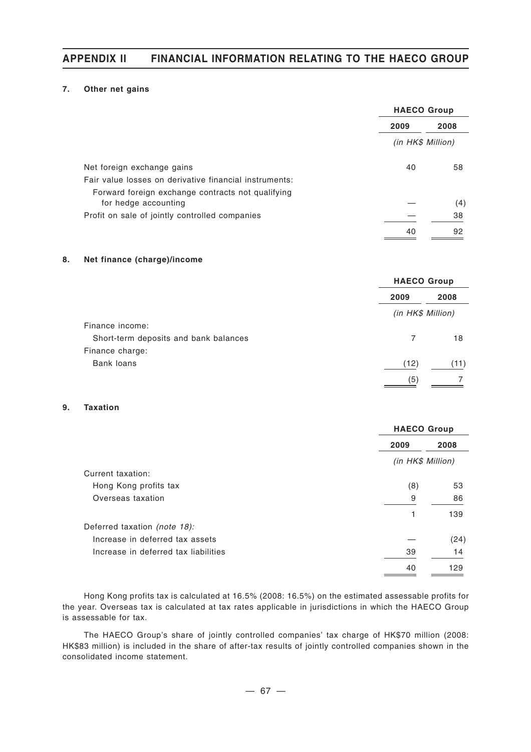## 7. Other net gains

| | HAECO Group | |
|---|---|---|
| | 2009 | 2008 |
| | (in HK$ Million) | |
| Net foreign exchange gains | 40 | 58 |
| Fair value losses on derivative financial instruments: | | |
| Forward foreign exchange contracts not qualifying for hedge accounting | — | (4) |
| Profit on sale of jointly controlled companies | — | 38 |
| | 40 | 92 |

## 8. Net finance (charge)/income

| | HAECO Group | |
|---|---|---|
| | 2009 | 2008 |
| | (in HK$ Million) | |
| Finance income: | | |
| Short-term deposits and bank balances | 7 | 18 |
| Finance charge: | | |
| Bank loans | (12) | (11) |
| | (5) | 7 |

## 9. Taxation

| | HAECO Group | |
|---|---|---|
| | 2009 | 2008 |
| | (in HK$ Million) | |
| Current taxation: | | |
| Hong Kong profits tax | (8) | 53 |
| Overseas taxation | 9 | 86 |
| | 1 | 139 |
| Deferred taxation *(note 18)*: | | |
| Increase in deferred tax assets | — | (24) |
| Increase in deferred tax liabilities | 39 | 14 |
| | 40 | 129 |

Hong Kong profits tax is calculated at 16.5% (2008: 16.5%) on the estimated assessable profits for the year. Overseas tax is calculated at tax rates applicable in jurisdictions in which the HAECO Group is assessable for tax.

The HAECO Group's share of jointly controlled companies' tax charge of HK$70 million (2008: HK$83 million) is included in the share of after-tax results of jointly controlled companies shown in the consolidated income statement.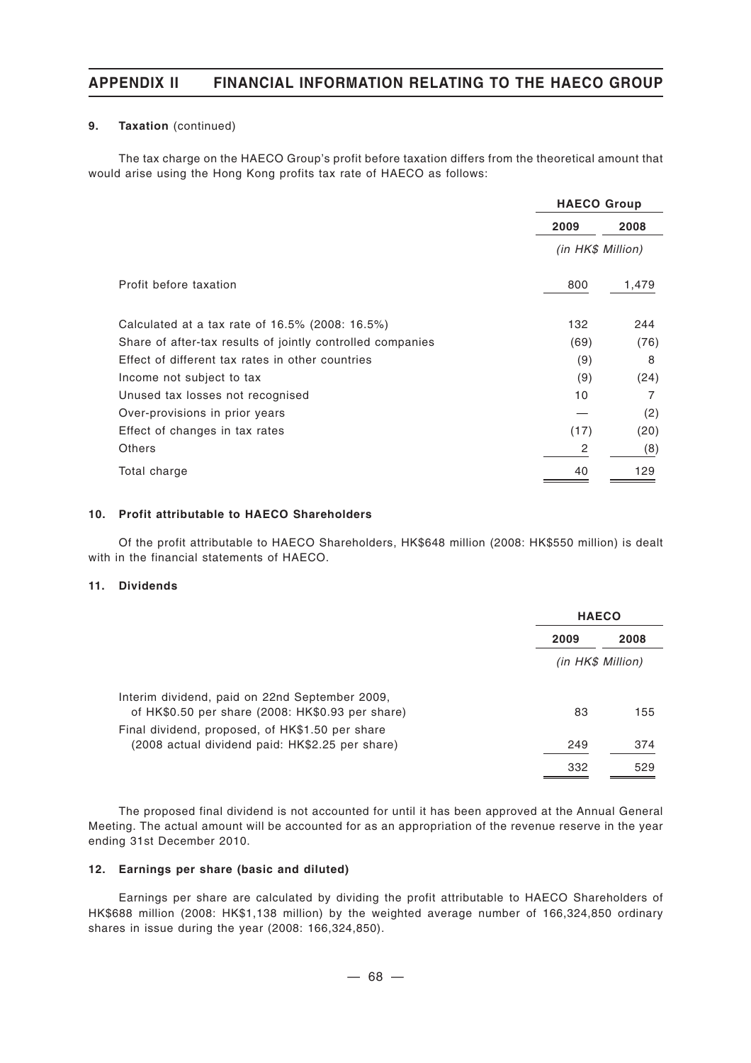**9. Taxation** (continued)

The tax charge on the HAECO Group's profit before taxation differs from the theoretical amount that would arise using the Hong Kong profits tax rate of HAECO as follows:

| | HAECO Group | |
|---|---|---|
| | 2009 | 2008 |
| | *(in HK$ Million)* | |
| Profit before taxation | 800 | 1,479 |
| Calculated at a tax rate of 16.5% (2008: 16.5%) | 132 | 244 |
| Share of after-tax results of jointly controlled companies | (69) | (76) |
| Effect of different tax rates in other countries | (9) | 8 |
| Income not subject to tax | (9) | (24) |
| Unused tax losses not recognised | 10 | 7 |
| Over-provisions in prior years | — | (2) |
| Effect of changes in tax rates | (17) | (20) |
| Others | 2 | (8) |
| Total charge | 40 | 129 |

**10. Profit attributable to HAECO Shareholders**

Of the profit attributable to HAECO Shareholders, HK$648 million (2008: HK$550 million) is dealt with in the financial statements of HAECO.

**11. Dividends**

| | HAECO | |
|---|---|---|
| | 2009 | 2008 |
| | *(in HK$ Million)* | |
| Interim dividend, paid on 22nd September 2009, of HK$0.50 per share (2008: HK$0.93 per share) | 83 | 155 |
| Final dividend, proposed, of HK$1.50 per share (2008 actual dividend paid: HK$2.25 per share) | 249 | 374 |
| | 332 | 529 |

The proposed final dividend is not accounted for until it has been approved at the Annual General Meeting. The actual amount will be accounted for as an appropriation of the revenue reserve in the year ending 31st December 2010.

**12. Earnings per share (basic and diluted)**

Earnings per share are calculated by dividing the profit attributable to HAECO Shareholders of HK$688 million (2008: HK$1,138 million) by the weighted average number of 166,324,850 ordinary shares in issue during the year (2008: 166,324,850).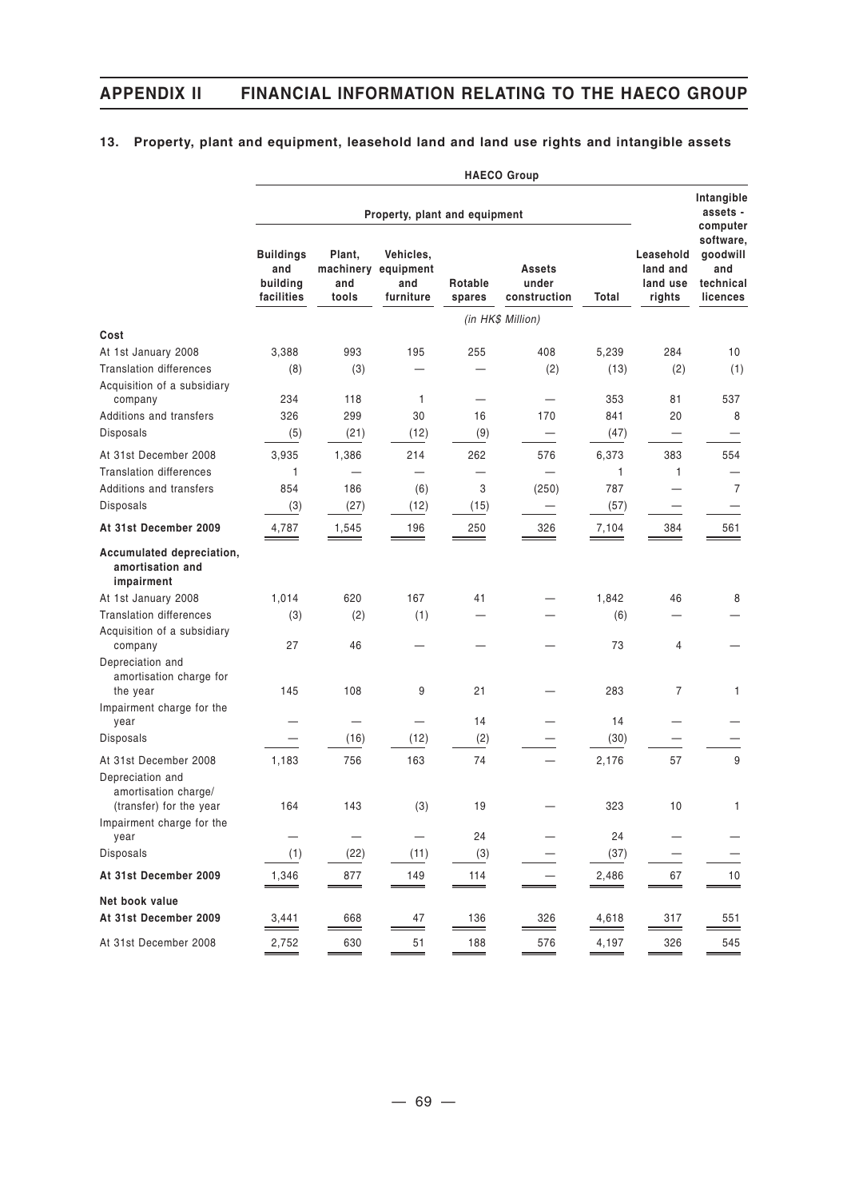## 13. Property, plant and equipment, leasehold land and land use rights and intangible assets

| | HAECO Group | | | | | | | |
|---|---|---|---|---|---|---|---|---|
| | Property, plant and equipment | | | | | | | Intangible assets - computer software, goodwill and technical licences |
| | Buildings and building facilities | Plant, machinery and tools | Vehicles, equipment and furniture | Rotable spares | Assets under construction | Total | Leasehold land and land use rights | |
| | *(in HK$ Million)* | | | | | | | |
| **Cost** | | | | | | | | |
| At 1st January 2008 | 3,388 | 993 | 195 | 255 | 408 | 5,239 | 284 | 10 |
| Translation differences | (8) | (3) | — | — | (2) | (13) | (2) | (1) |
| Acquisition of a subsidiary company | 234 | 118 | 1 | — | — | 353 | 81 | 537 |
| Additions and transfers | 326 | 299 | 30 | 16 | 170 | 841 | 20 | 8 |
| Disposals | (5) | (21) | (12) | (9) | — | (47) | — | — |
| At 31st December 2008 | 3,935 | 1,386 | 214 | 262 | 576 | 6,373 | 383 | 554 |
| Translation differences | 1 | — | — | — | — | 1 | 1 | — |
| Additions and transfers | 854 | 186 | (6) | 3 | (250) | 787 | — | 7 |
| Disposals | (3) | (27) | (12) | (15) | — | (57) | — | — |
| **At 31st December 2009** | 4,787 | 1,545 | 196 | 250 | 326 | 7,104 | 384 | 561 |
| **Accumulated depreciation, amortisation and impairment** | | | | | | | | |
| At 1st January 2008 | 1,014 | 620 | 167 | 41 | — | 1,842 | 46 | 8 |
| Translation differences | (3) | (2) | (1) | — | — | (6) | — | — |
| Acquisition of a subsidiary company | 27 | 46 | — | — | — | 73 | 4 | — |
| Depreciation and amortisation charge for the year | 145 | 108 | 9 | 21 | — | 283 | 7 | 1 |
| Impairment charge for the year | — | — | — | 14 | — | 14 | — | — |
| Disposals | — | (16) | (12) | (2) | — | (30) | — | — |
| At 31st December 2008 | 1,183 | 756 | 163 | 74 | — | 2,176 | 57 | 9 |
| Depreciation and amortisation charge/ (transfer) for the year | 164 | 143 | (3) | 19 | — | 323 | 10 | 1 |
| Impairment charge for the year | — | — | — | 24 | — | 24 | — | — |
| Disposals | (1) | (22) | (11) | (3) | — | (37) | — | — |
| **At 31st December 2009** | 1,346 | 877 | 149 | 114 | — | 2,486 | 67 | 10 |
| **Net book value** | | | | | | | | |
| **At 31st December 2009** | 3,441 | 668 | 47 | 136 | 326 | 4,618 | 317 | 551 |
| At 31st December 2008 | 2,752 | 630 | 51 | 188 | 576 | 4,197 | 326 | 545 |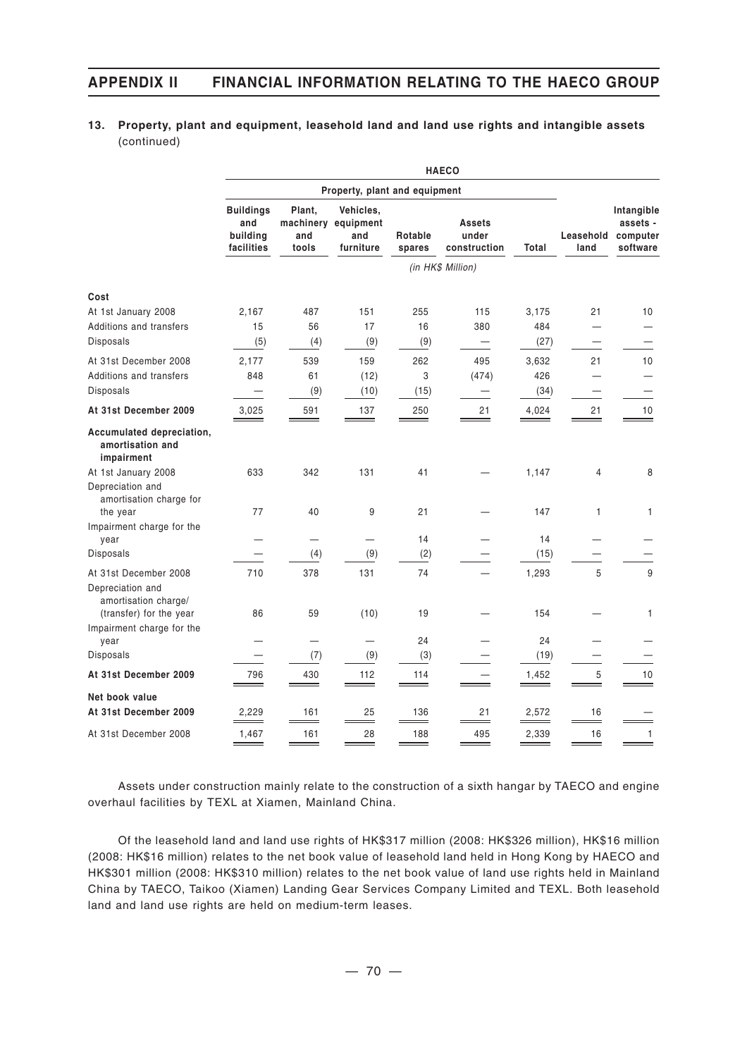## 13. Property, plant and equipment, leasehold land and land use rights and intangible assets (continued)

| | HAECO | | | | | | | |
|---|---|---|---|---|---|---|---|---|
| | Property, plant and equipment | | | | | | | |
| | Buildings and building facilities | Plant, machinery and tools | Vehicles, equipment and furniture | Rotable spares | Assets under construction | Total | Leasehold land | Intangible assets - computer software |
| | (in HK$ Million) | | | | | | | |
| **Cost** | | | | | | | | |
| At 1st January 2008 | 2,167 | 487 | 151 | 255 | 115 | 3,175 | 21 | 10 |
| Additions and transfers | 15 | 56 | 17 | 16 | 380 | 484 | — | — |
| Disposals | (5) | (4) | (9) | (9) | — | (27) | — | — |
| At 31st December 2008 | 2,177 | 539 | 159 | 262 | 495 | 3,632 | 21 | 10 |
| Additions and transfers | 848 | 61 | (12) | 3 | (474) | 426 | — | — |
| Disposals | — | (9) | (10) | (15) | — | (34) | — | — |
| **At 31st December 2009** | 3,025 | 591 | 137 | 250 | 21 | 4,024 | 21 | 10 |
| **Accumulated depreciation, amortisation and impairment** | | | | | | | | |
| At 1st January 2008 | 633 | 342 | 131 | 41 | — | 1,147 | 4 | 8 |
| Depreciation and amortisation charge for the year | 77 | 40 | 9 | 21 | — | 147 | 1 | 1 |
| Impairment charge for the year | — | — | — | 14 | — | 14 | — | — |
| Disposals | — | (4) | (9) | (2) | — | (15) | — | — |
| At 31st December 2008 | 710 | 378 | 131 | 74 | — | 1,293 | 5 | 9 |
| Depreciation and amortisation charge/ (transfer) for the year | 86 | 59 | (10) | 19 | — | 154 | — | 1 |
| Impairment charge for the year | — | — | — | 24 | — | 24 | — | — |
| Disposals | — | (7) | (9) | (3) | — | (19) | — | — |
| **At 31st December 2009** | 796 | 430 | 112 | 114 | — | 1,452 | 5 | 10 |
| **Net book value** | | | | | | | | |
| **At 31st December 2009** | 2,229 | 161 | 25 | 136 | 21 | 2,572 | 16 | — |
| At 31st December 2008 | 1,467 | 161 | 28 | 188 | 495 | 2,339 | 16 | 1 |

Assets under construction mainly relate to the construction of a sixth hangar by TAECO and engine overhaul facilities by TEXL at Xiamen, Mainland China.

Of the leasehold land and land use rights of HK$317 million (2008: HK$326 million), HK$16 million (2008: HK$16 million) relates to the net book value of leasehold land held in Hong Kong by HAECO and HK$301 million (2008: HK$310 million) relates to the net book value of land use rights held in Mainland China by TAECO, Taikoo (Xiamen) Landing Gear Services Company Limited and TEXL. Both leasehold land and land use rights are held on medium-term leases.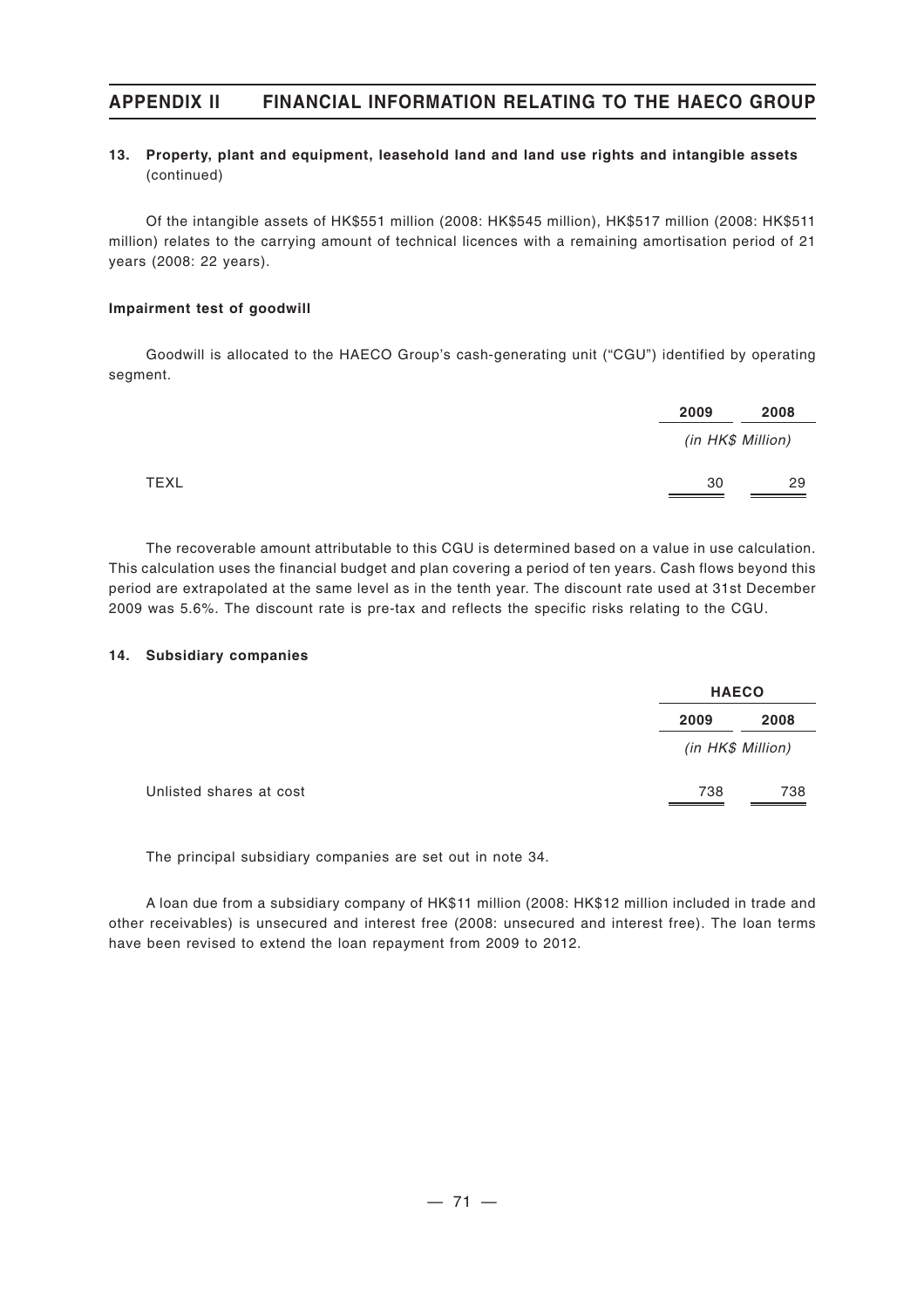## 13. Property, plant and equipment, leasehold land and land use rights and intangible assets (continued)

Of the intangible assets of HK$551 million (2008: HK$545 million), HK$517 million (2008: HK$511 million) relates to the carrying amount of technical licences with a remaining amortisation period of 21 years (2008: 22 years).

### Impairment test of goodwill

Goodwill is allocated to the HAECO Group's cash-generating unit ("CGU") identified by operating segment.

| | 2009 | 2008 |
|---|---|---|
| | *(in HK$ Million)* | |
| TEXL | 30 | 29 |

The recoverable amount attributable to this CGU is determined based on a value in use calculation. This calculation uses the financial budget and plan covering a period of ten years. Cash flows beyond this period are extrapolated at the same level as in the tenth year. The discount rate used at 31st December 2009 was 5.6%. The discount rate is pre-tax and reflects the specific risks relating to the CGU.

## 14. Subsidiary companies

| | HAECO | |
|---|---|---|
| | 2009 | 2008 |
| | *(in HK$ Million)* | |
| Unlisted shares at cost | 738 | 738 |

The principal subsidiary companies are set out in note 34.

A loan due from a subsidiary company of HK$11 million (2008: HK$12 million included in trade and other receivables) is unsecured and interest free (2008: unsecured and interest free). The loan terms have been revised to extend the loan repayment from 2009 to 2012.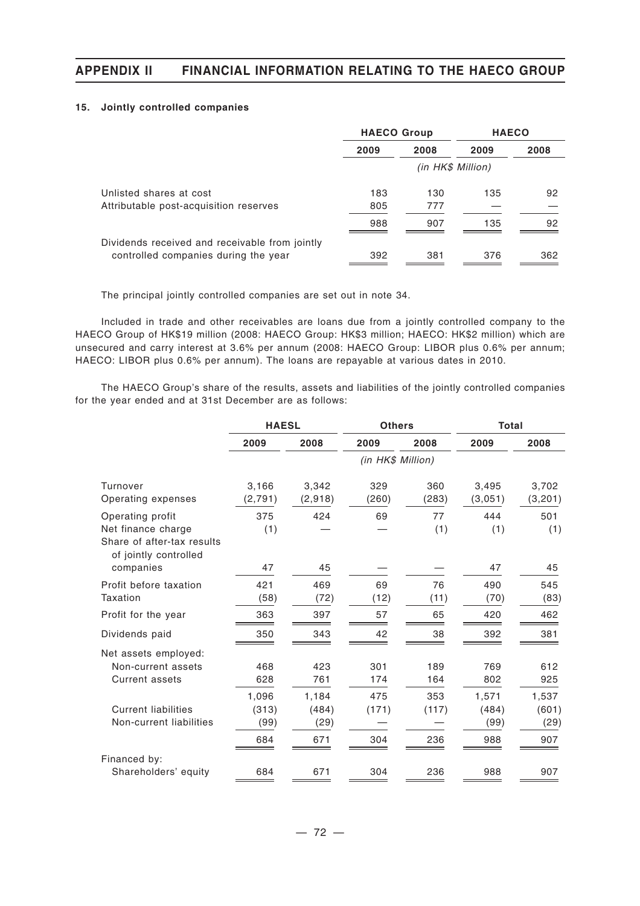### 15. Jointly controlled companies

| | HAECO Group | | HAECO | |
|---|---|---|---|---|
| | 2009 | 2008 | 2009 | 2008 |
| | *(in HK$ Million)* | | | |
| Unlisted shares at cost | 183 | 130 | 135 | 92 |
| Attributable post-acquisition reserves | 805 | 777 | — | — |
| | 988 | 907 | 135 | 92 |
| Dividends received and receivable from jointly controlled companies during the year | 392 | 381 | 376 | 362 |

The principal jointly controlled companies are set out in note 34.

Included in trade and other receivables are loans due from a jointly controlled company to the HAECO Group of HK$19 million (2008: HAECO Group: HK$3 million; HAECO: HK$2 million) which are unsecured and carry interest at 3.6% per annum (2008: HAECO Group: LIBOR plus 0.6% per annum; HAECO: LIBOR plus 0.6% per annum). The loans are repayable at various dates in 2010.

The HAECO Group's share of the results, assets and liabilities of the jointly controlled companies for the year ended and at 31st December are as follows:

| | HAESL | | Others | | Total | |
|---|---|---|---|---|---|---|
| | 2009 | 2008 | 2009 | 2008 | 2009 | 2008 |
| | *(in HK$ Million)* | | | | | |
| Turnover | 3,166 | 3,342 | 329 | 360 | 3,495 | 3,702 |
| Operating expenses | (2,791) | (2,918) | (260) | (283) | (3,051) | (3,201) |
| Operating profit | 375 | 424 | 69 | 77 | 444 | 501 |
| Net finance charge | (1) | — | — | (1) | (1) | (1) |
| Share of after-tax results of jointly controlled companies | 47 | 45 | — | — | 47 | 45 |
| Profit before taxation | 421 | 469 | 69 | 76 | 490 | 545 |
| Taxation | (58) | (72) | (12) | (11) | (70) | (83) |
| Profit for the year | 363 | 397 | 57 | 65 | 420 | 462 |
| Dividends paid | 350 | 343 | 42 | 38 | 392 | 381 |
| Net assets employed: | | | | | | |
| Non-current assets | 468 | 423 | 301 | 189 | 769 | 612 |
| Current assets | 628 | 761 | 174 | 164 | 802 | 925 |
| | 1,096 | 1,184 | 475 | 353 | 1,571 | 1,537 |
| Current liabilities | (313) | (484) | (171) | (117) | (484) | (601) |
| Non-current liabilities | (99) | (29) | — | — | (99) | (29) |
| | 684 | 671 | 304 | 236 | 988 | 907 |
| Financed by: | | | | | | |
| Shareholders' equity | 684 | 671 | 304 | 236 | 988 | 907 |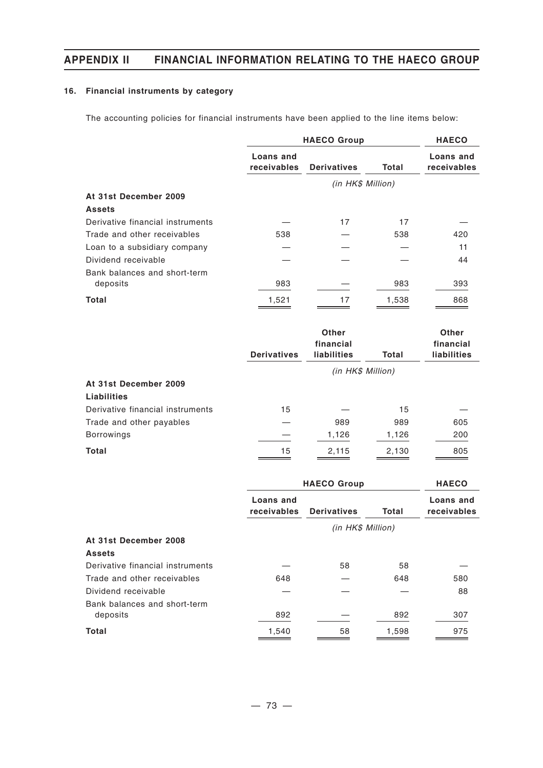### 16. Financial instruments by category

The accounting policies for financial instruments have been applied to the line items below:

| | HAECO Group | | | HAECO |
|---|---|---|---|---|
| | Loans and receivables | Derivatives | Total | Loans and receivables |
| | *(in HK$ Million)* | | | |
| **At 31st December 2009** | | | | |
| **Assets** | | | | |
| Derivative financial instruments | — | 17 | 17 | — |
| Trade and other receivables | 538 | — | 538 | 420 |
| Loan to a subsidiary company | — | — | — | 11 |
| Dividend receivable | — | — | — | 44 |
| Bank balances and short-term deposits | 983 | — | 983 | 393 |
| **Total** | 1,521 | 17 | 1,538 | 868 |

| | Derivatives | Other financial liabilities | Total | Other financial liabilities |
|---|---|---|---|---|
| | *(in HK$ Million)* | | | |
| **At 31st December 2009** | | | | |
| **Liabilities** | | | | |
| Derivative financial instruments | 15 | — | 15 | — |
| Trade and other payables | — | 989 | 989 | 605 |
| Borrowings | — | 1,126 | 1,126 | 200 |
| **Total** | 15 | 2,115 | 2,130 | 805 |

| | HAECO Group | | | HAECO |
|---|---|---|---|---|
| | Loans and receivables | Derivatives | Total | Loans and receivables |
| | *(in HK$ Million)* | | | |
| **At 31st December 2008** | | | | |
| **Assets** | | | | |
| Derivative financial instruments | — | 58 | 58 | — |
| Trade and other receivables | 648 | — | 648 | 580 |
| Dividend receivable | — | — | — | 88 |
| Bank balances and short-term deposits | 892 | — | 892 | 307 |
| **Total** | 1,540 | 58 | 1,598 | 975 |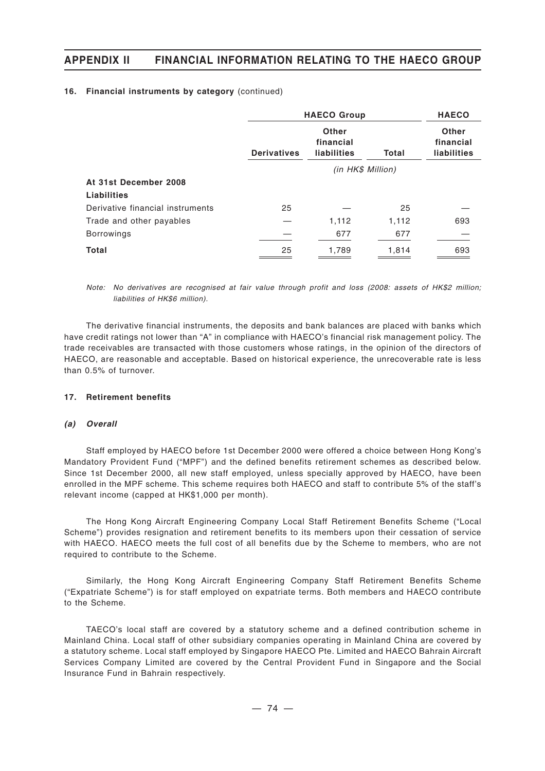#### 16. Financial instruments by category (continued)

| | HAECO Group | | | HAECO |
|---|---|---|---|---|
| | Derivatives | Other financial liabilities | Total | Other financial liabilities |
| | (in HK$ Million) | | | |
| **At 31st December 2008** | | | | |
| **Liabilities** | | | | |
| Derivative financial instruments | 25 | — | 25 | — |
| Trade and other payables | — | 1,112 | 1,112 | 693 |
| Borrowings | — | 677 | 677 | — |
| **Total** | 25 | 1,789 | 1,814 | 693 |

*Note: No derivatives are recognised at fair value through profit and loss (2008: assets of HK$2 million; liabilities of HK$6 million).*

The derivative financial instruments, the deposits and bank balances are placed with banks which have credit ratings not lower than "A" in compliance with HAECO's financial risk management policy. The trade receivables are transacted with those customers whose ratings, in the opinion of the directors of HAECO, are reasonable and acceptable. Based on historical experience, the unrecoverable rate is less than 0.5% of turnover.

#### 17. Retirement benefits

##### *(a) Overall*

Staff employed by HAECO before 1st December 2000 were offered a choice between Hong Kong's Mandatory Provident Fund ("MPF") and the defined benefits retirement schemes as described below. Since 1st December 2000, all new staff employed, unless specially approved by HAECO, have been enrolled in the MPF scheme. This scheme requires both HAECO and staff to contribute 5% of the staff's relevant income (capped at HK$1,000 per month).

The Hong Kong Aircraft Engineering Company Local Staff Retirement Benefits Scheme ("Local Scheme") provides resignation and retirement benefits to its members upon their cessation of service with HAECO. HAECO meets the full cost of all benefits due by the Scheme to members, who are not required to contribute to the Scheme.

Similarly, the Hong Kong Aircraft Engineering Company Staff Retirement Benefits Scheme ("Expatriate Scheme") is for staff employed on expatriate terms. Both members and HAECO contribute to the Scheme.

TAECO's local staff are covered by a statutory scheme and a defined contribution scheme in Mainland China. Local staff of other subsidiary companies operating in Mainland China are covered by a statutory scheme. Local staff employed by Singapore HAECO Pte. Limited and HAECO Bahrain Aircraft Services Company Limited are covered by the Central Provident Fund in Singapore and the Social Insurance Fund in Bahrain respectively.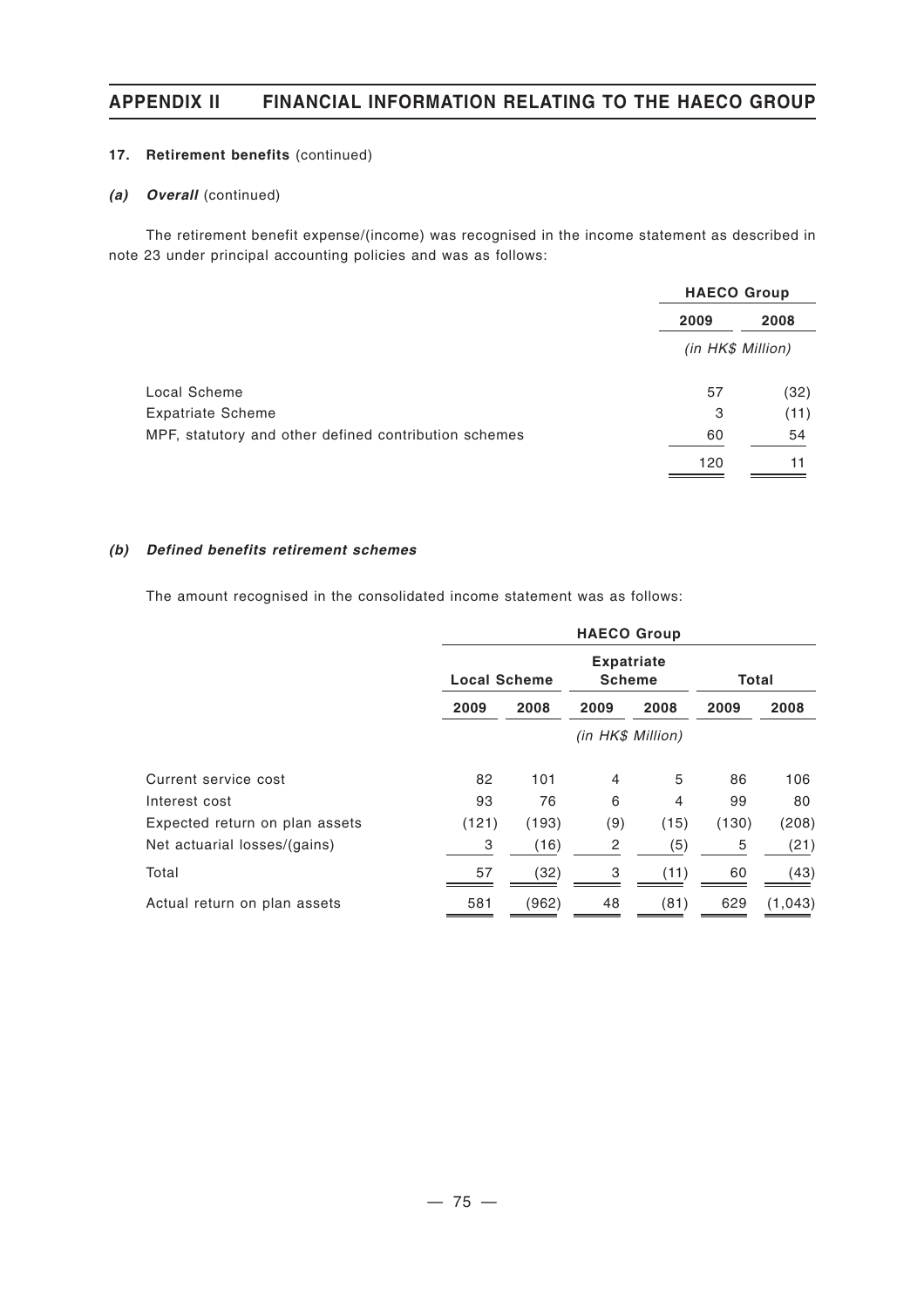**17. Retirement benefits** (continued)

***(a) Overall*** (continued)

The retirement benefit expense/(income) was recognised in the income statement as described in note 23 under principal accounting policies and was as follows:

| | HAECO Group | |
|---|---|---|
| | 2009 | 2008 |
| | *(in HK$ Million)* | |
| Local Scheme | 57 | (32) |
| Expatriate Scheme | 3 | (11) |
| MPF, statutory and other defined contribution schemes | 60 | 54 |
| | 120 | 11 |

***(b) Defined benefits retirement schemes***

The amount recognised in the consolidated income statement was as follows:

| | HAECO Group | | | | | |
|---|---|---|---|---|---|---|
| | Local Scheme | | Expatriate Scheme | | Total | |
| | 2009 | 2008 | 2009 | 2008 | 2009 | 2008 |
| | *(in HK$ Million)* | | | | | |
| Current service cost | 82 | 101 | 4 | 5 | 86 | 106 |
| Interest cost | 93 | 76 | 6 | 4 | 99 | 80 |
| Expected return on plan assets | (121) | (193) | (9) | (15) | (130) | (208) |
| Net actuarial losses/(gains) | 3 | (16) | 2 | (5) | 5 | (21) |
| Total | 57 | (32) | 3 | (11) | 60 | (43) |
| Actual return on plan assets | 581 | (962) | 48 | (81) | 629 | (1,043) |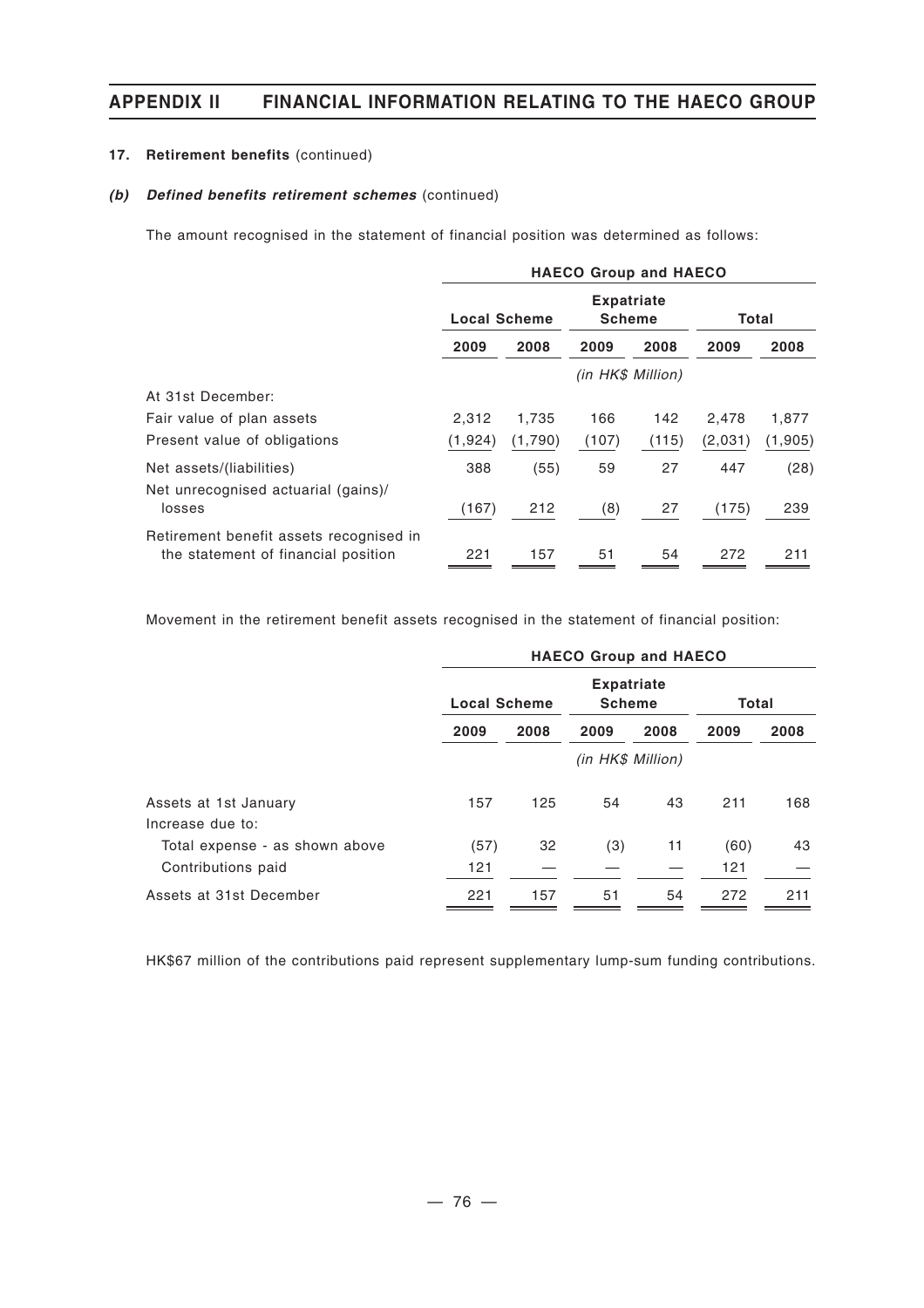**17. Retirement benefits** (continued)

***(b) Defined benefits retirement schemes*** (continued)

The amount recognised in the statement of financial position was determined as follows:

| | HAECO Group and HAECO | | | | | |
|---|---|---|---|---|---|---|
| | Local Scheme | | Expatriate Scheme | | Total | |
| | 2009 | 2008 | 2009 | 2008 | 2009 | 2008 |
| | *(in HK$ Million)* | | | | | |
| At 31st December: | | | | | | |
| Fair value of plan assets | 2,312 | 1,735 | 166 | 142 | 2,478 | 1,877 |
| Present value of obligations | (1,924) | (1,790) | (107) | (115) | (2,031) | (1,905) |
| Net assets/(liabilities) | 388 | (55) | 59 | 27 | 447 | (28) |
| Net unrecognised actuarial (gains)/ losses | (167) | 212 | (8) | 27 | (175) | 239 |
| Retirement benefit assets recognised in the statement of financial position | 221 | 157 | 51 | 54 | 272 | 211 |

Movement in the retirement benefit assets recognised in the statement of financial position:

| | HAECO Group and HAECO | | | | | |
|---|---|---|---|---|---|---|
| | Local Scheme | | Expatriate Scheme | | Total | |
| | 2009 | 2008 | 2009 | 2008 | 2009 | 2008 |
| | *(in HK$ Million)* | | | | | |
| Assets at 1st January | 157 | 125 | 54 | 43 | 211 | 168 |
| Increase due to: | | | | | | |
| Total expense - as shown above | (57) | 32 | (3) | 11 | (60) | 43 |
| Contributions paid | 121 | — | — | — | 121 | — |
| Assets at 31st December | 221 | 157 | 51 | 54 | 272 | 211 |

HK$67 million of the contributions paid represent supplementary lump-sum funding contributions.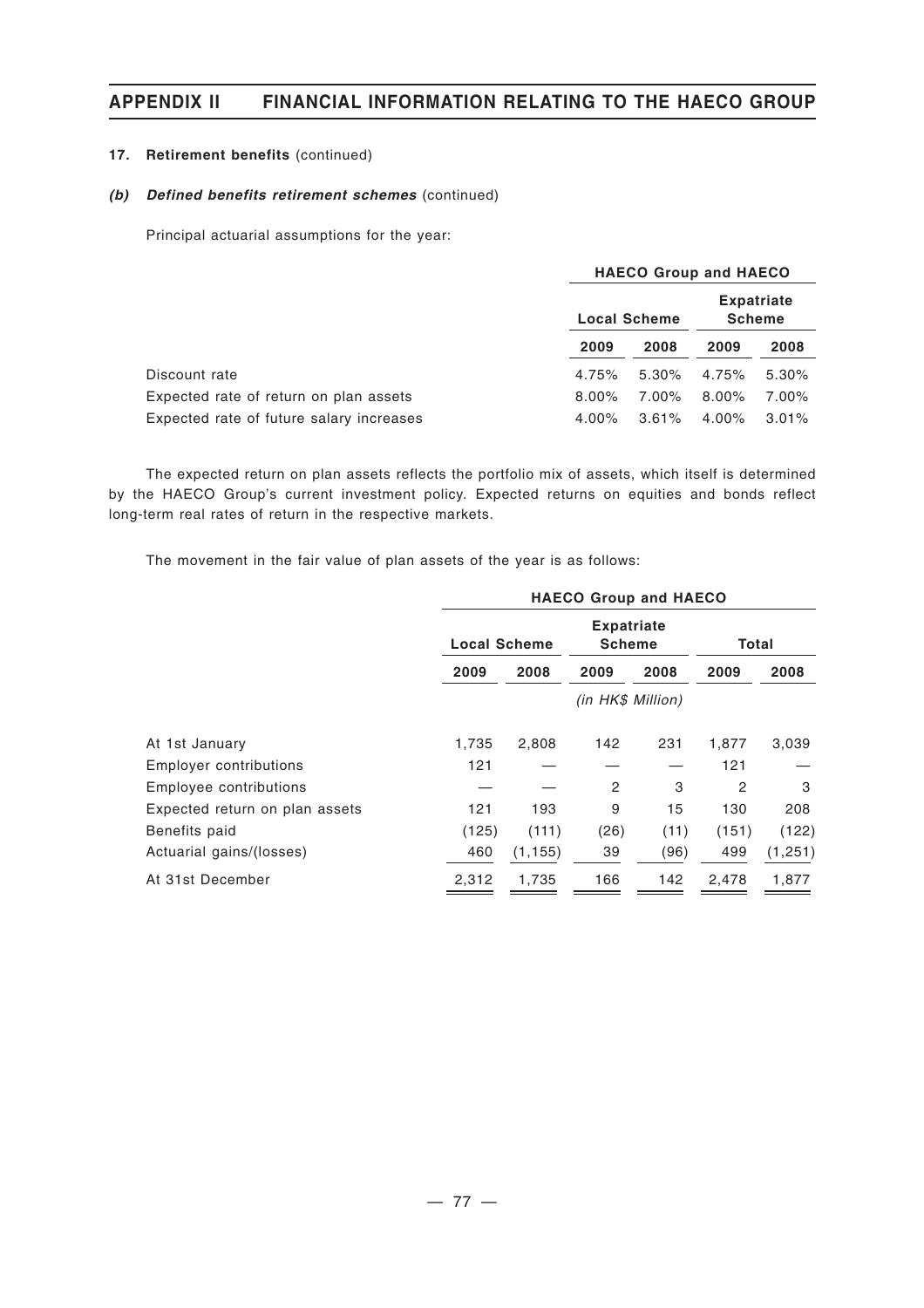**17. Retirement benefits** (continued)

***(b) Defined benefits retirement schemes*** (continued)

Principal actuarial assumptions for the year:

| | HAECO Group and HAECO | | | |
|---|---|---|---|---|
| | Local Scheme | | Expatriate Scheme | |
| | 2009 | 2008 | 2009 | 2008 |
| Discount rate | 4.75% | 5.30% | 4.75% | 5.30% |
| Expected rate of return on plan assets | 8.00% | 7.00% | 8.00% | 7.00% |
| Expected rate of future salary increases | 4.00% | 3.61% | 4.00% | 3.01% |

The expected return on plan assets reflects the portfolio mix of assets, which itself is determined by the HAECO Group's current investment policy. Expected returns on equities and bonds reflect long-term real rates of return in the respective markets.

The movement in the fair value of plan assets of the year is as follows:

| | HAECO Group and HAECO | | | | | |
|---|---|---|---|---|---|---|
| | Local Scheme | | Expatriate Scheme | | Total | |
| | 2009 | 2008 | 2009 | 2008 | 2009 | 2008 |
| | *(in HK$ Million)* | | | | | |
| At 1st January | 1,735 | 2,808 | 142 | 231 | 1,877 | 3,039 |
| Employer contributions | 121 | — | — | — | 121 | — |
| Employee contributions | — | — | 2 | 3 | 2 | 3 |
| Expected return on plan assets | 121 | 193 | 9 | 15 | 130 | 208 |
| Benefits paid | (125) | (111) | (26) | (11) | (151) | (122) |
| Actuarial gains/(losses) | 460 | (1,155) | 39 | (96) | 499 | (1,251) |
| At 31st December | 2,312 | 1,735 | 166 | 142 | 2,478 | 1,877 |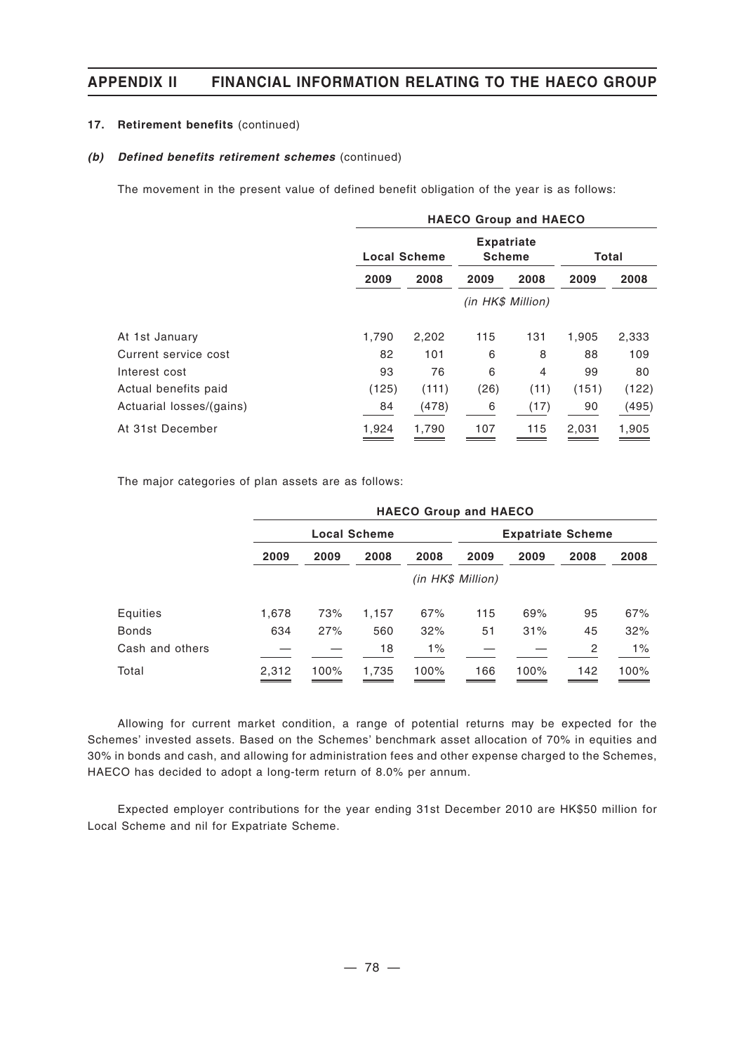**17. Retirement benefits** (continued)

***(b) Defined benefits retirement schemes*** (continued)

The movement in the present value of defined benefit obligation of the year is as follows:

| | HAECO Group and HAECO | | | | | |
|---|---|---|---|---|---|---|
| | Local Scheme | | Expatriate Scheme | | Total | |
| | 2009 | 2008 | 2009 | 2008 | 2009 | 2008 |
| | *(in HK$ Million)* | | | | | |
| At 1st January | 1,790 | 2,202 | 115 | 131 | 1,905 | 2,333 |
| Current service cost | 82 | 101 | 6 | 8 | 88 | 109 |
| Interest cost | 93 | 76 | 6 | 4 | 99 | 80 |
| Actual benefits paid | (125) | (111) | (26) | (11) | (151) | (122) |
| Actuarial losses/(gains) | 84 | (478) | 6 | (17) | 90 | (495) |
| At 31st December | 1,924 | 1,790 | 107 | 115 | 2,031 | 1,905 |

The major categories of plan assets are as follows:

| | HAECO Group and HAECO | | | | | | | |
|---|---|---|---|---|---|---|---|---|
| | Local Scheme | | | | Expatriate Scheme | | | |
| | 2009 | 2009 | 2008 | 2008 | 2009 | 2009 | 2008 | 2008 |
| | *(in HK$ Million)* | | | | | | | |
| Equities | 1,678 | 73% | 1,157 | 67% | 115 | 69% | 95 | 67% |
| Bonds | 634 | 27% | 560 | 32% | 51 | 31% | 45 | 32% |
| Cash and others | — | — | 18 | 1% | — | — | 2 | 1% |
| Total | 2,312 | 100% | 1,735 | 100% | 166 | 100% | 142 | 100% |

Allowing for current market condition, a range of potential returns may be expected for the Schemes' invested assets. Based on the Schemes' benchmark asset allocation of 70% in equities and 30% in bonds and cash, and allowing for administration fees and other expense charged to the Schemes, HAECO has decided to adopt a long-term return of 8.0% per annum.

Expected employer contributions for the year ending 31st December 2010 are HK$50 million for Local Scheme and nil for Expatriate Scheme.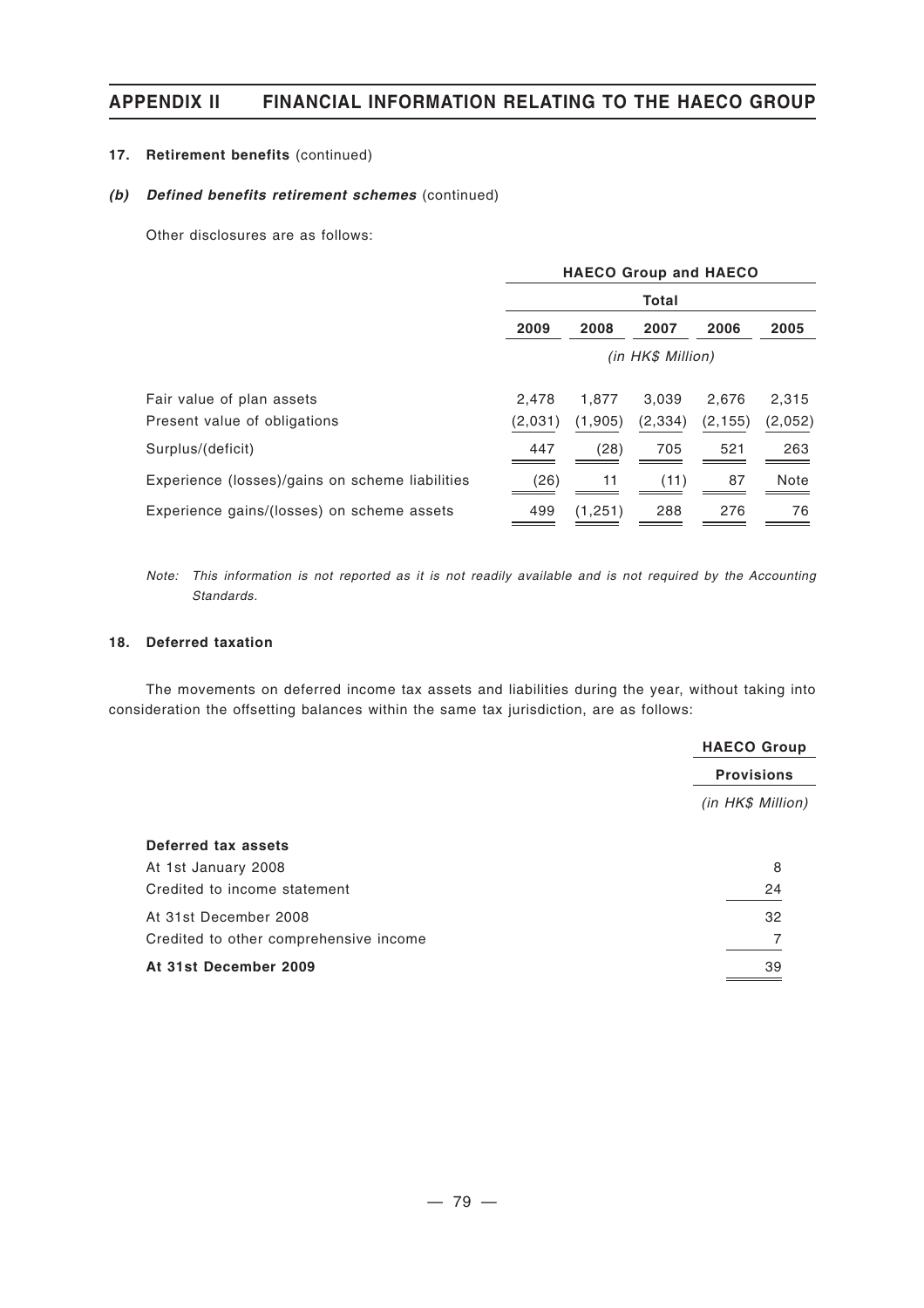**17. Retirement benefits** (continued)

***(b) Defined benefits retirement schemes*** (continued)

Other disclosures are as follows:

| | HAECO Group and HAECO | | | | |
|---|---|---|---|---|---|
| | Total | | | | |
| | 2009 | 2008 | 2007 | 2006 | 2005 |
| | *(in HK$ Million)* | | | | |
| Fair value of plan assets | 2,478 | 1,877 | 3,039 | 2,676 | 2,315 |
| Present value of obligations | (2,031) | (1,905) | (2,334) | (2,155) | (2,052) |
| Surplus/(deficit) | 447 | (28) | 705 | 521 | 263 |
| Experience (losses)/gains on scheme liabilities | (26) | 11 | (11) | 87 | Note |
| Experience gains/(losses) on scheme assets | 499 | (1,251) | 288 | 276 | 76 |

*Note: This information is not reported as it is not readily available and is not required by the Accounting Standards.*

**18. Deferred taxation**

The movements on deferred income tax assets and liabilities during the year, without taking into consideration the offsetting balances within the same tax jurisdiction, are as follows:

| | HAECO Group |
|---|---|
| | Provisions |
| | *(in HK$ Million)* |
| **Deferred tax assets** | |
| At 1st January 2008 | 8 |
| Credited to income statement | 24 |
| At 31st December 2008 | 32 |
| Credited to other comprehensive income | 7 |
| **At 31st December 2009** | 39 |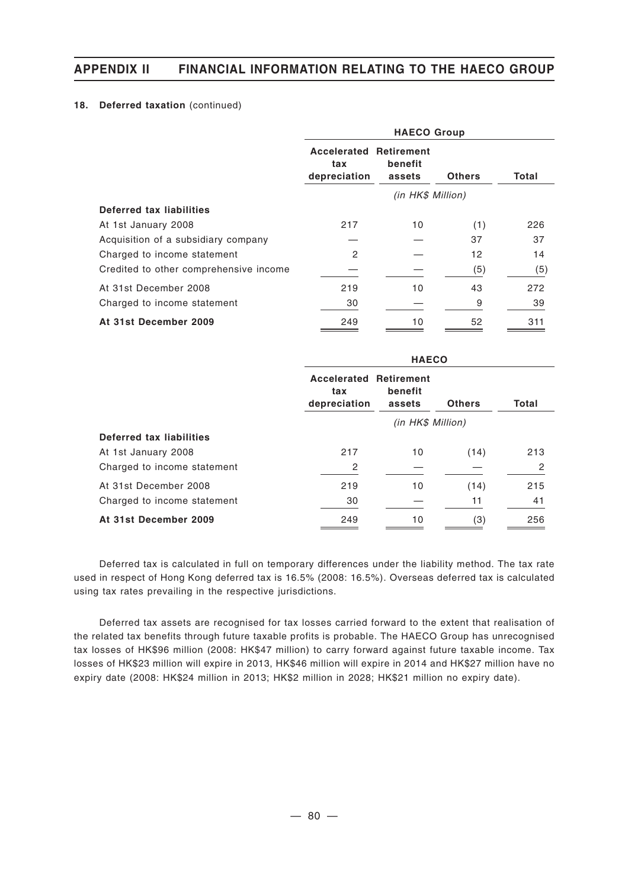**18. Deferred taxation** (continued)

| | HAECO Group | | | |
|---|---|---|---|---|
| | Accelerated tax depreciation | Retirement benefit assets | Others | Total |
| | *(in HK$ Million)* | | | |
| **Deferred tax liabilities** | | | | |
| At 1st January 2008 | 217 | 10 | (1) | 226 |
| Acquisition of a subsidiary company | — | — | 37 | 37 |
| Charged to income statement | 2 | — | 12 | 14 |
| Credited to other comprehensive income | — | — | (5) | (5) |
| At 31st December 2008 | 219 | 10 | 43 | 272 |
| Charged to income statement | 30 | — | 9 | 39 |
| **At 31st December 2009** | 249 | 10 | 52 | 311 |

| | HAECO | | | |
|---|---|---|---|---|
| | Accelerated tax depreciation | Retirement benefit assets | Others | Total |
| | *(in HK$ Million)* | | | |
| **Deferred tax liabilities** | | | | |
| At 1st January 2008 | 217 | 10 | (14) | 213 |
| Charged to income statement | 2 | — | — | 2 |
| At 31st December 2008 | 219 | 10 | (14) | 215 |
| Charged to income statement | 30 | — | 11 | 41 |
| **At 31st December 2009** | 249 | 10 | (3) | 256 |

Deferred tax is calculated in full on temporary differences under the liability method. The tax rate used in respect of Hong Kong deferred tax is 16.5% (2008: 16.5%). Overseas deferred tax is calculated using tax rates prevailing in the respective jurisdictions.

Deferred tax assets are recognised for tax losses carried forward to the extent that realisation of the related tax benefits through future taxable profits is probable. The HAECO Group has unrecognised tax losses of HK$96 million (2008: HK$47 million) to carry forward against future taxable income. Tax losses of HK$23 million will expire in 2013, HK$46 million will expire in 2014 and HK$27 million have no expiry date (2008: HK$24 million in 2013; HK$2 million in 2028; HK$21 million no expiry date).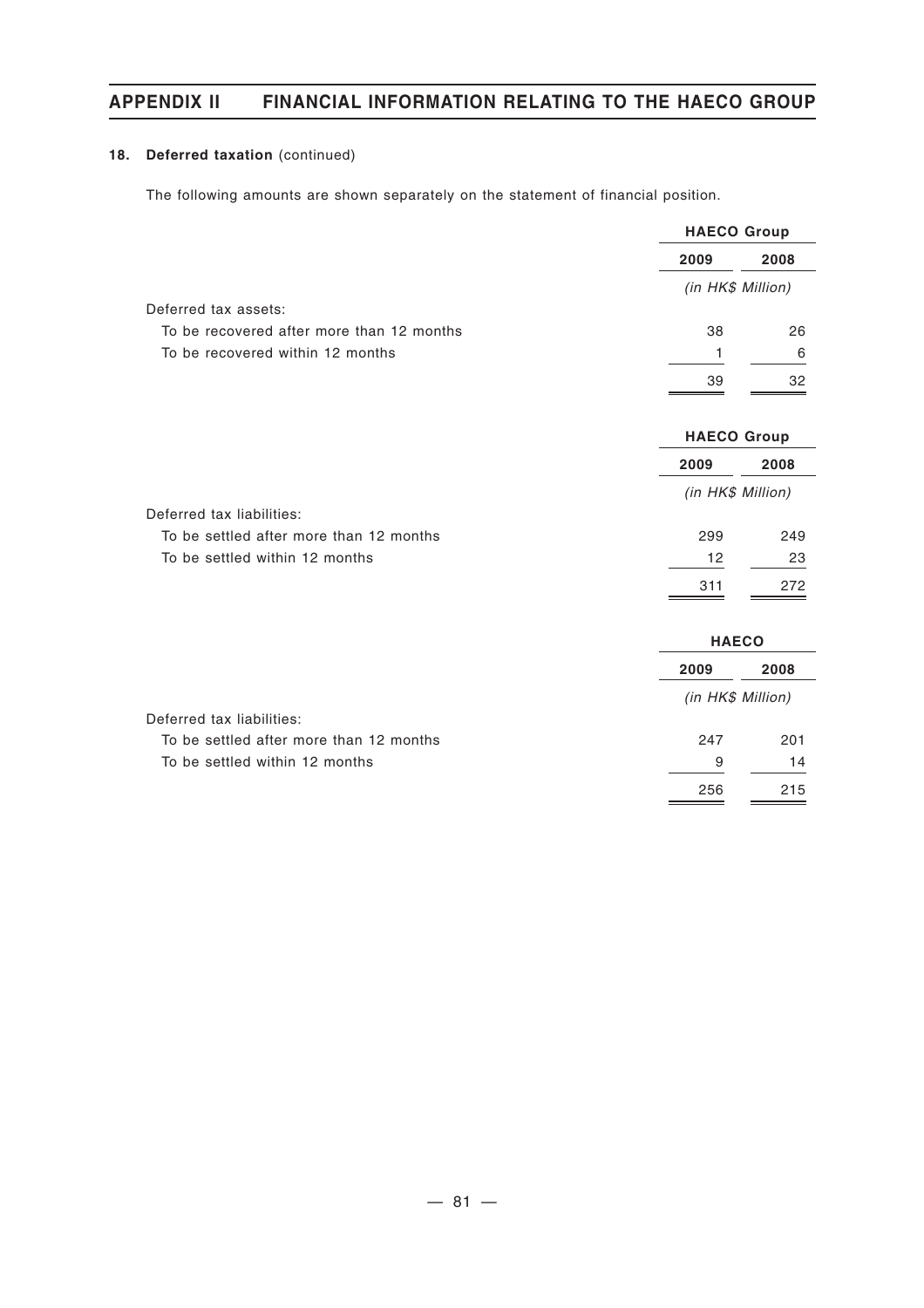### 18. Deferred taxation (continued)

The following amounts are shown separately on the statement of financial position.

| | HAECO Group | |
|---|---|---|
| | 2009 | 2008 |
| | *(in HK$ Million)* | |
| Deferred tax assets: | | |
| To be recovered after more than 12 months | 38 | 26 |
| To be recovered within 12 months | 1 | 6 |
| | 39 | 32 |

| | HAECO Group | |
|---|---|---|
| | 2009 | 2008 |
| | *(in HK$ Million)* | |
| Deferred tax liabilities: | | |
| To be settled after more than 12 months | 299 | 249 |
| To be settled within 12 months | 12 | 23 |
| | 311 | 272 |

| | HAECO | |
|---|---|---|
| | 2009 | 2008 |
| | *(in HK$ Million)* | |
| Deferred tax liabilities: | | |
| To be settled after more than 12 months | 247 | 201 |
| To be settled within 12 months | 9 | 14 |
| | 256 | 215 |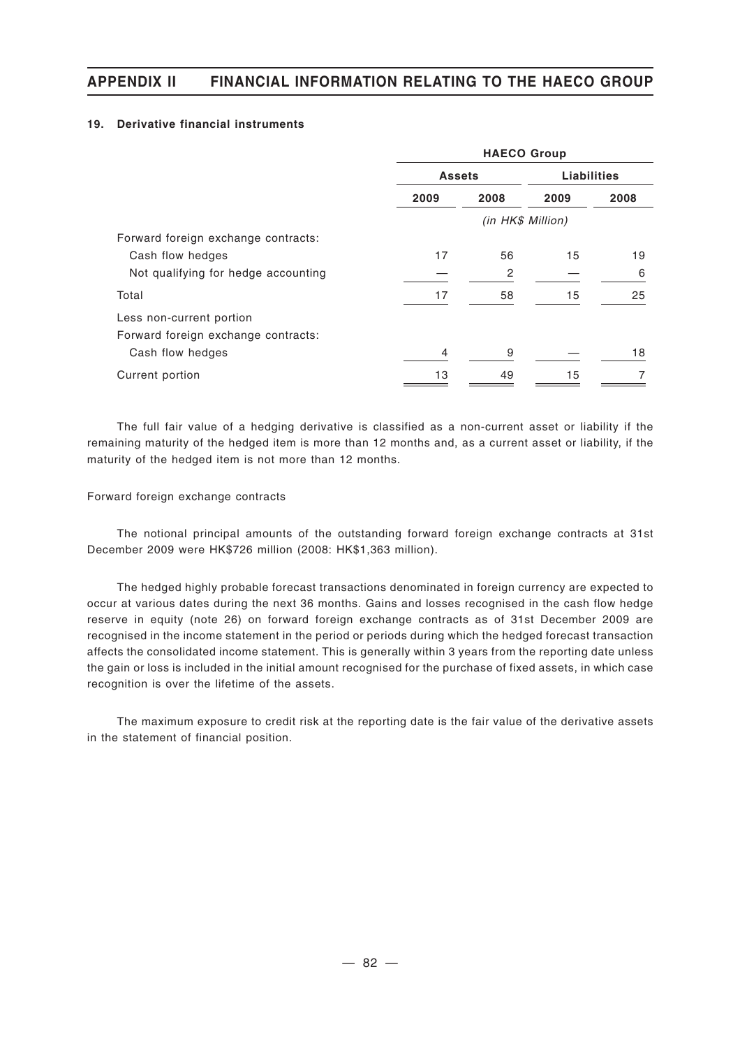### 19. Derivative financial instruments

| | HAECO Group | | | |
|---|---|---|---|---|
| | Assets | | Liabilities | |
| | 2009 | 2008 | 2009 | 2008 |
| | *(in HK$ Million)* | | | |
| Forward foreign exchange contracts: | | | | |
| Cash flow hedges | 17 | 56 | 15 | 19 |
| Not qualifying for hedge accounting | — | 2 | — | 6 |
| Total | 17 | 58 | 15 | 25 |
| Less non-current portion | | | | |
| Forward foreign exchange contracts: | | | | |
| Cash flow hedges | 4 | 9 | — | 18 |
| Current portion | 13 | 49 | 15 | 7 |

The full fair value of a hedging derivative is classified as a non-current asset or liability if the remaining maturity of the hedged item is more than 12 months and, as a current asset or liability, if the maturity of the hedged item is not more than 12 months.

Forward foreign exchange contracts

The notional principal amounts of the outstanding forward foreign exchange contracts at 31st December 2009 were HK$726 million (2008: HK$1,363 million).

The hedged highly probable forecast transactions denominated in foreign currency are expected to occur at various dates during the next 36 months. Gains and losses recognised in the cash flow hedge reserve in equity (note 26) on forward foreign exchange contracts as of 31st December 2009 are recognised in the income statement in the period or periods during which the hedged forecast transaction affects the consolidated income statement. This is generally within 3 years from the reporting date unless the gain or loss is included in the initial amount recognised for the purchase of fixed assets, in which case recognition is over the lifetime of the assets.

The maximum exposure to credit risk at the reporting date is the fair value of the derivative assets in the statement of financial position.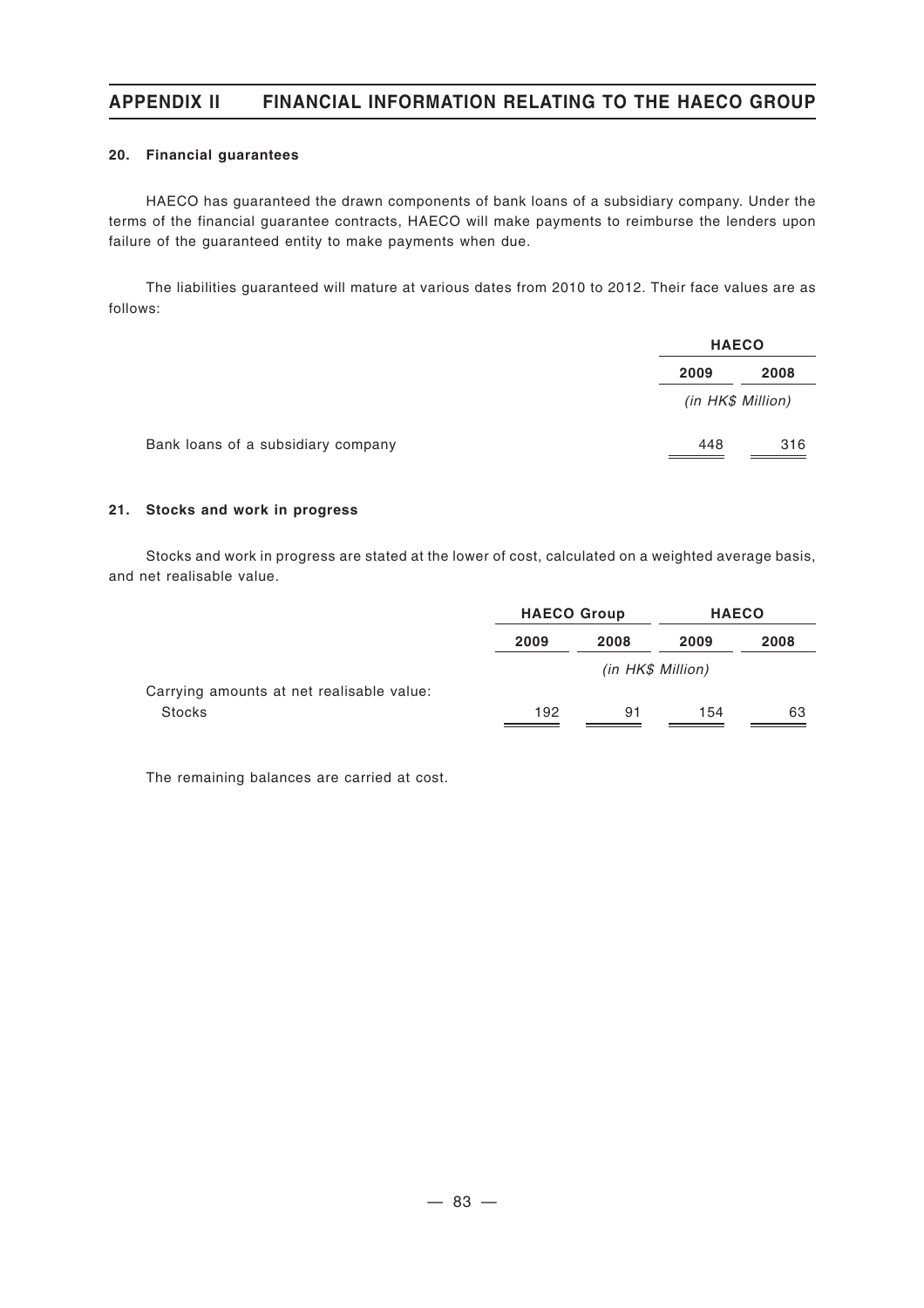#### 20. Financial guarantees

HAECO has guaranteed the drawn components of bank loans of a subsidiary company. Under the terms of the financial guarantee contracts, HAECO will make payments to reimburse the lenders upon failure of the guaranteed entity to make payments when due.

The liabilities guaranteed will mature at various dates from 2010 to 2012. Their face values are as follows:

| | HAECO | |
|---|---|---|
| | 2009 | 2008 |
| | *(in HK$ Million)* | |
| Bank loans of a subsidiary company | 448 | 316 |

#### 21. Stocks and work in progress

Stocks and work in progress are stated at the lower of cost, calculated on a weighted average basis, and net realisable value.

| | HAECO Group | | HAECO | |
|---|---|---|---|---|
| | 2009 | 2008 | 2009 | 2008 |
| | *(in HK$ Million)* | | | |
| Carrying amounts at net realisable value: | | | | |
| Stocks | 192 | 91 | 154 | 63 |

The remaining balances are carried at cost.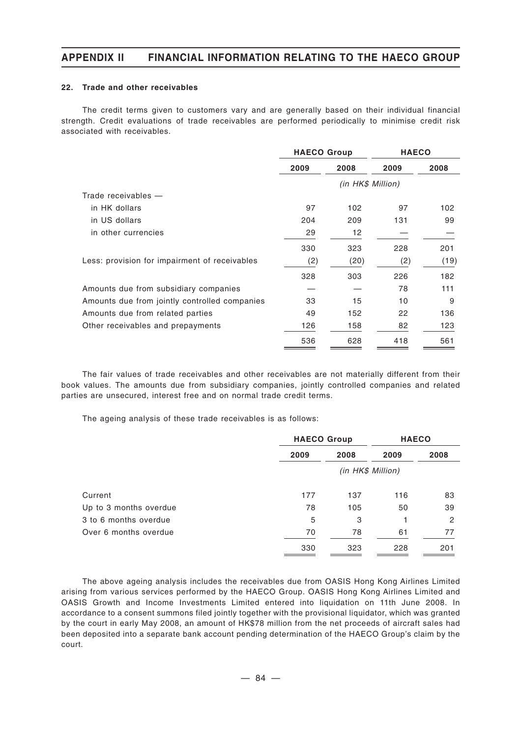#### 22. Trade and other receivables

The credit terms given to customers vary and are generally based on their individual financial strength. Credit evaluations of trade receivables are performed periodically to minimise credit risk associated with receivables.

| | HAECO Group | | HAECO | |
|---|---|---|---|---|
| | 2009 | 2008 | 2009 | 2008 |
| | *(in HK$ Million)* | | | |
| Trade receivables — | | | | |
| in HK dollars | 97 | 102 | 97 | 102 |
| in US dollars | 204 | 209 | 131 | 99 |
| in other currencies | 29 | 12 | — | — |
| | 330 | 323 | 228 | 201 |
| Less: provision for impairment of receivables | (2) | (20) | (2) | (19) |
| | 328 | 303 | 226 | 182 |
| Amounts due from subsidiary companies | — | — | 78 | 111 |
| Amounts due from jointly controlled companies | 33 | 15 | 10 | 9 |
| Amounts due from related parties | 49 | 152 | 22 | 136 |
| Other receivables and prepayments | 126 | 158 | 82 | 123 |
| | 536 | 628 | 418 | 561 |

The fair values of trade receivables and other receivables are not materially different from their book values. The amounts due from subsidiary companies, jointly controlled companies and related parties are unsecured, interest free and on normal trade credit terms.

The ageing analysis of these trade receivables is as follows:

| | HAECO Group | | HAECO | |
|---|---|---|---|---|
| | 2009 | 2008 | 2009 | 2008 |
| | *(in HK$ Million)* | | | |
| Current | 177 | 137 | 116 | 83 |
| Up to 3 months overdue | 78 | 105 | 50 | 39 |
| 3 to 6 months overdue | 5 | 3 | 1 | 2 |
| Over 6 months overdue | 70 | 78 | 61 | 77 |
| | 330 | 323 | 228 | 201 |

The above ageing analysis includes the receivables due from OASIS Hong Kong Airlines Limited arising from various services performed by the HAECO Group. OASIS Hong Kong Airlines Limited and OASIS Growth and Income Investments Limited entered into liquidation on 11th June 2008. In accordance to a consent summons filed jointly together with the provisional liquidator, which was granted by the court in early May 2008, an amount of HK$78 million from the net proceeds of aircraft sales had been deposited into a separate bank account pending determination of the HAECO Group's claim by the court.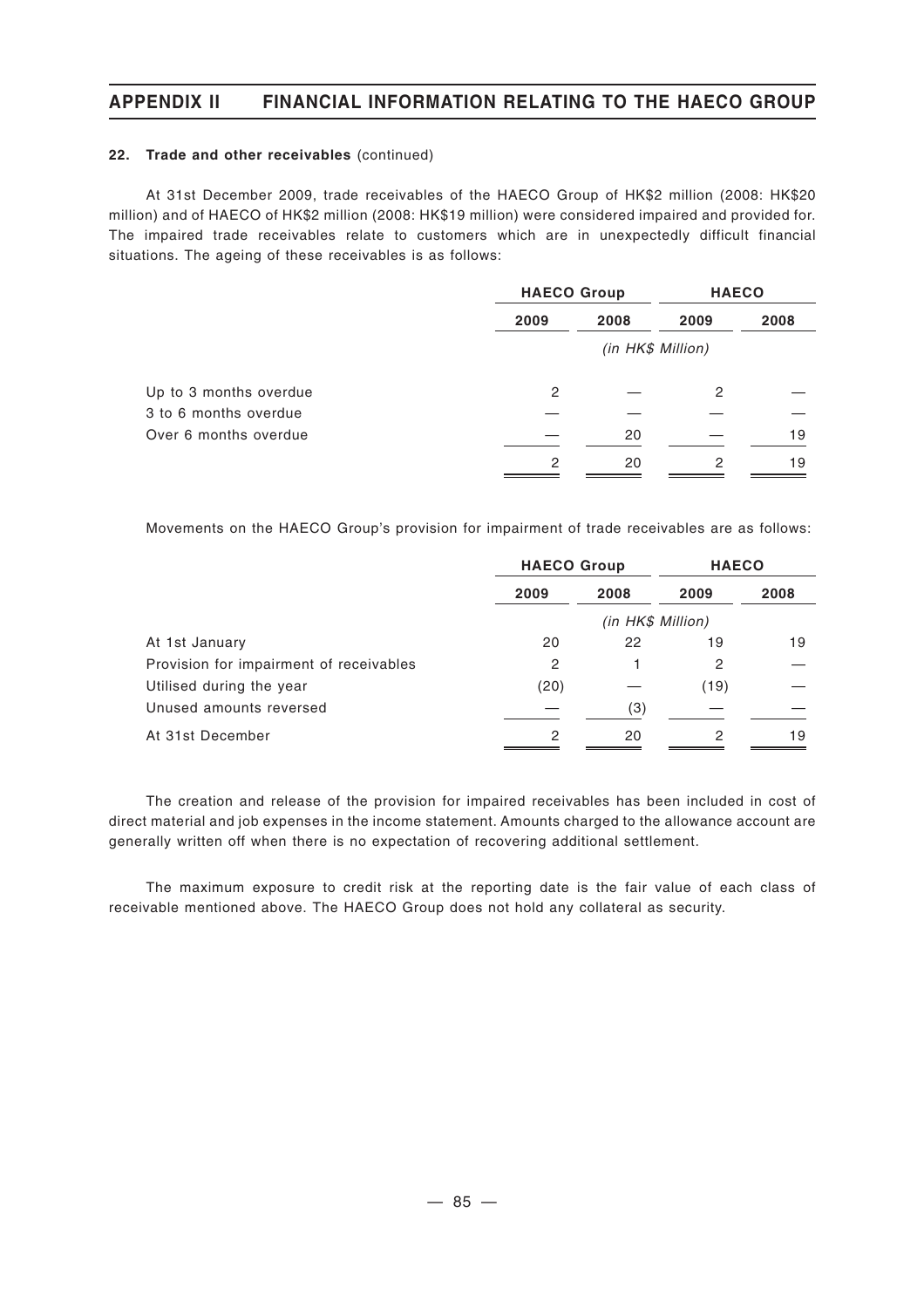#### 22. Trade and other receivables (continued)

At 31st December 2009, trade receivables of the HAECO Group of HK$2 million (2008: HK$20 million) and of HAECO of HK$2 million (2008: HK$19 million) were considered impaired and provided for. The impaired trade receivables relate to customers which are in unexpectedly difficult financial situations. The ageing of these receivables is as follows:

| | HAECO Group | | HAECO | |
|---|---|---|---|---|
| | 2009 | 2008 | 2009 | 2008 |
| | *(in HK$ Million)* | | | |
| Up to 3 months overdue | 2 | — | 2 | — |
| 3 to 6 months overdue | — | — | — | — |
| Over 6 months overdue | — | 20 | — | 19 |
| | 2 | 20 | 2 | 19 |

Movements on the HAECO Group's provision for impairment of trade receivables are as follows:

| | HAECO Group | | HAECO | |
|---|---|---|---|---|
| | 2009 | 2008 | 2009 | 2008 |
| | *(in HK$ Million)* | | | |
| At 1st January | 20 | 22 | 19 | 19 |
| Provision for impairment of receivables | 2 | 1 | 2 | — |
| Utilised during the year | (20) | — | (19) | — |
| Unused amounts reversed | — | (3) | — | — |
| At 31st December | 2 | 20 | 2 | 19 |

The creation and release of the provision for impaired receivables has been included in cost of direct material and job expenses in the income statement. Amounts charged to the allowance account are generally written off when there is no expectation of recovering additional settlement.

The maximum exposure to credit risk at the reporting date is the fair value of each class of receivable mentioned above. The HAECO Group does not hold any collateral as security.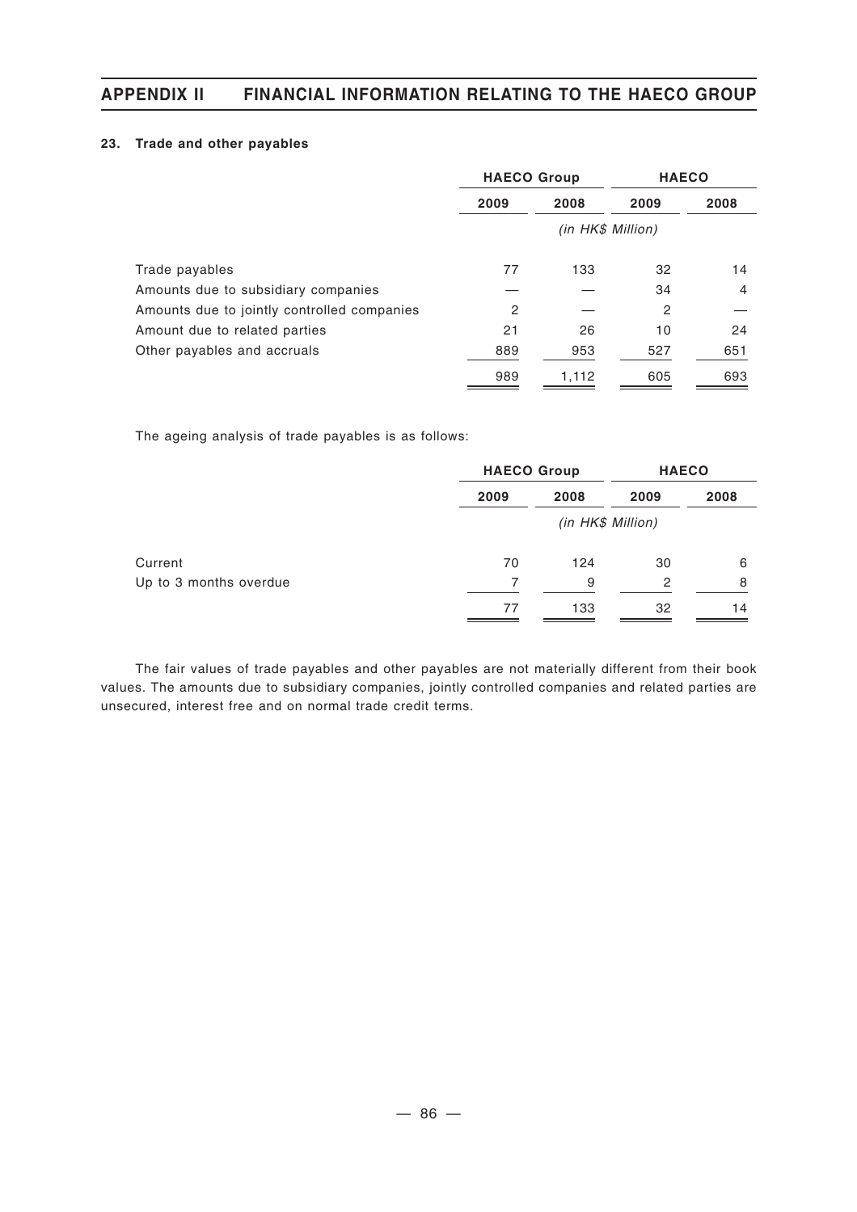### 23. Trade and other payables

| | HAECO Group | | HAECO | |
|---|---|---|---|---|
| | 2009 | 2008 | 2009 | 2008 |
| | *(in HK$ Million)* | | | |
| Trade payables | 77 | 133 | 32 | 14 |
| Amounts due to subsidiary companies | — | — | 34 | 4 |
| Amounts due to jointly controlled companies | 2 | — | 2 | — |
| Amount due to related parties | 21 | 26 | 10 | 24 |
| Other payables and accruals | 889 | 953 | 527 | 651 |
| | 989 | 1,112 | 605 | 693 |

The ageing analysis of trade payables is as follows:

| | HAECO Group | | HAECO | |
|---|---|---|---|---|
| | 2009 | 2008 | 2009 | 2008 |
| | *(in HK$ Million)* | | | |
| Current | 70 | 124 | 30 | 6 |
| Up to 3 months overdue | 7 | 9 | 2 | 8 |
| | 77 | 133 | 32 | 14 |

The fair values of trade payables and other payables are not materially different from their book values. The amounts due to subsidiary companies, jointly controlled companies and related parties are unsecured, interest free and on normal trade credit terms.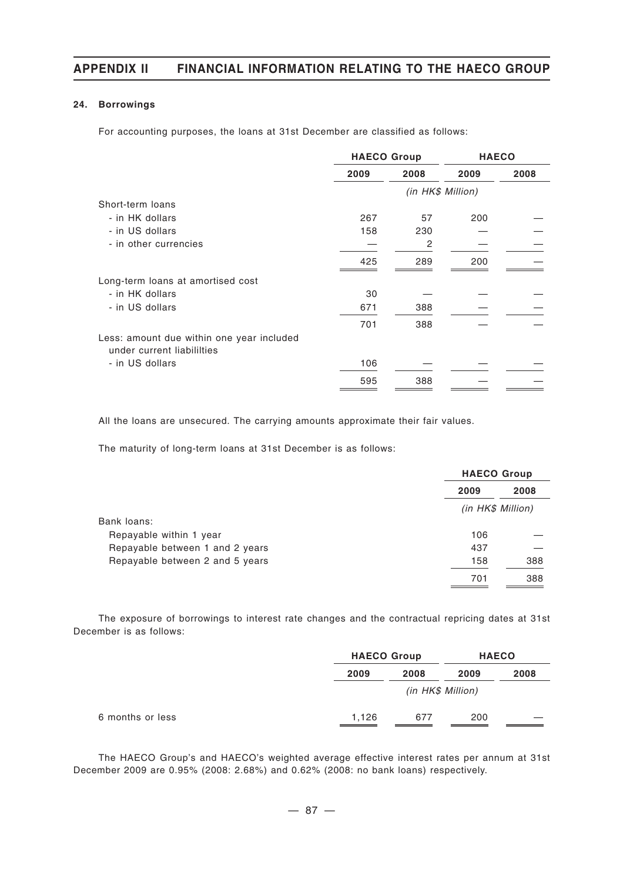### 24. Borrowings

For accounting purposes, the loans at 31st December are classified as follows:

| | HAECO Group | | HAECO | |
|---|---|---|---|---|
| | 2009 | 2008 | 2009 | 2008 |
| | *(in HK$ Million)* | | | |
| Short-term loans | | | | |
| - in HK dollars | 267 | 57 | 200 | — |
| - in US dollars | 158 | 230 | — | — |
| - in other currencies | — | 2 | — | — |
| | 425 | 289 | 200 | — |
| Long-term loans at amortised cost | | | | |
| - in HK dollars | 30 | — | — | — |
| - in US dollars | 671 | 388 | — | — |
| | 701 | 388 | — | — |
| Less: amount due within one year included under current liabililties | | | | |
| - in US dollars | 106 | — | — | — |
| | 595 | 388 | — | — |

All the loans are unsecured. The carrying amounts approximate their fair values.

The maturity of long-term loans at 31st December is as follows:

| | HAECO Group | |
|---|---|---|
| | 2009 | 2008 |
| | *(in HK$ Million)* | |
| Bank loans: | | |
| Repayable within 1 year | 106 | — |
| Repayable between 1 and 2 years | 437 | — |
| Repayable between 2 and 5 years | 158 | 388 |
| | 701 | 388 |

The exposure of borrowings to interest rate changes and the contractual repricing dates at 31st December is as follows:

| | HAECO Group | | HAECO | |
|---|---|---|---|---|
| | 2009 | 2008 | 2009 | 2008 |
| | *(in HK$ Million)* | | | |
| 6 months or less | 1,126 | 677 | 200 | — |

The HAECO Group's and HAECO's weighted average effective interest rates per annum at 31st December 2009 are 0.95% (2008: 2.68%) and 0.62% (2008: no bank loans) respectively.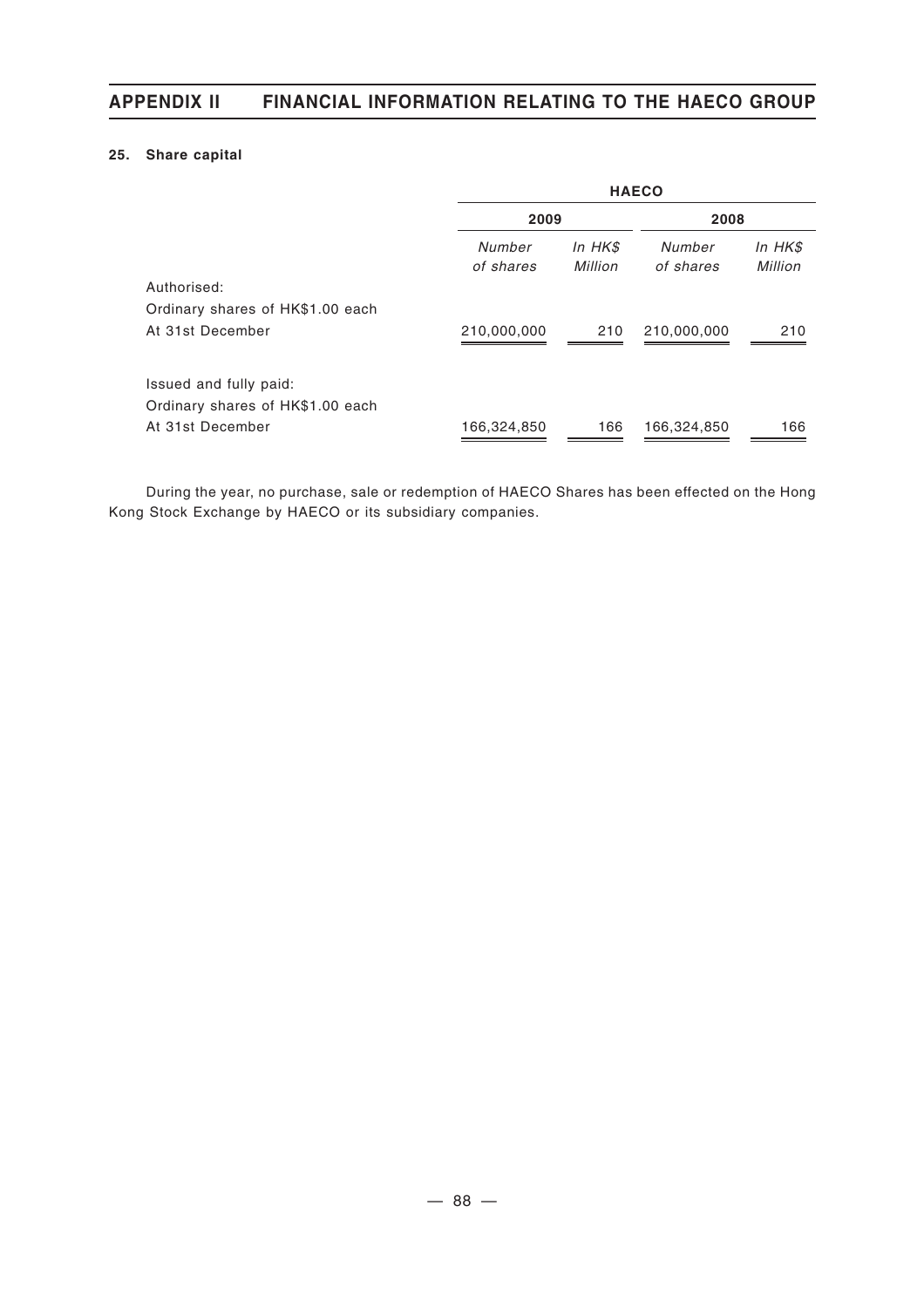### 25. Share capital

| | HAECO | | | |
|---|---|---|---|---|
| | 2009 | | 2008 | |
| | *Number of shares* | *In HK$ Million* | *Number of shares* | *In HK$ Million* |
| Authorised: | | | | |
| Ordinary shares of HK$1.00 each | | | | |
| At 31st December | 210,000,000 | 210 | 210,000,000 | 210 |
| Issued and fully paid: | | | | |
| Ordinary shares of HK$1.00 each | | | | |
| At 31st December | 166,324,850 | 166 | 166,324,850 | 166 |

During the year, no purchase, sale or redemption of HAECO Shares has been effected on the Hong Kong Stock Exchange by HAECO or its subsidiary companies.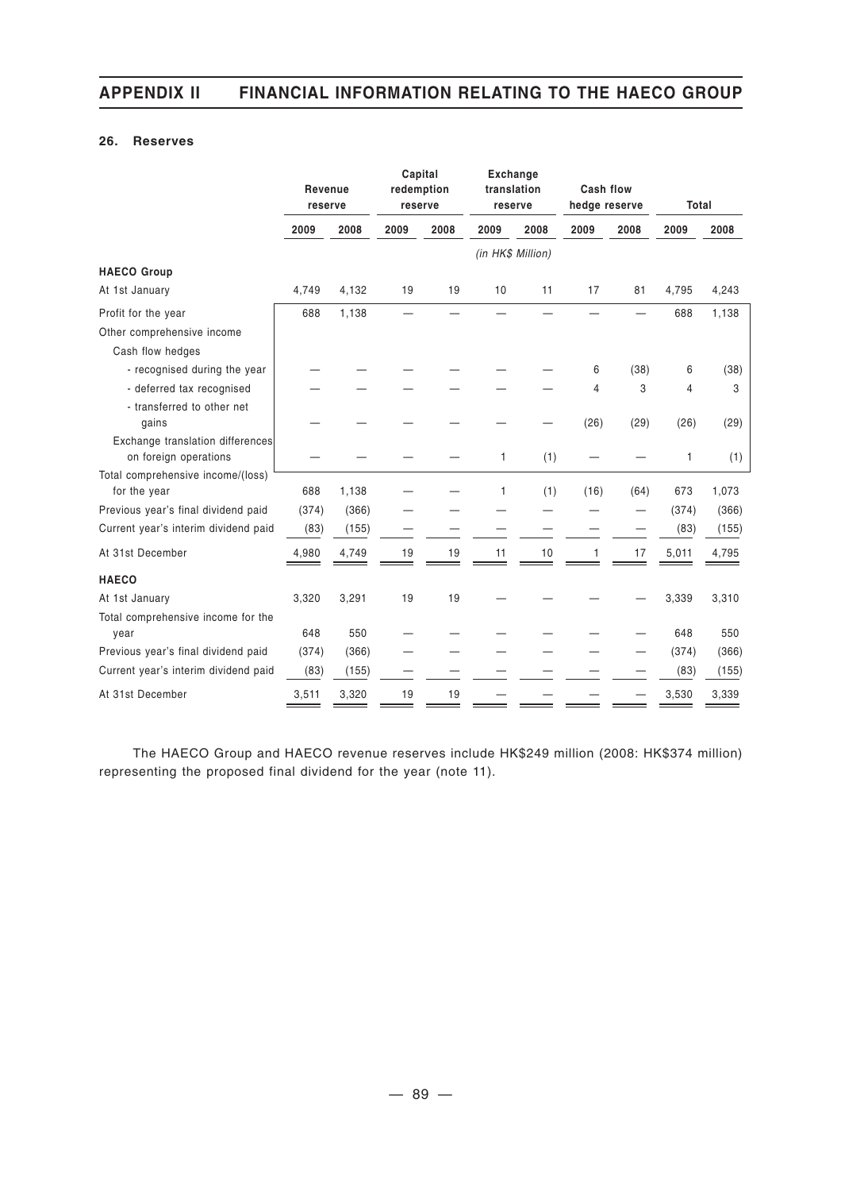### 26. Reserves

| | Revenue reserve | | Capital redemption reserve | | Exchange translation reserve | | Cash flow hedge reserve | | Total | |
|---|---|---|---|---|---|---|---|---|---|---|
| | 2009 | 2008 | 2009 | 2008 | 2009 | 2008 | 2009 | 2008 | 2009 | 2008 |
| | | | | | *(in HK$ Million)* | | | | | |
| **HAECO Group** | | | | | | | | | | |
| At 1st January | 4,749 | 4,132 | 19 | 19 | 10 | 11 | 17 | 81 | 4,795 | 4,243 |
| Profit for the year | 688 | 1,138 | — | — | — | — | — | — | 688 | 1,138 |
| Other comprehensive income | | | | | | | | | | |
| Cash flow hedges | | | | | | | | | | |
| - recognised during the year | — | — | — | — | — | — | 6 | (38) | 6 | (38) |
| - deferred tax recognised | — | — | — | — | — | — | 4 | 3 | 4 | 3 |
| - transferred to other net gains | — | — | — | — | — | — | (26) | (29) | (26) | (29) |
| Exchange translation differences on foreign operations | — | — | — | — | 1 | (1) | — | — | 1 | (1) |
| Total comprehensive income/(loss) for the year | 688 | 1,138 | — | — | 1 | (1) | (16) | (64) | 673 | 1,073 |
| Previous year's final dividend paid | (374) | (366) | — | — | — | — | — | — | (374) | (366) |
| Current year's interim dividend paid | (83) | (155) | — | — | — | — | — | — | (83) | (155) |
| At 31st December | 4,980 | 4,749 | 19 | 19 | 11 | 10 | 1 | 17 | 5,011 | 4,795 |
| **HAECO** | | | | | | | | | | |
| At 1st January | 3,320 | 3,291 | 19 | 19 | — | — | — | — | 3,339 | 3,310 |
| Total comprehensive income for the year | 648 | 550 | — | — | — | — | — | — | 648 | 550 |
| Previous year's final dividend paid | (374) | (366) | — | — | — | — | — | — | (374) | (366) |
| Current year's interim dividend paid | (83) | (155) | — | — | — | — | — | — | (83) | (155) |
| At 31st December | 3,511 | 3,320 | 19 | 19 | — | — | — | — | 3,530 | 3,339 |

The HAECO Group and HAECO revenue reserves include HK$249 million (2008: HK$374 million) representing the proposed final dividend for the year (note 11).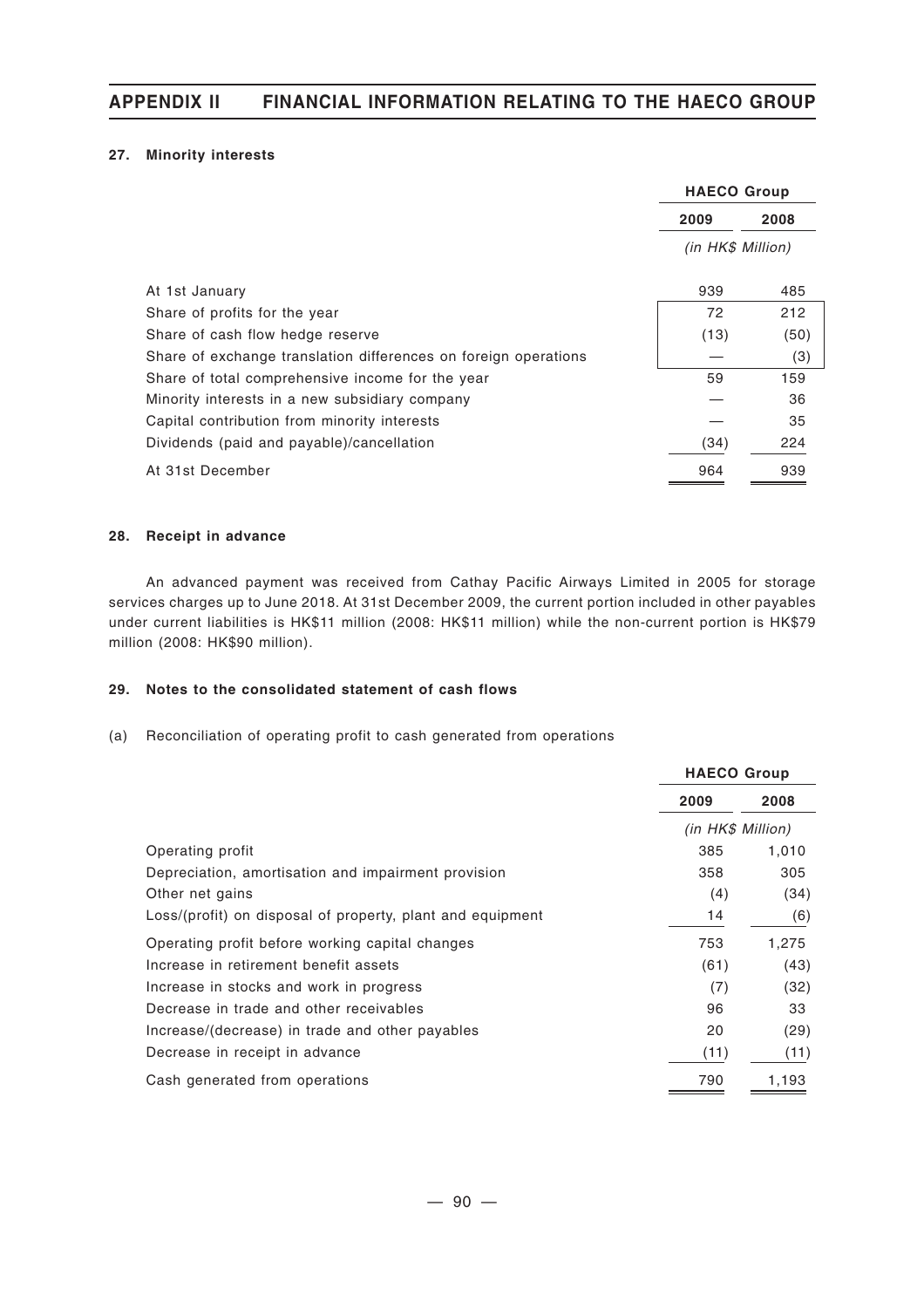### 27. Minority interests

| | HAECO Group | |
|---|---|---|
| | 2009 | 2008 |
| | *(in HK$ Million)* | |
| At 1st January | 939 | 485 |
| Share of profits for the year | 72 | 212 |
| Share of cash flow hedge reserve | (13) | (50) |
| Share of exchange translation differences on foreign operations | — | (3) |
| Share of total comprehensive income for the year | 59 | 159 |
| Minority interests in a new subsidiary company | — | 36 |
| Capital contribution from minority interests | — | 35 |
| Dividends (paid and payable)/cancellation | (34) | 224 |
| At 31st December | 964 | 939 |

### 28. Receipt in advance

An advanced payment was received from Cathay Pacific Airways Limited in 2005 for storage services charges up to June 2018. At 31st December 2009, the current portion included in other payables under current liabilities is HK$11 million (2008: HK$11 million) while the non-current portion is HK$79 million (2008: HK$90 million).

### 29. Notes to the consolidated statement of cash flows

(a) Reconciliation of operating profit to cash generated from operations

| | HAECO Group | |
|---|---|---|
| | 2009 | 2008 |
| | *(in HK$ Million)* | |
| Operating profit | 385 | 1,010 |
| Depreciation, amortisation and impairment provision | 358 | 305 |
| Other net gains | (4) | (34) |
| Loss/(profit) on disposal of property, plant and equipment | 14 | (6) |
| Operating profit before working capital changes | 753 | 1,275 |
| Increase in retirement benefit assets | (61) | (43) |
| Increase in stocks and work in progress | (7) | (32) |
| Decrease in trade and other receivables | 96 | 33 |
| Increase/(decrease) in trade and other payables | 20 | (29) |
| Decrease in receipt in advance | (11) | (11) |
| Cash generated from operations | 790 | 1,193 |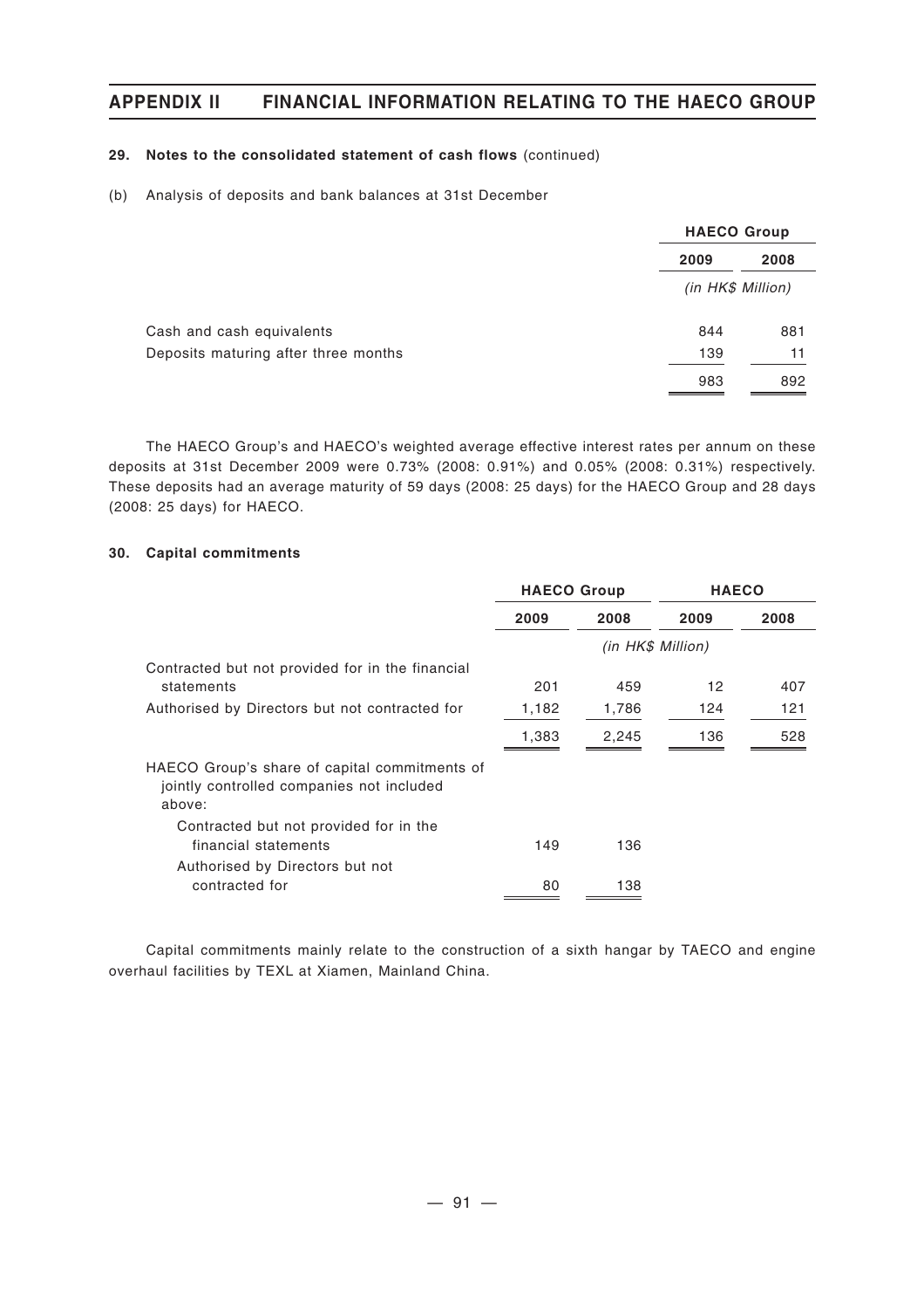**29. Notes to the consolidated statement of cash flows** (continued)

(b) Analysis of deposits and bank balances at 31st December

| | HAECO Group | |
|---|---|---|
| | 2009 | 2008 |
| | *(in HK$ Million)* | |
| Cash and cash equivalents | 844 | 881 |
| Deposits maturing after three months | 139 | 11 |
| | 983 | 892 |

The HAECO Group's and HAECO's weighted average effective interest rates per annum on these deposits at 31st December 2009 were 0.73% (2008: 0.91%) and 0.05% (2008: 0.31%) respectively. These deposits had an average maturity of 59 days (2008: 25 days) for the HAECO Group and 28 days (2008: 25 days) for HAECO.

**30. Capital commitments**

| | HAECO Group | | HAECO | |
|---|---|---|---|---|
| | 2009 | 2008 | 2009 | 2008 |
| | *(in HK$ Million)* | | | |
| Contracted but not provided for in the financial statements | 201 | 459 | 12 | 407 |
| Authorised by Directors but not contracted for | 1,182 | 1,786 | 124 | 121 |
| | 1,383 | 2,245 | 136 | 528 |
| HAECO Group's share of capital commitments of jointly controlled companies not included above: | | | | |
| Contracted but not provided for in the financial statements | 149 | 136 | | |
| Authorised by Directors but not contracted for | 80 | 138 | | |

Capital commitments mainly relate to the construction of a sixth hangar by TAECO and engine overhaul facilities by TEXL at Xiamen, Mainland China.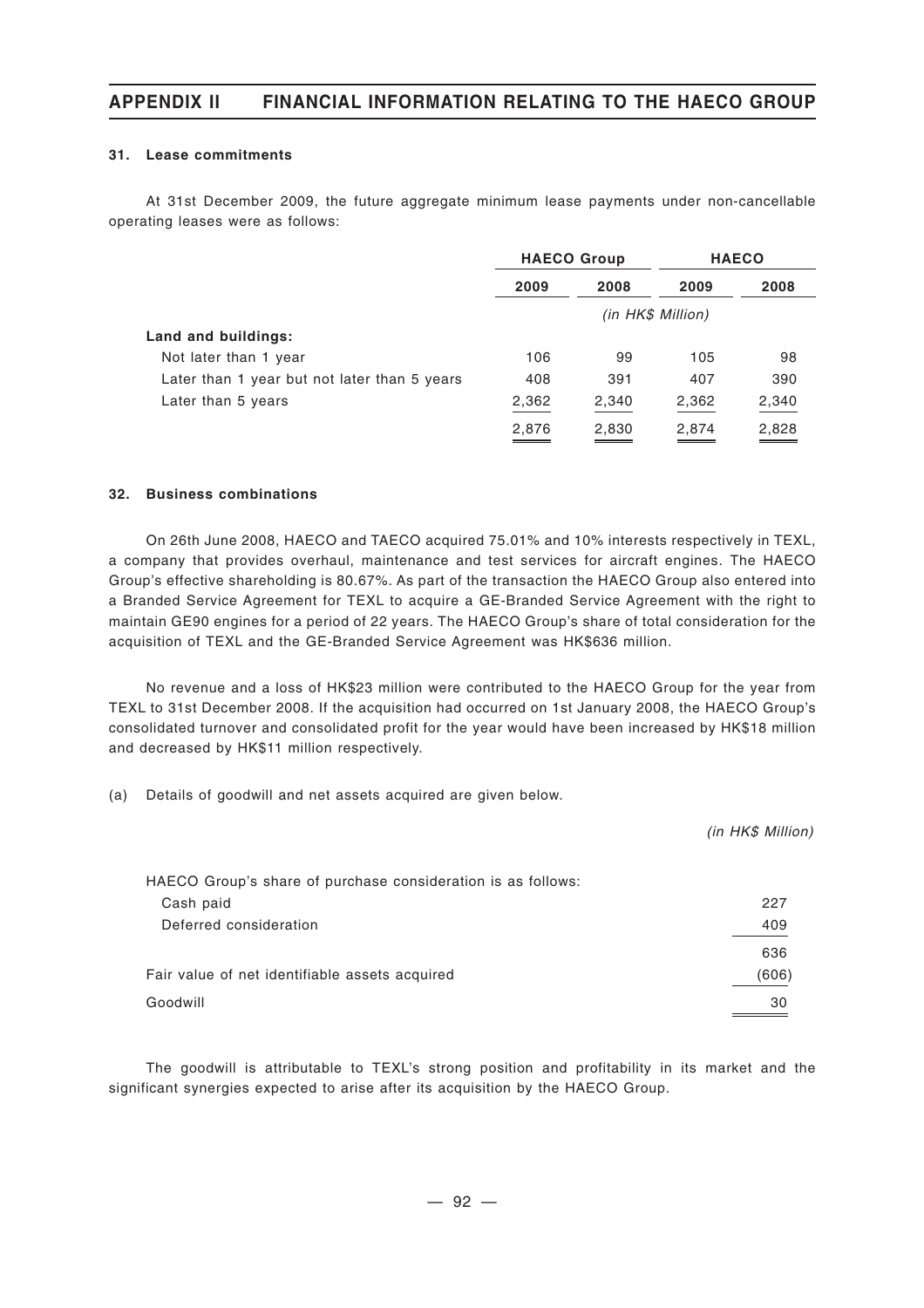### 31. Lease commitments

At 31st December 2009, the future aggregate minimum lease payments under non-cancellable operating leases were as follows:

| | HAECO Group | | HAECO | |
|---|---|---|---|---|
| | 2009 | 2008 | 2009 | 2008 |
| | *(in HK$ Million)* | | | |
| **Land and buildings:** | | | | |
| Not later than 1 year | 106 | 99 | 105 | 98 |
| Later than 1 year but not later than 5 years | 408 | 391 | 407 | 390 |
| Later than 5 years | 2,362 | 2,340 | 2,362 | 2,340 |
| | 2,876 | 2,830 | 2,874 | 2,828 |

### 32. Business combinations

On 26th June 2008, HAECO and TAECO acquired 75.01% and 10% interests respectively in TEXL, a company that provides overhaul, maintenance and test services for aircraft engines. The HAECO Group's effective shareholding is 80.67%. As part of the transaction the HAECO Group also entered into a Branded Service Agreement for TEXL to acquire a GE-Branded Service Agreement with the right to maintain GE90 engines for a period of 22 years. The HAECO Group's share of total consideration for the acquisition of TEXL and the GE-Branded Service Agreement was HK$636 million.

No revenue and a loss of HK$23 million were contributed to the HAECO Group for the year from TEXL to 31st December 2008. If the acquisition had occurred on 1st January 2008, the HAECO Group's consolidated turnover and consolidated profit for the year would have been increased by HK$18 million and decreased by HK$11 million respectively.

(a) Details of goodwill and net assets acquired are given below.

| | *(in HK$ Million)* |
|---|---|
| HAECO Group's share of purchase consideration is as follows: | |
| Cash paid | 227 |
| Deferred consideration | 409 |
| | 636 |
| Fair value of net identifiable assets acquired | (606) |
| Goodwill | 30 |

The goodwill is attributable to TEXL's strong position and profitability in its market and the significant synergies expected to arise after its acquisition by the HAECO Group.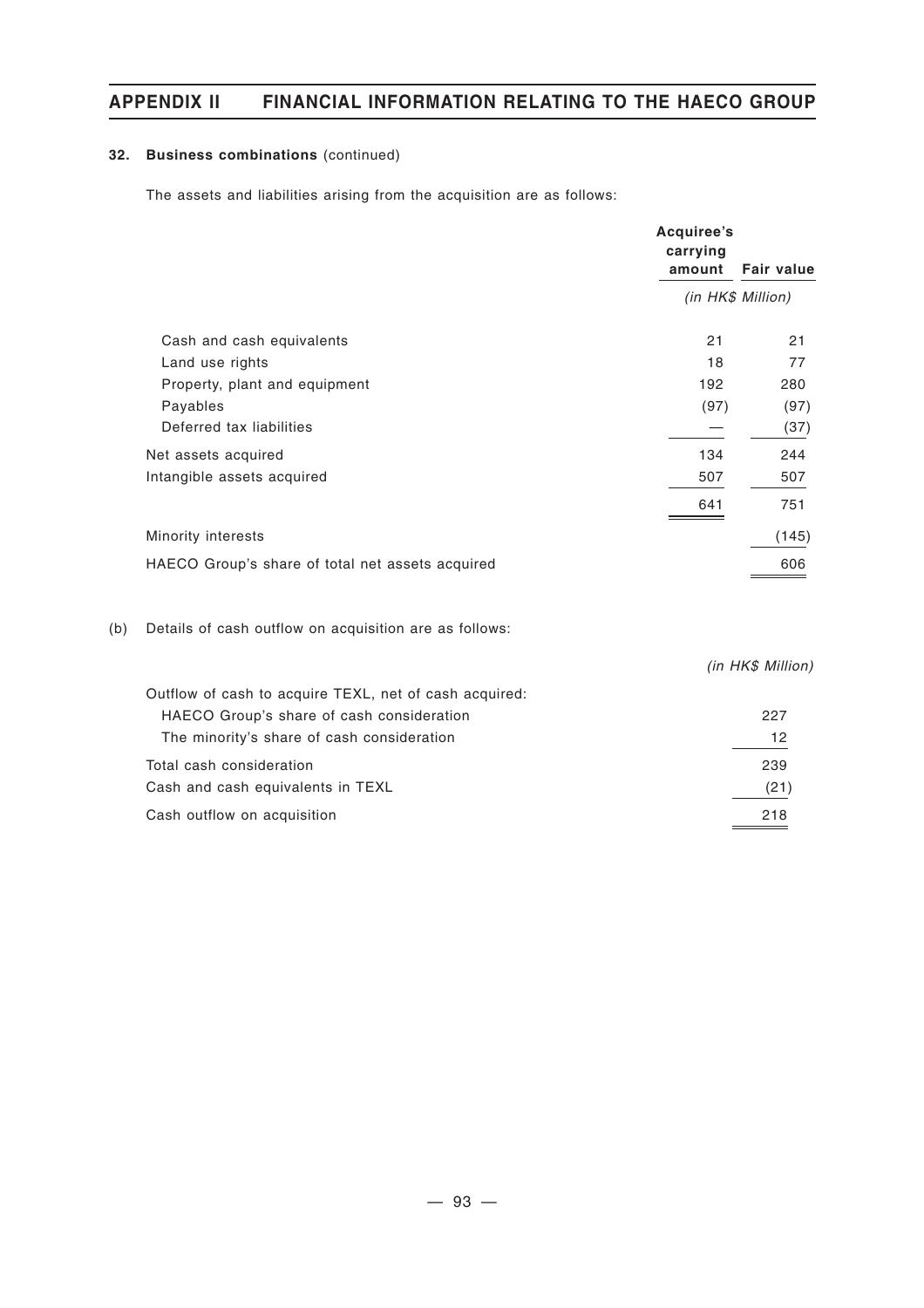**32. Business combinations** (continued)

The assets and liabilities arising from the acquisition are as follows:

| | Acquiree's carrying amount | Fair value |
|---|---|---|
| | *(in HK$ Million)* | |
| Cash and cash equivalents | 21 | 21 |
| Land use rights | 18 | 77 |
| Property, plant and equipment | 192 | 280 |
| Payables | (97) | (97) |
| Deferred tax liabilities | — | (37) |
| Net assets acquired | 134 | 244 |
| Intangible assets acquired | 507 | 507 |
| | 641 | 751 |
| Minority interests | | (145) |
| HAECO Group's share of total net assets acquired | | 606 |

(b) Details of cash outflow on acquisition are as follows:

| | *(in HK$ Million)* |
|---|---|
| Outflow of cash to acquire TEXL, net of cash acquired: | |
| HAECO Group's share of cash consideration | 227 |
| The minority's share of cash consideration | 12 |
| Total cash consideration | 239 |
| Cash and cash equivalents in TEXL | (21) |
| Cash outflow on acquisition | 218 |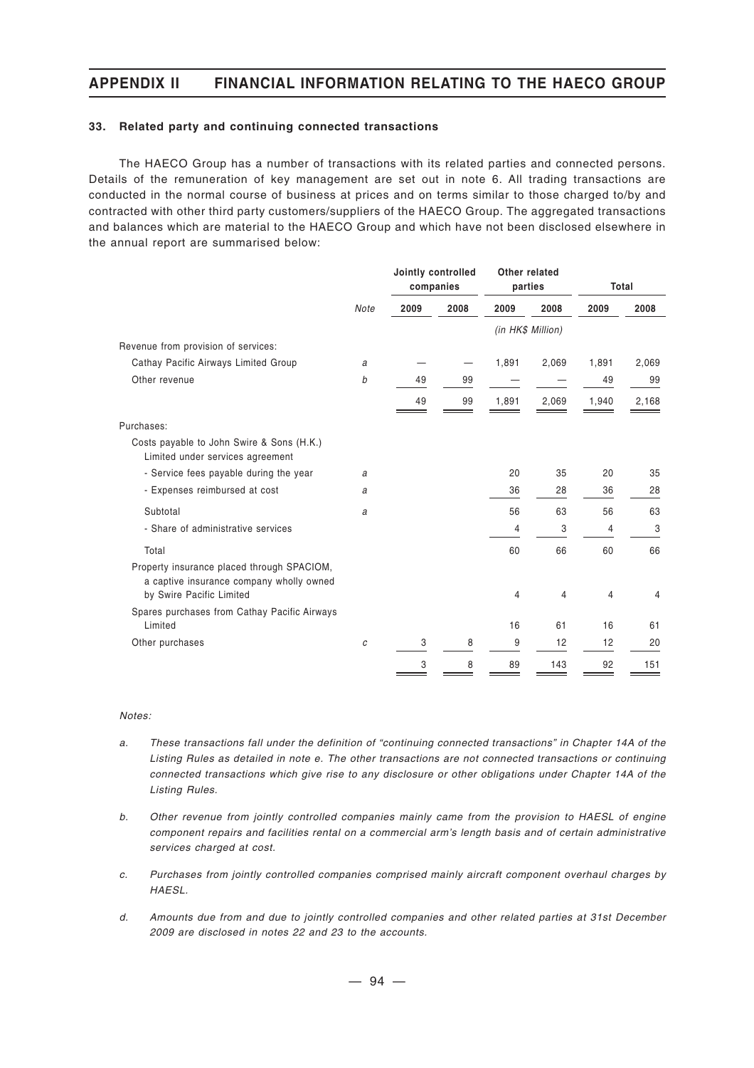### 33. Related party and continuing connected transactions

The HAECO Group has a number of transactions with its related parties and connected persons. Details of the remuneration of key management are set out in note 6. All trading transactions are conducted in the normal course of business at prices and on terms similar to those charged to/by and contracted with other third party customers/suppliers of the HAECO Group. The aggregated transactions and balances which are material to the HAECO Group and which have not been disclosed elsewhere in the annual report are summarised below:

| | | Jointly controlled companies | | Other related parties | | Total | |
|---|---|---|---|---|---|---|---|
| | *Note* | 2009 | 2008 | 2009 | 2008 | 2009 | 2008 |
| | | | | *(in HK$ Million)* | | | |
| Revenue from provision of services: | | | | | | | |
| Cathay Pacific Airways Limited Group | *a* | — | — | 1,891 | 2,069 | 1,891 | 2,069 |
| Other revenue | *b* | 49 | 99 | — | — | 49 | 99 |
| | | 49 | 99 | 1,891 | 2,069 | 1,940 | 2,168 |
| Purchases: | | | | | | | |
| Costs payable to John Swire & Sons (H.K.) Limited under services agreement | | | | | | | |
| - Service fees payable during the year | *a* | | | 20 | 35 | 20 | 35 |
| - Expenses reimbursed at cost | *a* | | | 36 | 28 | 36 | 28 |
| Subtotal | *a* | | | 56 | 63 | 56 | 63 |
| - Share of administrative services | | | | 4 | 3 | 4 | 3 |
| Total | | | | 60 | 66 | 60 | 66 |
| Property insurance placed through SPACIOM, a captive insurance company wholly owned by Swire Pacific Limited | | | | 4 | 4 | 4 | 4 |
| Spares purchases from Cathay Pacific Airways Limited | | | | 16 | 61 | 16 | 61 |
| Other purchases | *c* | 3 | 8 | 9 | 12 | 12 | 20 |
| | | 3 | 8 | 89 | 143 | 92 | 151 |

*Notes:*

a. *These transactions fall under the definition of "continuing connected transactions" in Chapter 14A of the Listing Rules as detailed in note e. The other transactions are not connected transactions or continuing connected transactions which give rise to any disclosure or other obligations under Chapter 14A of the Listing Rules.*

b. *Other revenue from jointly controlled companies mainly came from the provision to HAESL of engine component repairs and facilities rental on a commercial arm's length basis and of certain administrative services charged at cost.*

c. *Purchases from jointly controlled companies comprised mainly aircraft component overhaul charges by HAESL.*

d. *Amounts due from and due to jointly controlled companies and other related parties at 31st December 2009 are disclosed in notes 22 and 23 to the accounts.*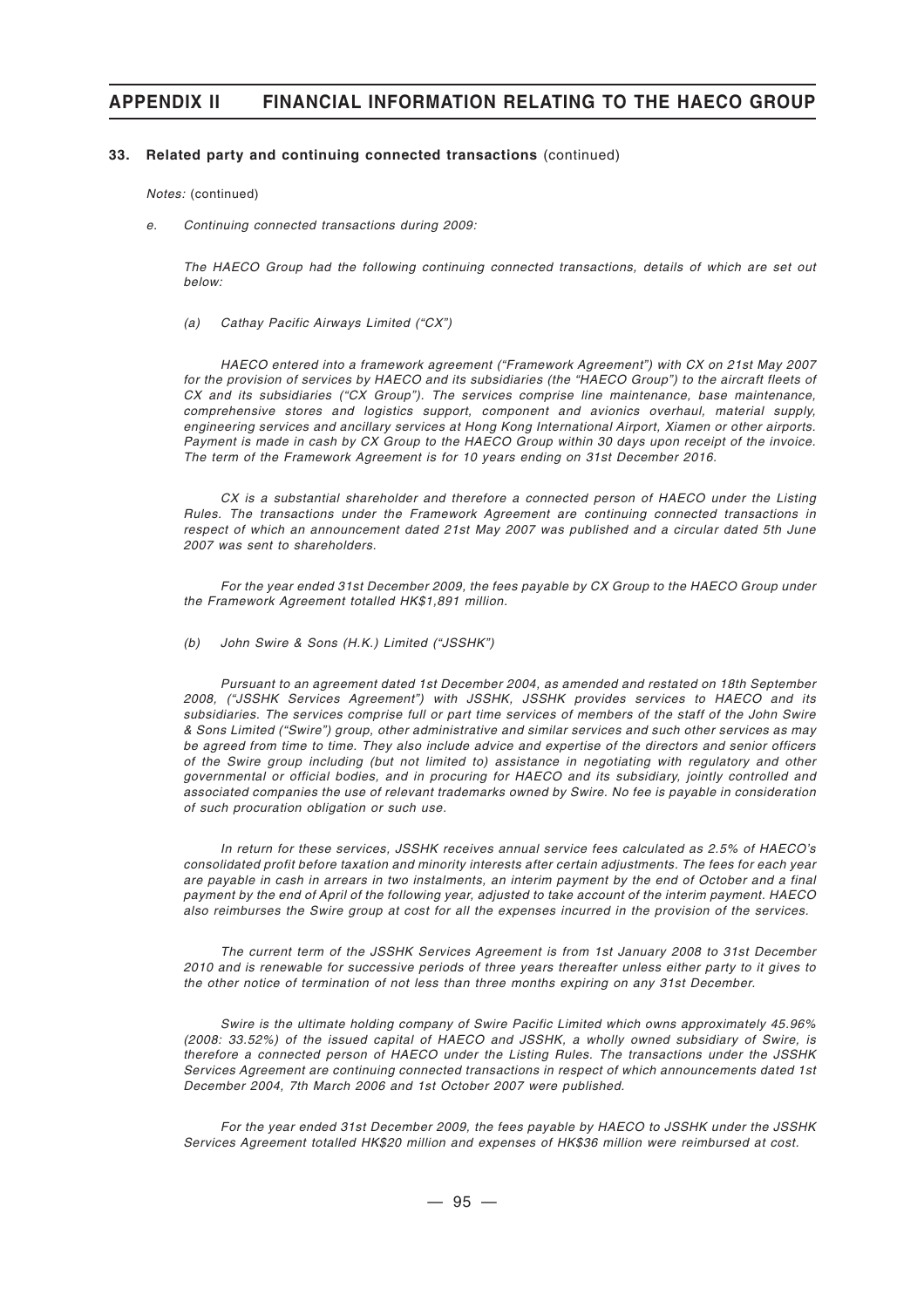**33. Related party and continuing connected transactions** (continued)

*Notes:* (continued)

*e. Continuing connected transactions during 2009:*

*The HAECO Group had the following continuing connected transactions, details of which are set out below:*

*(a) Cathay Pacific Airways Limited ("CX")*

*HAECO entered into a framework agreement ("Framework Agreement") with CX on 21st May 2007 for the provision of services by HAECO and its subsidiaries (the "HAECO Group") to the aircraft fleets of CX and its subsidiaries ("CX Group"). The services comprise line maintenance, base maintenance, comprehensive stores and logistics support, component and avionics overhaul, material supply, engineering services and ancillary services at Hong Kong International Airport, Xiamen or other airports. Payment is made in cash by CX Group to the HAECO Group within 30 days upon receipt of the invoice. The term of the Framework Agreement is for 10 years ending on 31st December 2016.*

*CX is a substantial shareholder and therefore a connected person of HAECO under the Listing Rules. The transactions under the Framework Agreement are continuing connected transactions in respect of which an announcement dated 21st May 2007 was published and a circular dated 5th June 2007 was sent to shareholders.*

*For the year ended 31st December 2009, the fees payable by CX Group to the HAECO Group under the Framework Agreement totalled HK$1,891 million.*

*(b) John Swire & Sons (H.K.) Limited ("JSSHK")*

*Pursuant to an agreement dated 1st December 2004, as amended and restated on 18th September 2008, ("JSSHK Services Agreement") with JSSHK, JSSHK provides services to HAECO and its subsidiaries. The services comprise full or part time services of members of the staff of the John Swire & Sons Limited ("Swire") group, other administrative and similar services and such other services as may be agreed from time to time. They also include advice and expertise of the directors and senior officers of the Swire group including (but not limited to) assistance in negotiating with regulatory and other governmental or official bodies, and in procuring for HAECO and its subsidiary, jointly controlled and associated companies the use of relevant trademarks owned by Swire. No fee is payable in consideration of such procuration obligation or such use.*

*In return for these services, JSSHK receives annual service fees calculated as 2.5% of HAECO's consolidated profit before taxation and minority interests after certain adjustments. The fees for each year are payable in cash in arrears in two instalments, an interim payment by the end of October and a final payment by the end of April of the following year, adjusted to take account of the interim payment. HAECO also reimburses the Swire group at cost for all the expenses incurred in the provision of the services.*

*The current term of the JSSHK Services Agreement is from 1st January 2008 to 31st December 2010 and is renewable for successive periods of three years thereafter unless either party to it gives to the other notice of termination of not less than three months expiring on any 31st December.*

*Swire is the ultimate holding company of Swire Pacific Limited which owns approximately 45.96% (2008: 33.52%) of the issued capital of HAECO and JSSHK, a wholly owned subsidiary of Swire, is therefore a connected person of HAECO under the Listing Rules. The transactions under the JSSHK Services Agreement are continuing connected transactions in respect of which announcements dated 1st December 2004, 7th March 2006 and 1st October 2007 were published.*

*For the year ended 31st December 2009, the fees payable by HAECO to JSSHK under the JSSHK Services Agreement totalled HK$20 million and expenses of HK$36 million were reimbursed at cost.*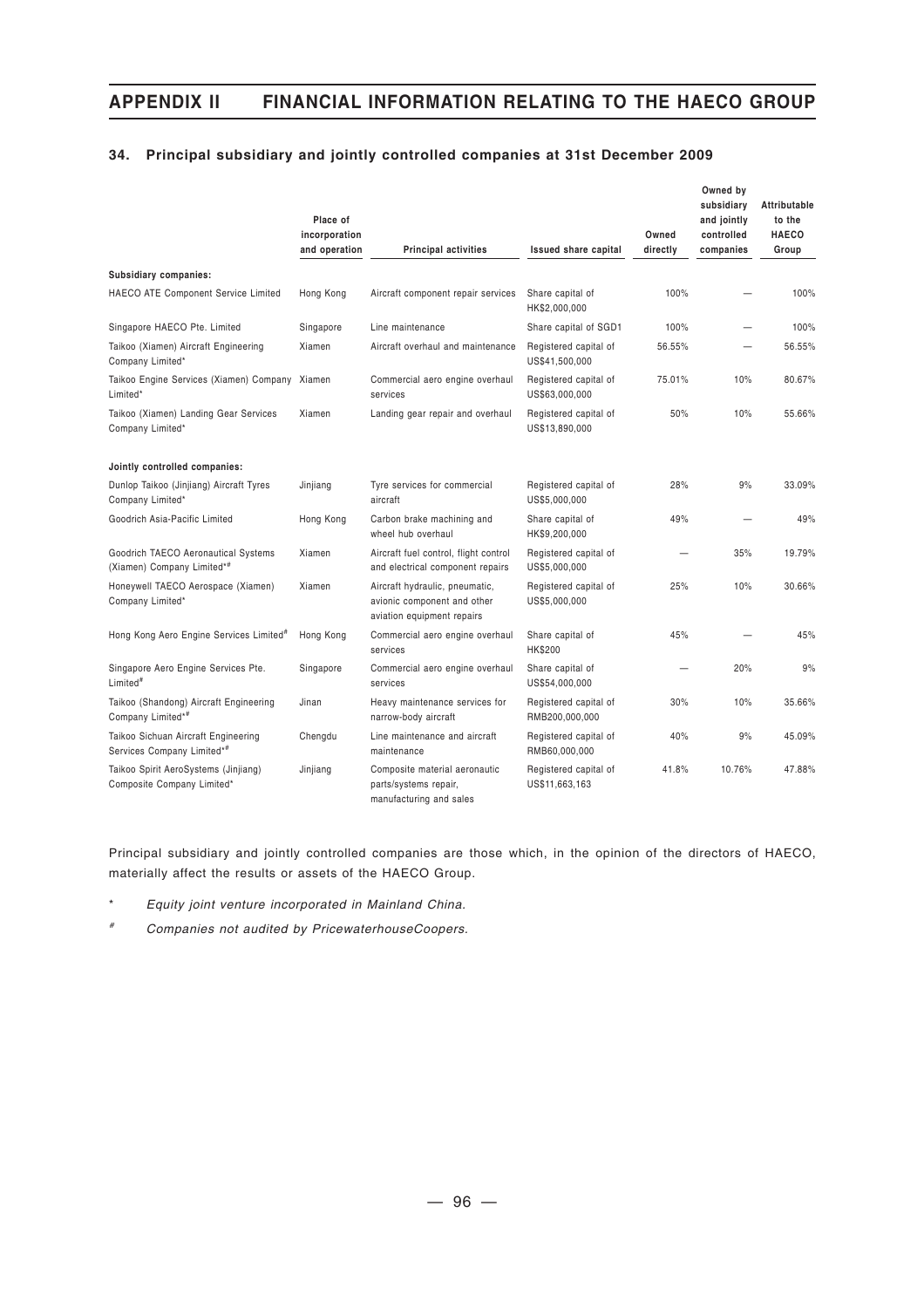## 34. Principal subsidiary and jointly controlled companies at 31st December 2009

| | Place of incorporation and operation | Principal activities | Issued share capital | Owned directly | Owned by subsidiary and jointly controlled companies | Attributable to the HAECO Group |
|---|---|---|---|---|---|---|
| **Subsidiary companies:** | | | | | | |
| HAECO ATE Component Service Limited | Hong Kong | Aircraft component repair services | Share capital of HK$2,000,000 | 100% | — | 100% |
| Singapore HAECO Pte. Limited | Singapore | Line maintenance | Share capital of SGD1 | 100% | — | 100% |
| Taikoo (Xiamen) Aircraft Engineering Company Limited* | Xiamen | Aircraft overhaul and maintenance | Registered capital of US$41,500,000 | 56.55% | — | 56.55% |
| Taikoo Engine Services (Xiamen) Company Limited* | Xiamen | Commercial aero engine overhaul services | Registered capital of US$63,000,000 | 75.01% | 10% | 80.67% |
| Taikoo (Xiamen) Landing Gear Services Company Limited* | Xiamen | Landing gear repair and overhaul | Registered capital of US$13,890,000 | 50% | 10% | 55.66% |
| **Jointly controlled companies:** | | | | | | |
| Dunlop Taikoo (Jinjiang) Aircraft Tyres Company Limited* | Jinjiang | Tyre services for commercial aircraft | Registered capital of US$5,000,000 | 28% | 9% | 33.09% |
| Goodrich Asia-Pacific Limited | Hong Kong | Carbon brake machining and wheel hub overhaul | Share capital of HK$9,200,000 | 49% | — | 49% |
| Goodrich TAECO Aeronautical Systems (Xiamen) Company Limited*# | Xiamen | Aircraft fuel control, flight control and electrical component repairs | Registered capital of US$5,000,000 | — | 35% | 19.79% |
| Honeywell TAECO Aerospace (Xiamen) Company Limited* | Xiamen | Aircraft hydraulic, pneumatic, avionic component and other aviation equipment repairs | Registered capital of US$5,000,000 | 25% | 10% | 30.66% |
| Hong Kong Aero Engine Services Limited# | Hong Kong | Commercial aero engine overhaul services | Share capital of HK$200 | 45% | — | 45% |
| Singapore Aero Engine Services Pte. Limited# | Singapore | Commercial aero engine overhaul services | Share capital of US$54,000,000 | — | 20% | 9% |
| Taikoo (Shandong) Aircraft Engineering Company Limited*# | Jinan | Heavy maintenance services for narrow-body aircraft | Registered capital of RMB200,000,000 | 30% | 10% | 35.66% |
| Taikoo Sichuan Aircraft Engineering Services Company Limited*# | Chengdu | Line maintenance and aircraft maintenance | Registered capital of RMB60,000,000 | 40% | 9% | 45.09% |
| Taikoo Spirit AeroSystems (Jinjiang) Composite Company Limited* | Jinjiang | Composite material aeronautic parts/systems repair, manufacturing and sales | Registered capital of US$11,663,163 | 41.8% | 10.76% | 47.88% |

Principal subsidiary and jointly controlled companies are those which, in the opinion of the directors of HAECO, materially affect the results or assets of the HAECO Group.

\* *Equity joint venture incorporated in Mainland China.*

\# *Companies not audited by PricewaterhouseCoopers.*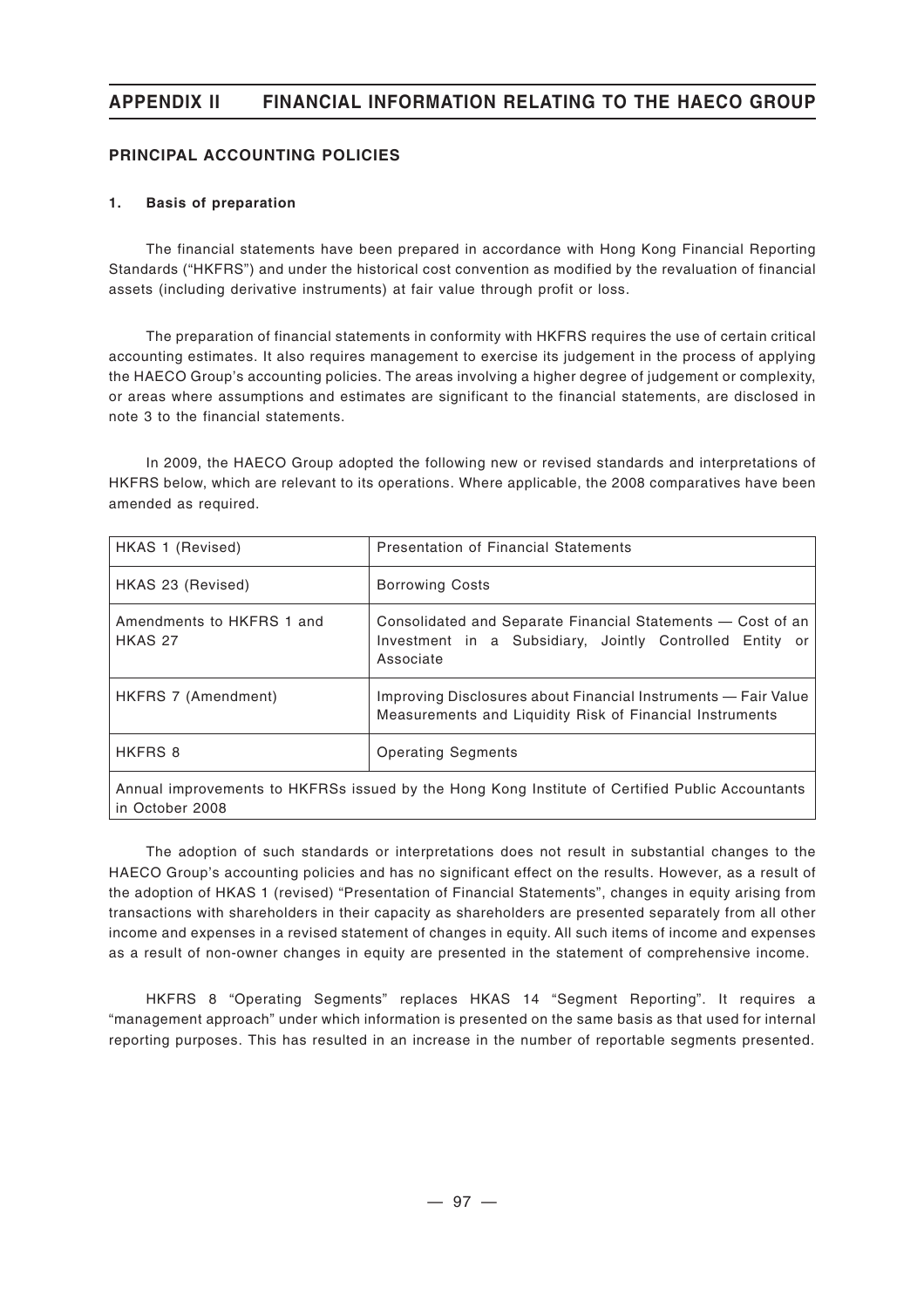## PRINCIPAL ACCOUNTING POLICIES

### 1. Basis of preparation

The financial statements have been prepared in accordance with Hong Kong Financial Reporting Standards ("HKFRS") and under the historical cost convention as modified by the revaluation of financial assets (including derivative instruments) at fair value through profit or loss.

The preparation of financial statements in conformity with HKFRS requires the use of certain critical accounting estimates. It also requires management to exercise its judgement in the process of applying the HAECO Group's accounting policies. The areas involving a higher degree of judgement or complexity, or areas where assumptions and estimates are significant to the financial statements, are disclosed in note 3 to the financial statements.

In 2009, the HAECO Group adopted the following new or revised standards and interpretations of HKFRS below, which are relevant to its operations. Where applicable, the 2008 comparatives have been amended as required.

| | |
|---|---|
| HKAS 1 (Revised) | Presentation of Financial Statements |
| HKAS 23 (Revised) | Borrowing Costs |
| Amendments to HKFRS 1 and HKAS 27 | Consolidated and Separate Financial Statements — Cost of an Investment in a Subsidiary, Jointly Controlled Entity or Associate |
| HKFRS 7 (Amendment) | Improving Disclosures about Financial Instruments — Fair Value Measurements and Liquidity Risk of Financial Instruments |
| HKFRS 8 | Operating Segments |
| Annual improvements to HKFRSs issued by the Hong Kong Institute of Certified Public Accountants in October 2008 | |

The adoption of such standards or interpretations does not result in substantial changes to the HAECO Group's accounting policies and has no significant effect on the results. However, as a result of the adoption of HKAS 1 (revised) "Presentation of Financial Statements", changes in equity arising from transactions with shareholders in their capacity as shareholders are presented separately from all other income and expenses in a revised statement of changes in equity. All such items of income and expenses as a result of non-owner changes in equity are presented in the statement of comprehensive income.

HKFRS 8 "Operating Segments" replaces HKAS 14 "Segment Reporting". It requires a "management approach" under which information is presented on the same basis as that used for internal reporting purposes. This has resulted in an increase in the number of reportable segments presented.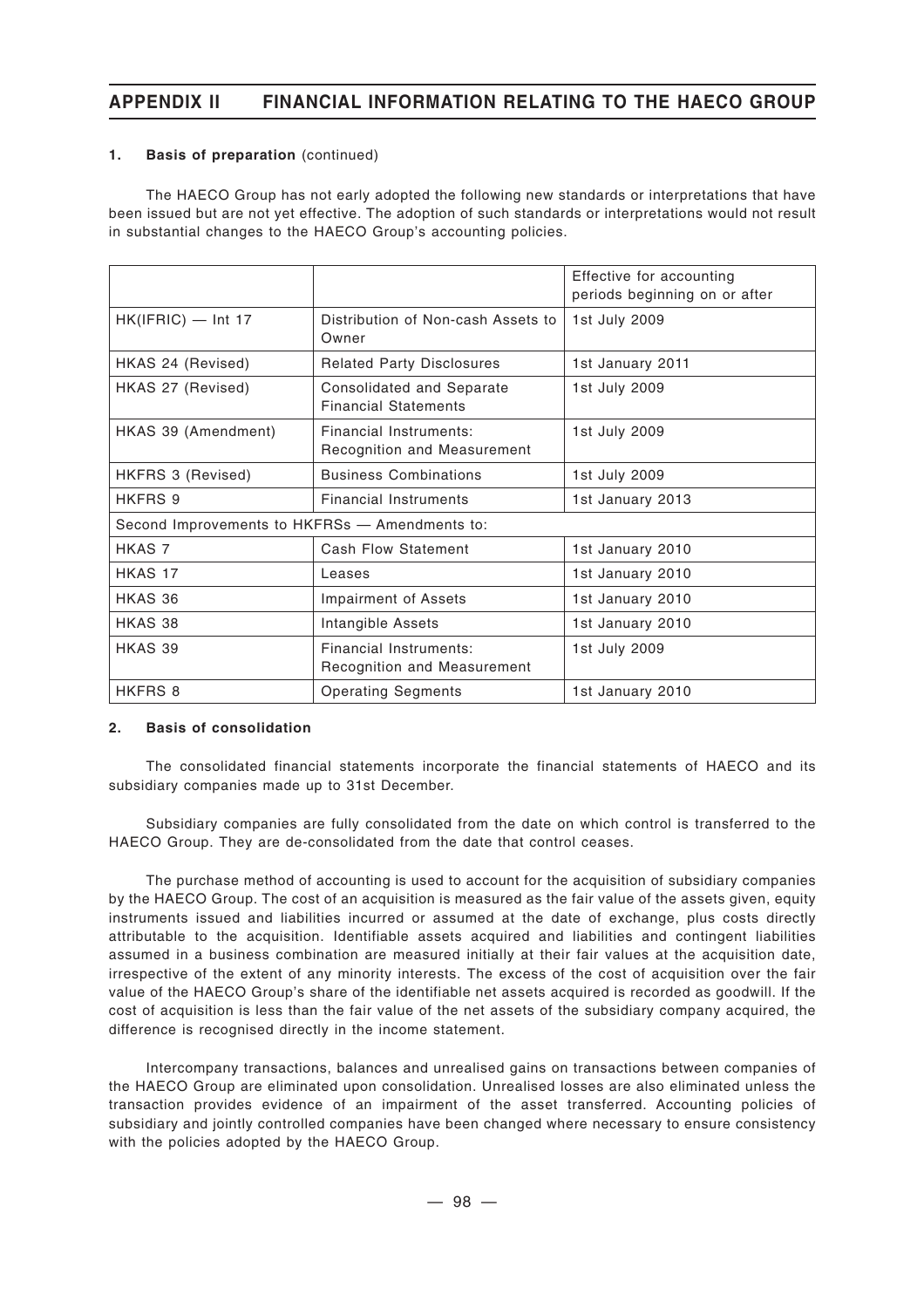### 1. Basis of preparation (continued)

The HAECO Group has not early adopted the following new standards or interpretations that have been issued but are not yet effective. The adoption of such standards or interpretations would not result in substantial changes to the HAECO Group's accounting policies.

| | | Effective for accounting periods beginning on or after |
|---|---|---|
| HK(IFRIC) — Int 17 | Distribution of Non-cash Assets to Owner | 1st July 2009 |
| HKAS 24 (Revised) | Related Party Disclosures | 1st January 2011 |
| HKAS 27 (Revised) | Consolidated and Separate Financial Statements | 1st July 2009 |
| HKAS 39 (Amendment) | Financial Instruments: Recognition and Measurement | 1st July 2009 |
| HKFRS 3 (Revised) | Business Combinations | 1st July 2009 |
| HKFRS 9 | Financial Instruments | 1st January 2013 |
| Second Improvements to HKFRSs — Amendments to: | | |
| HKAS 7 | Cash Flow Statement | 1st January 2010 |
| HKAS 17 | Leases | 1st January 2010 |
| HKAS 36 | Impairment of Assets | 1st January 2010 |
| HKAS 38 | Intangible Assets | 1st January 2010 |
| HKAS 39 | Financial Instruments: Recognition and Measurement | 1st July 2009 |
| HKFRS 8 | Operating Segments | 1st January 2010 |

### 2. Basis of consolidation

The consolidated financial statements incorporate the financial statements of HAECO and its subsidiary companies made up to 31st December.

Subsidiary companies are fully consolidated from the date on which control is transferred to the HAECO Group. They are de-consolidated from the date that control ceases.

The purchase method of accounting is used to account for the acquisition of subsidiary companies by the HAECO Group. The cost of an acquisition is measured as the fair value of the assets given, equity instruments issued and liabilities incurred or assumed at the date of exchange, plus costs directly attributable to the acquisition. Identifiable assets acquired and liabilities and contingent liabilities assumed in a business combination are measured initially at their fair values at the acquisition date, irrespective of the extent of any minority interests. The excess of the cost of acquisition over the fair value of the HAECO Group's share of the identifiable net assets acquired is recorded as goodwill. If the cost of acquisition is less than the fair value of the net assets of the subsidiary company acquired, the difference is recognised directly in the income statement.

Intercompany transactions, balances and unrealised gains on transactions between companies of the HAECO Group are eliminated upon consolidation. Unrealised losses are also eliminated unless the transaction provides evidence of an impairment of the asset transferred. Accounting policies of subsidiary and jointly controlled companies have been changed where necessary to ensure consistency with the policies adopted by the HAECO Group.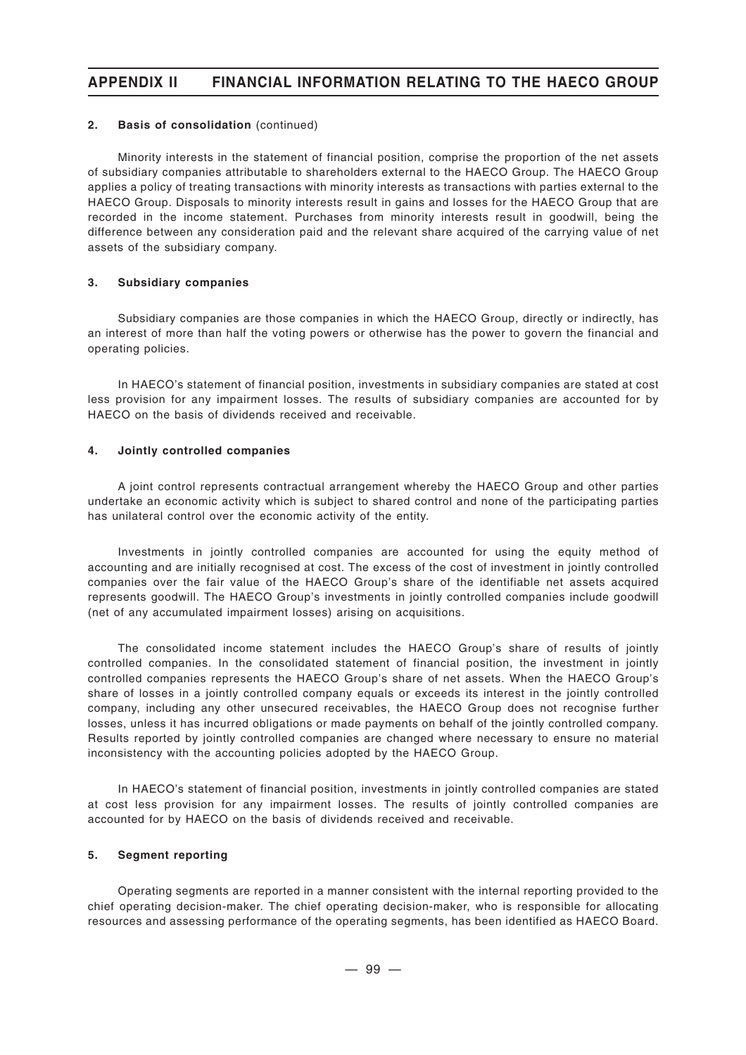**2. Basis of consolidation** (continued)

Minority interests in the statement of financial position, comprise the proportion of the net assets of subsidiary companies attributable to shareholders external to the HAECO Group. The HAECO Group applies a policy of treating transactions with minority interests as transactions with parties external to the HAECO Group. Disposals to minority interests result in gains and losses for the HAECO Group that are recorded in the income statement. Purchases from minority interests result in goodwill, being the difference between any consideration paid and the relevant share acquired of the carrying value of net assets of the subsidiary company.

**3. Subsidiary companies**

Subsidiary companies are those companies in which the HAECO Group, directly or indirectly, has an interest of more than half the voting powers or otherwise has the power to govern the financial and operating policies.

In HAECO's statement of financial position, investments in subsidiary companies are stated at cost less provision for any impairment losses. The results of subsidiary companies are accounted for by HAECO on the basis of dividends received and receivable.

**4. Jointly controlled companies**

A joint control represents contractual arrangement whereby the HAECO Group and other parties undertake an economic activity which is subject to shared control and none of the participating parties has unilateral control over the economic activity of the entity.

Investments in jointly controlled companies are accounted for using the equity method of accounting and are initially recognised at cost. The excess of the cost of investment in jointly controlled companies over the fair value of the HAECO Group's share of the identifiable net assets acquired represents goodwill. The HAECO Group's investments in jointly controlled companies include goodwill (net of any accumulated impairment losses) arising on acquisitions.

The consolidated income statement includes the HAECO Group's share of results of jointly controlled companies. In the consolidated statement of financial position, the investment in jointly controlled companies represents the HAECO Group's share of net assets. When the HAECO Group's share of losses in a jointly controlled company equals or exceeds its interest in the jointly controlled company, including any other unsecured receivables, the HAECO Group does not recognise further losses, unless it has incurred obligations or made payments on behalf of the jointly controlled company. Results reported by jointly controlled companies are changed where necessary to ensure no material inconsistency with the accounting policies adopted by the HAECO Group.

In HAECO's statement of financial position, investments in jointly controlled companies are stated at cost less provision for any impairment losses. The results of jointly controlled companies are accounted for by HAECO on the basis of dividends received and receivable.

**5. Segment reporting**

Operating segments are reported in a manner consistent with the internal reporting provided to the chief operating decision-maker. The chief operating decision-maker, who is responsible for allocating resources and assessing performance of the operating segments, has been identified as HAECO Board.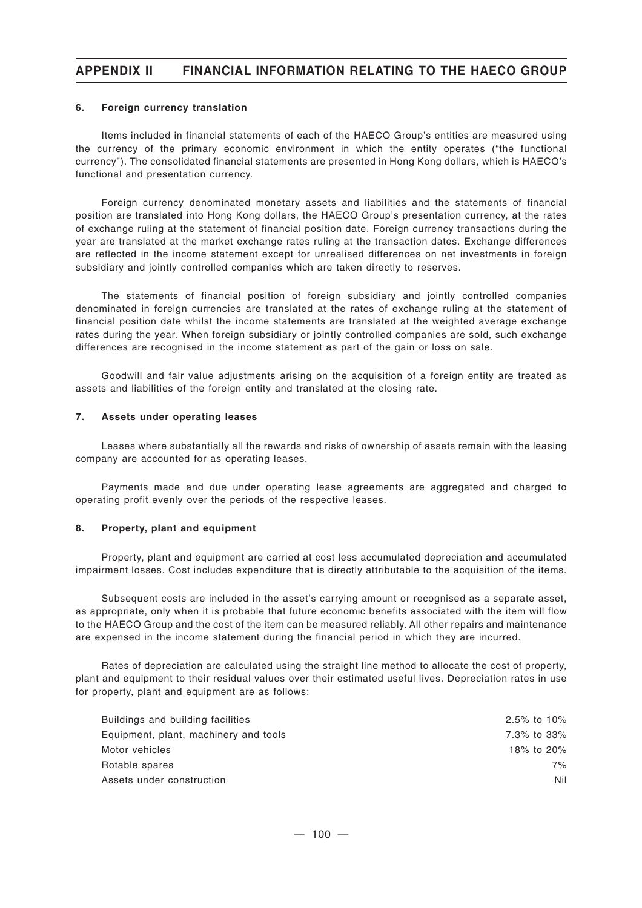#### 6. Foreign currency translation

Items included in financial statements of each of the HAECO Group's entities are measured using the currency of the primary economic environment in which the entity operates ("the functional currency"). The consolidated financial statements are presented in Hong Kong dollars, which is HAECO's functional and presentation currency.

Foreign currency denominated monetary assets and liabilities and the statements of financial position are translated into Hong Kong dollars, the HAECO Group's presentation currency, at the rates of exchange ruling at the statement of financial position date. Foreign currency transactions during the year are translated at the market exchange rates ruling at the transaction dates. Exchange differences are reflected in the income statement except for unrealised differences on net investments in foreign subsidiary and jointly controlled companies which are taken directly to reserves.

The statements of financial position of foreign subsidiary and jointly controlled companies denominated in foreign currencies are translated at the rates of exchange ruling at the statement of financial position date whilst the income statements are translated at the weighted average exchange rates during the year. When foreign subsidiary or jointly controlled companies are sold, such exchange differences are recognised in the income statement as part of the gain or loss on sale.

Goodwill and fair value adjustments arising on the acquisition of a foreign entity are treated as assets and liabilities of the foreign entity and translated at the closing rate.

#### 7. Assets under operating leases

Leases where substantially all the rewards and risks of ownership of assets remain with the leasing company are accounted for as operating leases.

Payments made and due under operating lease agreements are aggregated and charged to operating profit evenly over the periods of the respective leases.

#### 8. Property, plant and equipment

Property, plant and equipment are carried at cost less accumulated depreciation and accumulated impairment losses. Cost includes expenditure that is directly attributable to the acquisition of the items.

Subsequent costs are included in the asset's carrying amount or recognised as a separate asset, as appropriate, only when it is probable that future economic benefits associated with the item will flow to the HAECO Group and the cost of the item can be measured reliably. All other repairs and maintenance are expensed in the income statement during the financial period in which they are incurred.

Rates of depreciation are calculated using the straight line method to allocate the cost of property, plant and equipment to their residual values over their estimated useful lives. Depreciation rates in use for property, plant and equipment are as follows:

| | |
|---|---|
| Buildings and building facilities | 2.5% to 10% |
| Equipment, plant, machinery and tools | 7.3% to 33% |
| Motor vehicles | 18% to 20% |
| Rotable spares | 7% |
| Assets under construction | Nil |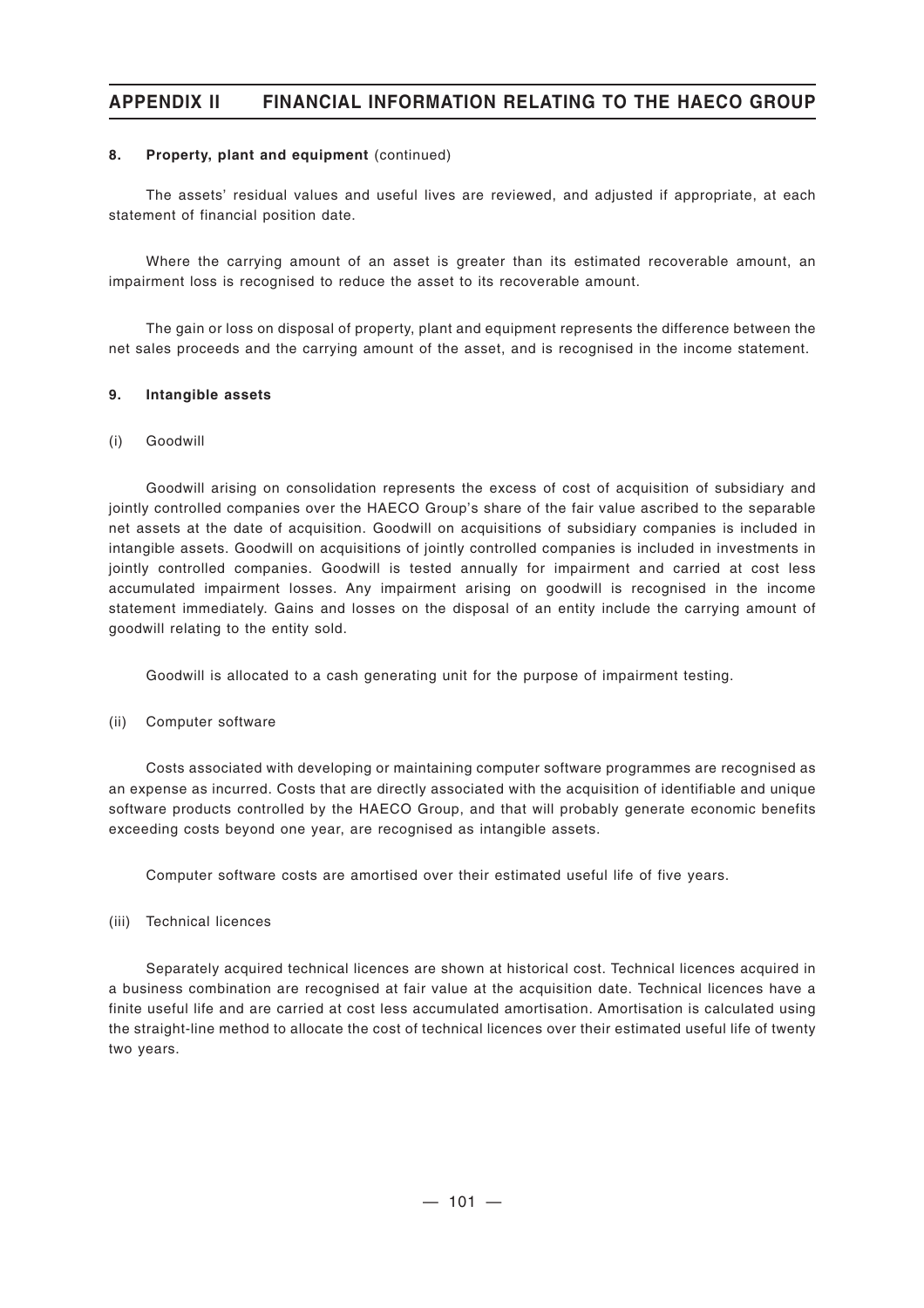#### 8. Property, plant and equipment (continued)

The assets' residual values and useful lives are reviewed, and adjusted if appropriate, at each statement of financial position date.

Where the carrying amount of an asset is greater than its estimated recoverable amount, an impairment loss is recognised to reduce the asset to its recoverable amount.

The gain or loss on disposal of property, plant and equipment represents the difference between the net sales proceeds and the carrying amount of the asset, and is recognised in the income statement.

#### 9. Intangible assets

(i) Goodwill

Goodwill arising on consolidation represents the excess of cost of acquisition of subsidiary and jointly controlled companies over the HAECO Group's share of the fair value ascribed to the separable net assets at the date of acquisition. Goodwill on acquisitions of subsidiary companies is included in intangible assets. Goodwill on acquisitions of jointly controlled companies is included in investments in jointly controlled companies. Goodwill is tested annually for impairment and carried at cost less accumulated impairment losses. Any impairment arising on goodwill is recognised in the income statement immediately. Gains and losses on the disposal of an entity include the carrying amount of goodwill relating to the entity sold.

Goodwill is allocated to a cash generating unit for the purpose of impairment testing.

(ii) Computer software

Costs associated with developing or maintaining computer software programmes are recognised as an expense as incurred. Costs that are directly associated with the acquisition of identifiable and unique software products controlled by the HAECO Group, and that will probably generate economic benefits exceeding costs beyond one year, are recognised as intangible assets.

Computer software costs are amortised over their estimated useful life of five years.

(iii) Technical licences

Separately acquired technical licences are shown at historical cost. Technical licences acquired in a business combination are recognised at fair value at the acquisition date. Technical licences have a finite useful life and are carried at cost less accumulated amortisation. Amortisation is calculated using the straight-line method to allocate the cost of technical licences over their estimated useful life of twenty two years.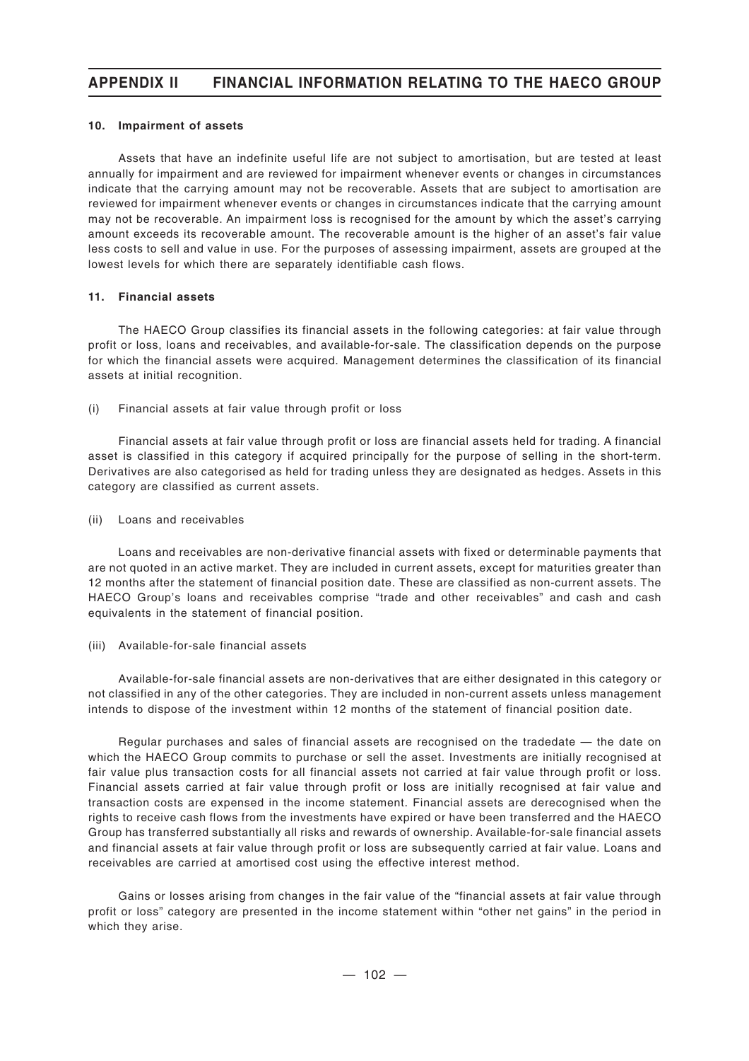#### 10. Impairment of assets

Assets that have an indefinite useful life are not subject to amortisation, but are tested at least annually for impairment and are reviewed for impairment whenever events or changes in circumstances indicate that the carrying amount may not be recoverable. Assets that are subject to amortisation are reviewed for impairment whenever events or changes in circumstances indicate that the carrying amount may not be recoverable. An impairment loss is recognised for the amount by which the asset's carrying amount exceeds its recoverable amount. The recoverable amount is the higher of an asset's fair value less costs to sell and value in use. For the purposes of assessing impairment, assets are grouped at the lowest levels for which there are separately identifiable cash flows.

#### 11. Financial assets

The HAECO Group classifies its financial assets in the following categories: at fair value through profit or loss, loans and receivables, and available-for-sale. The classification depends on the purpose for which the financial assets were acquired. Management determines the classification of its financial assets at initial recognition.

(i) Financial assets at fair value through profit or loss

Financial assets at fair value through profit or loss are financial assets held for trading. A financial asset is classified in this category if acquired principally for the purpose of selling in the short-term. Derivatives are also categorised as held for trading unless they are designated as hedges. Assets in this category are classified as current assets.

(ii) Loans and receivables

Loans and receivables are non-derivative financial assets with fixed or determinable payments that are not quoted in an active market. They are included in current assets, except for maturities greater than 12 months after the statement of financial position date. These are classified as non-current assets. The HAECO Group's loans and receivables comprise "trade and other receivables" and cash and cash equivalents in the statement of financial position.

(iii) Available-for-sale financial assets

Available-for-sale financial assets are non-derivatives that are either designated in this category or not classified in any of the other categories. They are included in non-current assets unless management intends to dispose of the investment within 12 months of the statement of financial position date.

Regular purchases and sales of financial assets are recognised on the tradedate — the date on which the HAECO Group commits to purchase or sell the asset. Investments are initially recognised at fair value plus transaction costs for all financial assets not carried at fair value through profit or loss. Financial assets carried at fair value through profit or loss are initially recognised at fair value and transaction costs are expensed in the income statement. Financial assets are derecognised when the rights to receive cash flows from the investments have expired or have been transferred and the HAECO Group has transferred substantially all risks and rewards of ownership. Available-for-sale financial assets and financial assets at fair value through profit or loss are subsequently carried at fair value. Loans and receivables are carried at amortised cost using the effective interest method.

Gains or losses arising from changes in the fair value of the "financial assets at fair value through profit or loss" category are presented in the income statement within "other net gains" in the period in which they arise.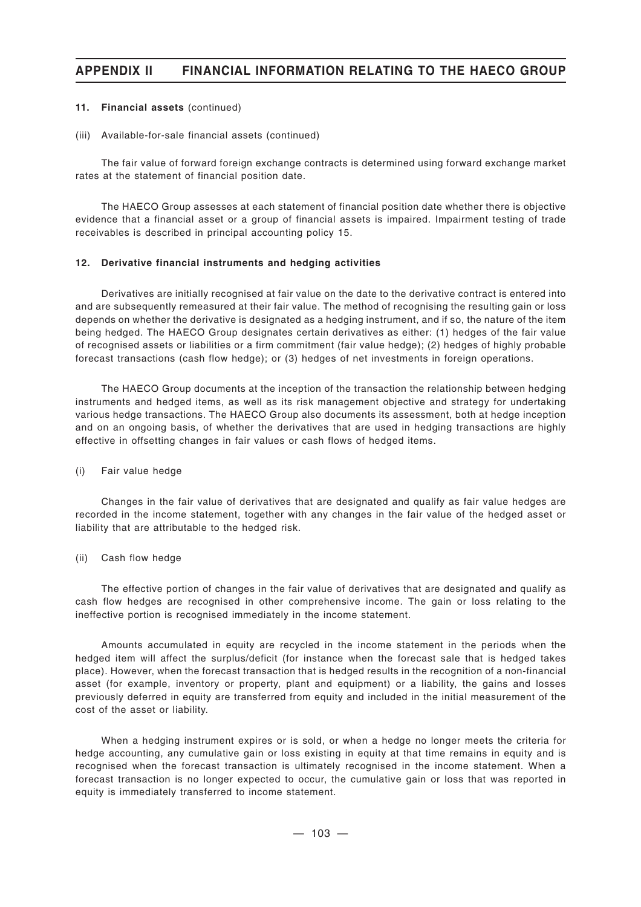**11. Financial assets** (continued)

(iii) Available-for-sale financial assets (continued)

The fair value of forward foreign exchange contracts is determined using forward exchange market rates at the statement of financial position date.

The HAECO Group assesses at each statement of financial position date whether there is objective evidence that a financial asset or a group of financial assets is impaired. Impairment testing of trade receivables is described in principal accounting policy 15.

**12. Derivative financial instruments and hedging activities**

Derivatives are initially recognised at fair value on the date to the derivative contract is entered into and are subsequently remeasured at their fair value. The method of recognising the resulting gain or loss depends on whether the derivative is designated as a hedging instrument, and if so, the nature of the item being hedged. The HAECO Group designates certain derivatives as either: (1) hedges of the fair value of recognised assets or liabilities or a firm commitment (fair value hedge); (2) hedges of highly probable forecast transactions (cash flow hedge); or (3) hedges of net investments in foreign operations.

The HAECO Group documents at the inception of the transaction the relationship between hedging instruments and hedged items, as well as its risk management objective and strategy for undertaking various hedge transactions. The HAECO Group also documents its assessment, both at hedge inception and on an ongoing basis, of whether the derivatives that are used in hedging transactions are highly effective in offsetting changes in fair values or cash flows of hedged items.

(i) Fair value hedge

Changes in the fair value of derivatives that are designated and qualify as fair value hedges are recorded in the income statement, together with any changes in the fair value of the hedged asset or liability that are attributable to the hedged risk.

(ii) Cash flow hedge

The effective portion of changes in the fair value of derivatives that are designated and qualify as cash flow hedges are recognised in other comprehensive income. The gain or loss relating to the ineffective portion is recognised immediately in the income statement.

Amounts accumulated in equity are recycled in the income statement in the periods when the hedged item will affect the surplus/deficit (for instance when the forecast sale that is hedged takes place). However, when the forecast transaction that is hedged results in the recognition of a non-financial asset (for example, inventory or property, plant and equipment) or a liability, the gains and losses previously deferred in equity are transferred from equity and included in the initial measurement of the cost of the asset or liability.

When a hedging instrument expires or is sold, or when a hedge no longer meets the criteria for hedge accounting, any cumulative gain or loss existing in equity at that time remains in equity and is recognised when the forecast transaction is ultimately recognised in the income statement. When a forecast transaction is no longer expected to occur, the cumulative gain or loss that was reported in equity is immediately transferred to income statement.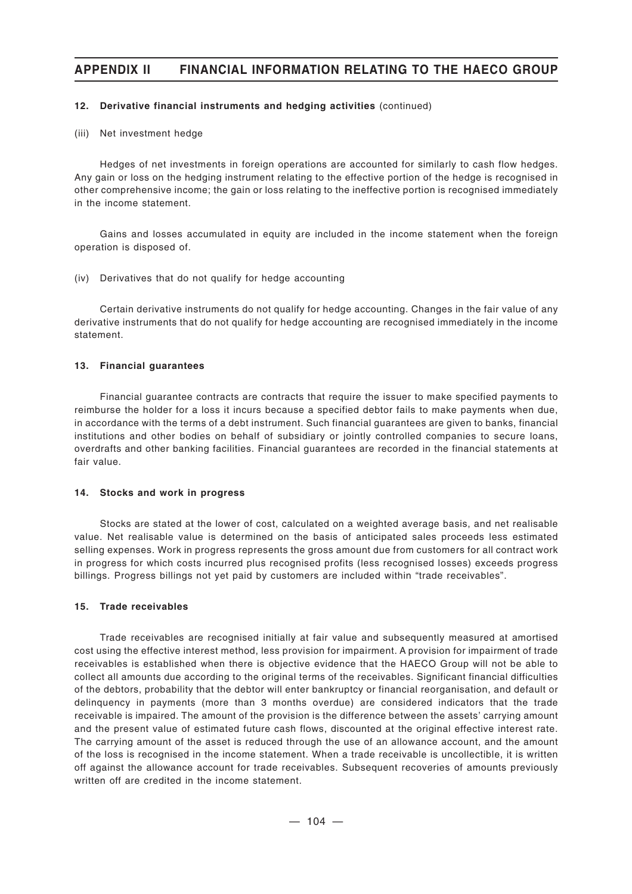#### 12. Derivative financial instruments and hedging activities (continued)

(iii) Net investment hedge

Hedges of net investments in foreign operations are accounted for similarly to cash flow hedges. Any gain or loss on the hedging instrument relating to the effective portion of the hedge is recognised in other comprehensive income; the gain or loss relating to the ineffective portion is recognised immediately in the income statement.

Gains and losses accumulated in equity are included in the income statement when the foreign operation is disposed of.

(iv) Derivatives that do not qualify for hedge accounting

Certain derivative instruments do not qualify for hedge accounting. Changes in the fair value of any derivative instruments that do not qualify for hedge accounting are recognised immediately in the income statement.

#### 13. Financial guarantees

Financial guarantee contracts are contracts that require the issuer to make specified payments to reimburse the holder for a loss it incurs because a specified debtor fails to make payments when due, in accordance with the terms of a debt instrument. Such financial guarantees are given to banks, financial institutions and other bodies on behalf of subsidiary or jointly controlled companies to secure loans, overdrafts and other banking facilities. Financial guarantees are recorded in the financial statements at fair value.

#### 14. Stocks and work in progress

Stocks are stated at the lower of cost, calculated on a weighted average basis, and net realisable value. Net realisable value is determined on the basis of anticipated sales proceeds less estimated selling expenses. Work in progress represents the gross amount due from customers for all contract work in progress for which costs incurred plus recognised profits (less recognised losses) exceeds progress billings. Progress billings not yet paid by customers are included within "trade receivables".

#### 15. Trade receivables

Trade receivables are recognised initially at fair value and subsequently measured at amortised cost using the effective interest method, less provision for impairment. A provision for impairment of trade receivables is established when there is objective evidence that the HAECO Group will not be able to collect all amounts due according to the original terms of the receivables. Significant financial difficulties of the debtors, probability that the debtor will enter bankruptcy or financial reorganisation, and default or delinquency in payments (more than 3 months overdue) are considered indicators that the trade receivable is impaired. The amount of the provision is the difference between the assets' carrying amount and the present value of estimated future cash flows, discounted at the original effective interest rate. The carrying amount of the asset is reduced through the use of an allowance account, and the amount of the loss is recognised in the income statement. When a trade receivable is uncollectible, it is written off against the allowance account for trade receivables. Subsequent recoveries of amounts previously written off are credited in the income statement.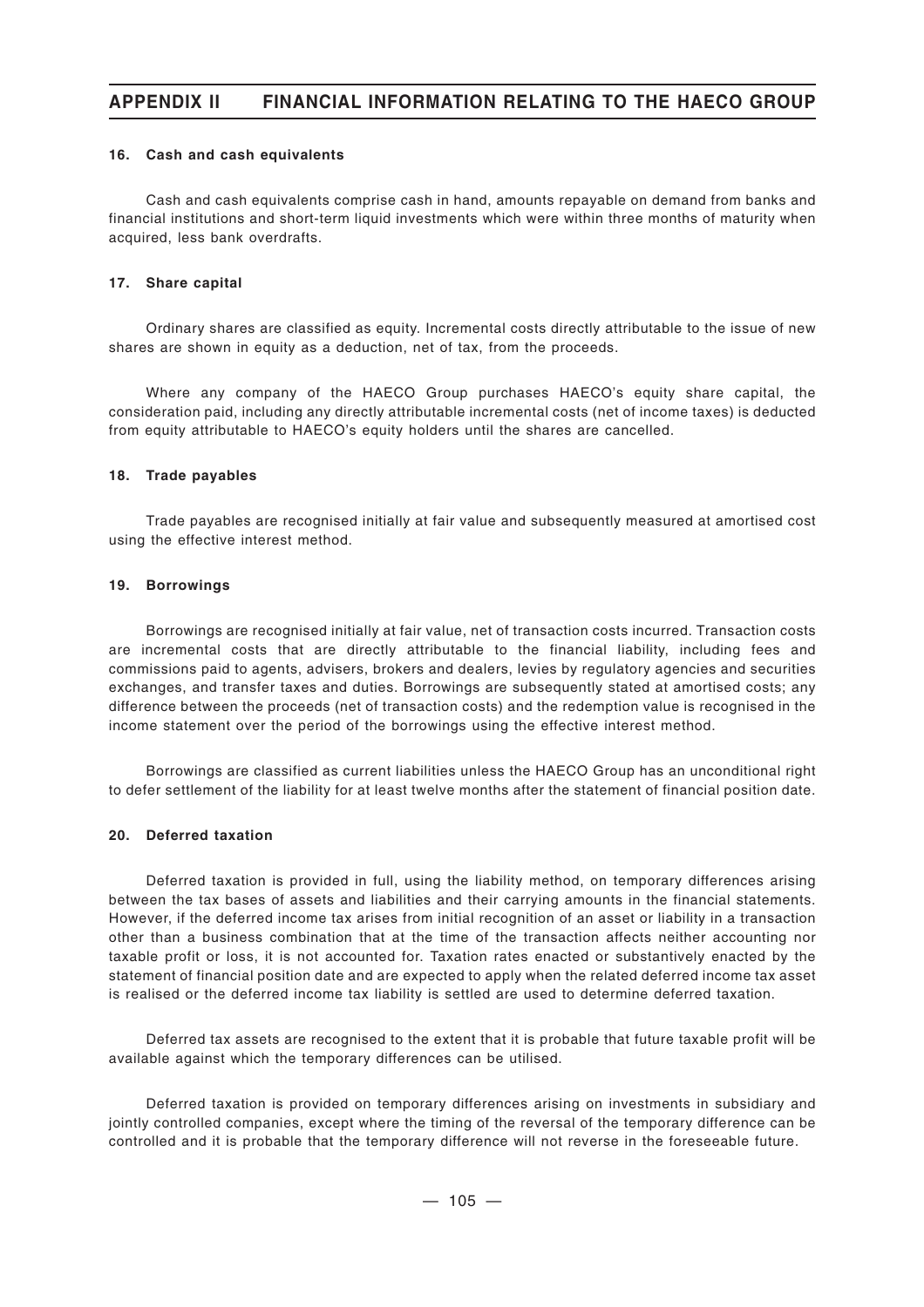#### 16. Cash and cash equivalents

Cash and cash equivalents comprise cash in hand, amounts repayable on demand from banks and financial institutions and short-term liquid investments which were within three months of maturity when acquired, less bank overdrafts.

#### 17. Share capital

Ordinary shares are classified as equity. Incremental costs directly attributable to the issue of new shares are shown in equity as a deduction, net of tax, from the proceeds.

Where any company of the HAECO Group purchases HAECO's equity share capital, the consideration paid, including any directly attributable incremental costs (net of income taxes) is deducted from equity attributable to HAECO's equity holders until the shares are cancelled.

#### 18. Trade payables

Trade payables are recognised initially at fair value and subsequently measured at amortised cost using the effective interest method.

#### 19. Borrowings

Borrowings are recognised initially at fair value, net of transaction costs incurred. Transaction costs are incremental costs that are directly attributable to the financial liability, including fees and commissions paid to agents, advisers, brokers and dealers, levies by regulatory agencies and securities exchanges, and transfer taxes and duties. Borrowings are subsequently stated at amortised costs; any difference between the proceeds (net of transaction costs) and the redemption value is recognised in the income statement over the period of the borrowings using the effective interest method.

Borrowings are classified as current liabilities unless the HAECO Group has an unconditional right to defer settlement of the liability for at least twelve months after the statement of financial position date.

#### 20. Deferred taxation

Deferred taxation is provided in full, using the liability method, on temporary differences arising between the tax bases of assets and liabilities and their carrying amounts in the financial statements. However, if the deferred income tax arises from initial recognition of an asset or liability in a transaction other than a business combination that at the time of the transaction affects neither accounting nor taxable profit or loss, it is not accounted for. Taxation rates enacted or substantively enacted by the statement of financial position date and are expected to apply when the related deferred income tax asset is realised or the deferred income tax liability is settled are used to determine deferred taxation.

Deferred tax assets are recognised to the extent that it is probable that future taxable profit will be available against which the temporary differences can be utilised.

Deferred taxation is provided on temporary differences arising on investments in subsidiary and jointly controlled companies, except where the timing of the reversal of the temporary difference can be controlled and it is probable that the temporary difference will not reverse in the foreseeable future.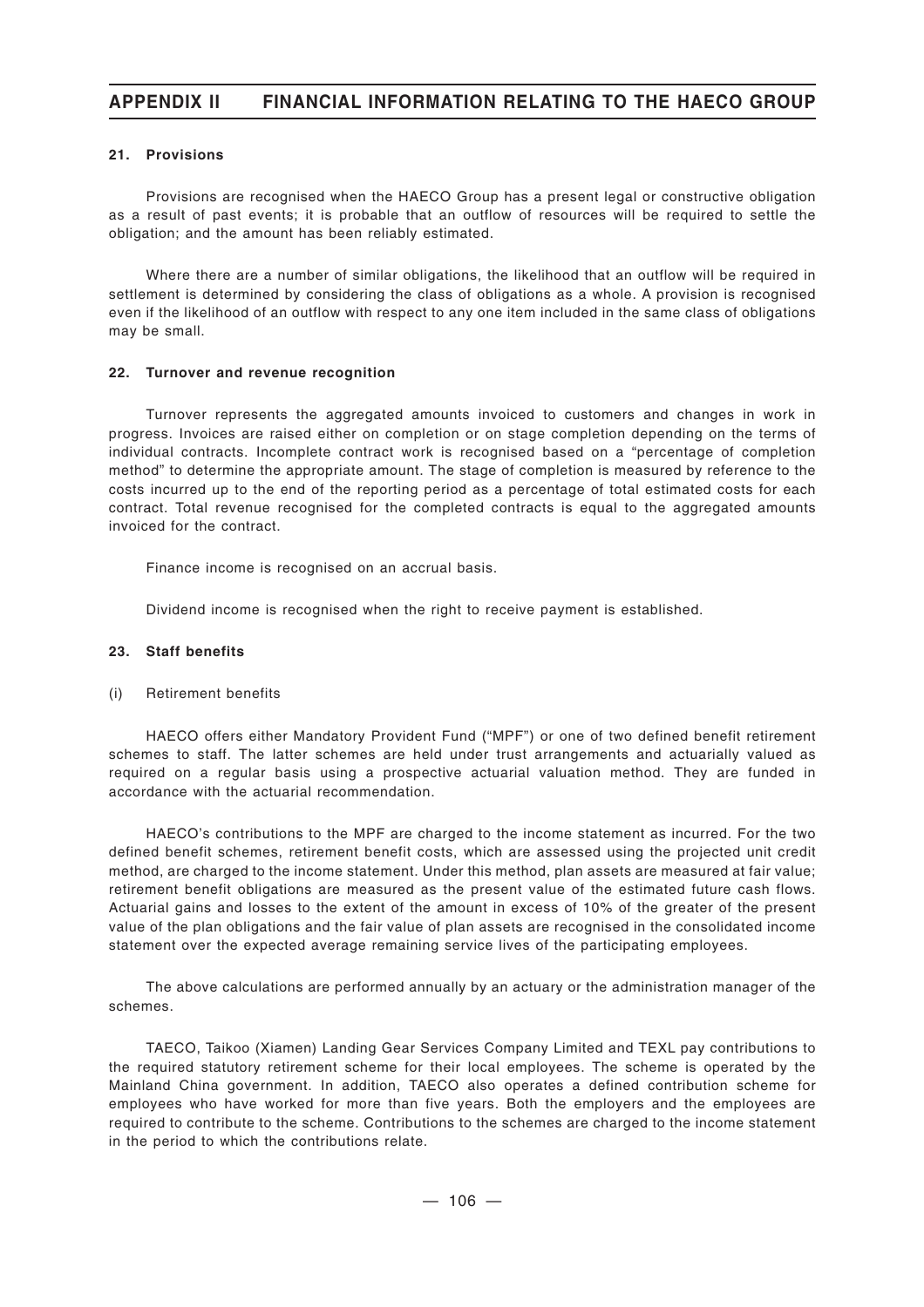#### 21. Provisions

Provisions are recognised when the HAECO Group has a present legal or constructive obligation as a result of past events; it is probable that an outflow of resources will be required to settle the obligation; and the amount has been reliably estimated.

Where there are a number of similar obligations, the likelihood that an outflow will be required in settlement is determined by considering the class of obligations as a whole. A provision is recognised even if the likelihood of an outflow with respect to any one item included in the same class of obligations may be small.

#### 22. Turnover and revenue recognition

Turnover represents the aggregated amounts invoiced to customers and changes in work in progress. Invoices are raised either on completion or on stage completion depending on the terms of individual contracts. Incomplete contract work is recognised based on a "percentage of completion method" to determine the appropriate amount. The stage of completion is measured by reference to the costs incurred up to the end of the reporting period as a percentage of total estimated costs for each contract. Total revenue recognised for the completed contracts is equal to the aggregated amounts invoiced for the contract.

Finance income is recognised on an accrual basis.

Dividend income is recognised when the right to receive payment is established.

#### 23. Staff benefits

(i) Retirement benefits

HAECO offers either Mandatory Provident Fund ("MPF") or one of two defined benefit retirement schemes to staff. The latter schemes are held under trust arrangements and actuarially valued as required on a regular basis using a prospective actuarial valuation method. They are funded in accordance with the actuarial recommendation.

HAECO's contributions to the MPF are charged to the income statement as incurred. For the two defined benefit schemes, retirement benefit costs, which are assessed using the projected unit credit method, are charged to the income statement. Under this method, plan assets are measured at fair value; retirement benefit obligations are measured as the present value of the estimated future cash flows. Actuarial gains and losses to the extent of the amount in excess of 10% of the greater of the present value of the plan obligations and the fair value of plan assets are recognised in the consolidated income statement over the expected average remaining service lives of the participating employees.

The above calculations are performed annually by an actuary or the administration manager of the schemes.

TAECO, Taikoo (Xiamen) Landing Gear Services Company Limited and TEXL pay contributions to the required statutory retirement scheme for their local employees. The scheme is operated by the Mainland China government. In addition, TAECO also operates a defined contribution scheme for employees who have worked for more than five years. Both the employers and the employees are required to contribute to the scheme. Contributions to the schemes are charged to the income statement in the period to which the contributions relate.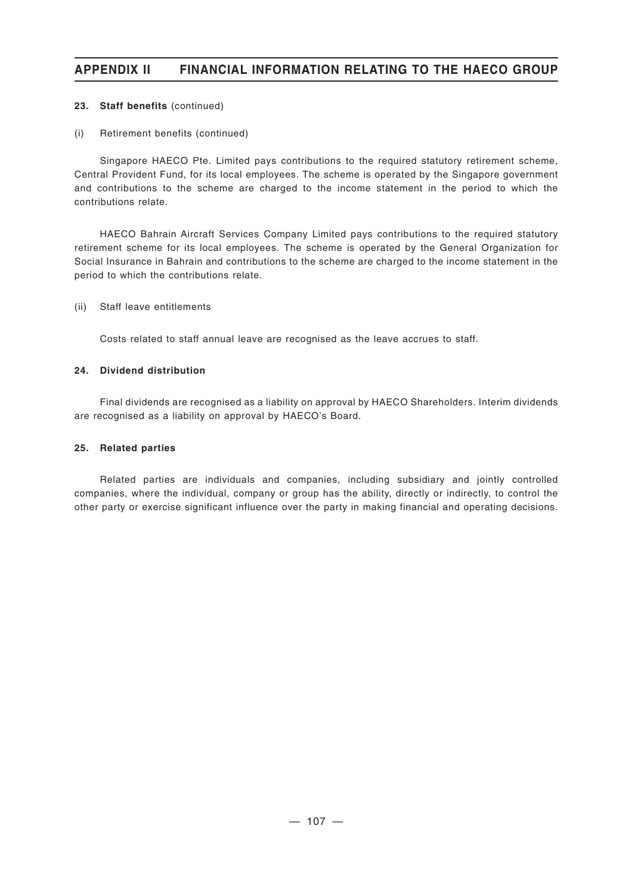**23. Staff benefits** (continued)

(i) Retirement benefits (continued)

Singapore HAECO Pte. Limited pays contributions to the required statutory retirement scheme, Central Provident Fund, for its local employees. The scheme is operated by the Singapore government and contributions to the scheme are charged to the income statement in the period to which the contributions relate.

HAECO Bahrain Aircraft Services Company Limited pays contributions to the required statutory retirement scheme for its local employees. The scheme is operated by the General Organization for Social Insurance in Bahrain and contributions to the scheme are charged to the income statement in the period to which the contributions relate.

(ii) Staff leave entitlements

Costs related to staff annual leave are recognised as the leave accrues to staff.

**24. Dividend distribution**

Final dividends are recognised as a liability on approval by HAECO Shareholders. Interim dividends are recognised as a liability on approval by HAECO's Board.

**25. Related parties**

Related parties are individuals and companies, including subsidiary and jointly controlled companies, where the individual, company or group has the ability, directly or indirectly, to control the other party or exercise significant influence over the party in making financial and operating decisions.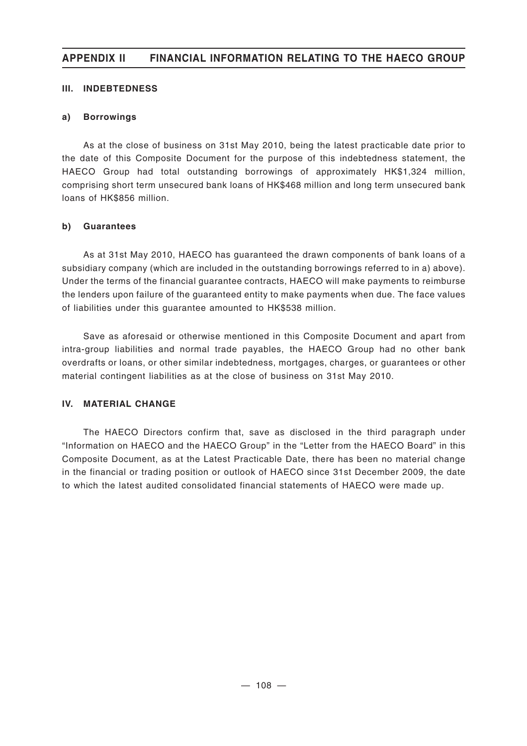### III. INDEBTEDNESS

#### a) Borrowings

As at the close of business on 31st May 2010, being the latest practicable date prior to the date of this Composite Document for the purpose of this indebtedness statement, the HAECO Group had total outstanding borrowings of approximately HK$1,324 million, comprising short term unsecured bank loans of HK$468 million and long term unsecured bank loans of HK$856 million.

#### b) Guarantees

As at 31st May 2010, HAECO has guaranteed the drawn components of bank loans of a subsidiary company (which are included in the outstanding borrowings referred to in a) above). Under the terms of the financial guarantee contracts, HAECO will make payments to reimburse the lenders upon failure of the guaranteed entity to make payments when due. The face values of liabilities under this guarantee amounted to HK$538 million.

Save as aforesaid or otherwise mentioned in this Composite Document and apart from intra-group liabilities and normal trade payables, the HAECO Group had no other bank overdrafts or loans, or other similar indebtedness, mortgages, charges, or guarantees or other material contingent liabilities as at the close of business on 31st May 2010.

### IV. MATERIAL CHANGE

The HAECO Directors confirm that, save as disclosed in the third paragraph under "Information on HAECO and the HAECO Group" in the "Letter from the HAECO Board" in this Composite Document, as at the Latest Practicable Date, there has been no material change in the financial or trading position or outlook of HAECO since 31st December 2009, the date to which the latest audited consolidated financial statements of HAECO were made up.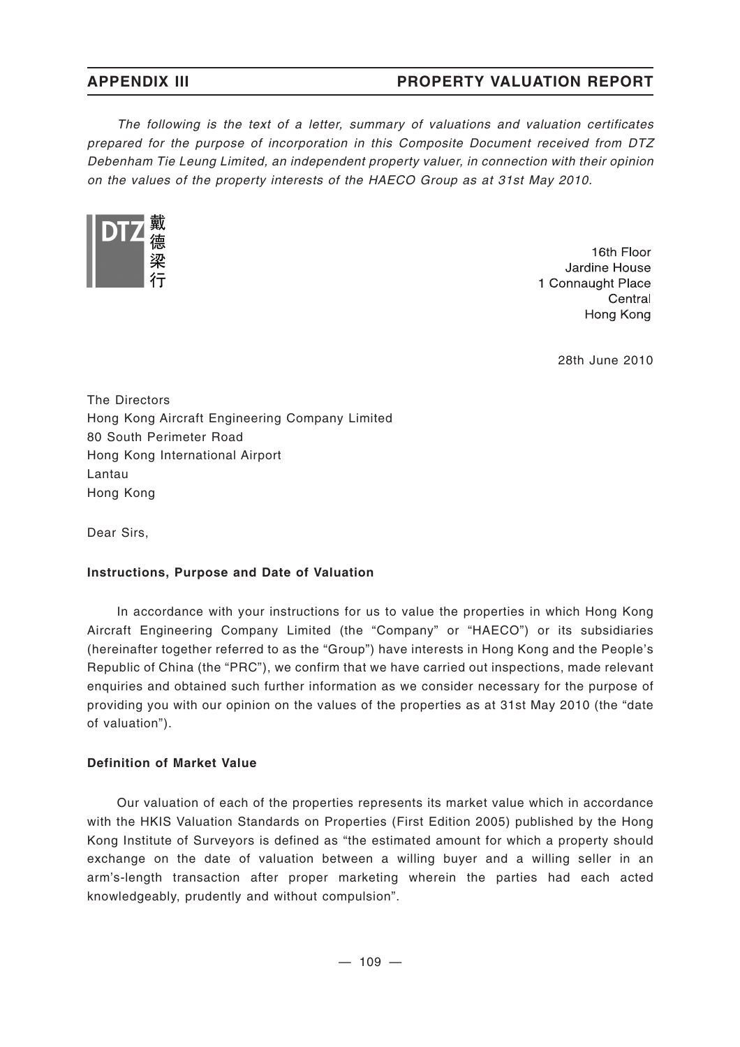*The following is the text of a letter, summary of valuations and valuation certificates prepared for the purpose of incorporation in this Composite Document received from DTZ Debenham Tie Leung Limited, an independent property valuer, in connection with their opinion on the values of the property interests of the HAECO Group as at 31st May 2010.*

DTZ 戴德梁行

16th Floor
Jardine House
1 Connaught Place
Central
Hong Kong

28th June 2010

The Directors
Hong Kong Aircraft Engineering Company Limited
80 South Perimeter Road
Hong Kong International Airport
Lantau
Hong Kong

Dear Sirs,

**Instructions, Purpose and Date of Valuation**

In accordance with your instructions for us to value the properties in which Hong Kong Aircraft Engineering Company Limited (the "Company" or "HAECO") or its subsidiaries (hereinafter together referred to as the "Group") have interests in Hong Kong and the People's Republic of China (the "PRC"), we confirm that we have carried out inspections, made relevant enquiries and obtained such further information as we consider necessary for the purpose of providing you with our opinion on the values of the properties as at 31st May 2010 (the "date of valuation").

**Definition of Market Value**

Our valuation of each of the properties represents its market value which in accordance with the HKIS Valuation Standards on Properties (First Edition 2005) published by the Hong Kong Institute of Surveyors is defined as "the estimated amount for which a property should exchange on the date of valuation between a willing buyer and a willing seller in an arm's-length transaction after proper marketing wherein the parties had each acted knowledgeably, prudently and without compulsion".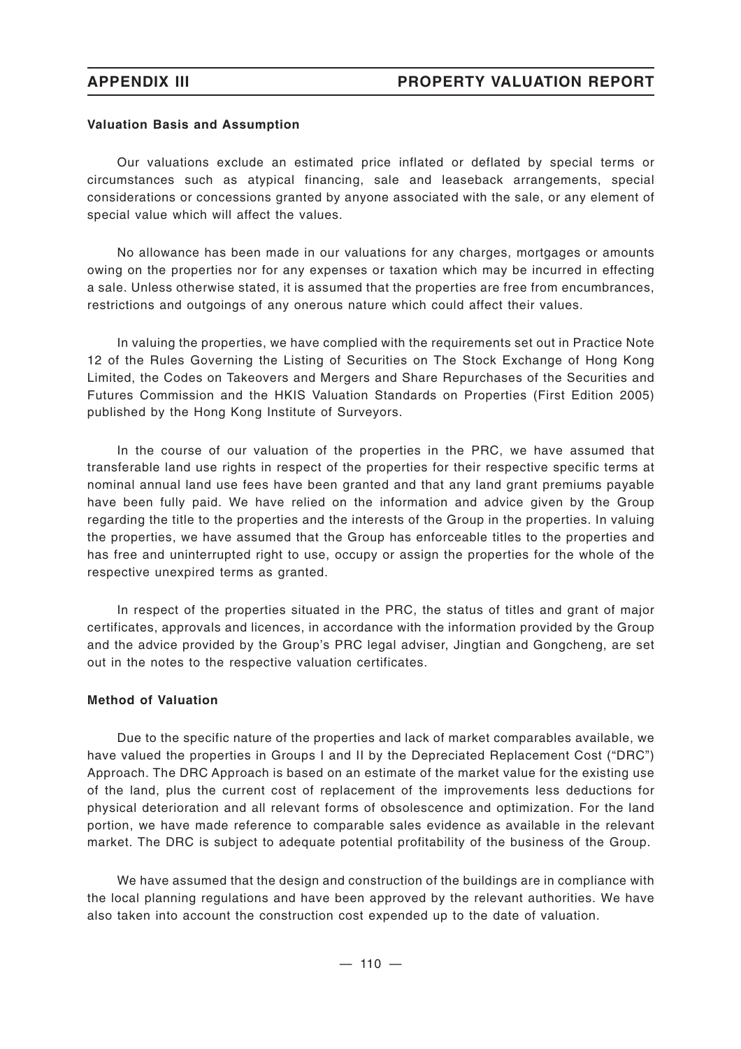**Valuation Basis and Assumption**

Our valuations exclude an estimated price inflated or deflated by special terms or circumstances such as atypical financing, sale and leaseback arrangements, special considerations or concessions granted by anyone associated with the sale, or any element of special value which will affect the values.

No allowance has been made in our valuations for any charges, mortgages or amounts owing on the properties nor for any expenses or taxation which may be incurred in effecting a sale. Unless otherwise stated, it is assumed that the properties are free from encumbrances, restrictions and outgoings of any onerous nature which could affect their values.

In valuing the properties, we have complied with the requirements set out in Practice Note 12 of the Rules Governing the Listing of Securities on The Stock Exchange of Hong Kong Limited, the Codes on Takeovers and Mergers and Share Repurchases of the Securities and Futures Commission and the HKIS Valuation Standards on Properties (First Edition 2005) published by the Hong Kong Institute of Surveyors.

In the course of our valuation of the properties in the PRC, we have assumed that transferable land use rights in respect of the properties for their respective specific terms at nominal annual land use fees have been granted and that any land grant premiums payable have been fully paid. We have relied on the information and advice given by the Group regarding the title to the properties and the interests of the Group in the properties. In valuing the properties, we have assumed that the Group has enforceable titles to the properties and has free and uninterrupted right to use, occupy or assign the properties for the whole of the respective unexpired terms as granted.

In respect of the properties situated in the PRC, the status of titles and grant of major certificates, approvals and licences, in accordance with the information provided by the Group and the advice provided by the Group's PRC legal adviser, Jingtian and Gongcheng, are set out in the notes to the respective valuation certificates.

**Method of Valuation**

Due to the specific nature of the properties and lack of market comparables available, we have valued the properties in Groups I and II by the Depreciated Replacement Cost ("DRC") Approach. The DRC Approach is based on an estimate of the market value for the existing use of the land, plus the current cost of replacement of the improvements less deductions for physical deterioration and all relevant forms of obsolescence and optimization. For the land portion, we have made reference to comparable sales evidence as available in the relevant market. The DRC is subject to adequate potential profitability of the business of the Group.

We have assumed that the design and construction of the buildings are in compliance with the local planning regulations and have been approved by the relevant authorities. We have also taken into account the construction cost expended up to the date of valuation.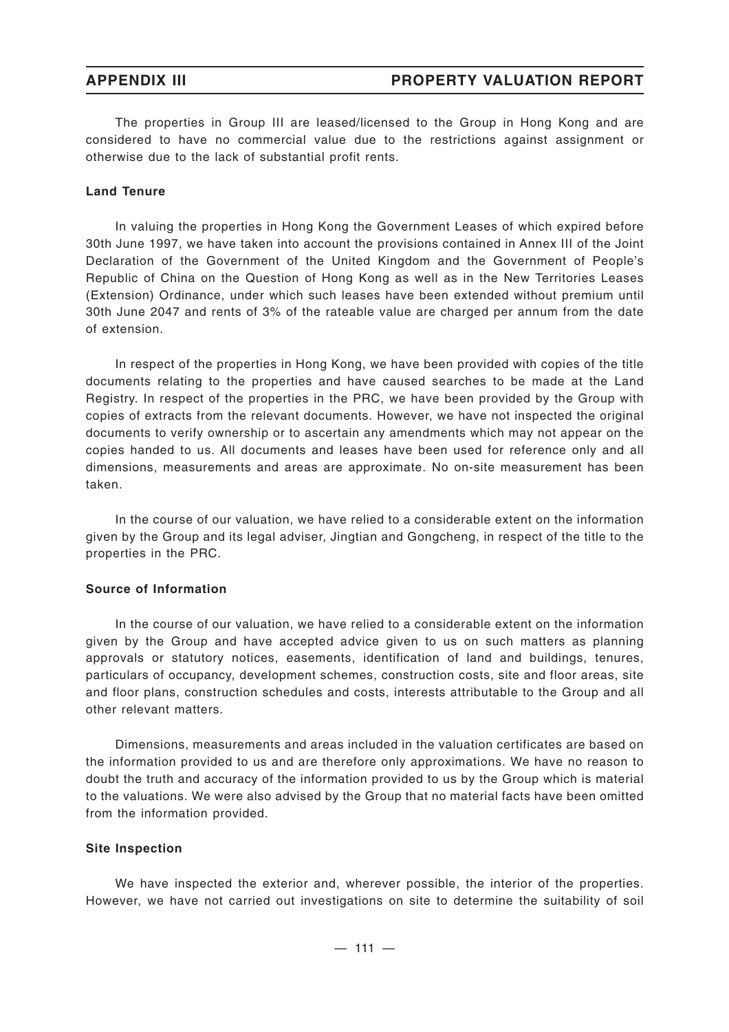The properties in Group III are leased/licensed to the Group in Hong Kong and are considered to have no commercial value due to the restrictions against assignment or otherwise due to the lack of substantial profit rents.

**Land Tenure**

In valuing the properties in Hong Kong the Government Leases of which expired before 30th June 1997, we have taken into account the provisions contained in Annex III of the Joint Declaration of the Government of the United Kingdom and the Government of People's Republic of China on the Question of Hong Kong as well as in the New Territories Leases (Extension) Ordinance, under which such leases have been extended without premium until 30th June 2047 and rents of 3% of the rateable value are charged per annum from the date of extension.

In respect of the properties in Hong Kong, we have been provided with copies of the title documents relating to the properties and have caused searches to be made at the Land Registry. In respect of the properties in the PRC, we have been provided by the Group with copies of extracts from the relevant documents. However, we have not inspected the original documents to verify ownership or to ascertain any amendments which may not appear on the copies handed to us. All documents and leases have been used for reference only and all dimensions, measurements and areas are approximate. No on-site measurement has been taken.

In the course of our valuation, we have relied to a considerable extent on the information given by the Group and its legal adviser, Jingtian and Gongcheng, in respect of the title to the properties in the PRC.

**Source of Information**

In the course of our valuation, we have relied to a considerable extent on the information given by the Group and have accepted advice given to us on such matters as planning approvals or statutory notices, easements, identification of land and buildings, tenures, particulars of occupancy, development schemes, construction costs, site and floor areas, site and floor plans, construction schedules and costs, interests attributable to the Group and all other relevant matters.

Dimensions, measurements and areas included in the valuation certificates are based on the information provided to us and are therefore only approximations. We have no reason to doubt the truth and accuracy of the information provided to us by the Group which is material to the valuations. We were also advised by the Group that no material facts have been omitted from the information provided.

**Site Inspection**

We have inspected the exterior and, wherever possible, the interior of the properties. However, we have not carried out investigations on site to determine the suitability of soil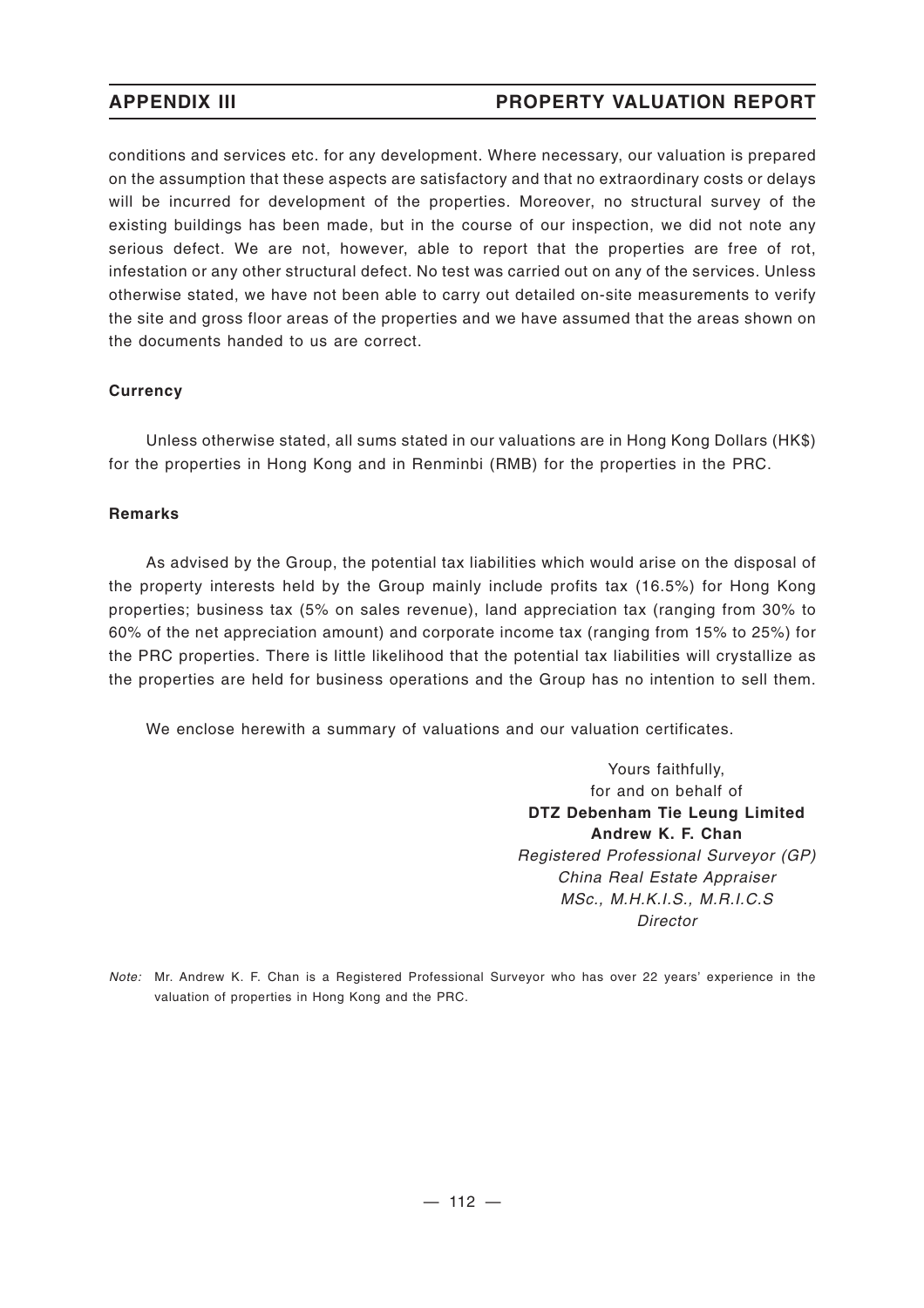conditions and services etc. for any development. Where necessary, our valuation is prepared on the assumption that these aspects are satisfactory and that no extraordinary costs or delays will be incurred for development of the properties. Moreover, no structural survey of the existing buildings has been made, but in the course of our inspection, we did not note any serious defect. We are not, however, able to report that the properties are free of rot, infestation or any other structural defect. No test was carried out on any of the services. Unless otherwise stated, we have not been able to carry out detailed on-site measurements to verify the site and gross floor areas of the properties and we have assumed that the areas shown on the documents handed to us are correct.

**Currency**

Unless otherwise stated, all sums stated in our valuations are in Hong Kong Dollars (HK$) for the properties in Hong Kong and in Renminbi (RMB) for the properties in the PRC.

**Remarks**

As advised by the Group, the potential tax liabilities which would arise on the disposal of the property interests held by the Group mainly include profits tax (16.5%) for Hong Kong properties; business tax (5% on sales revenue), land appreciation tax (ranging from 30% to 60% of the net appreciation amount) and corporate income tax (ranging from 15% to 25%) for the PRC properties. There is little likelihood that the potential tax liabilities will crystallize as the properties are held for business operations and the Group has no intention to sell them.

We enclose herewith a summary of valuations and our valuation certificates.

Yours faithfully,
for and on behalf of
**DTZ Debenham Tie Leung Limited**
**Andrew K. F. Chan**
*Registered Professional Surveyor (GP)*
*China Real Estate Appraiser*
*MSc., M.H.K.I.S., M.R.I.C.S*
*Director*

*Note:* Mr. Andrew K. F. Chan is a Registered Professional Surveyor who has over 22 years' experience in the valuation of properties in Hong Kong and the PRC.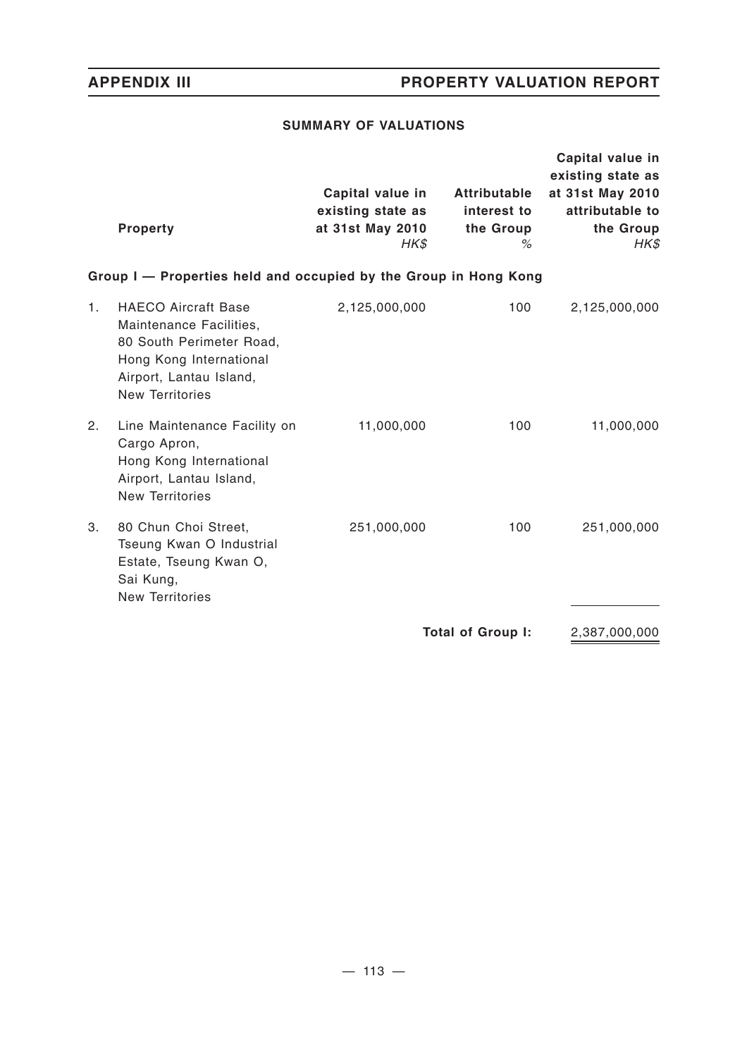## SUMMARY OF VALUATIONS

| | Property | Capital value in existing state as at 31st May 2010 *HK$* | Attributable interest to the Group *%* | Capital value in existing state as at 31st May 2010 attributable to the Group *HK$* |
|---|---|---|---|---|
| | **Group I — Properties held and occupied by the Group in Hong Kong** | | | |
| 1. | HAECO Aircraft Base Maintenance Facilities, 80 South Perimeter Road, Hong Kong International Airport, Lantau Island, New Territories | 2,125,000,000 | 100 | 2,125,000,000 |
| 2. | Line Maintenance Facility on Cargo Apron, Hong Kong International Airport, Lantau Island, New Territories | 11,000,000 | 100 | 11,000,000 |
| 3. | 80 Chun Choi Street, Tseung Kwan O Industrial Estate, Tseung Kwan O, Sai Kung, New Territories | 251,000,000 | 100 | 251,000,000 |
| | | | **Total of Group I:** | 2,387,000,000 |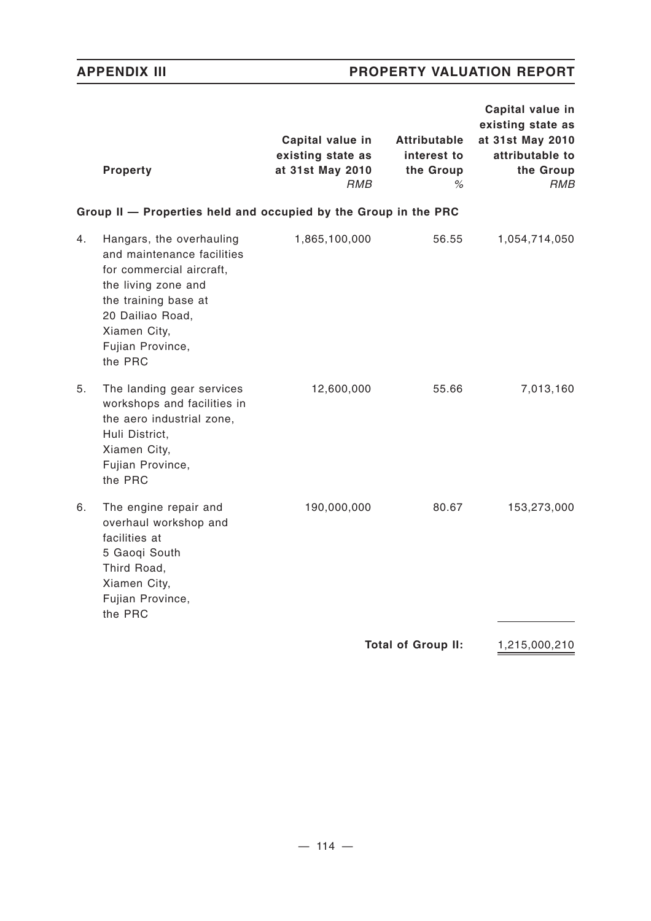| | Property | Capital value in existing state as at 31st May 2010 *RMB* | Attributable interest to the Group *%* | Capital value in existing state as at 31st May 2010 attributable to the Group *RMB* |
|---|---|---|---|---|
| | **Group II — Properties held and occupied by the Group in the PRC** | | | |
| 4. | Hangars, the overhauling and maintenance facilities for commercial aircraft, the living zone and the training base at 20 Dailiao Road, Xiamen City, Fujian Province, the PRC | 1,865,100,000 | 56.55 | 1,054,714,050 |
| 5. | The landing gear services workshops and facilities in the aero industrial zone, Huli District, Xiamen City, Fujian Province, the PRC | 12,600,000 | 55.66 | 7,013,160 |
| 6. | The engine repair and overhaul workshop and facilities at 5 Gaoqi South Third Road, Xiamen City, Fujian Province, the PRC | 190,000,000 | 80.67 | 153,273,000 |
| | | | **Total of Group II:** | 1,215,000,210 |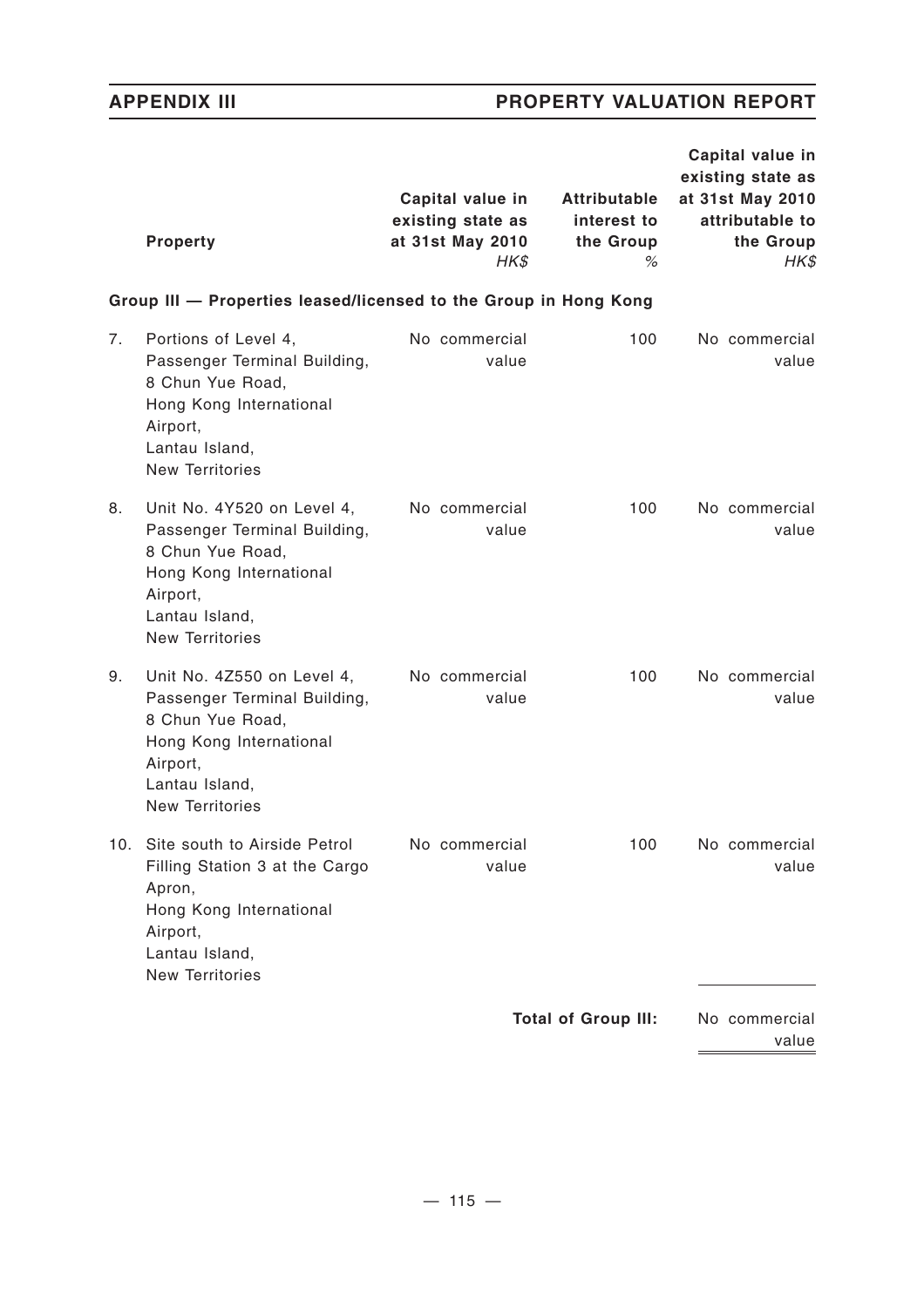| | Property | Capital value in existing state as at 31st May 2010 *HK$* | Attributable interest to the Group *%* | Capital value in existing state as at 31st May 2010 attributable to the Group *HK$* |
|---|---|---|---|---|
| | **Group III — Properties leased/licensed to the Group in Hong Kong** | | | |
| 7. | Portions of Level 4, Passenger Terminal Building, 8 Chun Yue Road, Hong Kong International Airport, Lantau Island, New Territories | No commercial value | 100 | No commercial value |
| 8. | Unit No. 4Y520 on Level 4, Passenger Terminal Building, 8 Chun Yue Road, Hong Kong International Airport, Lantau Island, New Territories | No commercial value | 100 | No commercial value |
| 9. | Unit No. 4Z550 on Level 4, Passenger Terminal Building, 8 Chun Yue Road, Hong Kong International Airport, Lantau Island, New Territories | No commercial value | 100 | No commercial value |
| 10. | Site south to Airside Petrol Filling Station 3 at the Cargo Apron, Hong Kong International Airport, Lantau Island, New Territories | No commercial value | 100 | No commercial value |
| | | | **Total of Group III:** | No commercial value |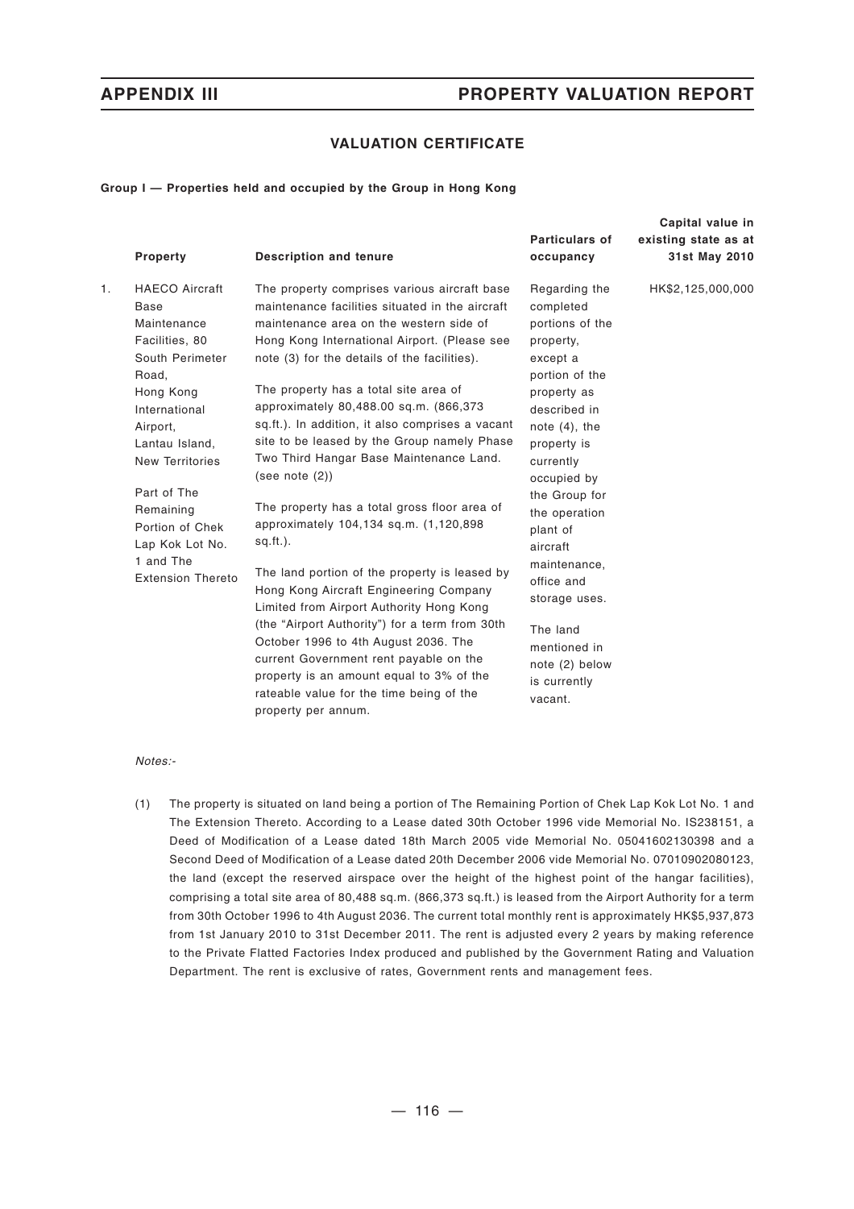## VALUATION CERTIFICATE

**Group I — Properties held and occupied by the Group in Hong Kong**

| | Property | Description and tenure | Particulars of occupancy | Capital value in existing state as at 31st May 2010 |
|---|---|---|---|---|
| 1. | HAECO Aircraft Base Maintenance Facilities, 80 South Perimeter Road, Hong Kong International Airport, Lantau Island, New Territories<br><br>Part of The Remaining Portion of Chek Lap Kok Lot No. 1 and The Extension Thereto | The property comprises various aircraft base maintenance facilities situated in the aircraft maintenance area on the western side of Hong Kong International Airport. (Please see note (3) for the details of the facilities).<br><br>The property has a total site area of approximately 80,488.00 sq.m. (866,373 sq.ft.). In addition, it also comprises a vacant site to be leased by the Group namely Phase Two Third Hangar Base Maintenance Land. (see note (2))<br><br>The property has a total gross floor area of approximately 104,134 sq.m. (1,120,898 sq.ft.).<br><br>The land portion of the property is leased by Hong Kong Aircraft Engineering Company Limited from Airport Authority Hong Kong (the "Airport Authority") for a term from 30th October 1996 to 4th August 2036. The current Government rent payable on the property is an amount equal to 3% of the rateable value for the time being of the property per annum. | Regarding the completed portions of the property, except a portion of the property as described in note (4), the property is currently occupied by the Group for the operation plant of aircraft maintenance, office and storage uses.<br><br>The land mentioned in note (2) below is currently vacant. | HK$2,125,000,000 |

*Notes:-*

(1) The property is situated on land being a portion of The Remaining Portion of Chek Lap Kok Lot No. 1 and The Extension Thereto. According to a Lease dated 30th October 1996 vide Memorial No. IS238151, a Deed of Modification of a Lease dated 18th March 2005 vide Memorial No. 05041602130398 and a Second Deed of Modification of a Lease dated 20th December 2006 vide Memorial No. 07010902080123, the land (except the reserved airspace over the height of the highest point of the hangar facilities), comprising a total site area of 80,488 sq.m. (866,373 sq.ft.) is leased from the Airport Authority for a term from 30th October 1996 to 4th August 2036. The current total monthly rent is approximately HK$5,937,873 from 1st January 2010 to 31st December 2011. The rent is adjusted every 2 years by making reference to the Private Flatted Factories Index produced and published by the Government Rating and Valuation Department. The rent is exclusive of rates, Government rents and management fees.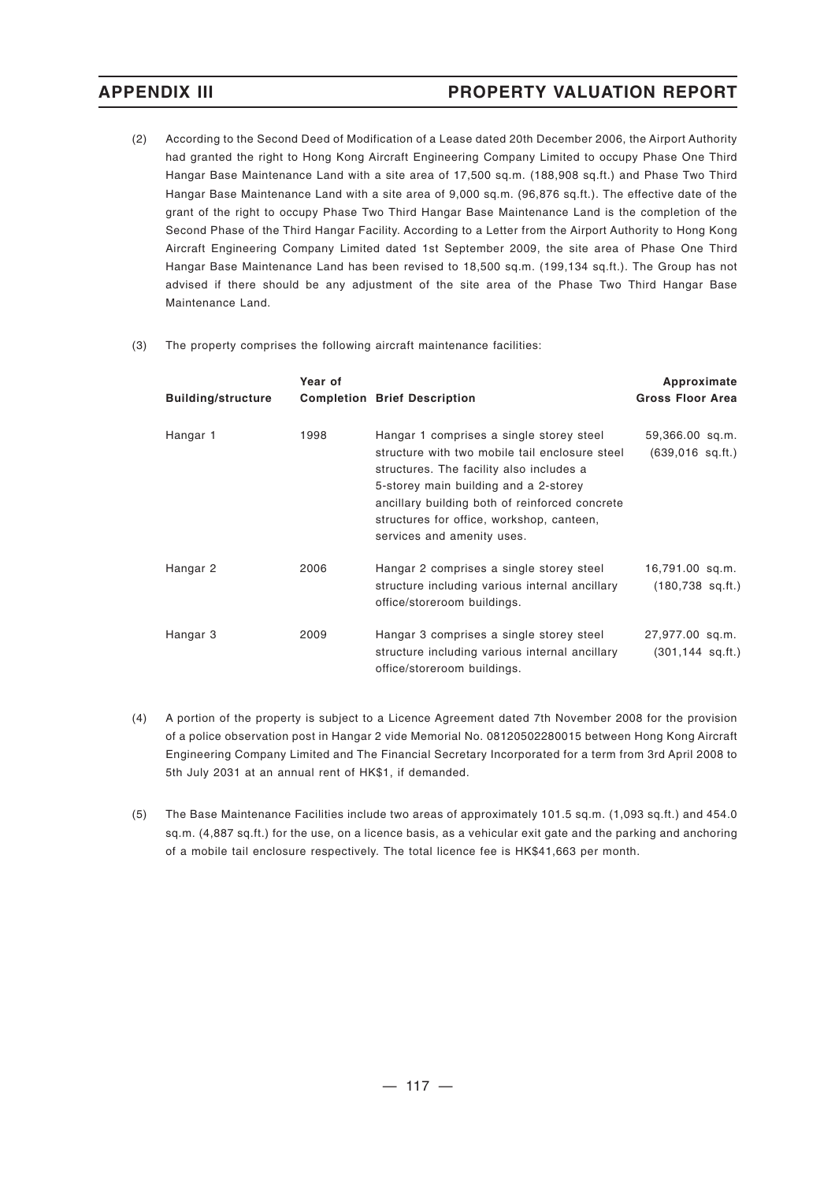(2) According to the Second Deed of Modification of a Lease dated 20th December 2006, the Airport Authority had granted the right to Hong Kong Aircraft Engineering Company Limited to occupy Phase One Third Hangar Base Maintenance Land with a site area of 17,500 sq.m. (188,908 sq.ft.) and Phase Two Third Hangar Base Maintenance Land with a site area of 9,000 sq.m. (96,876 sq.ft.). The effective date of the grant of the right to occupy Phase Two Third Hangar Base Maintenance Land is the completion of the Second Phase of the Third Hangar Facility. According to a Letter from the Airport Authority to Hong Kong Aircraft Engineering Company Limited dated 1st September 2009, the site area of Phase One Third Hangar Base Maintenance Land has been revised to 18,500 sq.m. (199,134 sq.ft.). The Group has not advised if there should be any adjustment of the site area of the Phase Two Third Hangar Base Maintenance Land.

(3) The property comprises the following aircraft maintenance facilities:

| Building/structure | Year of Completion | Brief Description | Approximate Gross Floor Area |
|---|---|---|---|
| Hangar 1 | 1998 | Hangar 1 comprises a single storey steel structure with two mobile tail enclosure steel structures. The facility also includes a 5-storey main building and a 2-storey ancillary building both of reinforced concrete structures for office, workshop, canteen, services and amenity uses. | 59,366.00 sq.m. (639,016 sq.ft.) |
| Hangar 2 | 2006 | Hangar 2 comprises a single storey steel structure including various internal ancillary office/storeroom buildings. | 16,791.00 sq.m. (180,738 sq.ft.) |
| Hangar 3 | 2009 | Hangar 3 comprises a single storey steel structure including various internal ancillary office/storeroom buildings. | 27,977.00 sq.m. (301,144 sq.ft.) |

(4) A portion of the property is subject to a Licence Agreement dated 7th November 2008 for the provision of a police observation post in Hangar 2 vide Memorial No. 08120502280015 between Hong Kong Aircraft Engineering Company Limited and The Financial Secretary Incorporated for a term from 3rd April 2008 to 5th July 2031 at an annual rent of HK$1, if demanded.

(5) The Base Maintenance Facilities include two areas of approximately 101.5 sq.m. (1,093 sq.ft.) and 454.0 sq.m. (4,887 sq.ft.) for the use, on a licence basis, as a vehicular exit gate and the parking and anchoring of a mobile tail enclosure respectively. The total licence fee is HK$41,663 per month.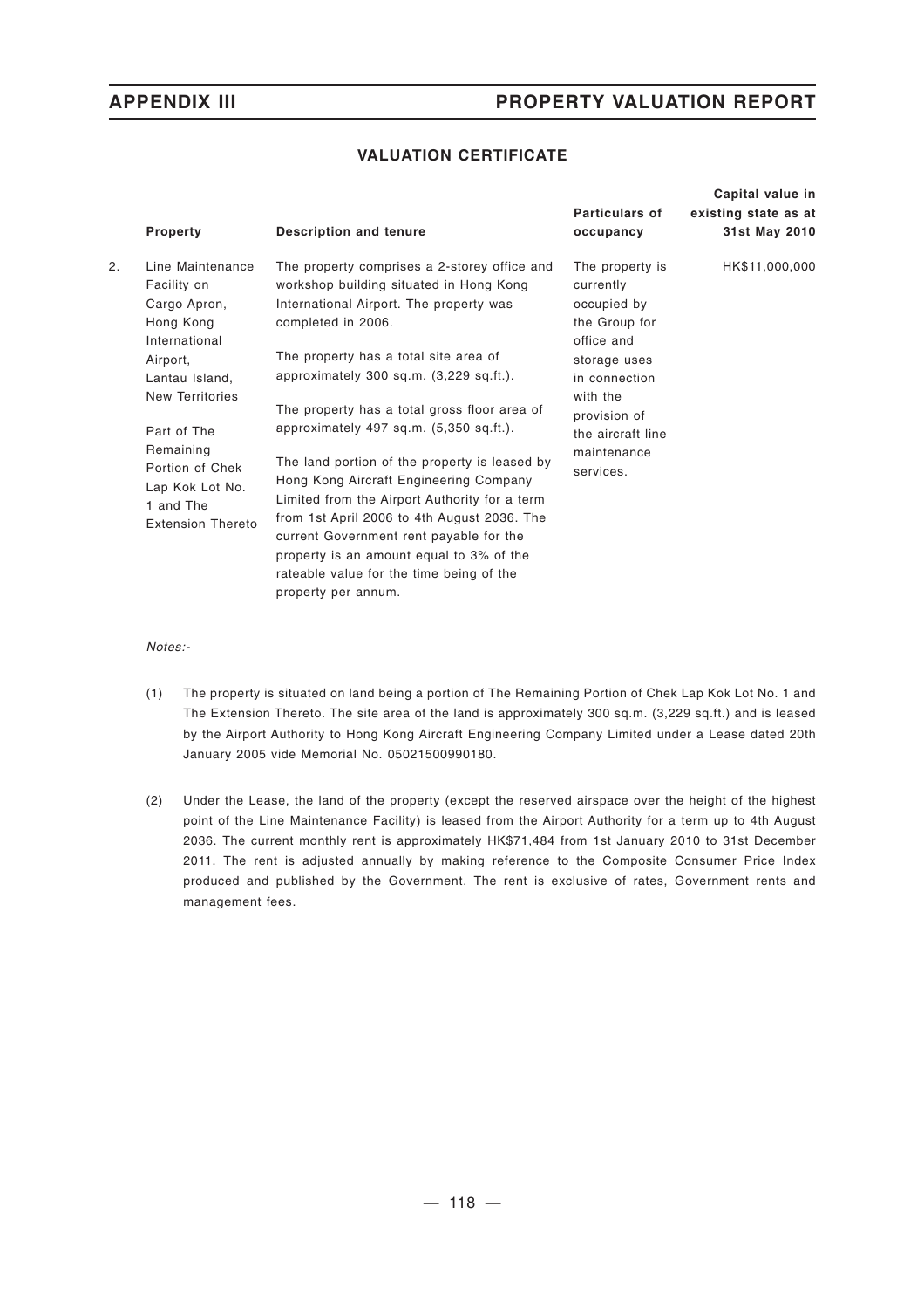## VALUATION CERTIFICATE

| | Property | Description and tenure | Particulars of occupancy | Capital value in existing state as at 31st May 2010 |
|---|---|---|---|---|
| 2. | Line Maintenance Facility on Cargo Apron, Hong Kong International Airport, Lantau Island, New Territories<br><br>Part of The Remaining Portion of Chek Lap Kok Lot No. 1 and The Extension Thereto | The property comprises a 2-storey office and workshop building situated in Hong Kong International Airport. The property was completed in 2006.<br><br>The property has a total site area of approximately 300 sq.m. (3,229 sq.ft.).<br><br>The property has a total gross floor area of approximately 497 sq.m. (5,350 sq.ft.).<br><br>The land portion of the property is leased by Hong Kong Aircraft Engineering Company Limited from the Airport Authority for a term from 1st April 2006 to 4th August 2036. The current Government rent payable for the property is an amount equal to 3% of the rateable value for the time being of the property per annum. | The property is currently occupied by the Group for office and storage uses in connection with the provision of the aircraft line maintenance services. | HK$11,000,000 |

*Notes:-*

(1) The property is situated on land being a portion of The Remaining Portion of Chek Lap Kok Lot No. 1 and The Extension Thereto. The site area of the land is approximately 300 sq.m. (3,229 sq.ft.) and is leased by the Airport Authority to Hong Kong Aircraft Engineering Company Limited under a Lease dated 20th January 2005 vide Memorial No. 05021500990180.

(2) Under the Lease, the land of the property (except the reserved airspace over the height of the highest point of the Line Maintenance Facility) is leased from the Airport Authority for a term up to 4th August 2036. The current monthly rent is approximately HK$71,484 from 1st January 2010 to 31st December 2011. The rent is adjusted annually by making reference to the Composite Consumer Price Index produced and published by the Government. The rent is exclusive of rates, Government rents and management fees.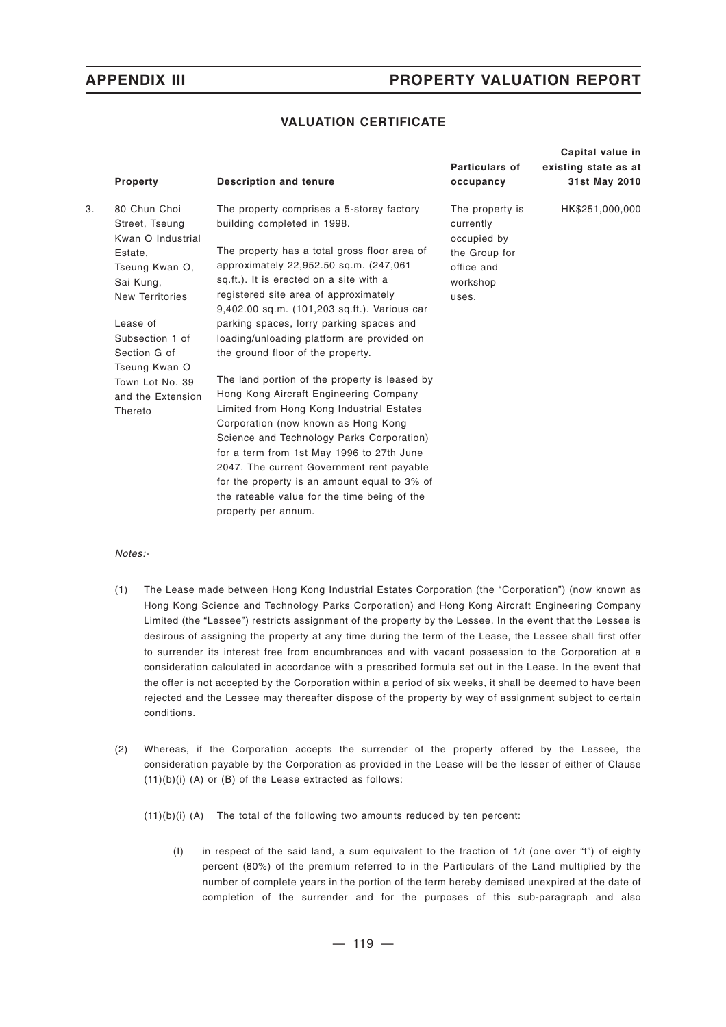## VALUATION CERTIFICATE

| | Property | Description and tenure | Particulars of occupancy | Capital value in existing state as at 31st May 2010 |
|---|---|---|---|---|
| 3. | 80 Chun Choi Street, Tseung Kwan O Industrial Estate, Tseung Kwan O, Sai Kung, New Territories<br><br>Lease of Subsection 1 of Section G of Tseung Kwan O Town Lot No. 39 and the Extension Thereto | The property comprises a 5-storey factory building completed in 1998.<br><br>The property has a total gross floor area of approximately 22,952.50 sq.m. (247,061 sq.ft.). It is erected on a site with a registered site area of approximately 9,402.00 sq.m. (101,203 sq.ft.). Various car parking spaces, lorry parking spaces and loading/unloading platform are provided on the ground floor of the property.<br><br>The land portion of the property is leased by Hong Kong Aircraft Engineering Company Limited from Hong Kong Industrial Estates Corporation (now known as Hong Kong Science and Technology Parks Corporation) for a term from 1st May 1996 to 27th June 2047. The current Government rent payable for the property is an amount equal to 3% of the rateable value for the time being of the property per annum. | The property is currently occupied by the Group for office and workshop uses. | HK$251,000,000 |

*Notes:-*

(1) The Lease made between Hong Kong Industrial Estates Corporation (the "Corporation") (now known as Hong Kong Science and Technology Parks Corporation) and Hong Kong Aircraft Engineering Company Limited (the "Lessee") restricts assignment of the property by the Lessee. In the event that the Lessee is desirous of assigning the property at any time during the term of the Lease, the Lessee shall first offer to surrender its interest free from encumbrances and with vacant possession to the Corporation at a consideration calculated in accordance with a prescribed formula set out in the Lease. In the event that the offer is not accepted by the Corporation within a period of six weeks, it shall be deemed to have been rejected and the Lessee may thereafter dispose of the property by way of assignment subject to certain conditions.

(2) Whereas, if the Corporation accepts the surrender of the property offered by the Lessee, the consideration payable by the Corporation as provided in the Lease will be the lesser of either of Clause (11)(b)(i) (A) or (B) of the Lease extracted as follows:

(11)(b)(i) (A) The total of the following two amounts reduced by ten percent:

(I) in respect of the said land, a sum equivalent to the fraction of 1/t (one over "t") of eighty percent (80%) of the premium referred to in the Particulars of the Land multiplied by the number of complete years in the portion of the term hereby demised unexpired at the date of completion of the surrender and for the purposes of this sub-paragraph and also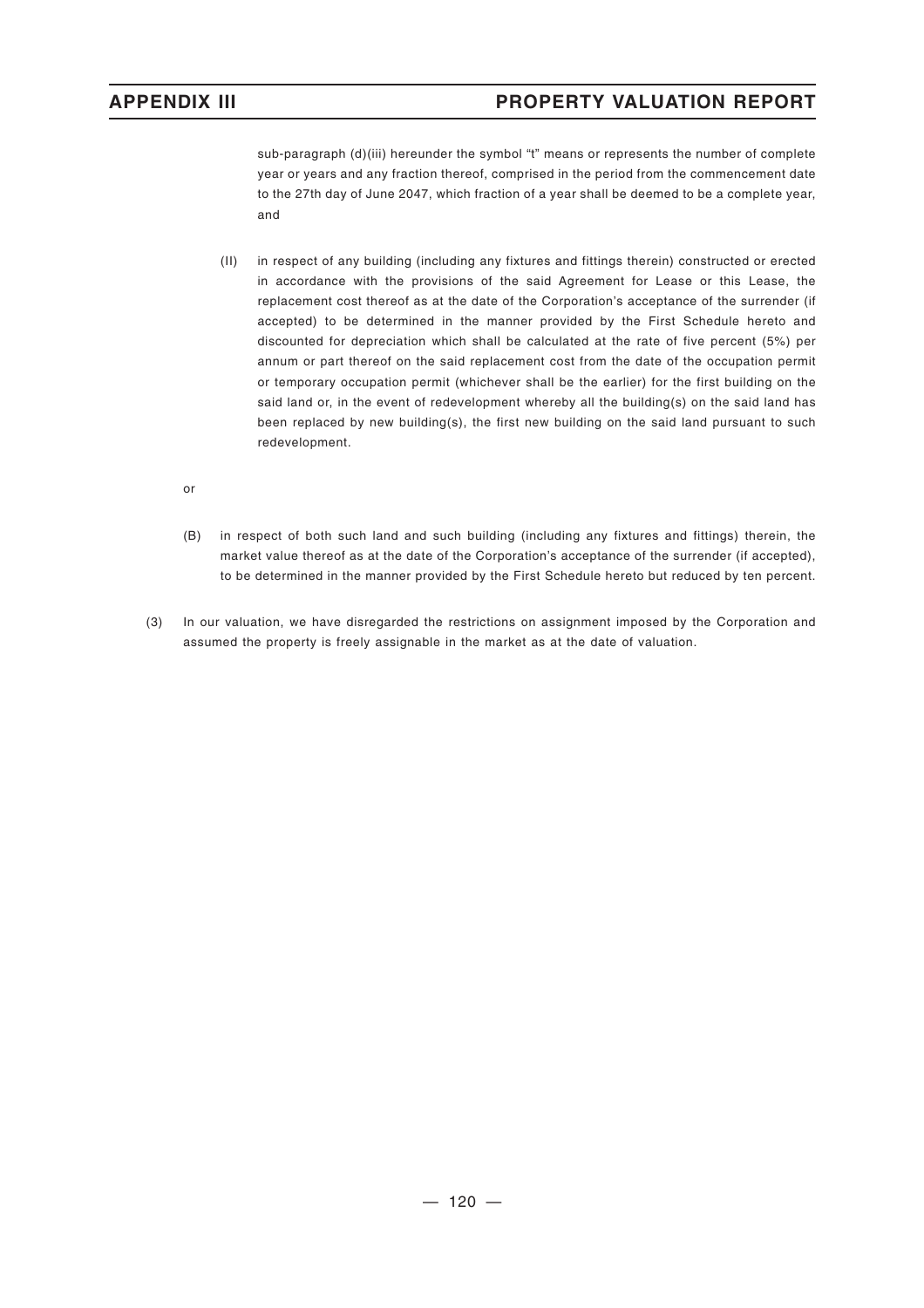sub-paragraph (d)(iii) hereunder the symbol "t" means or represents the number of complete year or years and any fraction thereof, comprised in the period from the commencement date to the 27th day of June 2047, which fraction of a year shall be deemed to be a complete year, and

(II) in respect of any building (including any fixtures and fittings therein) constructed or erected in accordance with the provisions of the said Agreement for Lease or this Lease, the replacement cost thereof as at the date of the Corporation's acceptance of the surrender (if accepted) to be determined in the manner provided by the First Schedule hereto and discounted for depreciation which shall be calculated at the rate of five percent (5%) per annum or part thereof on the said replacement cost from the date of the occupation permit or temporary occupation permit (whichever shall be the earlier) for the first building on the said land or, in the event of redevelopment whereby all the building(s) on the said land has been replaced by new building(s), the first new building on the said land pursuant to such redevelopment.

or

(B) in respect of both such land and such building (including any fixtures and fittings) therein, the market value thereof as at the date of the Corporation's acceptance of the surrender (if accepted), to be determined in the manner provided by the First Schedule hereto but reduced by ten percent.

(3) In our valuation, we have disregarded the restrictions on assignment imposed by the Corporation and assumed the property is freely assignable in the market as at the date of valuation.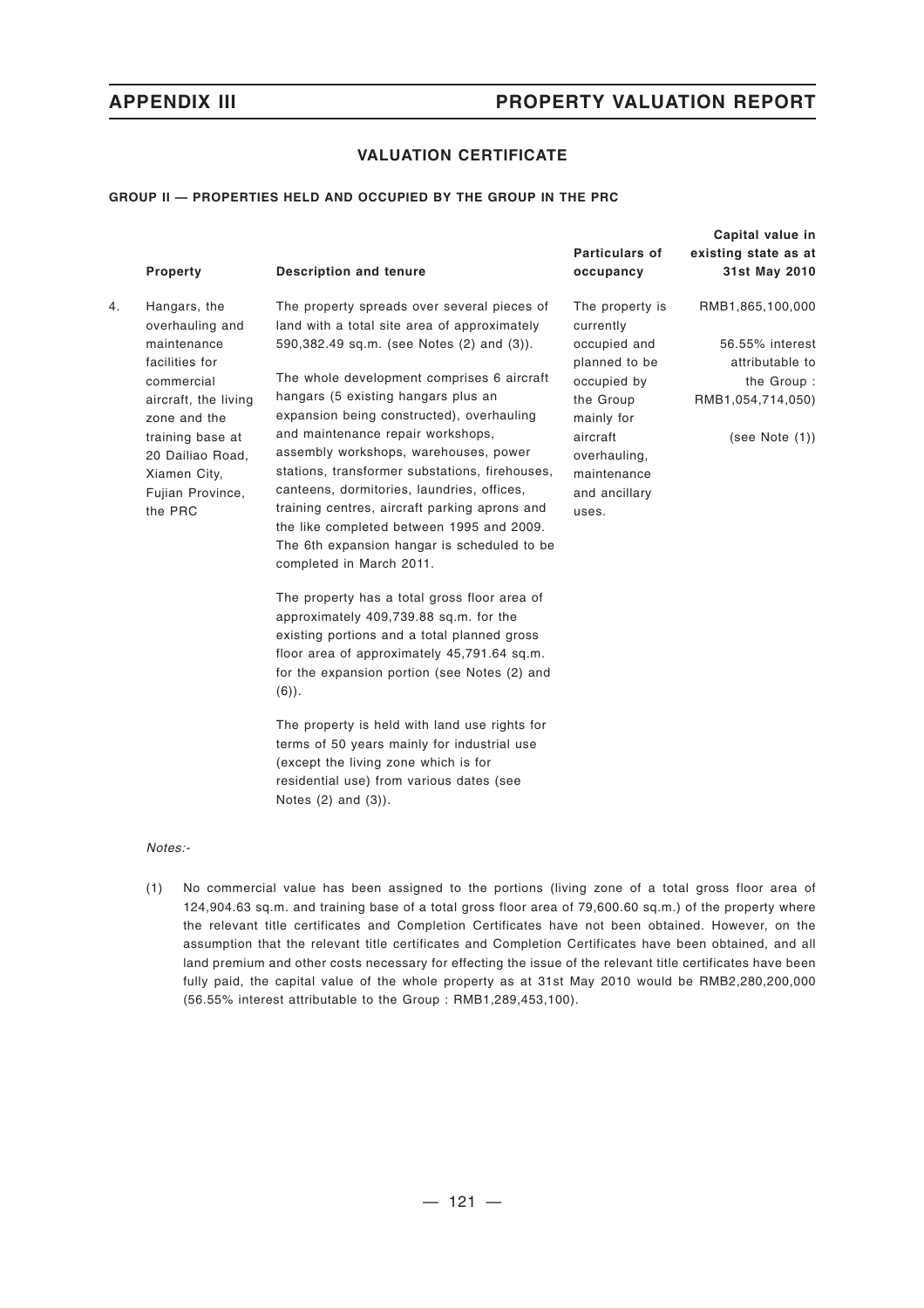## VALUATION CERTIFICATE

**GROUP II — PROPERTIES HELD AND OCCUPIED BY THE GROUP IN THE PRC**

| | Property | Description and tenure | Particulars of occupancy | Capital value in existing state as at 31st May 2010 |
|---|---|---|---|---|
| 4. | Hangars, the overhauling and maintenance facilities for commercial aircraft, the living zone and the training base at 20 Dailiao Road, Xiamen City, Fujian Province, the PRC | The property spreads over several pieces of land with a total site area of approximately 590,382.49 sq.m. (see Notes (2) and (3)).<br><br>The whole development comprises 6 aircraft hangars (5 existing hangars plus an expansion being constructed), overhauling and maintenance repair workshops, assembly workshops, warehouses, power stations, transformer substations, firehouses, canteens, dormitories, laundries, offices, training centres, aircraft parking aprons and the like completed between 1995 and 2009. The 6th expansion hangar is scheduled to be completed in March 2011.<br><br>The property has a total gross floor area of approximately 409,739.88 sq.m. for the existing portions and a total planned gross floor area of approximately 45,791.64 sq.m. for the expansion portion (see Notes (2) and (6)).<br><br>The property is held with land use rights for terms of 50 years mainly for industrial use (except the living zone which is for residential use) from various dates (see Notes (2) and (3)). | The property is currently occupied and planned to be occupied by the Group mainly for aircraft overhauling, maintenance and ancillary uses. | RMB1,865,100,000<br><br>56.55% interest attributable to the Group : RMB1,054,714,050)<br><br>(see Note (1)) |

*Notes:-*

(1) No commercial value has been assigned to the portions (living zone of a total gross floor area of 124,904.63 sq.m. and training base of a total gross floor area of 79,600.60 sq.m.) of the property where the relevant title certificates and Completion Certificates have not been obtained. However, on the assumption that the relevant title certificates and Completion Certificates have been obtained, and all land premium and other costs necessary for effecting the issue of the relevant title certificates have been fully paid, the capital value of the whole property as at 31st May 2010 would be RMB2,280,200,000 (56.55% interest attributable to the Group : RMB1,289,453,100).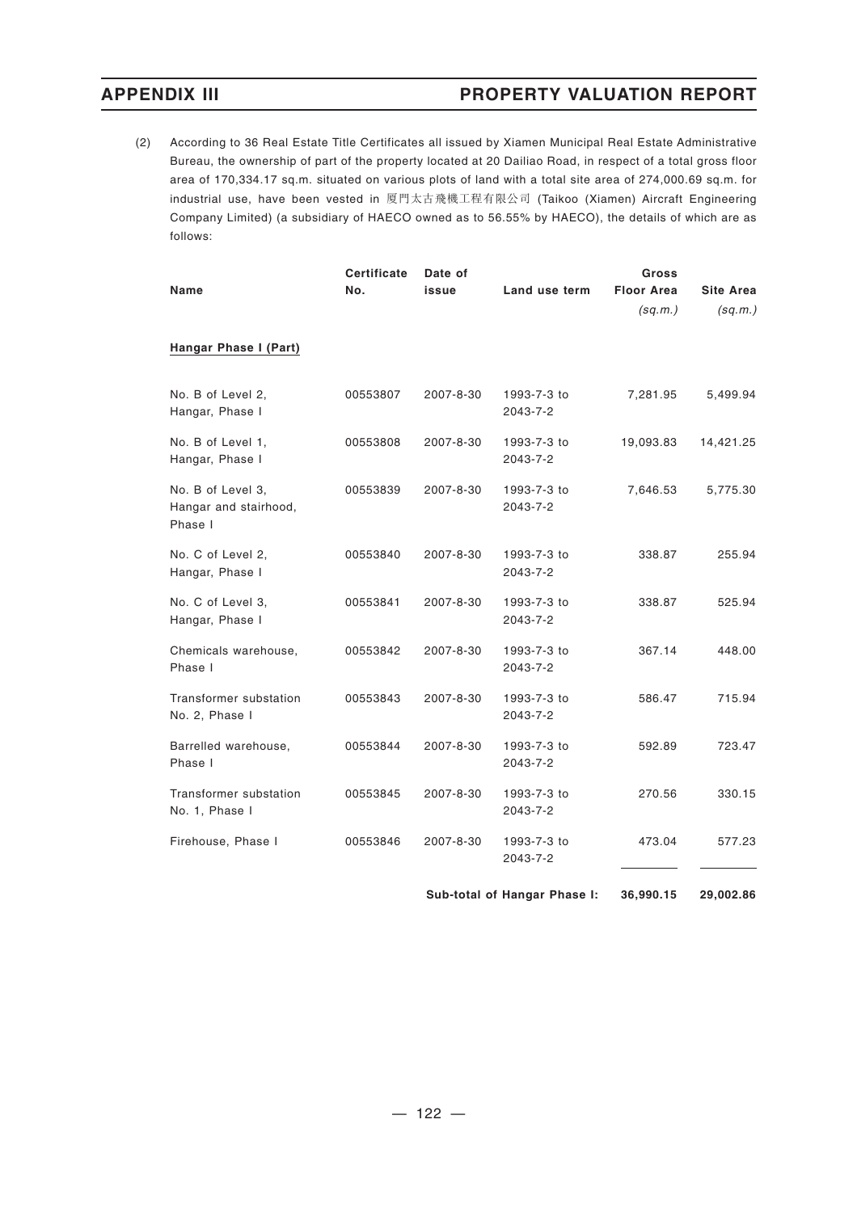(2) According to 36 Real Estate Title Certificates all issued by Xiamen Municipal Real Estate Administrative Bureau, the ownership of part of the property located at 20 Dailiao Road, in respect of a total gross floor area of 170,334.17 sq.m. situated on various plots of land with a total site area of 274,000.69 sq.m. for industrial use, have been vested in 廈門太古飛機工程有限公司 (Taikoo (Xiamen) Aircraft Engineering Company Limited) (a subsidiary of HAECO owned as to 56.55% by HAECO), the details of which are as follows:

| Name | Certificate No. | Date of issue | Land use term | Gross Floor Area *(sq.m.)* | Site Area *(sq.m.)* |
|---|---|---|---|---|---|
| **Hangar Phase I (Part)** | | | | | |
| No. B of Level 2, Hangar, Phase I | 00553807 | 2007-8-30 | 1993-7-3 to 2043-7-2 | 7,281.95 | 5,499.94 |
| No. B of Level 1, Hangar, Phase I | 00553808 | 2007-8-30 | 1993-7-3 to 2043-7-2 | 19,093.83 | 14,421.25 |
| No. B of Level 3, Hangar and stairhood, Phase I | 00553839 | 2007-8-30 | 1993-7-3 to 2043-7-2 | 7,646.53 | 5,775.30 |
| No. C of Level 2, Hangar, Phase I | 00553840 | 2007-8-30 | 1993-7-3 to 2043-7-2 | 338.87 | 255.94 |
| No. C of Level 3, Hangar, Phase I | 00553841 | 2007-8-30 | 1993-7-3 to 2043-7-2 | 338.87 | 525.94 |
| Chemicals warehouse, Phase I | 00553842 | 2007-8-30 | 1993-7-3 to 2043-7-2 | 367.14 | 448.00 |
| Transformer substation No. 2, Phase I | 00553843 | 2007-8-30 | 1993-7-3 to 2043-7-2 | 586.47 | 715.94 |
| Barrelled warehouse, Phase I | 00553844 | 2007-8-30 | 1993-7-3 to 2043-7-2 | 592.89 | 723.47 |
| Transformer substation No. 1, Phase I | 00553845 | 2007-8-30 | 1993-7-3 to 2043-7-2 | 270.56 | 330.15 |
| Firehouse, Phase I | 00553846 | 2007-8-30 | 1993-7-3 to 2043-7-2 | 473.04 | 577.23 |
| | | | **Sub-total of Hangar Phase I:** | **36,990.15** | **29,002.86** |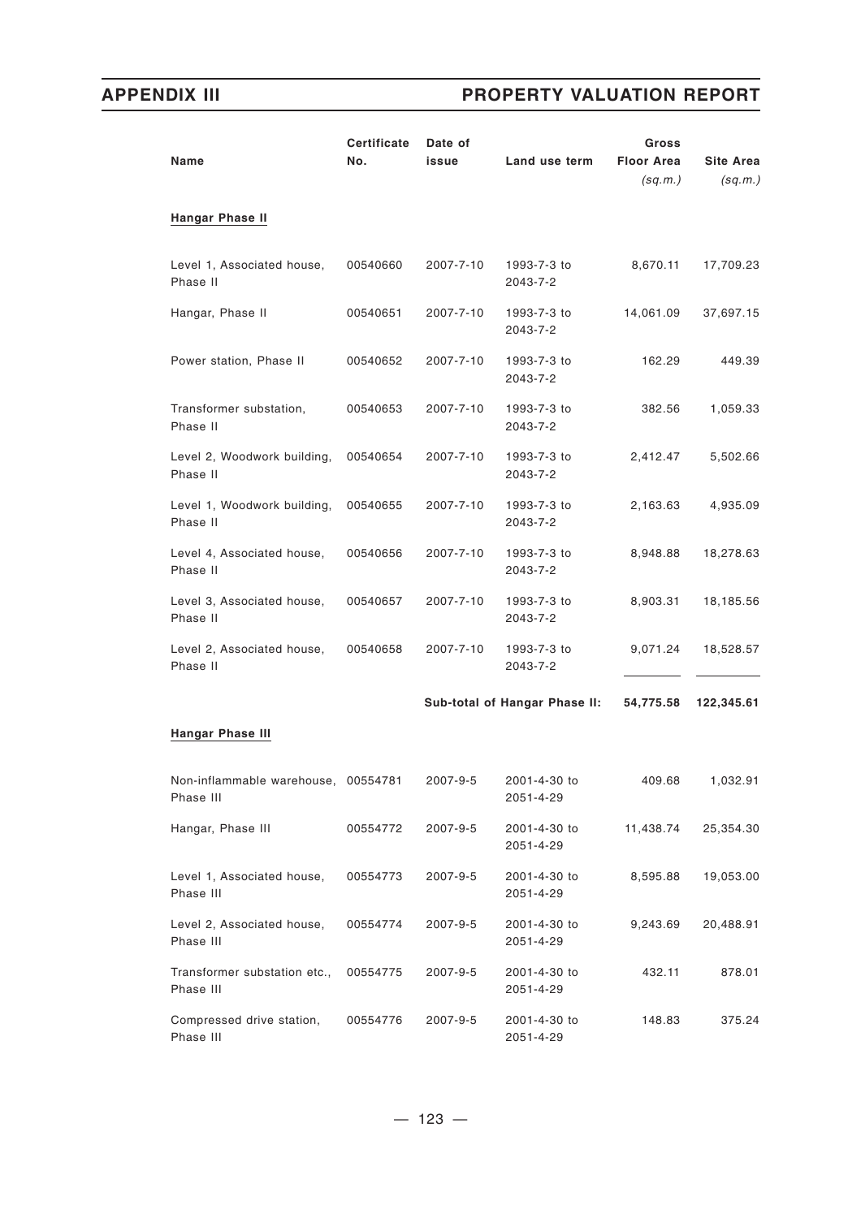| Name | Certificate No. | Date of issue | Land use term | Gross Floor Area *(sq.m.)* | Site Area *(sq.m.)* |
|---|---|---|---|---|---|
| **Hangar Phase II** | | | | | |
| Level 1, Associated house, Phase II | 00540660 | 2007-7-10 | 1993-7-3 to 2043-7-2 | 8,670.11 | 17,709.23 |
| Hangar, Phase II | 00540651 | 2007-7-10 | 1993-7-3 to 2043-7-2 | 14,061.09 | 37,697.15 |
| Power station, Phase II | 00540652 | 2007-7-10 | 1993-7-3 to 2043-7-2 | 162.29 | 449.39 |
| Transformer substation, Phase II | 00540653 | 2007-7-10 | 1993-7-3 to 2043-7-2 | 382.56 | 1,059.33 |
| Level 2, Woodwork building, Phase II | 00540654 | 2007-7-10 | 1993-7-3 to 2043-7-2 | 2,412.47 | 5,502.66 |
| Level 1, Woodwork building, Phase II | 00540655 | 2007-7-10 | 1993-7-3 to 2043-7-2 | 2,163.63 | 4,935.09 |
| Level 4, Associated house, Phase II | 00540656 | 2007-7-10 | 1993-7-3 to 2043-7-2 | 8,948.88 | 18,278.63 |
| Level 3, Associated house, Phase II | 00540657 | 2007-7-10 | 1993-7-3 to 2043-7-2 | 8,903.31 | 18,185.56 |
| Level 2, Associated house, Phase II | 00540658 | 2007-7-10 | 1993-7-3 to 2043-7-2 | 9,071.24 | 18,528.57 |
| | | | **Sub-total of Hangar Phase II:** | **54,775.58** | **122,345.61** |
| **Hangar Phase III** | | | | | |
| Non-inflammable warehouse, Phase III | 00554781 | 2007-9-5 | 2001-4-30 to 2051-4-29 | 409.68 | 1,032.91 |
| Hangar, Phase III | 00554772 | 2007-9-5 | 2001-4-30 to 2051-4-29 | 11,438.74 | 25,354.30 |
| Level 1, Associated house, Phase III | 00554773 | 2007-9-5 | 2001-4-30 to 2051-4-29 | 8,595.88 | 19,053.00 |
| Level 2, Associated house, Phase III | 00554774 | 2007-9-5 | 2001-4-30 to 2051-4-29 | 9,243.69 | 20,488.91 |
| Transformer substation etc., Phase III | 00554775 | 2007-9-5 | 2001-4-30 to 2051-4-29 | 432.11 | 878.01 |
| Compressed drive station, Phase III | 00554776 | 2007-9-5 | 2001-4-30 to 2051-4-29 | 148.83 | 375.24 |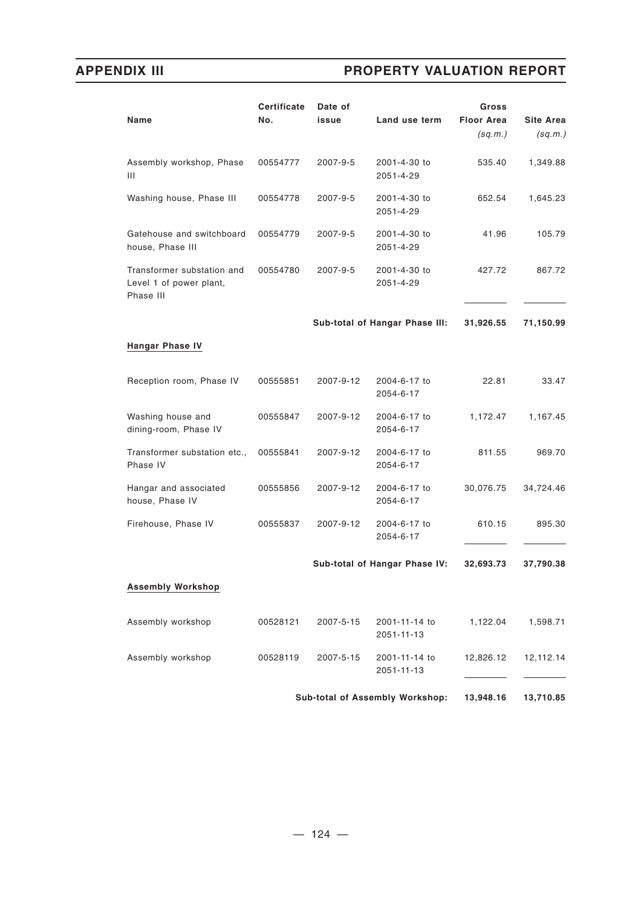| Name | Certificate No. | Date of issue | Land use term | Gross Floor Area *(sq.m.)* | Site Area *(sq.m.)* |
|---|---|---|---|---|---|
| Assembly workshop, Phase III | 00554777 | 2007-9-5 | 2001-4-30 to 2051-4-29 | 535.40 | 1,349.88 |
| Washing house, Phase III | 00554778 | 2007-9-5 | 2001-4-30 to 2051-4-29 | 652.54 | 1,645.23 |
| Gatehouse and switchboard house, Phase III | 00554779 | 2007-9-5 | 2001-4-30 to 2051-4-29 | 41.96 | 105.79 |
| Transformer substation and Level 1 of power plant, Phase III | 00554780 | 2007-9-5 | 2001-4-30 to 2051-4-29 | 427.72 | 867.72 |
| | | | **Sub-total of Hangar Phase III:** | **31,926.55** | **71,150.99** |
| **Hangar Phase IV** | | | | | |
| Reception room, Phase IV | 00555851 | 2007-9-12 | 2004-6-17 to 2054-6-17 | 22.81 | 33.47 |
| Washing house and dining-room, Phase IV | 00555847 | 2007-9-12 | 2004-6-17 to 2054-6-17 | 1,172.47 | 1,167.45 |
| Transformer substation etc., Phase IV | 00555841 | 2007-9-12 | 2004-6-17 to 2054-6-17 | 811.55 | 969.70 |
| Hangar and associated house, Phase IV | 00555856 | 2007-9-12 | 2004-6-17 to 2054-6-17 | 30,076.75 | 34,724.46 |
| Firehouse, Phase IV | 00555837 | 2007-9-12 | 2004-6-17 to 2054-6-17 | 610.15 | 895.30 |
| | | | **Sub-total of Hangar Phase IV:** | **32,693.73** | **37,790.38** |
| **Assembly Workshop** | | | | | |
| Assembly workshop | 00528121 | 2007-5-15 | 2001-11-14 to 2051-11-13 | 1,122.04 | 1,598.71 |
| Assembly workshop | 00528119 | 2007-5-15 | 2001-11-14 to 2051-11-13 | 12,826.12 | 12,112.14 |
| | | | **Sub-total of Assembly Workshop:** | **13,948.16** | **13,710.85** |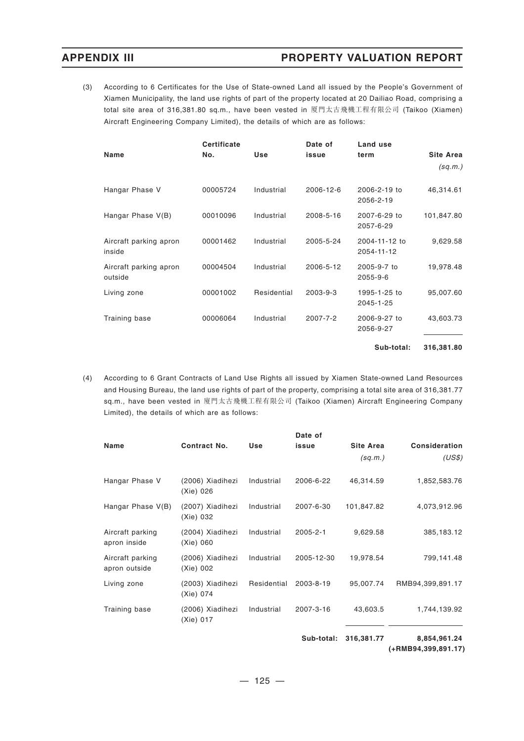(3) According to 6 Certificates for the Use of State-owned Land all issued by the People's Government of Xiamen Municipality, the land use rights of part of the property located at 20 Dailiao Road, comprising a total site area of 316,381.80 sq.m., have been vested in 廈門太古飛機工程有限公司 (Taikoo (Xiamen) Aircraft Engineering Company Limited), the details of which are as follows:

| Name | Certificate No. | Use | Date of issue | Land use term | Site Area *(sq.m.)* |
|---|---|---|---|---|---|
| Hangar Phase V | 00005724 | Industrial | 2006-12-6 | 2006-2-19 to 2056-2-19 | 46,314.61 |
| Hangar Phase V(B) | 00010096 | Industrial | 2008-5-16 | 2007-6-29 to 2057-6-29 | 101,847.80 |
| Aircraft parking apron inside | 00001462 | Industrial | 2005-5-24 | 2004-11-12 to 2054-11-12 | 9,629.58 |
| Aircraft parking apron outside | 00004504 | Industrial | 2006-5-12 | 2005-9-7 to 2055-9-6 | 19,978.48 |
| Living zone | 00001002 | Residential | 2003-9-3 | 1995-1-25 to 2045-1-25 | 95,007.60 |
| Training base | 00006064 | Industrial | 2007-7-2 | 2006-9-27 to 2056-9-27 | 43,603.73 |
| | | | | **Sub-total:** | **316,381.80** |

(4) According to 6 Grant Contracts of Land Use Rights all issued by Xiamen State-owned Land Resources and Housing Bureau, the land use rights of part of the property, comprising a total site area of 316,381.77 sq.m., have been vested in 廈門太古飛機工程有限公司 (Taikoo (Xiamen) Aircraft Engineering Company Limited), the details of which are as follows:

| Name | Contract No. | Use | Date of issue | Site Area *(sq.m.)* | Consideration *(US$)* |
|---|---|---|---|---|---|
| Hangar Phase V | (2006) Xiadihezi (Xie) 026 | Industrial | 2006-6-22 | 46,314.59 | 1,852,583.76 |
| Hangar Phase V(B) | (2007) Xiadihezi (Xie) 032 | Industrial | 2007-6-30 | 101,847.82 | 4,073,912.96 |
| Aircraft parking apron inside | (2004) Xiadihezi (Xie) 060 | Industrial | 2005-2-1 | 9,629.58 | 385,183.12 |
| Aircraft parking apron outside | (2006) Xiadihezi (Xie) 002 | Industrial | 2005-12-30 | 19,978.54 | 799,141.48 |
| Living zone | (2003) Xiadihezi (Xie) 074 | Residential | 2003-8-19 | 95,007.74 | RMB94,399,891.17 |
| Training base | (2006) Xiadihezi (Xie) 017 | Industrial | 2007-3-16 | 43,603.5 | 1,744,139.92 |
| | | | **Sub-total:** | **316,381.77** | **8,854,961.24 (+RMB94,399,891.17)** |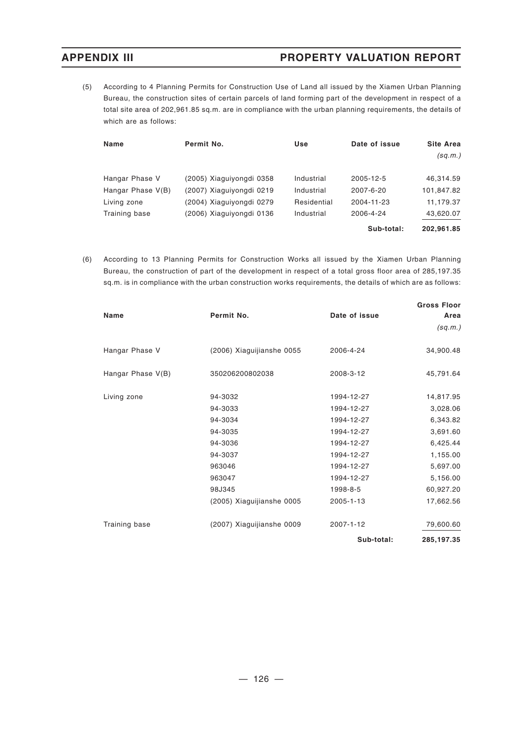(5) According to 4 Planning Permits for Construction Use of Land all issued by the Xiamen Urban Planning Bureau, the construction sites of certain parcels of land forming part of the development in respect of a total site area of 202,961.85 sq.m. are in compliance with the urban planning requirements, the details of which are as follows:

| Name | Permit No. | Use | Date of issue | Site Area *(sq.m.)* |
|---|---|---|---|---|
| Hangar Phase V | (2005) Xiaguiyongdi 0358 | Industrial | 2005-12-5 | 46,314.59 |
| Hangar Phase V(B) | (2007) Xiaguiyongdi 0219 | Industrial | 2007-6-20 | 101,847.82 |
| Living zone | (2004) Xiaguiyongdi 0279 | Residential | 2004-11-23 | 11,179.37 |
| Training base | (2006) Xiaguiyongdi 0136 | Industrial | 2006-4-24 | 43,620.07 |
| | | | **Sub-total:** | **202,961.85** |

(6) According to 13 Planning Permits for Construction Works all issued by the Xiamen Urban Planning Bureau, the construction of part of the development in respect of a total gross floor area of 285,197.35 sq.m. is in compliance with the urban construction works requirements, the details of which are as follows:

| Name | Permit No. | Date of issue | Gross Floor Area *(sq.m.)* |
|---|---|---|---|
| Hangar Phase V | (2006) Xiaguijianshe 0055 | 2006-4-24 | 34,900.48 |
| Hangar Phase V(B) | 350206200802038 | 2008-3-12 | 45,791.64 |
| Living zone | 94-3032 | 1994-12-27 | 14,817.95 |
| | 94-3033 | 1994-12-27 | 3,028.06 |
| | 94-3034 | 1994-12-27 | 6,343.82 |
| | 94-3035 | 1994-12-27 | 3,691.60 |
| | 94-3036 | 1994-12-27 | 6,425.44 |
| | 94-3037 | 1994-12-27 | 1,155.00 |
| | 963046 | 1994-12-27 | 5,697.00 |
| | 963047 | 1994-12-27 | 5,156.00 |
| | 98J345 | 1998-8-5 | 60,927.20 |
| | (2005) Xiaguijianshe 0005 | 2005-1-13 | 17,662.56 |
| Training base | (2007) Xiaguijianshe 0009 | 2007-1-12 | 79,600.60 |
| | | **Sub-total:** | **285,197.35** |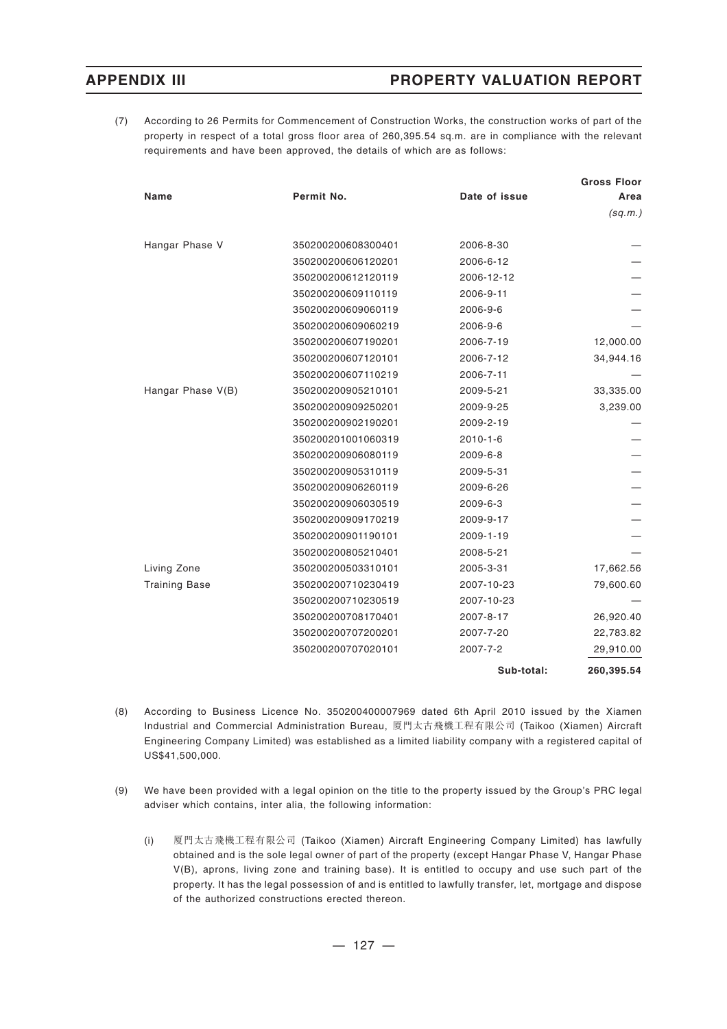(7) According to 26 Permits for Commencement of Construction Works, the construction works of part of the property in respect of a total gross floor area of 260,395.54 sq.m. are in compliance with the relevant requirements and have been approved, the details of which are as follows:

| Name | Permit No. | Date of issue | Gross Floor Area *(sq.m.)* |
|---|---|---|---|
| Hangar Phase V | 350200200608300401 | 2006-8-30 | — |
| | 350200200606120201 | 2006-6-12 | — |
| | 350200200612120119 | 2006-12-12 | — |
| | 350200200609110119 | 2006-9-11 | — |
| | 350200200609060119 | 2006-9-6 | — |
| | 350200200609060219 | 2006-9-6 | — |
| | 350200200607190201 | 2006-7-19 | 12,000.00 |
| | 350200200607120101 | 2006-7-12 | 34,944.16 |
| | 350200200607110219 | 2006-7-11 | — |
| Hangar Phase V(B) | 350200200905210101 | 2009-5-21 | 33,335.00 |
| | 350200200909250201 | 2009-9-25 | 3,239.00 |
| | 350200200902190201 | 2009-2-19 | — |
| | 350200201001060319 | 2010-1-6 | — |
| | 350200200906080119 | 2009-6-8 | — |
| | 350200200905310119 | 2009-5-31 | — |
| | 350200200906260119 | 2009-6-26 | — |
| | 350200200906030519 | 2009-6-3 | — |
| | 350200200909170219 | 2009-9-17 | — |
| | 350200200901190101 | 2009-1-19 | — |
| | 350200200805210401 | 2008-5-21 | — |
| Living Zone | 350200200503310101 | 2005-3-31 | 17,662.56 |
| Training Base | 350200200710230419 | 2007-10-23 | 79,600.60 |
| | 350200200710230519 | 2007-10-23 | — |
| | 350200200708170401 | 2007-8-17 | 26,920.40 |
| | 350200200707200201 | 2007-7-20 | 22,783.82 |
| | 350200200707020101 | 2007-7-2 | 29,910.00 |
| | | **Sub-total:** | **260,395.54** |

(8) According to Business Licence No. 350200400007969 dated 6th April 2010 issued by the Xiamen Industrial and Commercial Administration Bureau, 廈門太古飛機工程有限公司 (Taikoo (Xiamen) Aircraft Engineering Company Limited) was established as a limited liability company with a registered capital of US$41,500,000.

(9) We have been provided with a legal opinion on the title to the property issued by the Group's PRC legal adviser which contains, inter alia, the following information:

(i) 廈門太古飛機工程有限公司 (Taikoo (Xiamen) Aircraft Engineering Company Limited) has lawfully obtained and is the sole legal owner of part of the property (except Hangar Phase V, Hangar Phase V(B), aprons, living zone and training base). It is entitled to occupy and use such part of the property. It has the legal possession of and is entitled to lawfully transfer, let, mortgage and dispose of the authorized constructions erected thereon.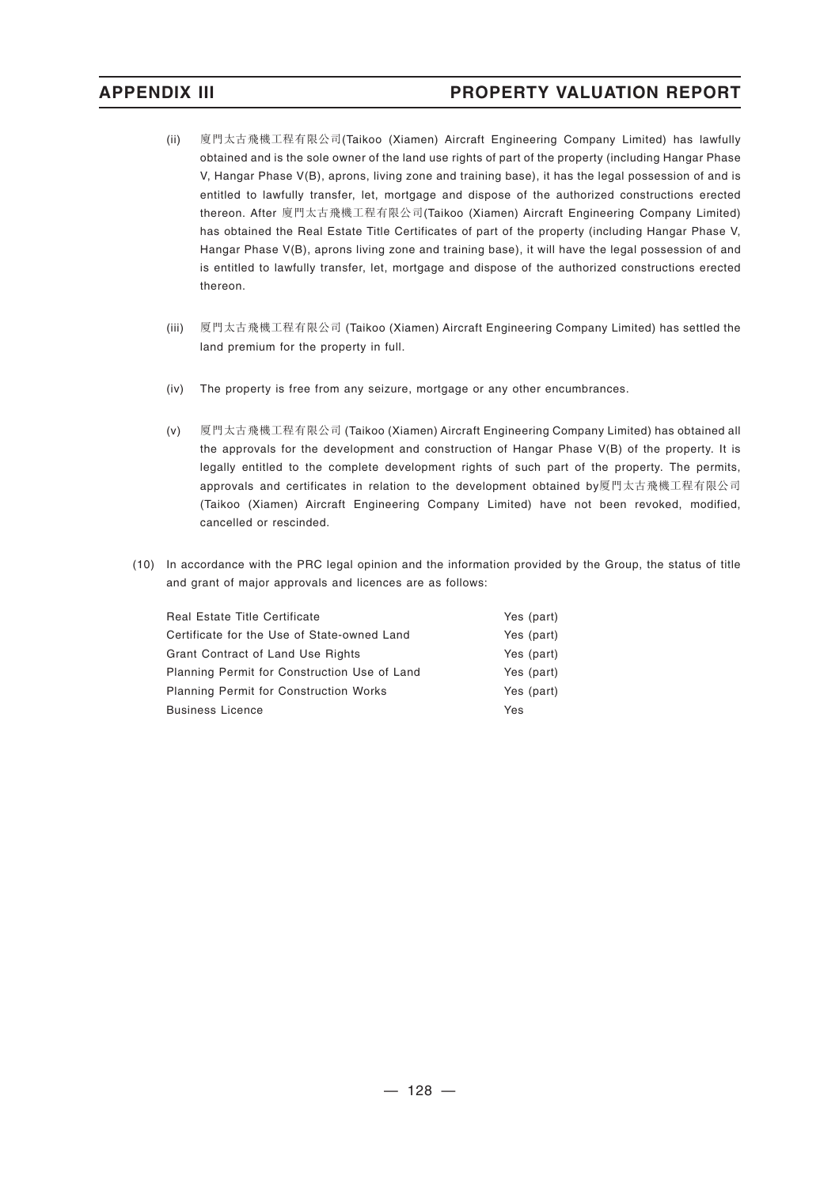(ii) 廈門太古飛機工程有限公司(Taikoo (Xiamen) Aircraft Engineering Company Limited) has lawfully obtained and is the sole owner of the land use rights of part of the property (including Hangar Phase V, Hangar Phase V(B), aprons, living zone and training base), it has the legal possession of and is entitled to lawfully transfer, let, mortgage and dispose of the authorized constructions erected thereon. After 廈門太古飛機工程有限公司(Taikoo (Xiamen) Aircraft Engineering Company Limited) has obtained the Real Estate Title Certificates of part of the property (including Hangar Phase V, Hangar Phase V(B), aprons living zone and training base), it will have the legal possession of and is entitled to lawfully transfer, let, mortgage and dispose of the authorized constructions erected thereon.

(iii) 廈門太古飛機工程有限公司 (Taikoo (Xiamen) Aircraft Engineering Company Limited) has settled the land premium for the property in full.

(iv) The property is free from any seizure, mortgage or any other encumbrances.

(v) 廈門太古飛機工程有限公司 (Taikoo (Xiamen) Aircraft Engineering Company Limited) has obtained all the approvals for the development and construction of Hangar Phase V(B) of the property. It is legally entitled to the complete development rights of such part of the property. The permits, approvals and certificates in relation to the development obtained by廈門太古飛機工程有限公司 (Taikoo (Xiamen) Aircraft Engineering Company Limited) have not been revoked, modified, cancelled or rescinded.

(10) In accordance with the PRC legal opinion and the information provided by the Group, the status of title and grant of major approvals and licences are as follows:

| | |
|---|---|
| Real Estate Title Certificate | Yes (part) |
| Certificate for the Use of State-owned Land | Yes (part) |
| Grant Contract of Land Use Rights | Yes (part) |
| Planning Permit for Construction Use of Land | Yes (part) |
| Planning Permit for Construction Works | Yes (part) |
| Business Licence | Yes |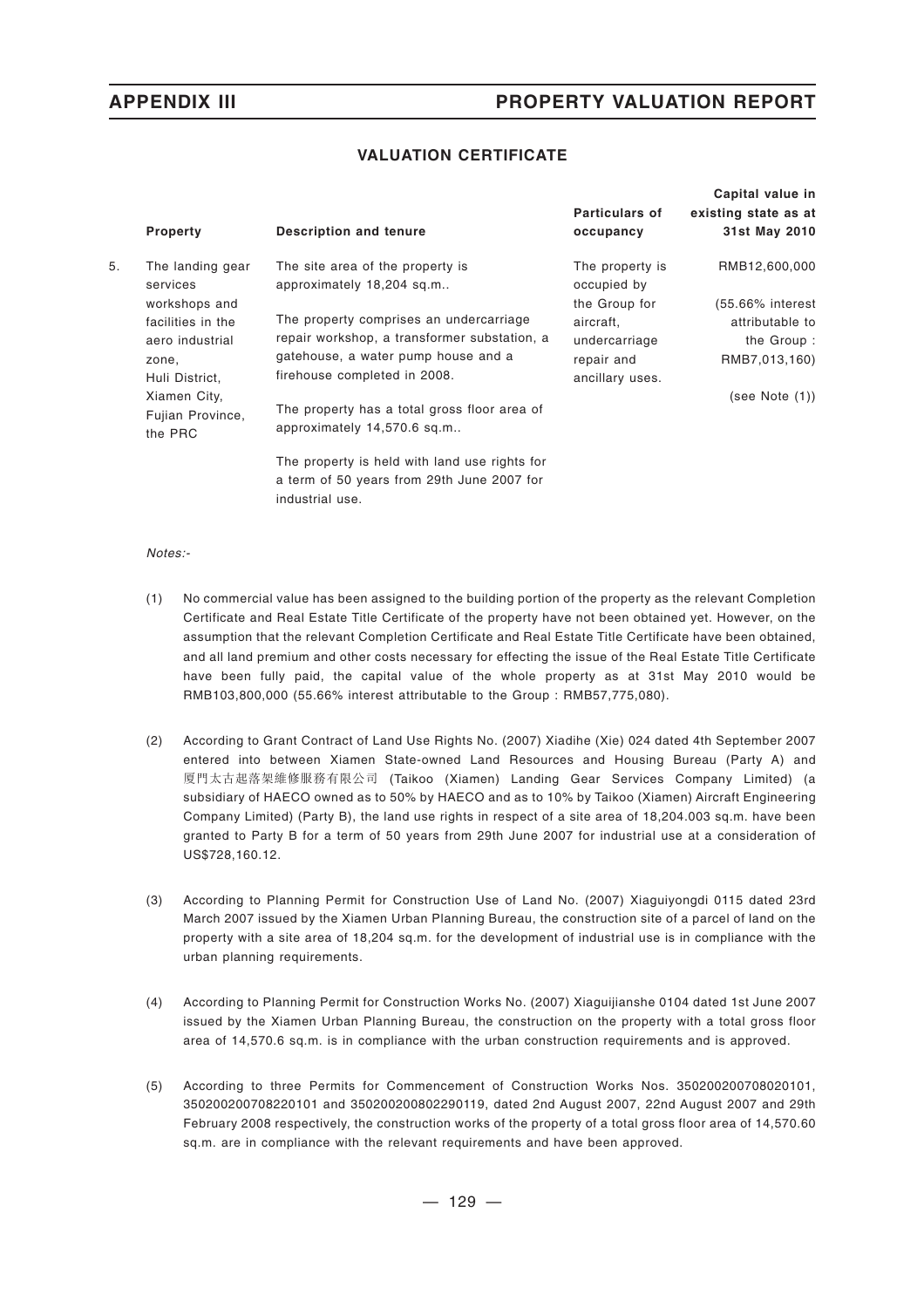## VALUATION CERTIFICATE

| | Property | Description and tenure | Particulars of occupancy | Capital value in existing state as at 31st May 2010 |
|---|---|---|---|---|
| 5. | The landing gear services workshops and facilities in the aero industrial zone, Huli District, Xiamen City, Fujian Province, the PRC | The site area of the property is approximately 18,204 sq.m..<br><br>The property comprises an undercarriage repair workshop, a transformer substation, a gatehouse, a water pump house and a firehouse completed in 2008.<br><br>The property has a total gross floor area of approximately 14,570.6 sq.m..<br><br>The property is held with land use rights for a term of 50 years from 29th June 2007 for industrial use. | The property is occupied by the Group for aircraft, undercarriage repair and ancillary uses. | RMB12,600,000<br><br>(55.66% interest attributable to the Group : RMB7,013,160)<br><br>(see Note (1)) |

*Notes:-*

(1) No commercial value has been assigned to the building portion of the property as the relevant Completion Certificate and Real Estate Title Certificate of the property have not been obtained yet. However, on the assumption that the relevant Completion Certificate and Real Estate Title Certificate have been obtained, and all land premium and other costs necessary for effecting the issue of the Real Estate Title Certificate have been fully paid, the capital value of the whole property as at 31st May 2010 would be RMB103,800,000 (55.66% interest attributable to the Group : RMB57,775,080).

(2) According to Grant Contract of Land Use Rights No. (2007) Xiadihe (Xie) 024 dated 4th September 2007 entered into between Xiamen State-owned Land Resources and Housing Bureau (Party A) and 廈門太古起落架維修服務有限公司 (Taikoo (Xiamen) Landing Gear Services Company Limited) (a subsidiary of HAECO owned as to 50% by HAECO and as to 10% by Taikoo (Xiamen) Aircraft Engineering Company Limited) (Party B), the land use rights in respect of a site area of 18,204.003 sq.m. have been granted to Party B for a term of 50 years from 29th June 2007 for industrial use at a consideration of US$728,160.12.

(3) According to Planning Permit for Construction Use of Land No. (2007) Xiaguiyongdi 0115 dated 23rd March 2007 issued by the Xiamen Urban Planning Bureau, the construction site of a parcel of land on the property with a site area of 18,204 sq.m. for the development of industrial use is in compliance with the urban planning requirements.

(4) According to Planning Permit for Construction Works No. (2007) Xiaguijianshe 0104 dated 1st June 2007 issued by the Xiamen Urban Planning Bureau, the construction on the property with a total gross floor area of 14,570.6 sq.m. is in compliance with the urban construction requirements and is approved.

(5) According to three Permits for Commencement of Construction Works Nos. 350200200708020101, 350200200708220101 and 350200200802290119, dated 2nd August 2007, 22nd August 2007 and 29th February 2008 respectively, the construction works of the property of a total gross floor area of 14,570.60 sq.m. are in compliance with the relevant requirements and have been approved.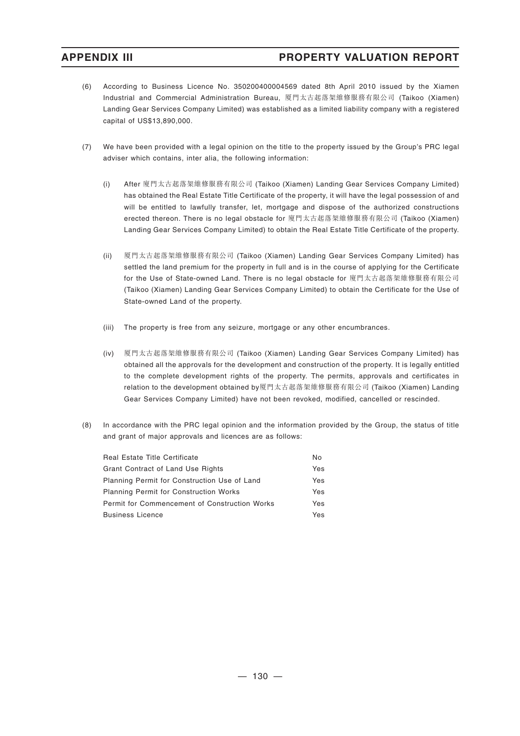(6) According to Business Licence No. 350200400004569 dated 8th April 2010 issued by the Xiamen Industrial and Commercial Administration Bureau, 廈門太古起落架維修服務有限公司 (Taikoo (Xiamen) Landing Gear Services Company Limited) was established as a limited liability company with a registered capital of US$13,890,000.

(7) We have been provided with a legal opinion on the title to the property issued by the Group's PRC legal adviser which contains, inter alia, the following information:

  (i) After 廈門太古起落架維修服務有限公司 (Taikoo (Xiamen) Landing Gear Services Company Limited) has obtained the Real Estate Title Certificate of the property, it will have the legal possession of and will be entitled to lawfully transfer, let, mortgage and dispose of the authorized constructions erected thereon. There is no legal obstacle for 廈門太古起落架維修服務有限公司 (Taikoo (Xiamen) Landing Gear Services Company Limited) to obtain the Real Estate Title Certificate of the property.

  (ii) 廈門太古起落架維修服務有限公司 (Taikoo (Xiamen) Landing Gear Services Company Limited) has settled the land premium for the property in full and is in the course of applying for the Certificate for the Use of State-owned Land. There is no legal obstacle for 廈門太古起落架維修服務有限公司 (Taikoo (Xiamen) Landing Gear Services Company Limited) to obtain the Certificate for the Use of State-owned Land of the property.

  (iii) The property is free from any seizure, mortgage or any other encumbrances.

  (iv) 廈門太古起落架維修服務有限公司 (Taikoo (Xiamen) Landing Gear Services Company Limited) has obtained all the approvals for the development and construction of the property. It is legally entitled to the complete development rights of the property. The permits, approvals and certificates in relation to the development obtained by廈門太古起落架維修服務有限公司 (Taikoo (Xiamen) Landing Gear Services Company Limited) have not been revoked, modified, cancelled or rescinded.

(8) In accordance with the PRC legal opinion and the information provided by the Group, the status of title and grant of major approvals and licences are as follows:

| | |
|---|---|
| Real Estate Title Certificate | No |
| Grant Contract of Land Use Rights | Yes |
| Planning Permit for Construction Use of Land | Yes |
| Planning Permit for Construction Works | Yes |
| Permit for Commencement of Construction Works | Yes |
| Business Licence | Yes |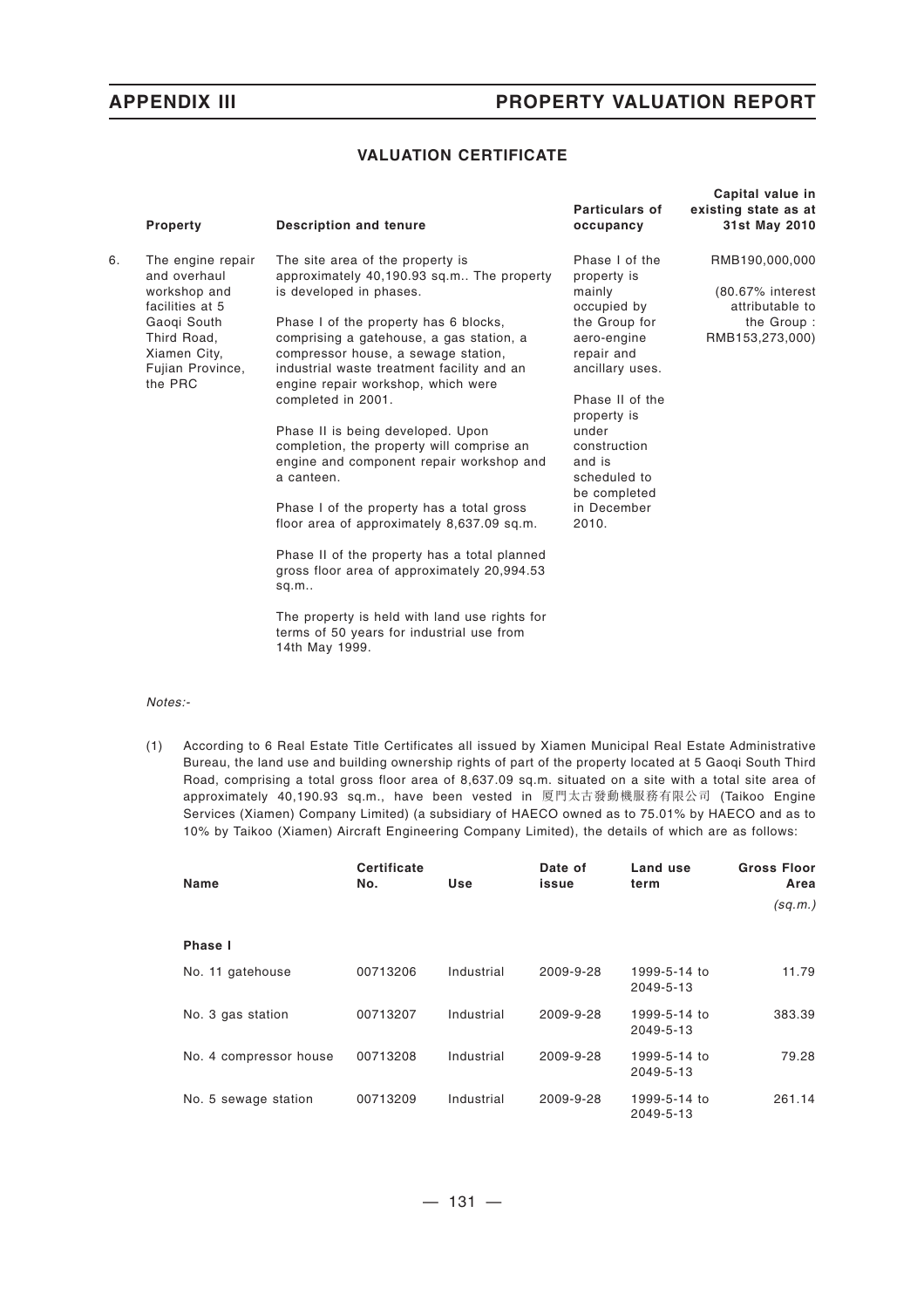## VALUATION CERTIFICATE

| | Property | Description and tenure | Particulars of occupancy | Capital value in existing state as at 31st May 2010 |
|---|---|---|---|---|
| 6. | The engine repair and overhaul workshop and facilities at 5 Gaoqi South Third Road, Xiamen City, Fujian Province, the PRC | The site area of the property is approximately 40,190.93 sq.m.. The property is developed in phases.<br><br>Phase I of the property has 6 blocks, comprising a gatehouse, a gas station, a compressor house, a sewage station, industrial waste treatment facility and an engine repair workshop, which were completed in 2001.<br><br>Phase II is being developed. Upon completion, the property will comprise an engine and component repair workshop and a canteen.<br><br>Phase I of the property has a total gross floor area of approximately 8,637.09 sq.m.<br><br>Phase II of the property has a total planned gross floor area of approximately 20,994.53 sq.m..<br><br>The property is held with land use rights for terms of 50 years for industrial use from 14th May 1999. | Phase I of the property is mainly occupied by the Group for aero-engine repair and ancillary uses.<br><br>Phase II of the property is under construction and is scheduled to be completed in December 2010. | RMB190,000,000<br><br>(80.67% interest attributable to the Group : RMB153,273,000) |

*Notes:-*

(1) According to 6 Real Estate Title Certificates all issued by Xiamen Municipal Real Estate Administrative Bureau, the land use and building ownership rights of part of the property located at 5 Gaoqi South Third Road, comprising a total gross floor area of 8,637.09 sq.m. situated on a site with a total site area of approximately 40,190.93 sq.m., have been vested in 厦門太古發動機服務有限公司 (Taikoo Engine Services (Xiamen) Company Limited) (a subsidiary of HAECO owned as to 75.01% by HAECO and as to 10% by Taikoo (Xiamen) Aircraft Engineering Company Limited), the details of which are as follows:

| Name | Certificate No. | Use | Date of issue | Land use term | Gross Floor Area (sq.m.) |
|---|---|---|---|---|---|
| **Phase I** | | | | | |
| No. 11 gatehouse | 00713206 | Industrial | 2009-9-28 | 1999-5-14 to 2049-5-13 | 11.79 |
| No. 3 gas station | 00713207 | Industrial | 2009-9-28 | 1999-5-14 to 2049-5-13 | 383.39 |
| No. 4 compressor house | 00713208 | Industrial | 2009-9-28 | 1999-5-14 to 2049-5-13 | 79.28 |
| No. 5 sewage station | 00713209 | Industrial | 2009-9-28 | 1999-5-14 to 2049-5-13 | 261.14 |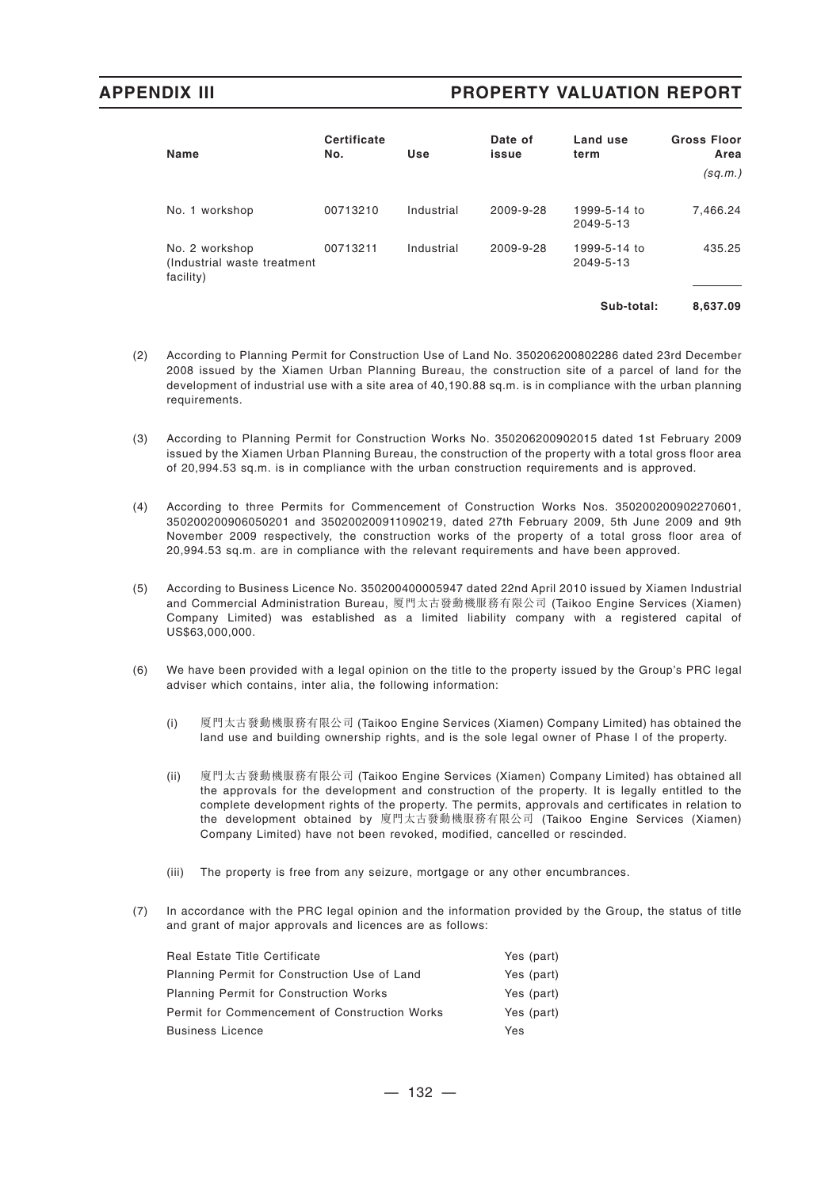| Name | Certificate No. | Use | Date of issue | Land use term | Gross Floor Area (sq.m.) |
|---|---|---|---|---|---|
| No. 1 workshop | 00713210 | Industrial | 2009-9-28 | 1999-5-14 to 2049-5-13 | 7,466.24 |
| No. 2 workshop (Industrial waste treatment facility) | 00713211 | Industrial | 2009-9-28 | 1999-5-14 to 2049-5-13 | 435.25 |
| | | | | **Sub-total:** | **8,637.09** |

(2) According to Planning Permit for Construction Use of Land No. 350206200802286 dated 23rd December 2008 issued by the Xiamen Urban Planning Bureau, the construction site of a parcel of land for the development of industrial use with a site area of 40,190.88 sq.m. is in compliance with the urban planning requirements.

(3) According to Planning Permit for Construction Works No. 350206200902015 dated 1st February 2009 issued by the Xiamen Urban Planning Bureau, the construction of the property with a total gross floor area of 20,994.53 sq.m. is in compliance with the urban construction requirements and is approved.

(4) According to three Permits for Commencement of Construction Works Nos. 350200200902270601, 350200200906050201 and 350200200911090219, dated 27th February 2009, 5th June 2009 and 9th November 2009 respectively, the construction works of the property of a total gross floor area of 20,994.53 sq.m. are in compliance with the relevant requirements and have been approved.

(5) According to Business Licence No. 350200400005947 dated 22nd April 2010 issued by Xiamen Industrial and Commercial Administration Bureau, 厦門太古發動機服務有限公司 (Taikoo Engine Services (Xiamen) Company Limited) was established as a limited liability company with a registered capital of US$63,000,000.

(6) We have been provided with a legal opinion on the title to the property issued by the Group's PRC legal adviser which contains, inter alia, the following information:

(i) 厦門太古發動機服務有限公司 (Taikoo Engine Services (Xiamen) Company Limited) has obtained the land use and building ownership rights, and is the sole legal owner of Phase I of the property.

(ii) 廈門太古發動機服務有限公司 (Taikoo Engine Services (Xiamen) Company Limited) has obtained all the approvals for the development and construction of the property. It is legally entitled to the complete development rights of the property. The permits, approvals and certificates in relation to the development obtained by 廈門太古發動機服務有限公司 (Taikoo Engine Services (Xiamen) Company Limited) have not been revoked, modified, cancelled or rescinded.

(iii) The property is free from any seizure, mortgage or any other encumbrances.

(7) In accordance with the PRC legal opinion and the information provided by the Group, the status of title and grant of major approvals and licences are as follows:

| | |
|---|---|
| Real Estate Title Certificate | Yes (part) |
| Planning Permit for Construction Use of Land | Yes (part) |
| Planning Permit for Construction Works | Yes (part) |
| Permit for Commencement of Construction Works | Yes (part) |
| Business Licence | Yes |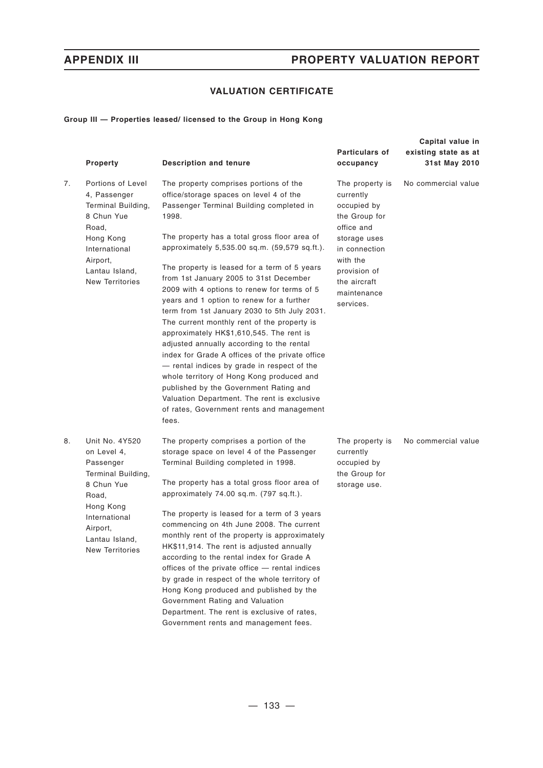## VALUATION CERTIFICATE

**Group III — Properties leased/ licensed to the Group in Hong Kong**

| | Property | Description and tenure | Particulars of occupancy | Capital value in existing state as at 31st May 2010 |
|---|---|---|---|---|
| 7. | Portions of Level 4, Passenger Terminal Building, 8 Chun Yue Road, Hong Kong International Airport, Lantau Island, New Territories | The property comprises portions of the office/storage spaces on level 4 of the Passenger Terminal Building completed in 1998.<br><br>The property has a total gross floor area of approximately 5,535.00 sq.m. (59,579 sq.ft.).<br><br>The property is leased for a term of 5 years from 1st January 2005 to 31st December 2009 with 4 options to renew for terms of 5 years and 1 option to renew for a further term from 1st January 2030 to 5th July 2031. The current monthly rent of the property is approximately HK$1,610,545. The rent is adjusted annually according to the rental index for Grade A offices of the private office — rental indices by grade in respect of the whole territory of Hong Kong produced and published by the Government Rating and Valuation Department. The rent is exclusive of rates, Government rents and management fees. | The property is currently occupied by the Group for office and storage uses in connection with the provision of the aircraft maintenance services. | No commercial value |
| 8. | Unit No. 4Y520 on Level 4, Passenger Terminal Building, 8 Chun Yue Road, Hong Kong International Airport, Lantau Island, New Territories | The property comprises a portion of the storage space on level 4 of the Passenger Terminal Building completed in 1998.<br><br>The property has a total gross floor area of approximately 74.00 sq.m. (797 sq.ft.).<br><br>The property is leased for a term of 3 years commencing on 4th June 2008. The current monthly rent of the property is approximately HK$11,914. The rent is adjusted annually according to the rental index for Grade A offices of the private office — rental indices by grade in respect of the whole territory of Hong Kong produced and published by the Government Rating and Valuation Department. The rent is exclusive of rates, Government rents and management fees. | The property is currently occupied by the Group for storage use. | No commercial value |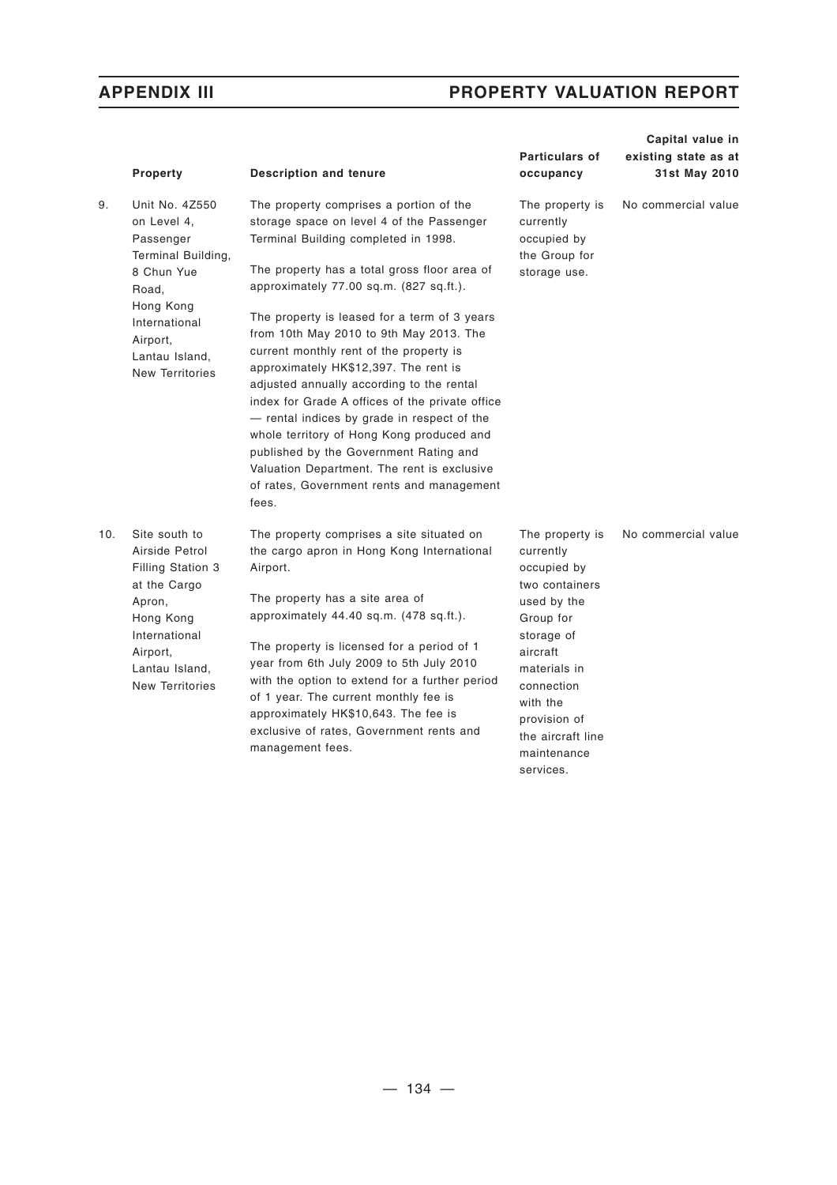| | Property | Description and tenure | Particulars of occupancy | Capital value in existing state as at 31st May 2010 |
|---|---|---|---|---|
| 9. | Unit No. 4Z550 on Level 4, Passenger Terminal Building, 8 Chun Yue Road, Hong Kong International Airport, Lantau Island, New Territories | The property comprises a portion of the storage space on level 4 of the Passenger Terminal Building completed in 1998.<br><br>The property has a total gross floor area of approximately 77.00 sq.m. (827 sq.ft.).<br><br>The property is leased for a term of 3 years from 10th May 2010 to 9th May 2013. The current monthly rent of the property is approximately HK$12,397. The rent is adjusted annually according to the rental index for Grade A offices of the private office — rental indices by grade in respect of the whole territory of Hong Kong produced and published by the Government Rating and Valuation Department. The rent is exclusive of rates, Government rents and management fees. | The property is currently occupied by the Group for storage use. | No commercial value |
| 10. | Site south to Airside Petrol Filling Station 3 at the Cargo Apron, Hong Kong International Airport, Lantau Island, New Territories | The property comprises a site situated on the cargo apron in Hong Kong International Airport.<br><br>The property has a site area of approximately 44.40 sq.m. (478 sq.ft.).<br><br>The property is licensed for a period of 1 year from 6th July 2009 to 5th July 2010 with the option to extend for a further period of 1 year. The current monthly fee is approximately HK$10,643. The fee is exclusive of rates, Government rents and management fees. | The property is currently occupied by two containers used by the Group for storage of aircraft materials in connection with the provision of the aircraft line maintenance services. | No commercial value |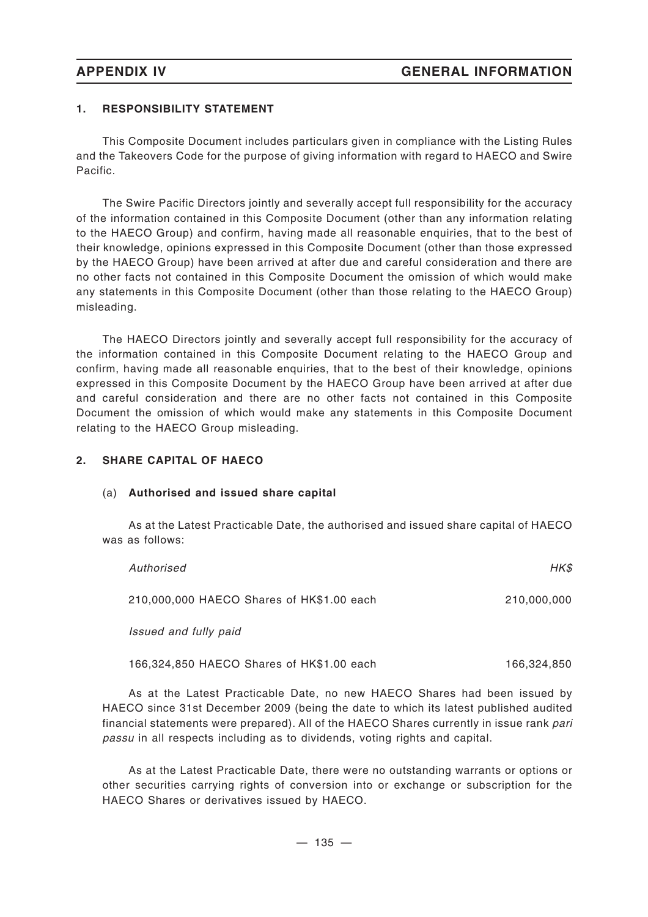## APPENDIX IV GENERAL INFORMATION

### 1. RESPONSIBILITY STATEMENT

This Composite Document includes particulars given in compliance with the Listing Rules and the Takeovers Code for the purpose of giving information with regard to HAECO and Swire Pacific.

The Swire Pacific Directors jointly and severally accept full responsibility for the accuracy of the information contained in this Composite Document (other than any information relating to the HAECO Group) and confirm, having made all reasonable enquiries, that to the best of their knowledge, opinions expressed in this Composite Document (other than those expressed by the HAECO Group) have been arrived at after due and careful consideration and there are no other facts not contained in this Composite Document the omission of which would make any statements in this Composite Document (other than those relating to the HAECO Group) misleading.

The HAECO Directors jointly and severally accept full responsibility for the accuracy of the information contained in this Composite Document relating to the HAECO Group and confirm, having made all reasonable enquiries, that to the best of their knowledge, opinions expressed in this Composite Document by the HAECO Group have been arrived at after due and careful consideration and there are no other facts not contained in this Composite Document the omission of which would make any statements in this Composite Document relating to the HAECO Group misleading.

### 2. SHARE CAPITAL OF HAECO

(a) **Authorised and issued share capital**

As at the Latest Practicable Date, the authorised and issued share capital of HAECO was as follows:

| *Authorised* | *HK$* |
|---|---|
| 210,000,000 HAECO Shares of HK$1.00 each | 210,000,000 |
| *Issued and fully paid* | |
| 166,324,850 HAECO Shares of HK$1.00 each | 166,324,850 |

As at the Latest Practicable Date, no new HAECO Shares had been issued by HAECO since 31st December 2009 (being the date to which its latest published audited financial statements were prepared). All of the HAECO Shares currently in issue rank *pari passu* in all respects including as to dividends, voting rights and capital.

As at the Latest Practicable Date, there were no outstanding warrants or options or other securities carrying rights of conversion into or exchange or subscription for the HAECO Shares or derivatives issued by HAECO.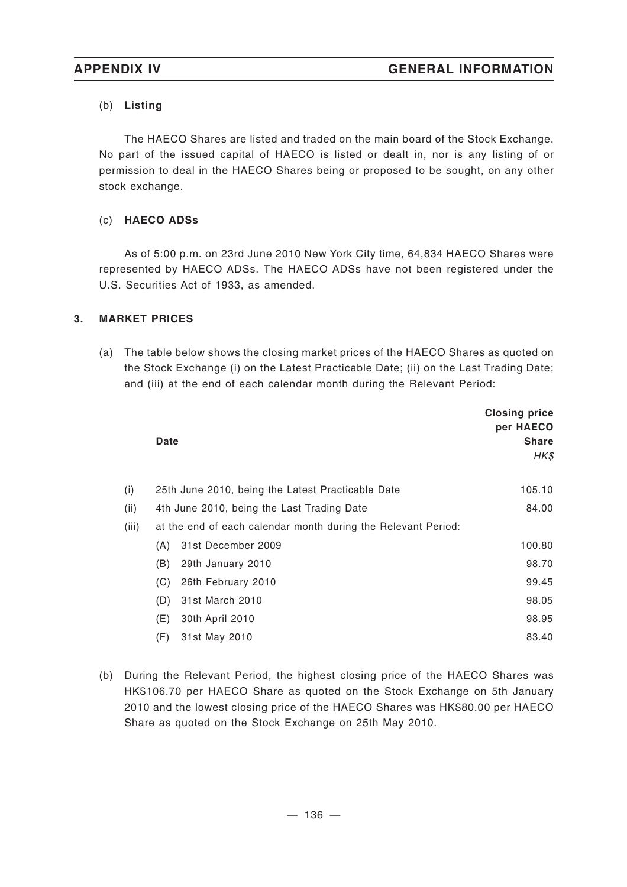(b) **Listing**

The HAECO Shares are listed and traded on the main board of the Stock Exchange. No part of the issued capital of HAECO is listed or dealt in, nor is any listing of or permission to deal in the HAECO Shares being or proposed to be sought, on any other stock exchange.

(c) **HAECO ADSs**

As of 5:00 p.m. on 23rd June 2010 New York City time, 64,834 HAECO Shares were represented by HAECO ADSs. The HAECO ADSs have not been registered under the U.S. Securities Act of 1933, as amended.

## 3. MARKET PRICES

(a) The table below shows the closing market prices of the HAECO Shares as quoted on the Stock Exchange (i) on the Latest Practicable Date; (ii) on the Last Trading Date; and (iii) at the end of each calendar month during the Relevant Period:

| | Date | Closing price per HAECO Share *HK$* |
|---|---|---|
| (i) | 25th June 2010, being the Latest Practicable Date | 105.10 |
| (ii) | 4th June 2010, being the Last Trading Date | 84.00 |
| (iii) | at the end of each calendar month during the Relevant Period: | |
| | (A) 31st December 2009 | 100.80 |
| | (B) 29th January 2010 | 98.70 |
| | (C) 26th February 2010 | 99.45 |
| | (D) 31st March 2010 | 98.05 |
| | (E) 30th April 2010 | 98.95 |
| | (F) 31st May 2010 | 83.40 |

(b) During the Relevant Period, the highest closing price of the HAECO Shares was HK$106.70 per HAECO Share as quoted on the Stock Exchange on 5th January 2010 and the lowest closing price of the HAECO Shares was HK$80.00 per HAECO Share as quoted on the Stock Exchange on 25th May 2010.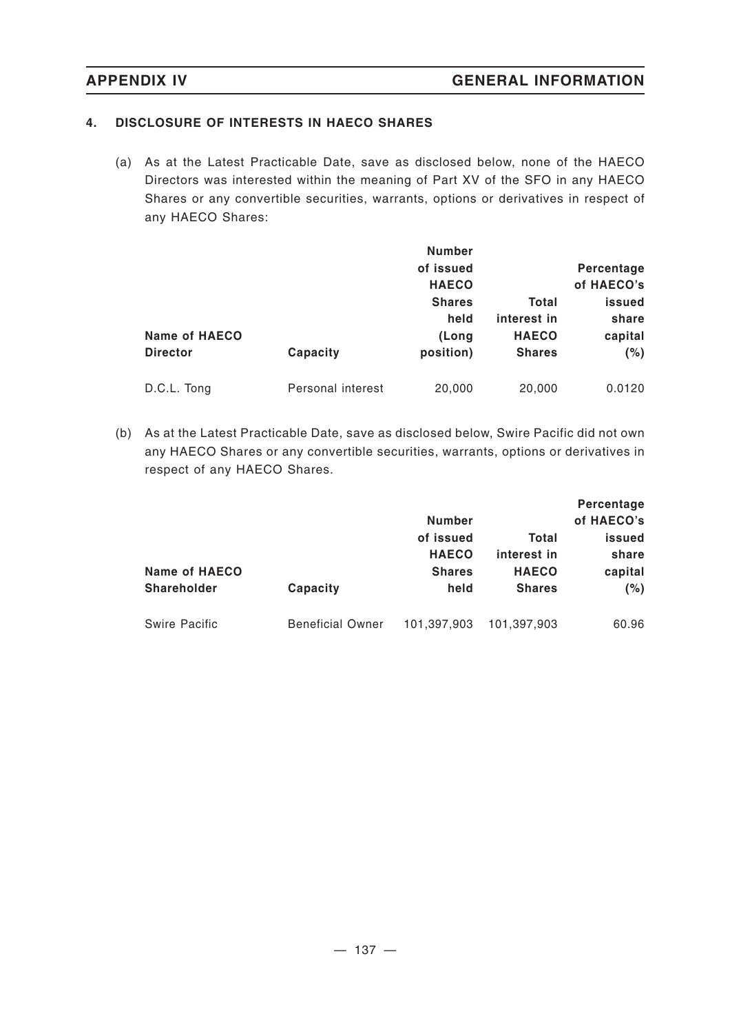**4. DISCLOSURE OF INTERESTS IN HAECO SHARES**

(a) As at the Latest Practicable Date, save as disclosed below, none of the HAECO Directors was interested within the meaning of Part XV of the SFO in any HAECO Shares or any convertible securities, warrants, options or derivatives in respect of any HAECO Shares:

| Name of HAECO Director | Capacity | Number of issued HAECO Shares held (Long position) | Total interest in HAECO Shares | Percentage of HAECO's issued share capital (%) |
|---|---|---|---|---|
| D.C.L. Tong | Personal interest | 20,000 | 20,000 | 0.0120 |

(b) As at the Latest Practicable Date, save as disclosed below, Swire Pacific did not own any HAECO Shares or any convertible securities, warrants, options or derivatives in respect of any HAECO Shares.

| Name of HAECO Shareholder | Capacity | Number of issued HAECO Shares held | Total interest in HAECO Shares | Percentage of HAECO's issued share capital (%) |
|---|---|---|---|---|
| Swire Pacific | Beneficial Owner | 101,397,903 | 101,397,903 | 60.96 |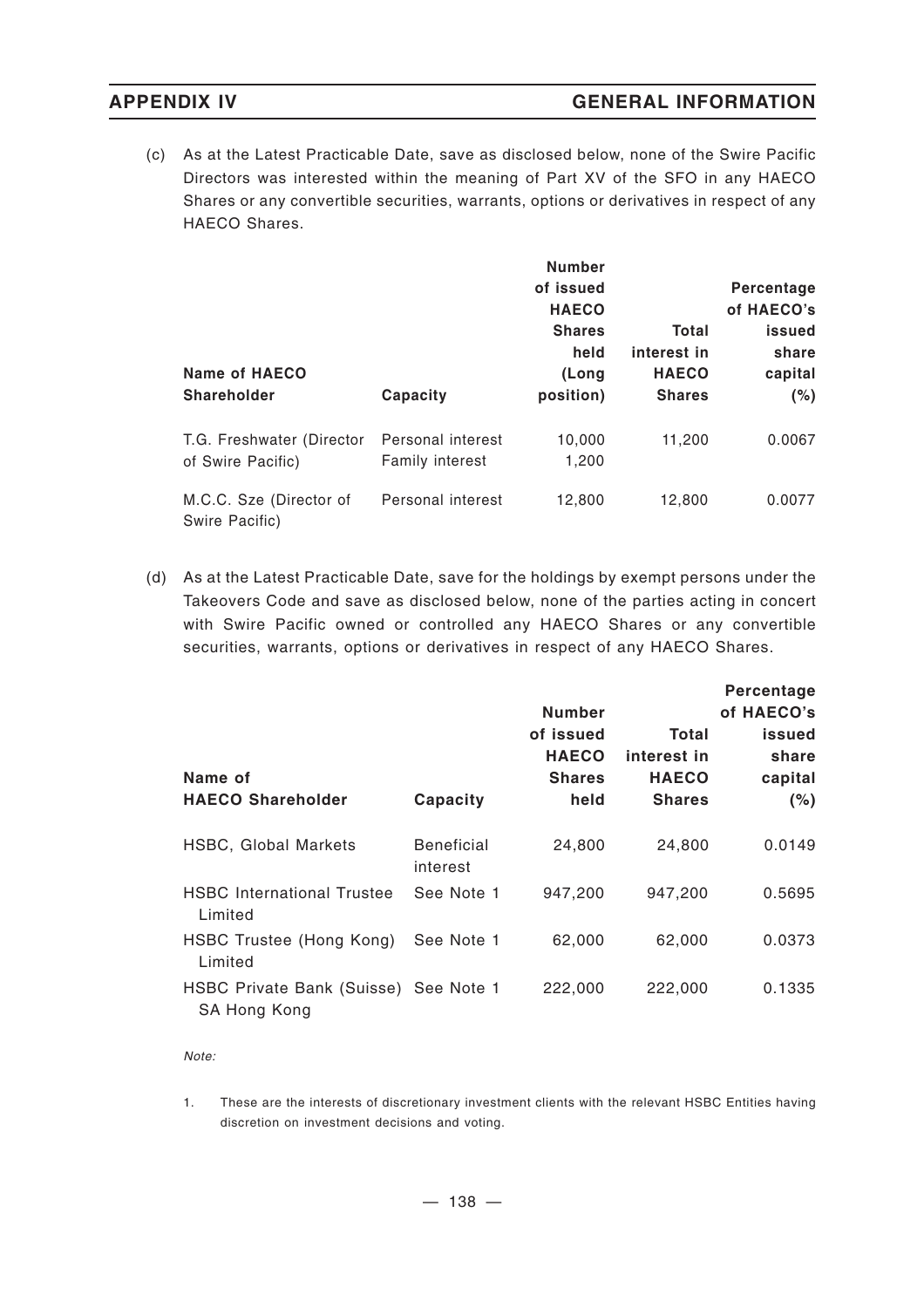(c) As at the Latest Practicable Date, save as disclosed below, none of the Swire Pacific Directors was interested within the meaning of Part XV of the SFO in any HAECO Shares or any convertible securities, warrants, options or derivatives in respect of any HAECO Shares.

| Name of HAECO Shareholder | Capacity | Number of issued HAECO Shares held (Long position) | Total interest in HAECO Shares | Percentage of HAECO's issued share capital (%) |
|---|---|---|---|---|
| T.G. Freshwater (Director of Swire Pacific) | Personal interest<br>Family interest | 10,000<br>1,200 | 11,200 | 0.0067 |
| M.C.C. Sze (Director of Swire Pacific) | Personal interest | 12,800 | 12,800 | 0.0077 |

(d) As at the Latest Practicable Date, save for the holdings by exempt persons under the Takeovers Code and save as disclosed below, none of the parties acting in concert with Swire Pacific owned or controlled any HAECO Shares or any convertible securities, warrants, options or derivatives in respect of any HAECO Shares.

| Name of HAECO Shareholder | Capacity | Number of issued HAECO Shares held | Total interest in HAECO Shares | Percentage of HAECO's issued share capital (%) |
|---|---|---|---|---|
| HSBC, Global Markets | Beneficial interest | 24,800 | 24,800 | 0.0149 |
| HSBC International Trustee Limited | See Note 1 | 947,200 | 947,200 | 0.5695 |
| HSBC Trustee (Hong Kong) Limited | See Note 1 | 62,000 | 62,000 | 0.0373 |
| HSBC Private Bank (Suisse) SA Hong Kong | See Note 1 | 222,000 | 222,000 | 0.1335 |

*Note:*

1. These are the interests of discretionary investment clients with the relevant HSBC Entities having discretion on investment decisions and voting.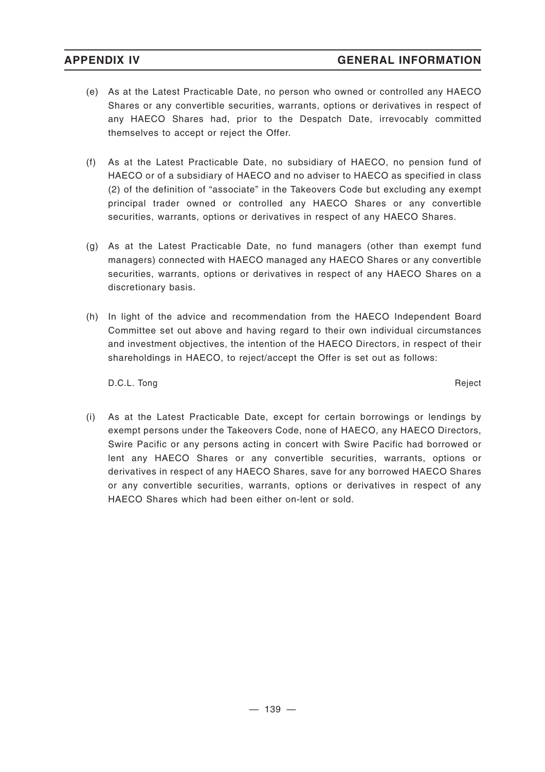(e) As at the Latest Practicable Date, no person who owned or controlled any HAECO Shares or any convertible securities, warrants, options or derivatives in respect of any HAECO Shares had, prior to the Despatch Date, irrevocably committed themselves to accept or reject the Offer.

(f) As at the Latest Practicable Date, no subsidiary of HAECO, no pension fund of HAECO or of a subsidiary of HAECO and no adviser to HAECO as specified in class (2) of the definition of "associate" in the Takeovers Code but excluding any exempt principal trader owned or controlled any HAECO Shares or any convertible securities, warrants, options or derivatives in respect of any HAECO Shares.

(g) As at the Latest Practicable Date, no fund managers (other than exempt fund managers) connected with HAECO managed any HAECO Shares or any convertible securities, warrants, options or derivatives in respect of any HAECO Shares on a discretionary basis.

(h) In light of the advice and recommendation from the HAECO Independent Board Committee set out above and having regard to their own individual circumstances and investment objectives, the intention of the HAECO Directors, in respect of their shareholdings in HAECO, to reject/accept the Offer is set out as follows:

| | |
|---|---|
| D.C.L. Tong | Reject |

(i) As at the Latest Practicable Date, except for certain borrowings or lendings by exempt persons under the Takeovers Code, none of HAECO, any HAECO Directors, Swire Pacific or any persons acting in concert with Swire Pacific had borrowed or lent any HAECO Shares or any convertible securities, warrants, options or derivatives in respect of any HAECO Shares, save for any borrowed HAECO Shares or any convertible securities, warrants, options or derivatives in respect of any HAECO Shares which had been either on-lent or sold.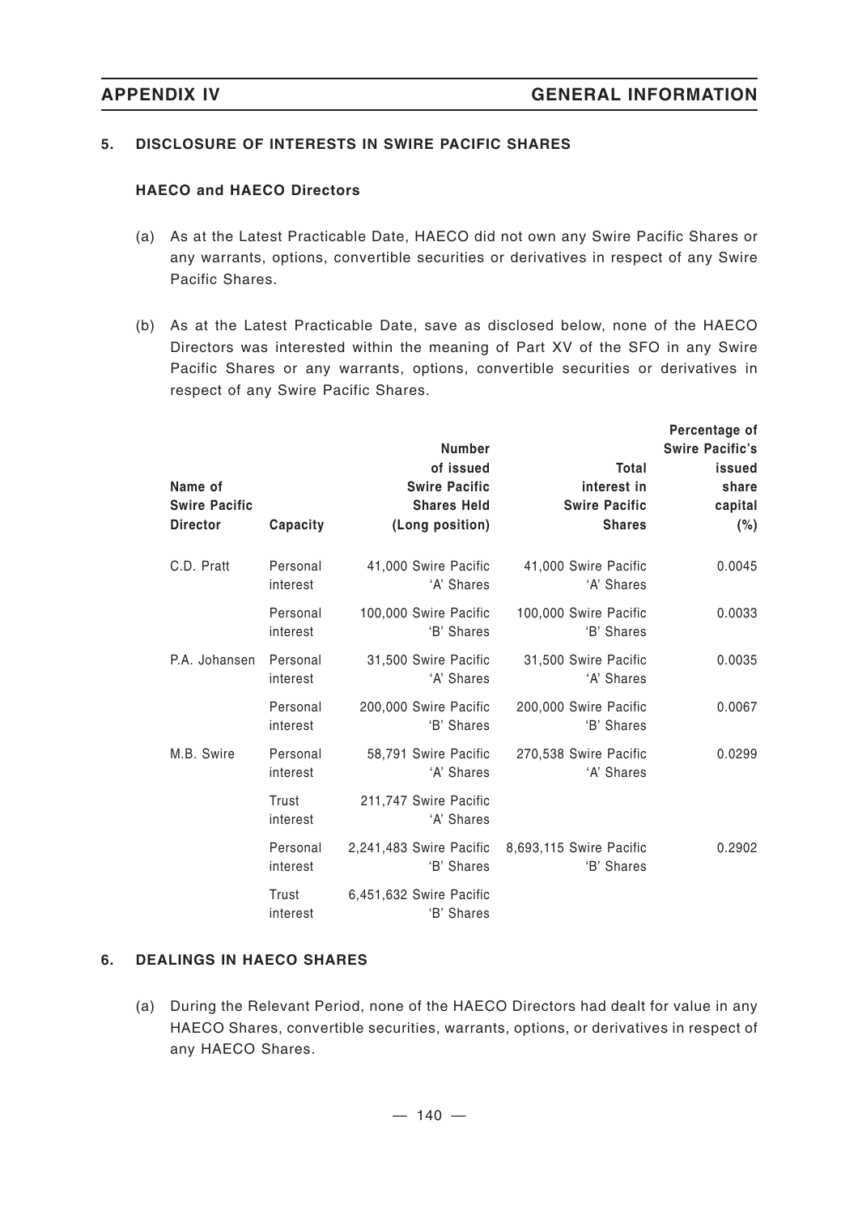## 5. DISCLOSURE OF INTERESTS IN SWIRE PACIFIC SHARES

### HAECO and HAECO Directors

(a) As at the Latest Practicable Date, HAECO did not own any Swire Pacific Shares or any warrants, options, convertible securities or derivatives in respect of any Swire Pacific Shares.

(b) As at the Latest Practicable Date, save as disclosed below, none of the HAECO Directors was interested within the meaning of Part XV of the SFO in any Swire Pacific Shares or any warrants, options, convertible securities or derivatives in respect of any Swire Pacific Shares.

| Name of Swire Pacific Director | Capacity | Number of issued Swire Pacific Shares Held (Long position) | Total interest in Swire Pacific Shares | Percentage of Swire Pacific's issued share capital (%) |
|---|---|---|---|---|
| C.D. Pratt | Personal interest | 41,000 Swire Pacific 'A' Shares | 41,000 Swire Pacific 'A' Shares | 0.0045 |
| | Personal interest | 100,000 Swire Pacific 'B' Shares | 100,000 Swire Pacific 'B' Shares | 0.0033 |
| P.A. Johansen | Personal interest | 31,500 Swire Pacific 'A' Shares | 31,500 Swire Pacific 'A' Shares | 0.0035 |
| | Personal interest | 200,000 Swire Pacific 'B' Shares | 200,000 Swire Pacific 'B' Shares | 0.0067 |
| M.B. Swire | Personal interest | 58,791 Swire Pacific 'A' Shares | 270,538 Swire Pacific 'A' Shares | 0.0299 |
| | Trust interest | 211,747 Swire Pacific 'A' Shares | | |
| | Personal interest | 2,241,483 Swire Pacific 'B' Shares | 8,693,115 Swire Pacific 'B' Shares | 0.2902 |
| | Trust interest | 6,451,632 Swire Pacific 'B' Shares | | |

## 6. DEALINGS IN HAECO SHARES

(a) During the Relevant Period, none of the HAECO Directors had dealt for value in any HAECO Shares, convertible securities, warrants, options, or derivatives in respect of any HAECO Shares.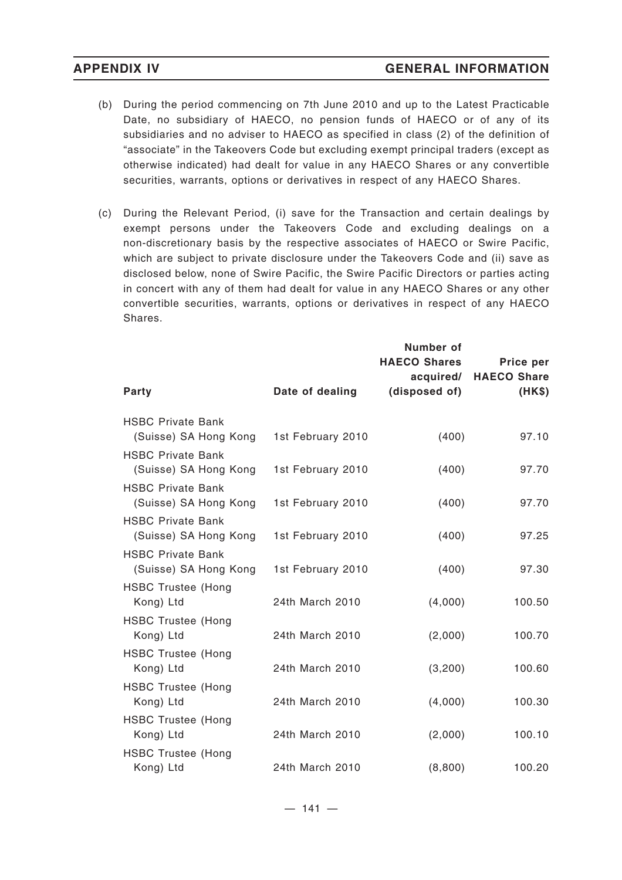(b) During the period commencing on 7th June 2010 and up to the Latest Practicable Date, no subsidiary of HAECO, no pension funds of HAECO or of any of its subsidiaries and no adviser to HAECO as specified in class (2) of the definition of "associate" in the Takeovers Code but excluding exempt principal traders (except as otherwise indicated) had dealt for value in any HAECO Shares or any convertible securities, warrants, options or derivatives in respect of any HAECO Shares.

(c) During the Relevant Period, (i) save for the Transaction and certain dealings by exempt persons under the Takeovers Code and excluding dealings on a non-discretionary basis by the respective associates of HAECO or Swire Pacific, which are subject to private disclosure under the Takeovers Code and (ii) save as disclosed below, none of Swire Pacific, the Swire Pacific Directors or parties acting in concert with any of them had dealt for value in any HAECO Shares or any other convertible securities, warrants, options or derivatives in respect of any HAECO Shares.

| Party | Date of dealing | Number of HAECO Shares acquired/ (disposed of) | Price per HAECO Share (HK$) |
|---|---|---|---|
| HSBC Private Bank (Suisse) SA Hong Kong | 1st February 2010 | (400) | 97.10 |
| HSBC Private Bank (Suisse) SA Hong Kong | 1st February 2010 | (400) | 97.70 |
| HSBC Private Bank (Suisse) SA Hong Kong | 1st February 2010 | (400) | 97.70 |
| HSBC Private Bank (Suisse) SA Hong Kong | 1st February 2010 | (400) | 97.25 |
| HSBC Private Bank (Suisse) SA Hong Kong | 1st February 2010 | (400) | 97.30 |
| HSBC Trustee (Hong Kong) Ltd | 24th March 2010 | (4,000) | 100.50 |
| HSBC Trustee (Hong Kong) Ltd | 24th March 2010 | (2,000) | 100.70 |
| HSBC Trustee (Hong Kong) Ltd | 24th March 2010 | (3,200) | 100.60 |
| HSBC Trustee (Hong Kong) Ltd | 24th March 2010 | (4,000) | 100.30 |
| HSBC Trustee (Hong Kong) Ltd | 24th March 2010 | (2,000) | 100.10 |
| HSBC Trustee (Hong Kong) Ltd | 24th March 2010 | (8,800) | 100.20 |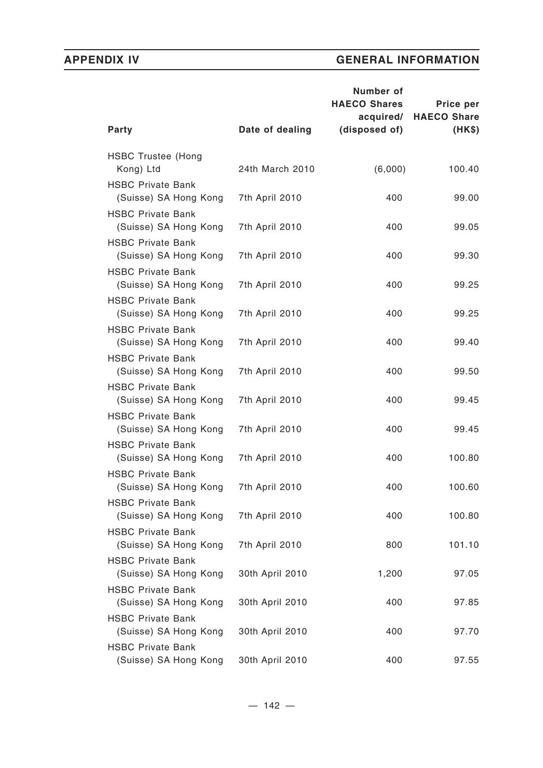| Party | Date of dealing | Number of HAECO Shares acquired/ (disposed of) | Price per HAECO Share (HK$) |
|---|---|---|---|
| HSBC Trustee (Hong Kong) Ltd | 24th March 2010 | (6,000) | 100.40 |
| HSBC Private Bank (Suisse) SA Hong Kong | 7th April 2010 | 400 | 99.00 |
| HSBC Private Bank (Suisse) SA Hong Kong | 7th April 2010 | 400 | 99.05 |
| HSBC Private Bank (Suisse) SA Hong Kong | 7th April 2010 | 400 | 99.30 |
| HSBC Private Bank (Suisse) SA Hong Kong | 7th April 2010 | 400 | 99.25 |
| HSBC Private Bank (Suisse) SA Hong Kong | 7th April 2010 | 400 | 99.25 |
| HSBC Private Bank (Suisse) SA Hong Kong | 7th April 2010 | 400 | 99.40 |
| HSBC Private Bank (Suisse) SA Hong Kong | 7th April 2010 | 400 | 99.50 |
| HSBC Private Bank (Suisse) SA Hong Kong | 7th April 2010 | 400 | 99.45 |
| HSBC Private Bank (Suisse) SA Hong Kong | 7th April 2010 | 400 | 99.45 |
| HSBC Private Bank (Suisse) SA Hong Kong | 7th April 2010 | 400 | 100.80 |
| HSBC Private Bank (Suisse) SA Hong Kong | 7th April 2010 | 400 | 100.60 |
| HSBC Private Bank (Suisse) SA Hong Kong | 7th April 2010 | 400 | 100.80 |
| HSBC Private Bank (Suisse) SA Hong Kong | 7th April 2010 | 800 | 101.10 |
| HSBC Private Bank (Suisse) SA Hong Kong | 30th April 2010 | 1,200 | 97.05 |
| HSBC Private Bank (Suisse) SA Hong Kong | 30th April 2010 | 400 | 97.85 |
| HSBC Private Bank (Suisse) SA Hong Kong | 30th April 2010 | 400 | 97.70 |
| HSBC Private Bank (Suisse) SA Hong Kong | 30th April 2010 | 400 | 97.55 |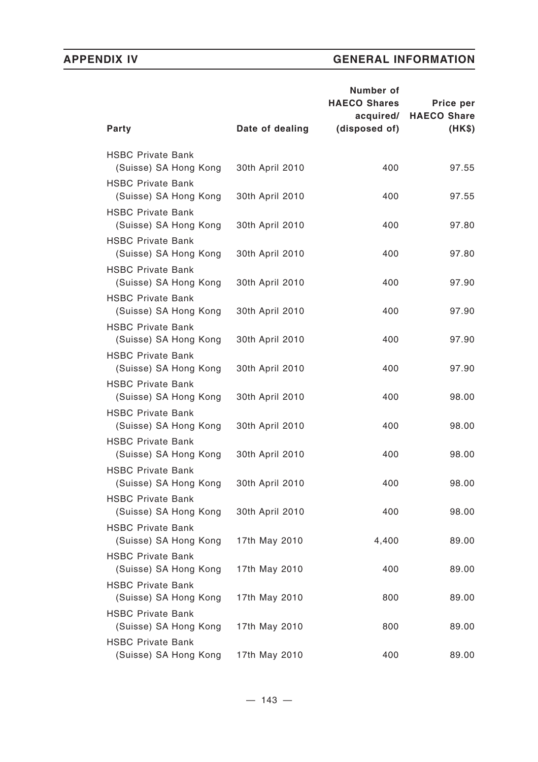| Party | Date of dealing | Number of HAECO Shares acquired/ (disposed of) | Price per HAECO Share (HK$) |
| --- | --- | --- | --- |
| HSBC Private Bank (Suisse) SA Hong Kong | 30th April 2010 | 400 | 97.55 |
| HSBC Private Bank (Suisse) SA Hong Kong | 30th April 2010 | 400 | 97.55 |
| HSBC Private Bank (Suisse) SA Hong Kong | 30th April 2010 | 400 | 97.80 |
| HSBC Private Bank (Suisse) SA Hong Kong | 30th April 2010 | 400 | 97.80 |
| HSBC Private Bank (Suisse) SA Hong Kong | 30th April 2010 | 400 | 97.90 |
| HSBC Private Bank (Suisse) SA Hong Kong | 30th April 2010 | 400 | 97.90 |
| HSBC Private Bank (Suisse) SA Hong Kong | 30th April 2010 | 400 | 97.90 |
| HSBC Private Bank (Suisse) SA Hong Kong | 30th April 2010 | 400 | 97.90 |
| HSBC Private Bank (Suisse) SA Hong Kong | 30th April 2010 | 400 | 98.00 |
| HSBC Private Bank (Suisse) SA Hong Kong | 30th April 2010 | 400 | 98.00 |
| HSBC Private Bank (Suisse) SA Hong Kong | 30th April 2010 | 400 | 98.00 |
| HSBC Private Bank (Suisse) SA Hong Kong | 30th April 2010 | 400 | 98.00 |
| HSBC Private Bank (Suisse) SA Hong Kong | 30th April 2010 | 400 | 98.00 |
| HSBC Private Bank (Suisse) SA Hong Kong | 17th May 2010 | 4,400 | 89.00 |
| HSBC Private Bank (Suisse) SA Hong Kong | 17th May 2010 | 400 | 89.00 |
| HSBC Private Bank (Suisse) SA Hong Kong | 17th May 2010 | 800 | 89.00 |
| HSBC Private Bank (Suisse) SA Hong Kong | 17th May 2010 | 800 | 89.00 |
| HSBC Private Bank (Suisse) SA Hong Kong | 17th May 2010 | 400 | 89.00 |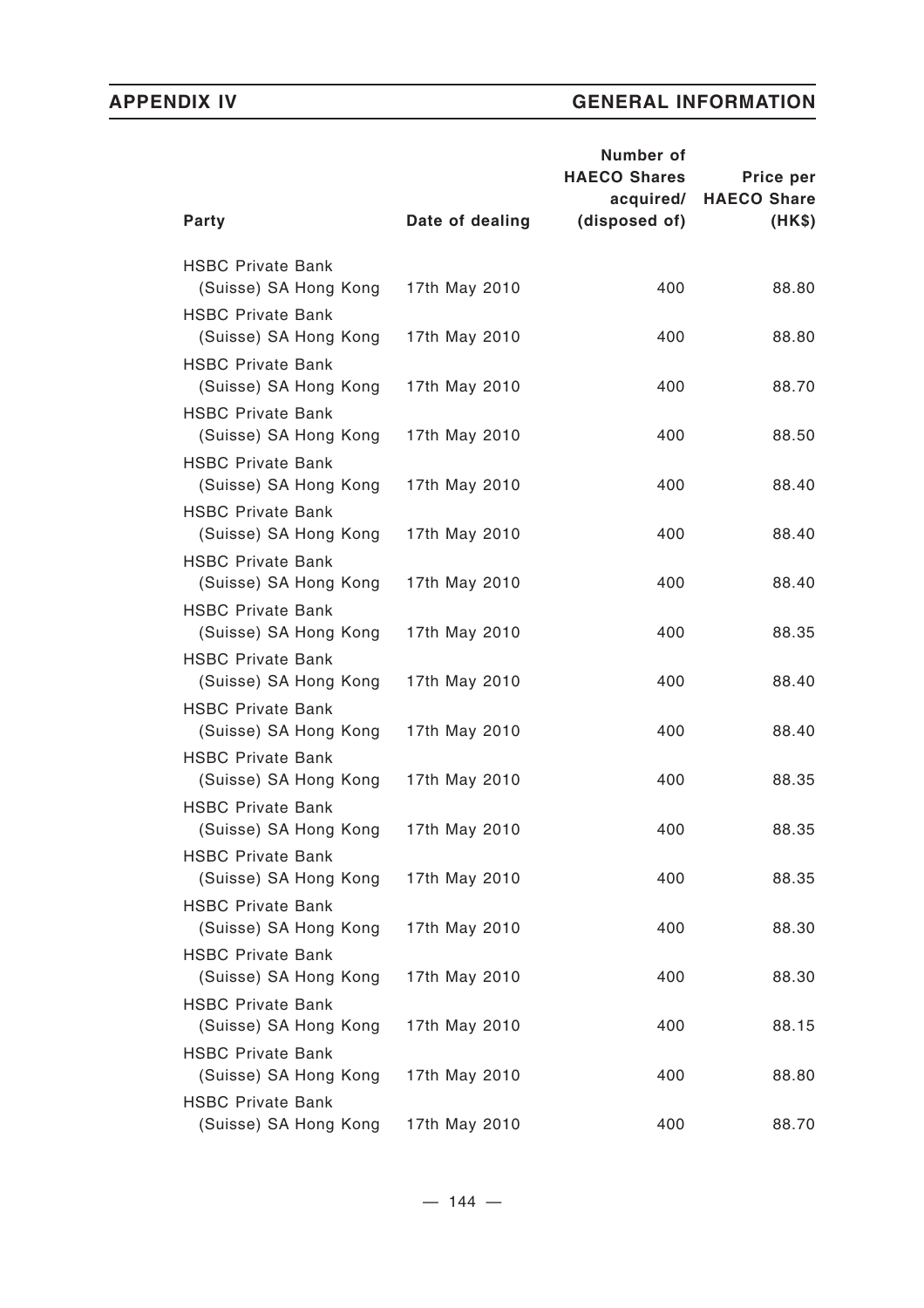| Party | Date of dealing | Number of HAECO Shares acquired/ (disposed of) | Price per HAECO Share (HK$) |
|---|---|---|---|
| HSBC Private Bank (Suisse) SA Hong Kong | 17th May 2010 | 400 | 88.80 |
| HSBC Private Bank (Suisse) SA Hong Kong | 17th May 2010 | 400 | 88.80 |
| HSBC Private Bank (Suisse) SA Hong Kong | 17th May 2010 | 400 | 88.70 |
| HSBC Private Bank (Suisse) SA Hong Kong | 17th May 2010 | 400 | 88.50 |
| HSBC Private Bank (Suisse) SA Hong Kong | 17th May 2010 | 400 | 88.40 |
| HSBC Private Bank (Suisse) SA Hong Kong | 17th May 2010 | 400 | 88.40 |
| HSBC Private Bank (Suisse) SA Hong Kong | 17th May 2010 | 400 | 88.40 |
| HSBC Private Bank (Suisse) SA Hong Kong | 17th May 2010 | 400 | 88.35 |
| HSBC Private Bank (Suisse) SA Hong Kong | 17th May 2010 | 400 | 88.40 |
| HSBC Private Bank (Suisse) SA Hong Kong | 17th May 2010 | 400 | 88.40 |
| HSBC Private Bank (Suisse) SA Hong Kong | 17th May 2010 | 400 | 88.35 |
| HSBC Private Bank (Suisse) SA Hong Kong | 17th May 2010 | 400 | 88.35 |
| HSBC Private Bank (Suisse) SA Hong Kong | 17th May 2010 | 400 | 88.35 |
| HSBC Private Bank (Suisse) SA Hong Kong | 17th May 2010 | 400 | 88.30 |
| HSBC Private Bank (Suisse) SA Hong Kong | 17th May 2010 | 400 | 88.30 |
| HSBC Private Bank (Suisse) SA Hong Kong | 17th May 2010 | 400 | 88.15 |
| HSBC Private Bank (Suisse) SA Hong Kong | 17th May 2010 | 400 | 88.80 |
| HSBC Private Bank (Suisse) SA Hong Kong | 17th May 2010 | 400 | 88.70 |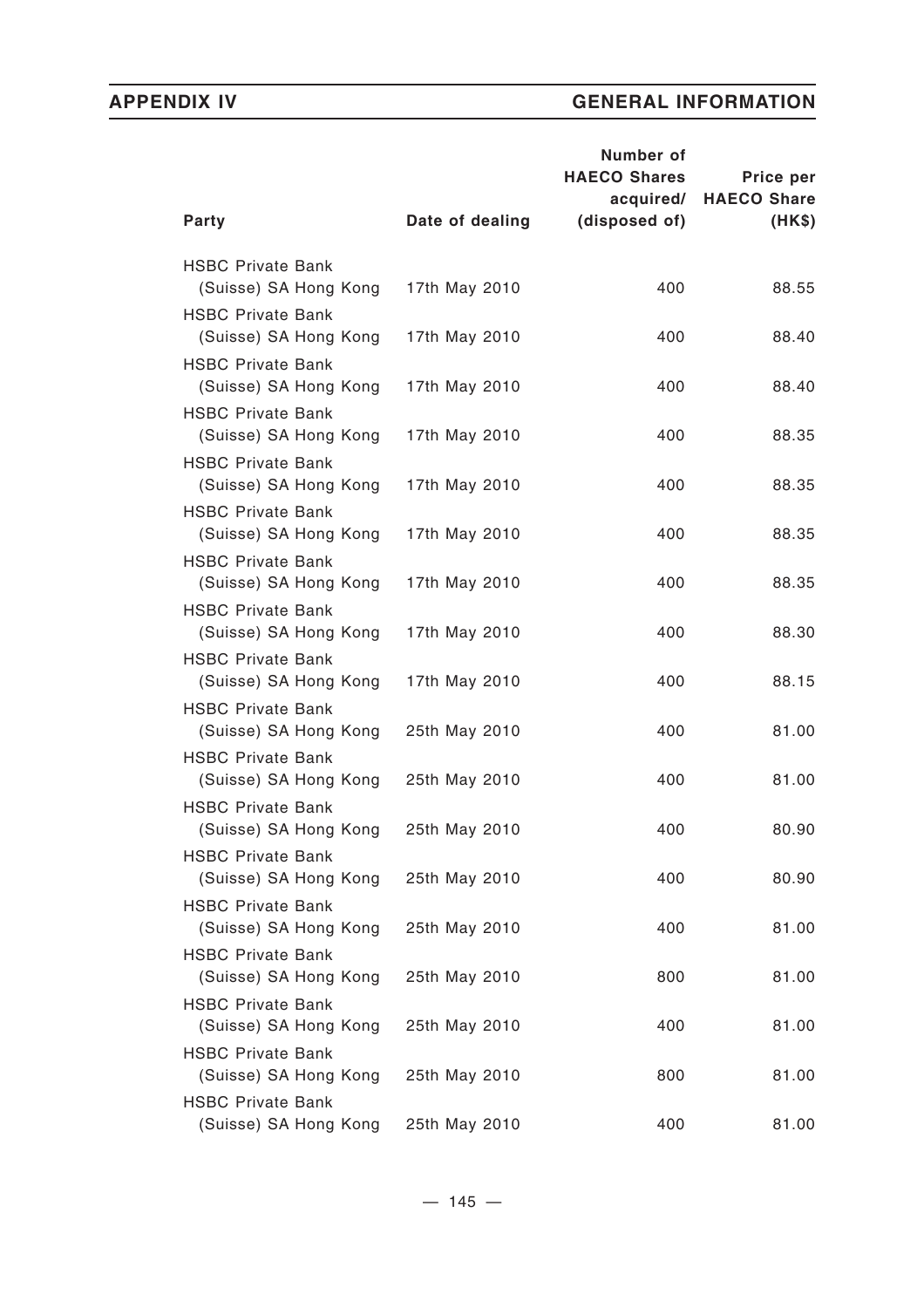| Party | Date of dealing | Number of HAECO Shares acquired/ (disposed of) | Price per HAECO Share (HK$) |
|---|---|---|---|
| HSBC Private Bank (Suisse) SA Hong Kong | 17th May 2010 | 400 | 88.55 |
| HSBC Private Bank (Suisse) SA Hong Kong | 17th May 2010 | 400 | 88.40 |
| HSBC Private Bank (Suisse) SA Hong Kong | 17th May 2010 | 400 | 88.40 |
| HSBC Private Bank (Suisse) SA Hong Kong | 17th May 2010 | 400 | 88.35 |
| HSBC Private Bank (Suisse) SA Hong Kong | 17th May 2010 | 400 | 88.35 |
| HSBC Private Bank (Suisse) SA Hong Kong | 17th May 2010 | 400 | 88.35 |
| HSBC Private Bank (Suisse) SA Hong Kong | 17th May 2010 | 400 | 88.35 |
| HSBC Private Bank (Suisse) SA Hong Kong | 17th May 2010 | 400 | 88.30 |
| HSBC Private Bank (Suisse) SA Hong Kong | 17th May 2010 | 400 | 88.15 |
| HSBC Private Bank (Suisse) SA Hong Kong | 25th May 2010 | 400 | 81.00 |
| HSBC Private Bank (Suisse) SA Hong Kong | 25th May 2010 | 400 | 81.00 |
| HSBC Private Bank (Suisse) SA Hong Kong | 25th May 2010 | 400 | 80.90 |
| HSBC Private Bank (Suisse) SA Hong Kong | 25th May 2010 | 400 | 80.90 |
| HSBC Private Bank (Suisse) SA Hong Kong | 25th May 2010 | 400 | 81.00 |
| HSBC Private Bank (Suisse) SA Hong Kong | 25th May 2010 | 800 | 81.00 |
| HSBC Private Bank (Suisse) SA Hong Kong | 25th May 2010 | 400 | 81.00 |
| HSBC Private Bank (Suisse) SA Hong Kong | 25th May 2010 | 800 | 81.00 |
| HSBC Private Bank (Suisse) SA Hong Kong | 25th May 2010 | 400 | 81.00 |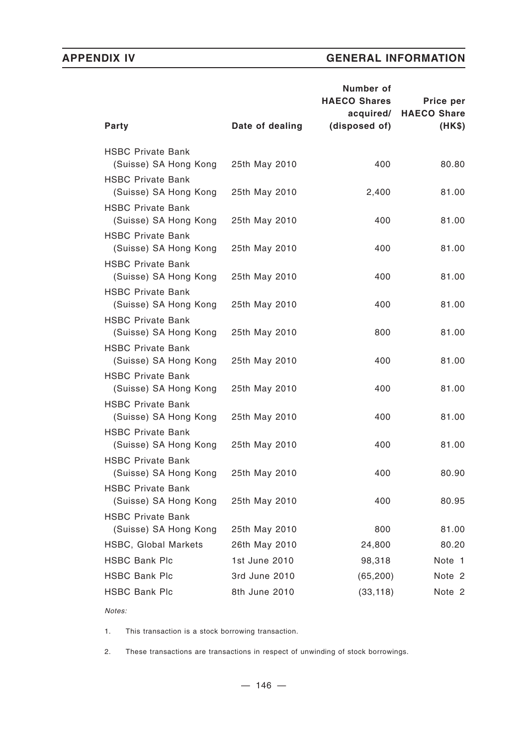| Party | Date of dealing | Number of HAECO Shares acquired/ (disposed of) | Price per HAECO Share (HK$) |
|---|---|---|---|
| HSBC Private Bank (Suisse) SA Hong Kong | 25th May 2010 | 400 | 80.80 |
| HSBC Private Bank (Suisse) SA Hong Kong | 25th May 2010 | 2,400 | 81.00 |
| HSBC Private Bank (Suisse) SA Hong Kong | 25th May 2010 | 400 | 81.00 |
| HSBC Private Bank (Suisse) SA Hong Kong | 25th May 2010 | 400 | 81.00 |
| HSBC Private Bank (Suisse) SA Hong Kong | 25th May 2010 | 400 | 81.00 |
| HSBC Private Bank (Suisse) SA Hong Kong | 25th May 2010 | 400 | 81.00 |
| HSBC Private Bank (Suisse) SA Hong Kong | 25th May 2010 | 800 | 81.00 |
| HSBC Private Bank (Suisse) SA Hong Kong | 25th May 2010 | 400 | 81.00 |
| HSBC Private Bank (Suisse) SA Hong Kong | 25th May 2010 | 400 | 81.00 |
| HSBC Private Bank (Suisse) SA Hong Kong | 25th May 2010 | 400 | 81.00 |
| HSBC Private Bank (Suisse) SA Hong Kong | 25th May 2010 | 400 | 81.00 |
| HSBC Private Bank (Suisse) SA Hong Kong | 25th May 2010 | 400 | 80.90 |
| HSBC Private Bank (Suisse) SA Hong Kong | 25th May 2010 | 400 | 80.95 |
| HSBC Private Bank (Suisse) SA Hong Kong | 25th May 2010 | 800 | 81.00 |
| HSBC, Global Markets | 26th May 2010 | 24,800 | 80.20 |
| HSBC Bank Plc | 1st June 2010 | 98,318 | Note 1 |
| HSBC Bank Plc | 3rd June 2010 | (65,200) | Note 2 |
| HSBC Bank Plc | 8th June 2010 | (33,118) | Note 2 |

*Notes:*

1. This transaction is a stock borrowing transaction.

2. These transactions are transactions in respect of unwinding of stock borrowings.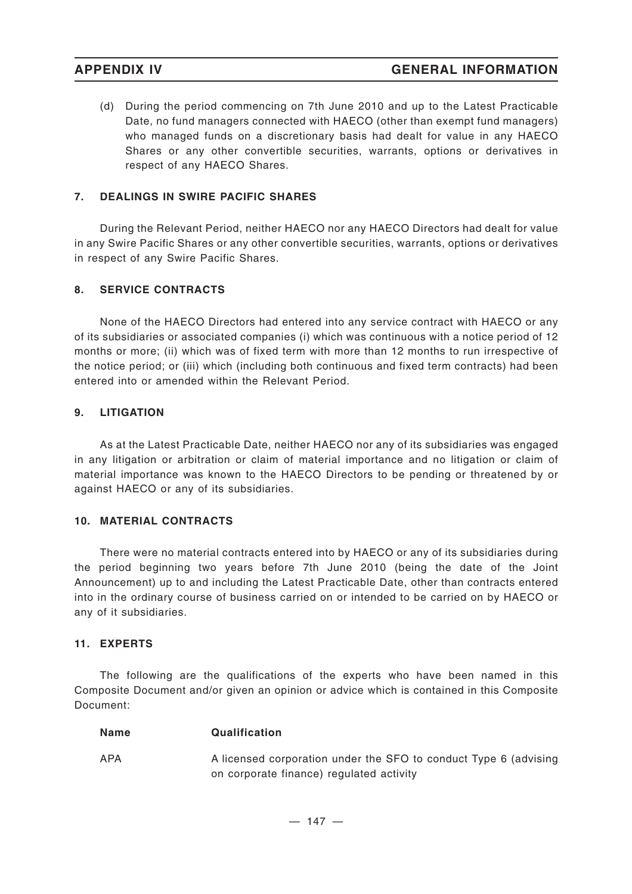(d) During the period commencing on 7th June 2010 and up to the Latest Practicable Date, no fund managers connected with HAECO (other than exempt fund managers) who managed funds on a discretionary basis had dealt for value in any HAECO Shares or any other convertible securities, warrants, options or derivatives in respect of any HAECO Shares.

## 7. DEALINGS IN SWIRE PACIFIC SHARES

During the Relevant Period, neither HAECO nor any HAECO Directors had dealt for value in any Swire Pacific Shares or any other convertible securities, warrants, options or derivatives in respect of any Swire Pacific Shares.

## 8. SERVICE CONTRACTS

None of the HAECO Directors had entered into any service contract with HAECO or any of its subsidiaries or associated companies (i) which was continuous with a notice period of 12 months or more; (ii) which was of fixed term with more than 12 months to run irrespective of the notice period; or (iii) which (including both continuous and fixed term contracts) had been entered into or amended within the Relevant Period.

## 9. LITIGATION

As at the Latest Practicable Date, neither HAECO nor any of its subsidiaries was engaged in any litigation or arbitration or claim of material importance and no litigation or claim of material importance was known to the HAECO Directors to be pending or threatened by or against HAECO or any of its subsidiaries.

## 10. MATERIAL CONTRACTS

There were no material contracts entered into by HAECO or any of its subsidiaries during the period beginning two years before 7th June 2010 (being the date of the Joint Announcement) up to and including the Latest Practicable Date, other than contracts entered into in the ordinary course of business carried on or intended to be carried on by HAECO or any of it subsidiaries.

## 11. EXPERTS

The following are the qualifications of the experts who have been named in this Composite Document and/or given an opinion or advice which is contained in this Composite Document:

| Name | Qualification |
|---|---|
| APA | A licensed corporation under the SFO to conduct Type 6 (advising on corporate finance) regulated activity |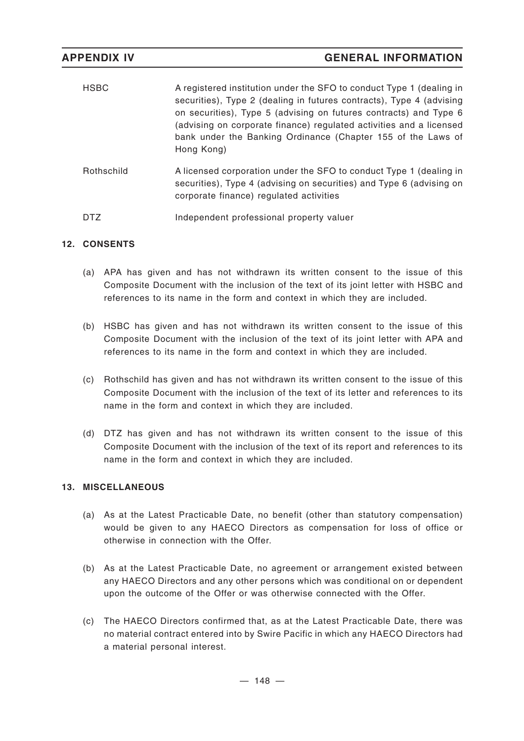| | |
|---|---|
| HSBC | A registered institution under the SFO to conduct Type 1 (dealing in securities), Type 2 (dealing in futures contracts), Type 4 (advising on securities), Type 5 (advising on futures contracts) and Type 6 (advising on corporate finance) regulated activities and a licensed bank under the Banking Ordinance (Chapter 155 of the Laws of Hong Kong) |
| Rothschild | A licensed corporation under the SFO to conduct Type 1 (dealing in securities), Type 4 (advising on securities) and Type 6 (advising on corporate finance) regulated activities |
| DTZ | Independent professional property valuer |

## 12. CONSENTS

(a) APA has given and has not withdrawn its written consent to the issue of this Composite Document with the inclusion of the text of its joint letter with HSBC and references to its name in the form and context in which they are included.

(b) HSBC has given and has not withdrawn its written consent to the issue of this Composite Document with the inclusion of the text of its joint letter with APA and references to its name in the form and context in which they are included.

(c) Rothschild has given and has not withdrawn its written consent to the issue of this Composite Document with the inclusion of the text of its letter and references to its name in the form and context in which they are included.

(d) DTZ has given and has not withdrawn its written consent to the issue of this Composite Document with the inclusion of the text of its report and references to its name in the form and context in which they are included.

## 13. MISCELLANEOUS

(a) As at the Latest Practicable Date, no benefit (other than statutory compensation) would be given to any HAECO Directors as compensation for loss of office or otherwise in connection with the Offer.

(b) As at the Latest Practicable Date, no agreement or arrangement existed between any HAECO Directors and any other persons which was conditional on or dependent upon the outcome of the Offer or was otherwise connected with the Offer.

(c) The HAECO Directors confirmed that, as at the Latest Practicable Date, there was no material contract entered into by Swire Pacific in which any HAECO Directors had a material personal interest.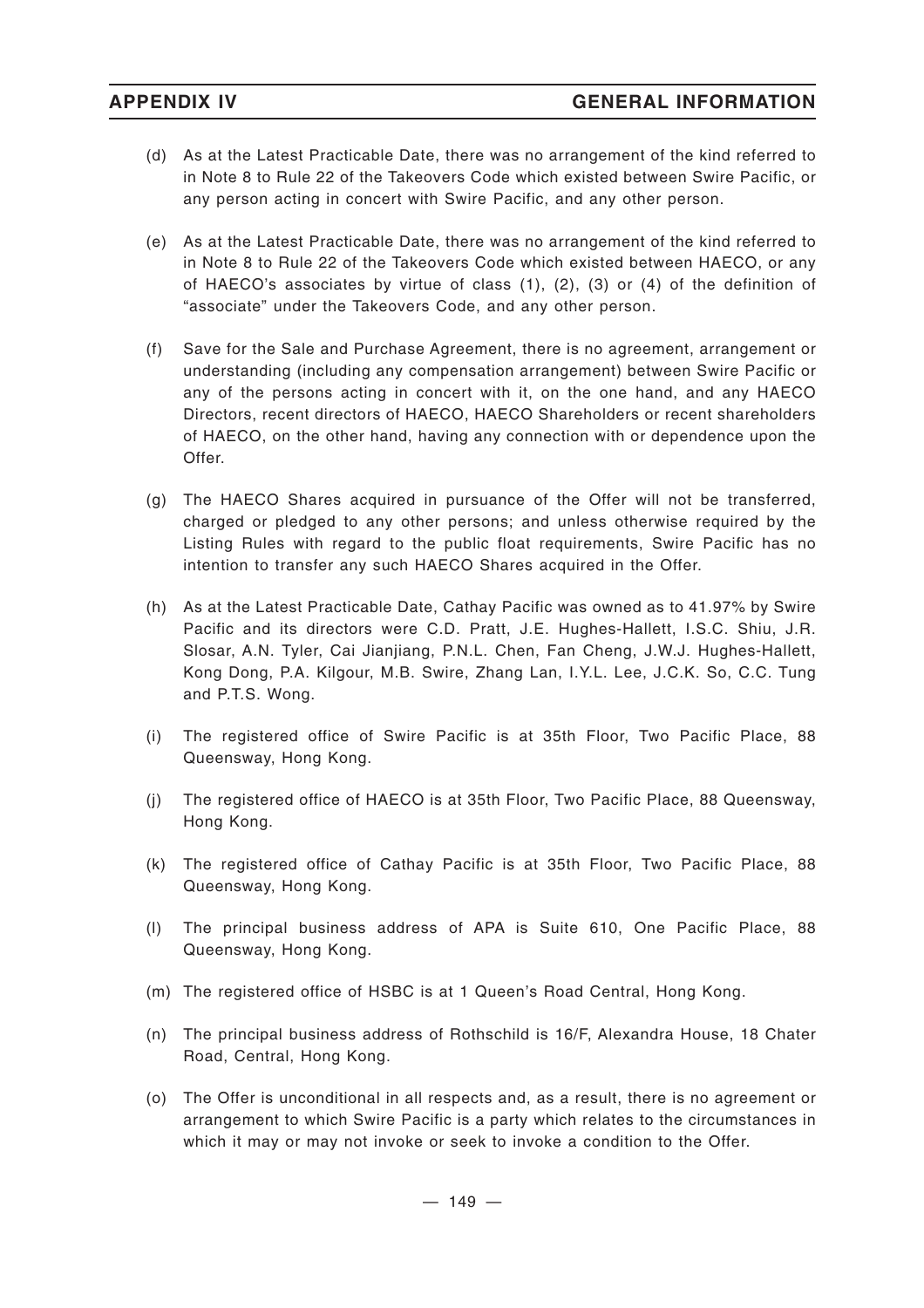(d) As at the Latest Practicable Date, there was no arrangement of the kind referred to in Note 8 to Rule 22 of the Takeovers Code which existed between Swire Pacific, or any person acting in concert with Swire Pacific, and any other person.

(e) As at the Latest Practicable Date, there was no arrangement of the kind referred to in Note 8 to Rule 22 of the Takeovers Code which existed between HAECO, or any of HAECO's associates by virtue of class (1), (2), (3) or (4) of the definition of "associate" under the Takeovers Code, and any other person.

(f) Save for the Sale and Purchase Agreement, there is no agreement, arrangement or understanding (including any compensation arrangement) between Swire Pacific or any of the persons acting in concert with it, on the one hand, and any HAECO Directors, recent directors of HAECO, HAECO Shareholders or recent shareholders of HAECO, on the other hand, having any connection with or dependence upon the Offer.

(g) The HAECO Shares acquired in pursuance of the Offer will not be transferred, charged or pledged to any other persons; and unless otherwise required by the Listing Rules with regard to the public float requirements, Swire Pacific has no intention to transfer any such HAECO Shares acquired in the Offer.

(h) As at the Latest Practicable Date, Cathay Pacific was owned as to 41.97% by Swire Pacific and its directors were C.D. Pratt, J.E. Hughes-Hallett, I.S.C. Shiu, J.R. Slosar, A.N. Tyler, Cai Jianjiang, P.N.L. Chen, Fan Cheng, J.W.J. Hughes-Hallett, Kong Dong, P.A. Kilgour, M.B. Swire, Zhang Lan, I.Y.L. Lee, J.C.K. So, C.C. Tung and P.T.S. Wong.

(i) The registered office of Swire Pacific is at 35th Floor, Two Pacific Place, 88 Queensway, Hong Kong.

(j) The registered office of HAECO is at 35th Floor, Two Pacific Place, 88 Queensway, Hong Kong.

(k) The registered office of Cathay Pacific is at 35th Floor, Two Pacific Place, 88 Queensway, Hong Kong.

(l) The principal business address of APA is Suite 610, One Pacific Place, 88 Queensway, Hong Kong.

(m) The registered office of HSBC is at 1 Queen's Road Central, Hong Kong.

(n) The principal business address of Rothschild is 16/F, Alexandra House, 18 Chater Road, Central, Hong Kong.

(o) The Offer is unconditional in all respects and, as a result, there is no agreement or arrangement to which Swire Pacific is a party which relates to the circumstances in which it may or may not invoke or seek to invoke a condition to the Offer.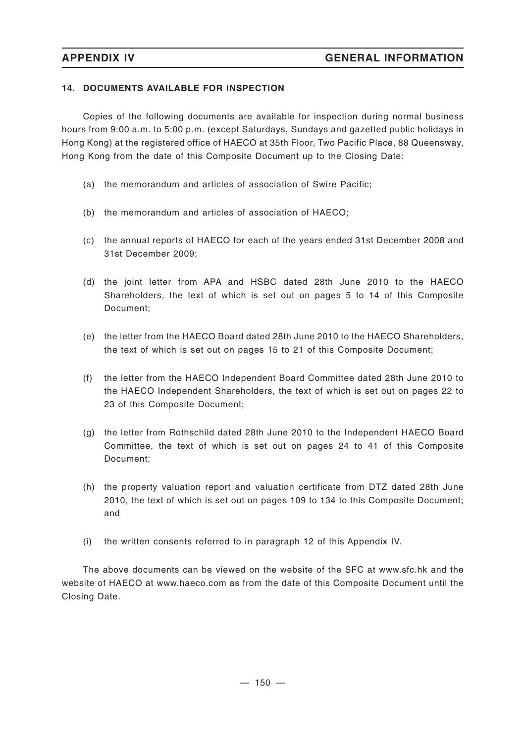## 14. DOCUMENTS AVAILABLE FOR INSPECTION

Copies of the following documents are available for inspection during normal business hours from 9:00 a.m. to 5:00 p.m. (except Saturdays, Sundays and gazetted public holidays in Hong Kong) at the registered office of HAECO at 35th Floor, Two Pacific Place, 88 Queensway, Hong Kong from the date of this Composite Document up to the Closing Date:

(a) the memorandum and articles of association of Swire Pacific;

(b) the memorandum and articles of association of HAECO;

(c) the annual reports of HAECO for each of the years ended 31st December 2008 and 31st December 2009;

(d) the joint letter from APA and HSBC dated 28th June 2010 to the HAECO Shareholders, the text of which is set out on pages 5 to 14 of this Composite Document;

(e) the letter from the HAECO Board dated 28th June 2010 to the HAECO Shareholders, the text of which is set out on pages 15 to 21 of this Composite Document;

(f) the letter from the HAECO Independent Board Committee dated 28th June 2010 to the HAECO Independent Shareholders, the text of which is set out on pages 22 to 23 of this Composite Document;

(g) the letter from Rothschild dated 28th June 2010 to the Independent HAECO Board Committee, the text of which is set out on pages 24 to 41 of this Composite Document;

(h) the property valuation report and valuation certificate from DTZ dated 28th June 2010, the text of which is set out on pages 109 to 134 to this Composite Document; and

(i) the written consents referred to in paragraph 12 of this Appendix IV.

The above documents can be viewed on the website of the SFC at www.sfc.hk and the website of HAECO at www.haeco.com as from the date of this Composite Document until the Closing Date.